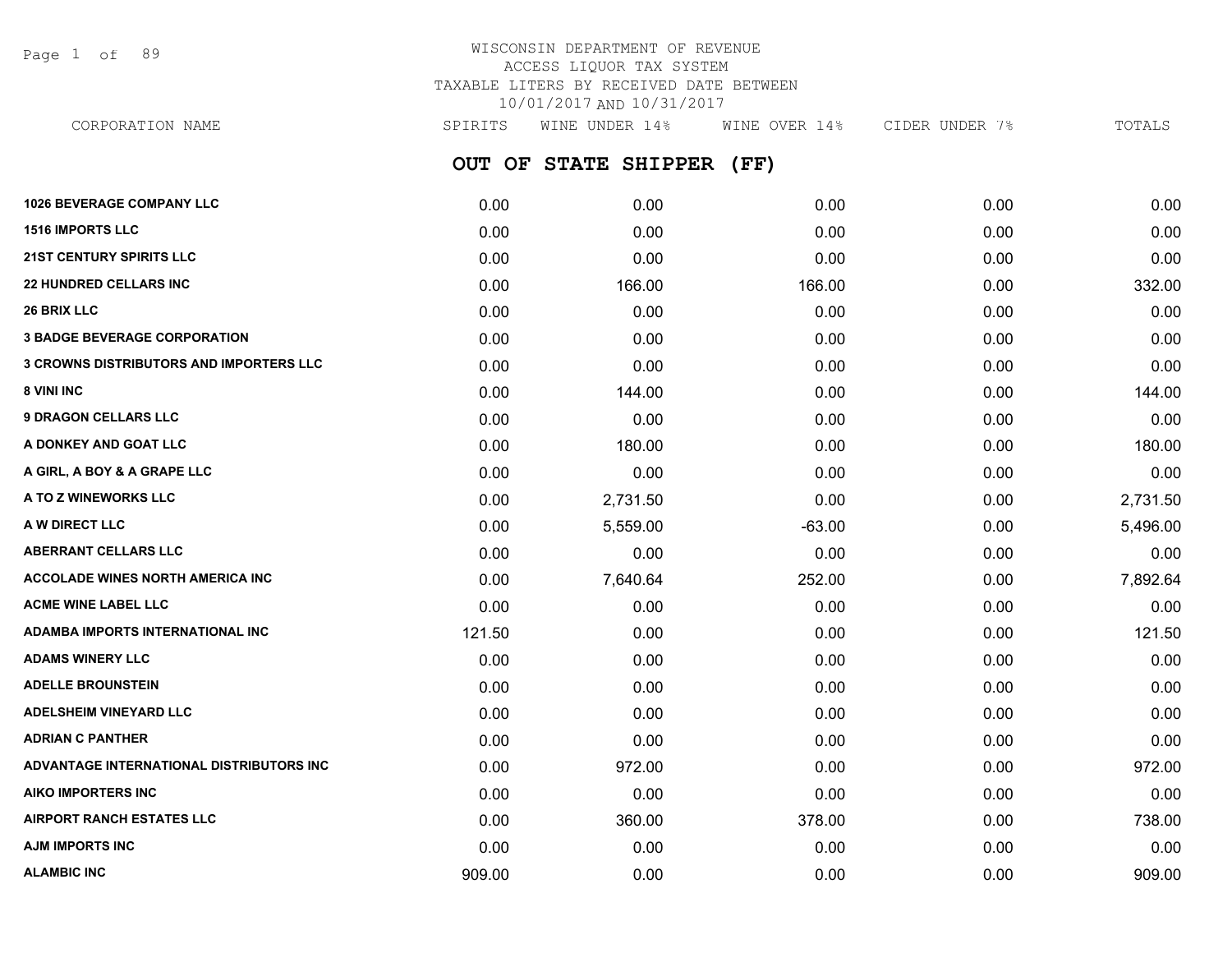# WISCONSIN DEPARTMENT OF REVENUE
## ACCESS LIQUOR TAX SYSTEM
### TAXABLE LITERS BY RECEIVED DATE BETWEEN 10/01/2017 AND 10/31/2017

## OUT OF STATE SHIPPER (FF)

| CORPORATION NAME | SPIRITS | WINE UNDER 14% | WINE OVER 14% | CIDER UNDER 7% | TOTALS |
|---|---|---|---|---|---|
| **1026 BEVERAGE COMPANY LLC** | 0.00 | 0.00 | 0.00 | 0.00 | 0.00 |
| **1516 IMPORTS LLC** | 0.00 | 0.00 | 0.00 | 0.00 | 0.00 |
| **21ST CENTURY SPIRITS LLC** | 0.00 | 0.00 | 0.00 | 0.00 | 0.00 |
| **22 HUNDRED CELLARS INC** | 0.00 | 166.00 | 166.00 | 0.00 | 332.00 |
| **26 BRIX LLC** | 0.00 | 0.00 | 0.00 | 0.00 | 0.00 |
| **3 BADGE BEVERAGE CORPORATION** | 0.00 | 0.00 | 0.00 | 0.00 | 0.00 |
| **3 CROWNS DISTRIBUTORS AND IMPORTERS LLC** | 0.00 | 0.00 | 0.00 | 0.00 | 0.00 |
| **8 VINI INC** | 0.00 | 144.00 | 0.00 | 0.00 | 144.00 |
| **9 DRAGON CELLARS LLC** | 0.00 | 0.00 | 0.00 | 0.00 | 0.00 |
| **A DONKEY AND GOAT LLC** | 0.00 | 180.00 | 0.00 | 0.00 | 180.00 |
| **A GIRL, A BOY & A GRAPE LLC** | 0.00 | 0.00 | 0.00 | 0.00 | 0.00 |
| **A TO Z WINEWORKS LLC** | 0.00 | 2,731.50 | 0.00 | 0.00 | 2,731.50 |
| **A W DIRECT LLC** | 0.00 | 5,559.00 | -63.00 | 0.00 | 5,496.00 |
| **ABERRANT CELLARS LLC** | 0.00 | 0.00 | 0.00 | 0.00 | 0.00 |
| **ACCOLADE WINES NORTH AMERICA INC** | 0.00 | 7,640.64 | 252.00 | 0.00 | 7,892.64 |
| **ACME WINE LABEL LLC** | 0.00 | 0.00 | 0.00 | 0.00 | 0.00 |
| **ADAMBA IMPORTS INTERNATIONAL INC** | 121.50 | 0.00 | 0.00 | 0.00 | 121.50 |
| **ADAMS WINERY LLC** | 0.00 | 0.00 | 0.00 | 0.00 | 0.00 |
| **ADELLE BROUNSTEIN** | 0.00 | 0.00 | 0.00 | 0.00 | 0.00 |
| **ADELSHEIM VINEYARD LLC** | 0.00 | 0.00 | 0.00 | 0.00 | 0.00 |
| **ADRIAN C PANTHER** | 0.00 | 0.00 | 0.00 | 0.00 | 0.00 |
| **ADVANTAGE INTERNATIONAL DISTRIBUTORS INC** | 0.00 | 972.00 | 0.00 | 0.00 | 972.00 |
| **AIKO IMPORTERS INC** | 0.00 | 0.00 | 0.00 | 0.00 | 0.00 |
| **AIRPORT RANCH ESTATES LLC** | 0.00 | 360.00 | 378.00 | 0.00 | 738.00 |
| **AJM IMPORTS INC** | 0.00 | 0.00 | 0.00 | 0.00 | 0.00 |
| **ALAMBIC INC** | 909.00 | 0.00 | 0.00 | 0.00 | 909.00 |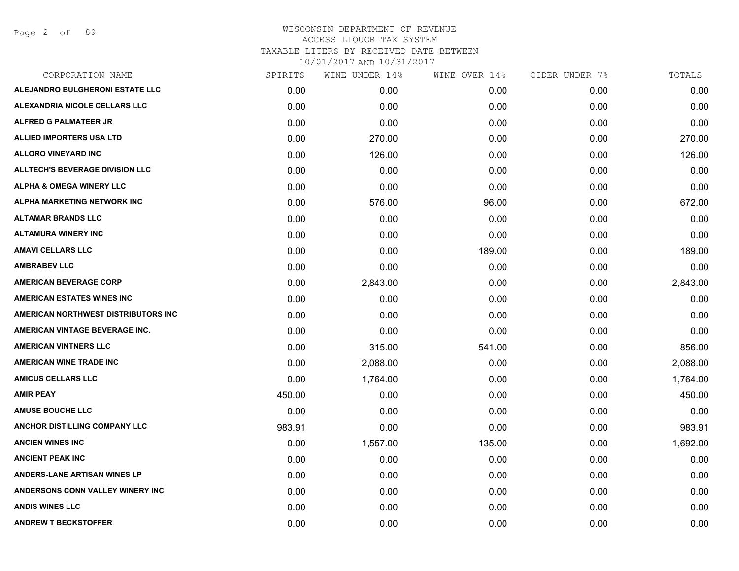WISCONSIN DEPARTMENT OF REVENUE
ACCESS LIQUOR TAX SYSTEM
TAXABLE LITERS BY RECEIVED DATE BETWEEN
10/01/2017 AND 10/31/2017

| CORPORATION NAME | SPIRITS | WINE UNDER 14% | WINE OVER 14% | CIDER UNDER 7% | TOTALS |
|---|---|---|---|---|---|
| ALEJANDRO BULGHERONI ESTATE LLC | 0.00 | 0.00 | 0.00 | 0.00 | 0.00 |
| ALEXANDRIA NICOLE CELLARS LLC | 0.00 | 0.00 | 0.00 | 0.00 | 0.00 |
| ALFRED G PALMATEER JR | 0.00 | 0.00 | 0.00 | 0.00 | 0.00 |
| ALLIED IMPORTERS USA LTD | 0.00 | 270.00 | 0.00 | 0.00 | 270.00 |
| ALLORO VINEYARD INC | 0.00 | 126.00 | 0.00 | 0.00 | 126.00 |
| ALLTECH'S BEVERAGE DIVISION LLC | 0.00 | 0.00 | 0.00 | 0.00 | 0.00 |
| ALPHA & OMEGA WINERY LLC | 0.00 | 0.00 | 0.00 | 0.00 | 0.00 |
| ALPHA MARKETING NETWORK INC | 0.00 | 576.00 | 96.00 | 0.00 | 672.00 |
| ALTAMAR BRANDS LLC | 0.00 | 0.00 | 0.00 | 0.00 | 0.00 |
| ALTAMURA WINERY INC | 0.00 | 0.00 | 0.00 | 0.00 | 0.00 |
| AMAVI CELLARS LLC | 0.00 | 0.00 | 189.00 | 0.00 | 189.00 |
| AMBRABEV LLC | 0.00 | 0.00 | 0.00 | 0.00 | 0.00 |
| AMERICAN BEVERAGE CORP | 0.00 | 2,843.00 | 0.00 | 0.00 | 2,843.00 |
| AMERICAN ESTATES WINES INC | 0.00 | 0.00 | 0.00 | 0.00 | 0.00 |
| AMERICAN NORTHWEST DISTRIBUTORS INC | 0.00 | 0.00 | 0.00 | 0.00 | 0.00 |
| AMERICAN VINTAGE BEVERAGE INC. | 0.00 | 0.00 | 0.00 | 0.00 | 0.00 |
| AMERICAN VINTNERS LLC | 0.00 | 315.00 | 541.00 | 0.00 | 856.00 |
| AMERICAN WINE TRADE INC | 0.00 | 2,088.00 | 0.00 | 0.00 | 2,088.00 |
| AMICUS CELLARS LLC | 0.00 | 1,764.00 | 0.00 | 0.00 | 1,764.00 |
| AMIR PEAY | 450.00 | 0.00 | 0.00 | 0.00 | 450.00 |
| AMUSE BOUCHE LLC | 0.00 | 0.00 | 0.00 | 0.00 | 0.00 |
| ANCHOR DISTILLING COMPANY LLC | 983.91 | 0.00 | 0.00 | 0.00 | 983.91 |
| ANCIEN WINES INC | 0.00 | 1,557.00 | 135.00 | 0.00 | 1,692.00 |
| ANCIENT PEAK INC | 0.00 | 0.00 | 0.00 | 0.00 | 0.00 |
| ANDERS-LANE ARTISAN WINES LP | 0.00 | 0.00 | 0.00 | 0.00 | 0.00 |
| ANDERSONS CONN VALLEY WINERY INC | 0.00 | 0.00 | 0.00 | 0.00 | 0.00 |
| ANDIS WINES LLC | 0.00 | 0.00 | 0.00 | 0.00 | 0.00 |
| ANDREW T BECKSTOFFER | 0.00 | 0.00 | 0.00 | 0.00 | 0.00 |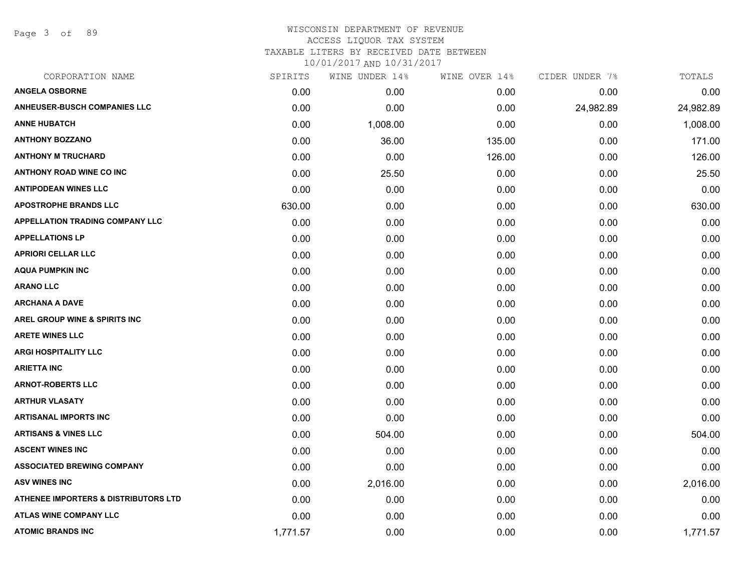# WISCONSIN DEPARTMENT OF REVENUE
ACCESS LIQUOR TAX SYSTEM
TAXABLE LITERS BY RECEIVED DATE BETWEEN
10/01/2017 AND 10/31/2017

| CORPORATION NAME | SPIRITS | WINE UNDER 14% | WINE OVER 14% | CIDER UNDER 7% | TOTALS |
|---|---|---|---|---|---|
| ANGELA OSBORNE | 0.00 | 0.00 | 0.00 | 0.00 | 0.00 |
| ANHEUSER-BUSCH COMPANIES LLC | 0.00 | 0.00 | 0.00 | 24,982.89 | 24,982.89 |
| ANNE HUBATCH | 0.00 | 1,008.00 | 0.00 | 0.00 | 1,008.00 |
| ANTHONY BOZZANO | 0.00 | 36.00 | 135.00 | 0.00 | 171.00 |
| ANTHONY M TRUCHARD | 0.00 | 0.00 | 126.00 | 0.00 | 126.00 |
| ANTHONY ROAD WINE CO INC | 0.00 | 25.50 | 0.00 | 0.00 | 25.50 |
| ANTIPODEAN WINES LLC | 0.00 | 0.00 | 0.00 | 0.00 | 0.00 |
| APOSTROPHE BRANDS LLC | 630.00 | 0.00 | 0.00 | 0.00 | 630.00 |
| APPELLATION TRADING COMPANY LLC | 0.00 | 0.00 | 0.00 | 0.00 | 0.00 |
| APPELLATIONS LP | 0.00 | 0.00 | 0.00 | 0.00 | 0.00 |
| APRIORI CELLAR LLC | 0.00 | 0.00 | 0.00 | 0.00 | 0.00 |
| AQUA PUMPKIN INC | 0.00 | 0.00 | 0.00 | 0.00 | 0.00 |
| ARANO LLC | 0.00 | 0.00 | 0.00 | 0.00 | 0.00 |
| ARCHANA A DAVE | 0.00 | 0.00 | 0.00 | 0.00 | 0.00 |
| AREL GROUP WINE & SPIRITS INC | 0.00 | 0.00 | 0.00 | 0.00 | 0.00 |
| ARETE WINES LLC | 0.00 | 0.00 | 0.00 | 0.00 | 0.00 |
| ARGI HOSPITALITY LLC | 0.00 | 0.00 | 0.00 | 0.00 | 0.00 |
| ARIETTA INC | 0.00 | 0.00 | 0.00 | 0.00 | 0.00 |
| ARNOT-ROBERTS LLC | 0.00 | 0.00 | 0.00 | 0.00 | 0.00 |
| ARTHUR VLASATY | 0.00 | 0.00 | 0.00 | 0.00 | 0.00 |
| ARTISANAL IMPORTS INC | 0.00 | 0.00 | 0.00 | 0.00 | 0.00 |
| ARTISANS & VINES LLC | 0.00 | 504.00 | 0.00 | 0.00 | 504.00 |
| ASCENT WINES INC | 0.00 | 0.00 | 0.00 | 0.00 | 0.00 |
| ASSOCIATED BREWING COMPANY | 0.00 | 0.00 | 0.00 | 0.00 | 0.00 |
| ASV WINES INC | 0.00 | 2,016.00 | 0.00 | 0.00 | 2,016.00 |
| ATHENEE IMPORTERS & DISTRIBUTORS LTD | 0.00 | 0.00 | 0.00 | 0.00 | 0.00 |
| ATLAS WINE COMPANY LLC | 0.00 | 0.00 | 0.00 | 0.00 | 0.00 |
| ATOMIC BRANDS INC | 1,771.57 | 0.00 | 0.00 | 0.00 | 1,771.57 |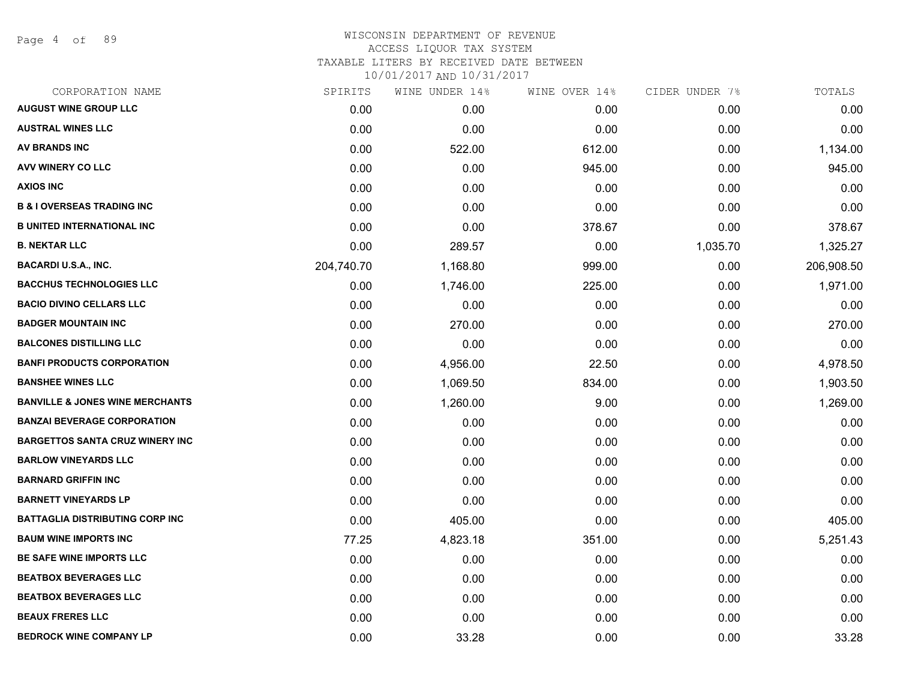WISCONSIN DEPARTMENT OF REVENUE
ACCESS LIQUOR TAX SYSTEM
TAXABLE LITERS BY RECEIVED DATE BETWEEN
10/01/2017 AND 10/31/2017

| CORPORATION NAME | SPIRITS | WINE UNDER 14% | WINE OVER 14% | CIDER UNDER 7% | TOTALS |
|---|---|---|---|---|---|
| AUGUST WINE GROUP LLC | 0.00 | 0.00 | 0.00 | 0.00 | 0.00 |
| AUSTRAL WINES LLC | 0.00 | 0.00 | 0.00 | 0.00 | 0.00 |
| AV BRANDS INC | 0.00 | 522.00 | 612.00 | 0.00 | 1,134.00 |
| AVV WINERY CO LLC | 0.00 | 0.00 | 945.00 | 0.00 | 945.00 |
| AXIOS INC | 0.00 | 0.00 | 0.00 | 0.00 | 0.00 |
| B & I OVERSEAS TRADING INC | 0.00 | 0.00 | 0.00 | 0.00 | 0.00 |
| B UNITED INTERNATIONAL INC | 0.00 | 0.00 | 378.67 | 0.00 | 378.67 |
| B. NEKTAR LLC | 0.00 | 289.57 | 0.00 | 1,035.70 | 1,325.27 |
| BACARDI U.S.A., INC. | 204,740.70 | 1,168.80 | 999.00 | 0.00 | 206,908.50 |
| BACCHUS TECHNOLOGIES LLC | 0.00 | 1,746.00 | 225.00 | 0.00 | 1,971.00 |
| BACIO DIVINO CELLARS LLC | 0.00 | 0.00 | 0.00 | 0.00 | 0.00 |
| BADGER MOUNTAIN INC | 0.00 | 270.00 | 0.00 | 0.00 | 270.00 |
| BALCONES DISTILLING LLC | 0.00 | 0.00 | 0.00 | 0.00 | 0.00 |
| BANFI PRODUCTS CORPORATION | 0.00 | 4,956.00 | 22.50 | 0.00 | 4,978.50 |
| BANSHEE WINES LLC | 0.00 | 1,069.50 | 834.00 | 0.00 | 1,903.50 |
| BANVILLE & JONES WINE MERCHANTS | 0.00 | 1,260.00 | 9.00 | 0.00 | 1,269.00 |
| BANZAI BEVERAGE CORPORATION | 0.00 | 0.00 | 0.00 | 0.00 | 0.00 |
| BARGETTOS SANTA CRUZ WINERY INC | 0.00 | 0.00 | 0.00 | 0.00 | 0.00 |
| BARLOW VINEYARDS LLC | 0.00 | 0.00 | 0.00 | 0.00 | 0.00 |
| BARNARD GRIFFIN INC | 0.00 | 0.00 | 0.00 | 0.00 | 0.00 |
| BARNETT VINEYARDS LP | 0.00 | 0.00 | 0.00 | 0.00 | 0.00 |
| BATTAGLIA DISTRIBUTING CORP INC | 0.00 | 405.00 | 0.00 | 0.00 | 405.00 |
| BAUM WINE IMPORTS INC | 77.25 | 4,823.18 | 351.00 | 0.00 | 5,251.43 |
| BE SAFE WINE IMPORTS LLC | 0.00 | 0.00 | 0.00 | 0.00 | 0.00 |
| BEATBOX BEVERAGES LLC | 0.00 | 0.00 | 0.00 | 0.00 | 0.00 |
| BEATBOX BEVERAGES LLC | 0.00 | 0.00 | 0.00 | 0.00 | 0.00 |
| BEAUX FRERES LLC | 0.00 | 0.00 | 0.00 | 0.00 | 0.00 |
| BEDROCK WINE COMPANY LP | 0.00 | 33.28 | 0.00 | 0.00 | 33.28 |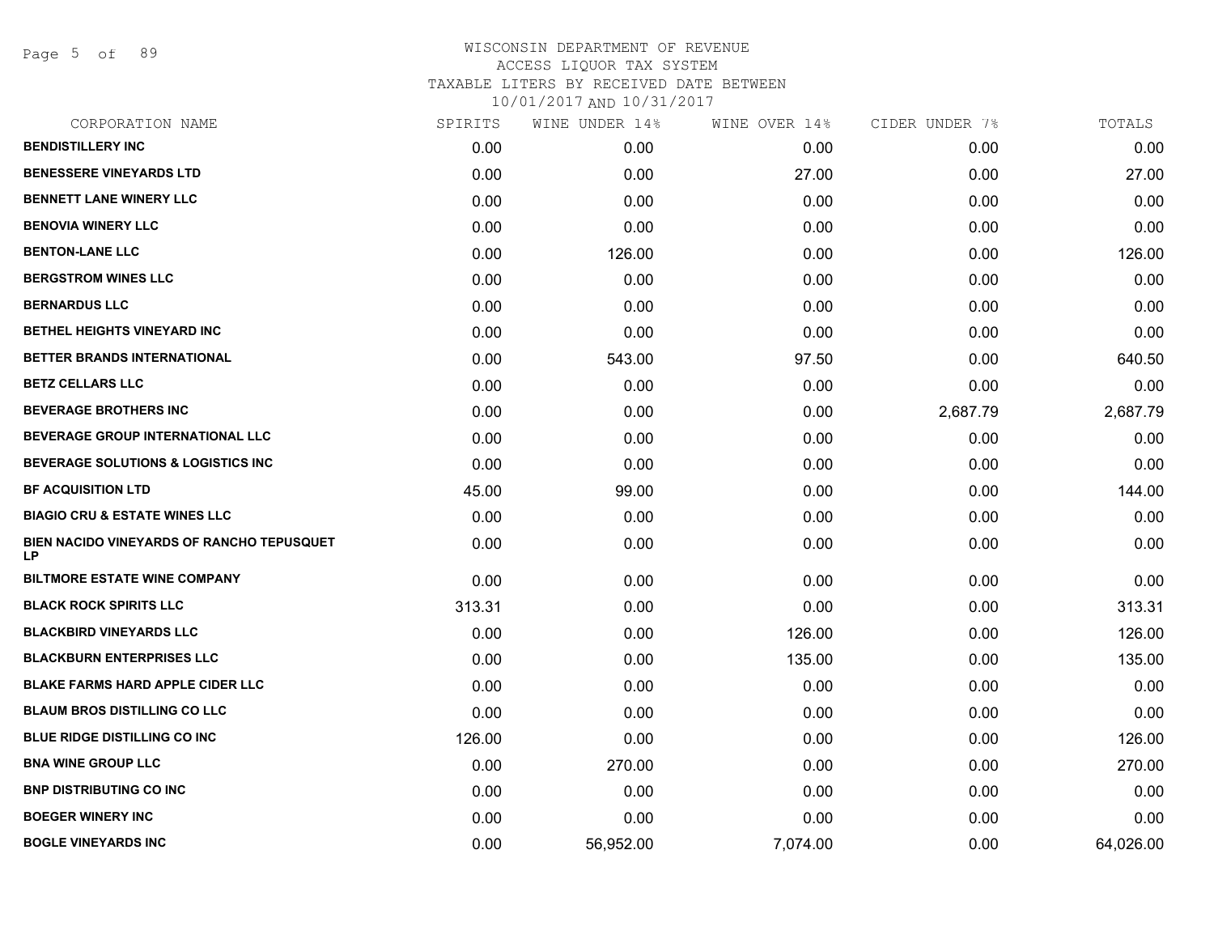# WISCONSIN DEPARTMENT OF REVENUE
ACCESS LIQUOR TAX SYSTEM
TAXABLE LITERS BY RECEIVED DATE BETWEEN
10/01/2017 AND 10/31/2017

| CORPORATION NAME | SPIRITS | WINE UNDER 14% | WINE OVER 14% | CIDER UNDER 7% | TOTALS |
|---|---|---|---|---|---|
| BENDISTILLERY INC | 0.00 | 0.00 | 0.00 | 0.00 | 0.00 |
| BENESSERE VINEYARDS LTD | 0.00 | 0.00 | 27.00 | 0.00 | 27.00 |
| BENNETT LANE WINERY LLC | 0.00 | 0.00 | 0.00 | 0.00 | 0.00 |
| BENOVIA WINERY LLC | 0.00 | 0.00 | 0.00 | 0.00 | 0.00 |
| BENTON-LANE LLC | 0.00 | 126.00 | 0.00 | 0.00 | 126.00 |
| BERGSTROM WINES LLC | 0.00 | 0.00 | 0.00 | 0.00 | 0.00 |
| BERNARDUS LLC | 0.00 | 0.00 | 0.00 | 0.00 | 0.00 |
| BETHEL HEIGHTS VINEYARD INC | 0.00 | 0.00 | 0.00 | 0.00 | 0.00 |
| BETTER BRANDS INTERNATIONAL | 0.00 | 543.00 | 97.50 | 0.00 | 640.50 |
| BETZ CELLARS LLC | 0.00 | 0.00 | 0.00 | 0.00 | 0.00 |
| BEVERAGE BROTHERS INC | 0.00 | 0.00 | 0.00 | 2,687.79 | 2,687.79 |
| BEVERAGE GROUP INTERNATIONAL LLC | 0.00 | 0.00 | 0.00 | 0.00 | 0.00 |
| BEVERAGE SOLUTIONS & LOGISTICS INC | 0.00 | 0.00 | 0.00 | 0.00 | 0.00 |
| BF ACQUISITION LTD | 45.00 | 99.00 | 0.00 | 0.00 | 144.00 |
| BIAGIO CRU & ESTATE WINES LLC | 0.00 | 0.00 | 0.00 | 0.00 | 0.00 |
| BIEN NACIDO VINEYARDS OF RANCHO TEPUSQUET LP | 0.00 | 0.00 | 0.00 | 0.00 | 0.00 |
| BILTMORE ESTATE WINE COMPANY | 0.00 | 0.00 | 0.00 | 0.00 | 0.00 |
| BLACK ROCK SPIRITS LLC | 313.31 | 0.00 | 0.00 | 0.00 | 313.31 |
| BLACKBIRD VINEYARDS LLC | 0.00 | 0.00 | 126.00 | 0.00 | 126.00 |
| BLACKBURN ENTERPRISES LLC | 0.00 | 0.00 | 135.00 | 0.00 | 135.00 |
| BLAKE FARMS HARD APPLE CIDER LLC | 0.00 | 0.00 | 0.00 | 0.00 | 0.00 |
| BLAUM BROS DISTILLING CO LLC | 0.00 | 0.00 | 0.00 | 0.00 | 0.00 |
| BLUE RIDGE DISTILLING CO INC | 126.00 | 0.00 | 0.00 | 0.00 | 126.00 |
| BNA WINE GROUP LLC | 0.00 | 270.00 | 0.00 | 0.00 | 270.00 |
| BNP DISTRIBUTING CO INC | 0.00 | 0.00 | 0.00 | 0.00 | 0.00 |
| BOEGER WINERY INC | 0.00 | 0.00 | 0.00 | 0.00 | 0.00 |
| BOGLE VINEYARDS INC | 0.00 | 56,952.00 | 7,074.00 | 0.00 | 64,026.00 |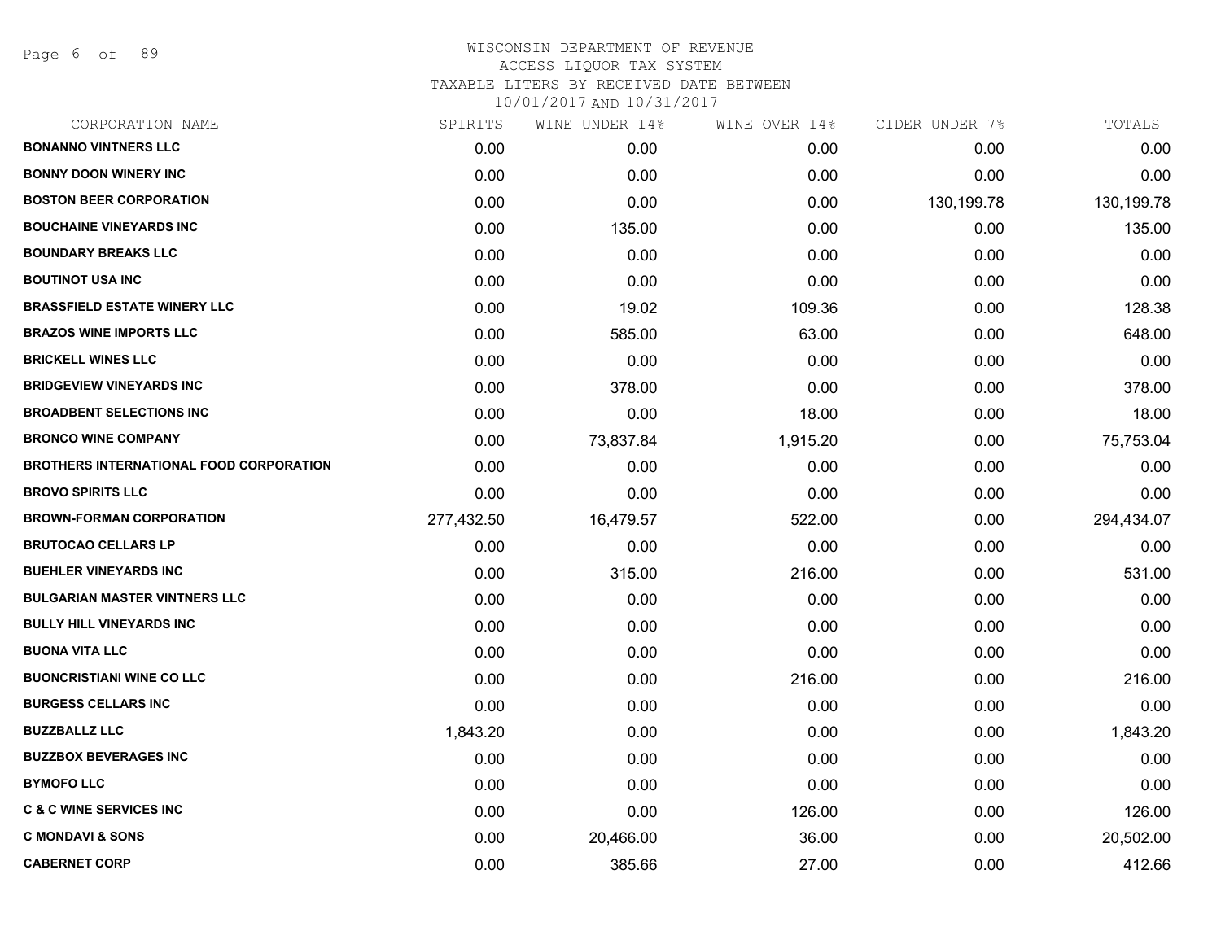WISCONSIN DEPARTMENT OF REVENUE
ACCESS LIQUOR TAX SYSTEM
TAXABLE LITERS BY RECEIVED DATE BETWEEN
10/01/2017 AND 10/31/2017

| CORPORATION NAME | SPIRITS | WINE UNDER 14% | WINE OVER 14% | CIDER UNDER 7% | TOTALS |
|---|---|---|---|---|---|
| **BONANNO VINTNERS LLC** | 0.00 | 0.00 | 0.00 | 0.00 | 0.00 |
| **BONNY DOON WINERY INC** | 0.00 | 0.00 | 0.00 | 0.00 | 0.00 |
| **BOSTON BEER CORPORATION** | 0.00 | 0.00 | 0.00 | 130,199.78 | 130,199.78 |
| **BOUCHAINE VINEYARDS INC** | 0.00 | 135.00 | 0.00 | 0.00 | 135.00 |
| **BOUNDARY BREAKS LLC** | 0.00 | 0.00 | 0.00 | 0.00 | 0.00 |
| **BOUTINOT USA INC** | 0.00 | 0.00 | 0.00 | 0.00 | 0.00 |
| **BRASSFIELD ESTATE WINERY LLC** | 0.00 | 19.02 | 109.36 | 0.00 | 128.38 |
| **BRAZOS WINE IMPORTS LLC** | 0.00 | 585.00 | 63.00 | 0.00 | 648.00 |
| **BRICKELL WINES LLC** | 0.00 | 0.00 | 0.00 | 0.00 | 0.00 |
| **BRIDGEVIEW VINEYARDS INC** | 0.00 | 378.00 | 0.00 | 0.00 | 378.00 |
| **BROADBENT SELECTIONS INC** | 0.00 | 0.00 | 18.00 | 0.00 | 18.00 |
| **BRONCO WINE COMPANY** | 0.00 | 73,837.84 | 1,915.20 | 0.00 | 75,753.04 |
| **BROTHERS INTERNATIONAL FOOD CORPORATION** | 0.00 | 0.00 | 0.00 | 0.00 | 0.00 |
| **BROVO SPIRITS LLC** | 0.00 | 0.00 | 0.00 | 0.00 | 0.00 |
| **BROWN-FORMAN CORPORATION** | 277,432.50 | 16,479.57 | 522.00 | 0.00 | 294,434.07 |
| **BRUTOCAO CELLARS LP** | 0.00 | 0.00 | 0.00 | 0.00 | 0.00 |
| **BUEHLER VINEYARDS INC** | 0.00 | 315.00 | 216.00 | 0.00 | 531.00 |
| **BULGARIAN MASTER VINTNERS LLC** | 0.00 | 0.00 | 0.00 | 0.00 | 0.00 |
| **BULLY HILL VINEYARDS INC** | 0.00 | 0.00 | 0.00 | 0.00 | 0.00 |
| **BUONA VITA LLC** | 0.00 | 0.00 | 0.00 | 0.00 | 0.00 |
| **BUONCRISTIANI WINE CO LLC** | 0.00 | 0.00 | 216.00 | 0.00 | 216.00 |
| **BURGESS CELLARS INC** | 0.00 | 0.00 | 0.00 | 0.00 | 0.00 |
| **BUZZBALLZ LLC** | 1,843.20 | 0.00 | 0.00 | 0.00 | 1,843.20 |
| **BUZZBOX BEVERAGES INC** | 0.00 | 0.00 | 0.00 | 0.00 | 0.00 |
| **BYMOFO LLC** | 0.00 | 0.00 | 0.00 | 0.00 | 0.00 |
| **C & C WINE SERVICES INC** | 0.00 | 0.00 | 126.00 | 0.00 | 126.00 |
| **C MONDAVI & SONS** | 0.00 | 20,466.00 | 36.00 | 0.00 | 20,502.00 |
| **CABERNET CORP** | 0.00 | 385.66 | 27.00 | 0.00 | 412.66 |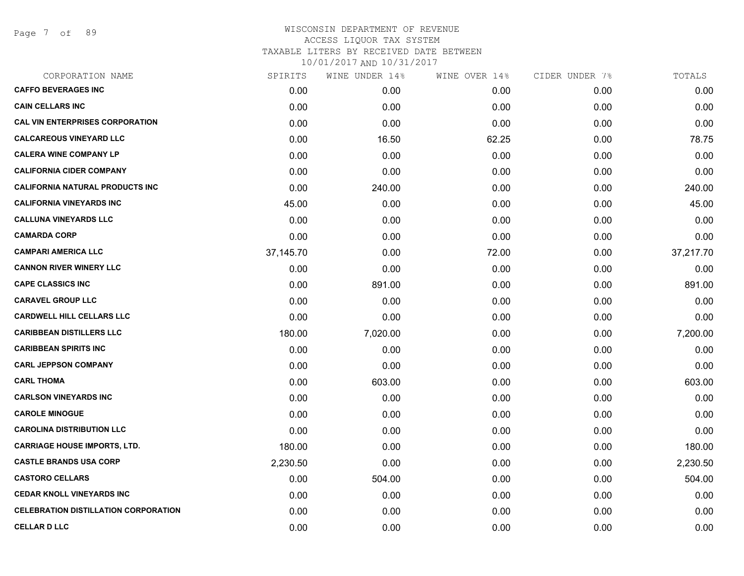WISCONSIN DEPARTMENT OF REVENUE
ACCESS LIQUOR TAX SYSTEM
TAXABLE LITERS BY RECEIVED DATE BETWEEN
10/01/2017 AND 10/31/2017

| CORPORATION NAME | SPIRITS | WINE UNDER 14% | WINE OVER 14% | CIDER UNDER 7% | TOTALS |
|---|---|---|---|---|---|
| **CAFFO BEVERAGES INC** | 0.00 | 0.00 | 0.00 | 0.00 | 0.00 |
| **CAIN CELLARS INC** | 0.00 | 0.00 | 0.00 | 0.00 | 0.00 |
| **CAL VIN ENTERPRISES CORPORATION** | 0.00 | 0.00 | 0.00 | 0.00 | 0.00 |
| **CALCAREOUS VINEYARD LLC** | 0.00 | 16.50 | 62.25 | 0.00 | 78.75 |
| **CALERA WINE COMPANY LP** | 0.00 | 0.00 | 0.00 | 0.00 | 0.00 |
| **CALIFORNIA CIDER COMPANY** | 0.00 | 0.00 | 0.00 | 0.00 | 0.00 |
| **CALIFORNIA NATURAL PRODUCTS INC** | 0.00 | 240.00 | 0.00 | 0.00 | 240.00 |
| **CALIFORNIA VINEYARDS INC** | 45.00 | 0.00 | 0.00 | 0.00 | 45.00 |
| **CALLUNA VINEYARDS LLC** | 0.00 | 0.00 | 0.00 | 0.00 | 0.00 |
| **CAMARDA CORP** | 0.00 | 0.00 | 0.00 | 0.00 | 0.00 |
| **CAMPARI AMERICA LLC** | 37,145.70 | 0.00 | 72.00 | 0.00 | 37,217.70 |
| **CANNON RIVER WINERY LLC** | 0.00 | 0.00 | 0.00 | 0.00 | 0.00 |
| **CAPE CLASSICS INC** | 0.00 | 891.00 | 0.00 | 0.00 | 891.00 |
| **CARAVEL GROUP LLC** | 0.00 | 0.00 | 0.00 | 0.00 | 0.00 |
| **CARDWELL HILL CELLARS LLC** | 0.00 | 0.00 | 0.00 | 0.00 | 0.00 |
| **CARIBBEAN DISTILLERS LLC** | 180.00 | 7,020.00 | 0.00 | 0.00 | 7,200.00 |
| **CARIBBEAN SPIRITS INC** | 0.00 | 0.00 | 0.00 | 0.00 | 0.00 |
| **CARL JEPPSON COMPANY** | 0.00 | 0.00 | 0.00 | 0.00 | 0.00 |
| **CARL THOMA** | 0.00 | 603.00 | 0.00 | 0.00 | 603.00 |
| **CARLSON VINEYARDS INC** | 0.00 | 0.00 | 0.00 | 0.00 | 0.00 |
| **CAROLE MINOGUE** | 0.00 | 0.00 | 0.00 | 0.00 | 0.00 |
| **CAROLINA DISTRIBUTION LLC** | 0.00 | 0.00 | 0.00 | 0.00 | 0.00 |
| **CARRIAGE HOUSE IMPORTS, LTD.** | 180.00 | 0.00 | 0.00 | 0.00 | 180.00 |
| **CASTLE BRANDS USA CORP** | 2,230.50 | 0.00 | 0.00 | 0.00 | 2,230.50 |
| **CASTORO CELLARS** | 0.00 | 504.00 | 0.00 | 0.00 | 504.00 |
| **CEDAR KNOLL VINEYARDS INC** | 0.00 | 0.00 | 0.00 | 0.00 | 0.00 |
| **CELEBRATION DISTILLATION CORPORATION** | 0.00 | 0.00 | 0.00 | 0.00 | 0.00 |
| **CELLAR D LLC** | 0.00 | 0.00 | 0.00 | 0.00 | 0.00 |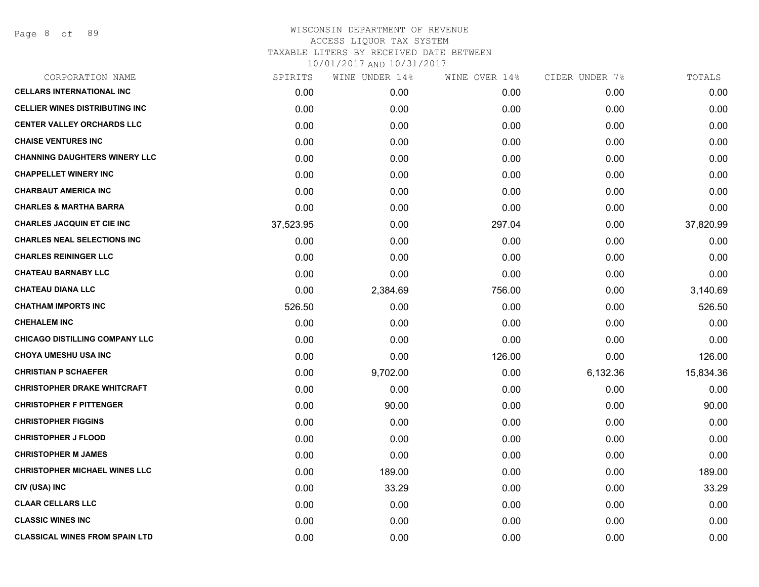WISCONSIN DEPARTMENT OF REVENUE
ACCESS LIQUOR TAX SYSTEM
TAXABLE LITERS BY RECEIVED DATE BETWEEN
10/01/2017 AND 10/31/2017

| CORPORATION NAME | SPIRITS | WINE UNDER 14% | WINE OVER 14% | CIDER UNDER 7% | TOTALS |
|---|---|---|---|---|---|
| CELLARS INTERNATIONAL INC | 0.00 | 0.00 | 0.00 | 0.00 | 0.00 |
| CELLIER WINES DISTRIBUTING INC | 0.00 | 0.00 | 0.00 | 0.00 | 0.00 |
| CENTER VALLEY ORCHARDS LLC | 0.00 | 0.00 | 0.00 | 0.00 | 0.00 |
| CHAISE VENTURES INC | 0.00 | 0.00 | 0.00 | 0.00 | 0.00 |
| CHANNING DAUGHTERS WINERY LLC | 0.00 | 0.00 | 0.00 | 0.00 | 0.00 |
| CHAPPELLET WINERY INC | 0.00 | 0.00 | 0.00 | 0.00 | 0.00 |
| CHARBAUT AMERICA INC | 0.00 | 0.00 | 0.00 | 0.00 | 0.00 |
| CHARLES & MARTHA BARRA | 0.00 | 0.00 | 0.00 | 0.00 | 0.00 |
| CHARLES JACQUIN ET CIE INC | 37,523.95 | 0.00 | 297.04 | 0.00 | 37,820.99 |
| CHARLES NEAL SELECTIONS INC | 0.00 | 0.00 | 0.00 | 0.00 | 0.00 |
| CHARLES REININGER LLC | 0.00 | 0.00 | 0.00 | 0.00 | 0.00 |
| CHATEAU BARNABY LLC | 0.00 | 0.00 | 0.00 | 0.00 | 0.00 |
| CHATEAU DIANA LLC | 0.00 | 2,384.69 | 756.00 | 0.00 | 3,140.69 |
| CHATHAM IMPORTS INC | 526.50 | 0.00 | 0.00 | 0.00 | 526.50 |
| CHEHALEM INC | 0.00 | 0.00 | 0.00 | 0.00 | 0.00 |
| CHICAGO DISTILLING COMPANY LLC | 0.00 | 0.00 | 0.00 | 0.00 | 0.00 |
| CHOYA UMESHU USA INC | 0.00 | 0.00 | 126.00 | 0.00 | 126.00 |
| CHRISTIAN P SCHAEFER | 0.00 | 9,702.00 | 0.00 | 6,132.36 | 15,834.36 |
| CHRISTOPHER DRAKE WHITCRAFT | 0.00 | 0.00 | 0.00 | 0.00 | 0.00 |
| CHRISTOPHER F PITTENGER | 0.00 | 90.00 | 0.00 | 0.00 | 90.00 |
| CHRISTOPHER FIGGINS | 0.00 | 0.00 | 0.00 | 0.00 | 0.00 |
| CHRISTOPHER J FLOOD | 0.00 | 0.00 | 0.00 | 0.00 | 0.00 |
| CHRISTOPHER M JAMES | 0.00 | 0.00 | 0.00 | 0.00 | 0.00 |
| CHRISTOPHER MICHAEL WINES LLC | 0.00 | 189.00 | 0.00 | 0.00 | 189.00 |
| CIV (USA) INC | 0.00 | 33.29 | 0.00 | 0.00 | 33.29 |
| CLAAR CELLARS LLC | 0.00 | 0.00 | 0.00 | 0.00 | 0.00 |
| CLASSIC WINES INC | 0.00 | 0.00 | 0.00 | 0.00 | 0.00 |
| CLASSICAL WINES FROM SPAIN LTD | 0.00 | 0.00 | 0.00 | 0.00 | 0.00 |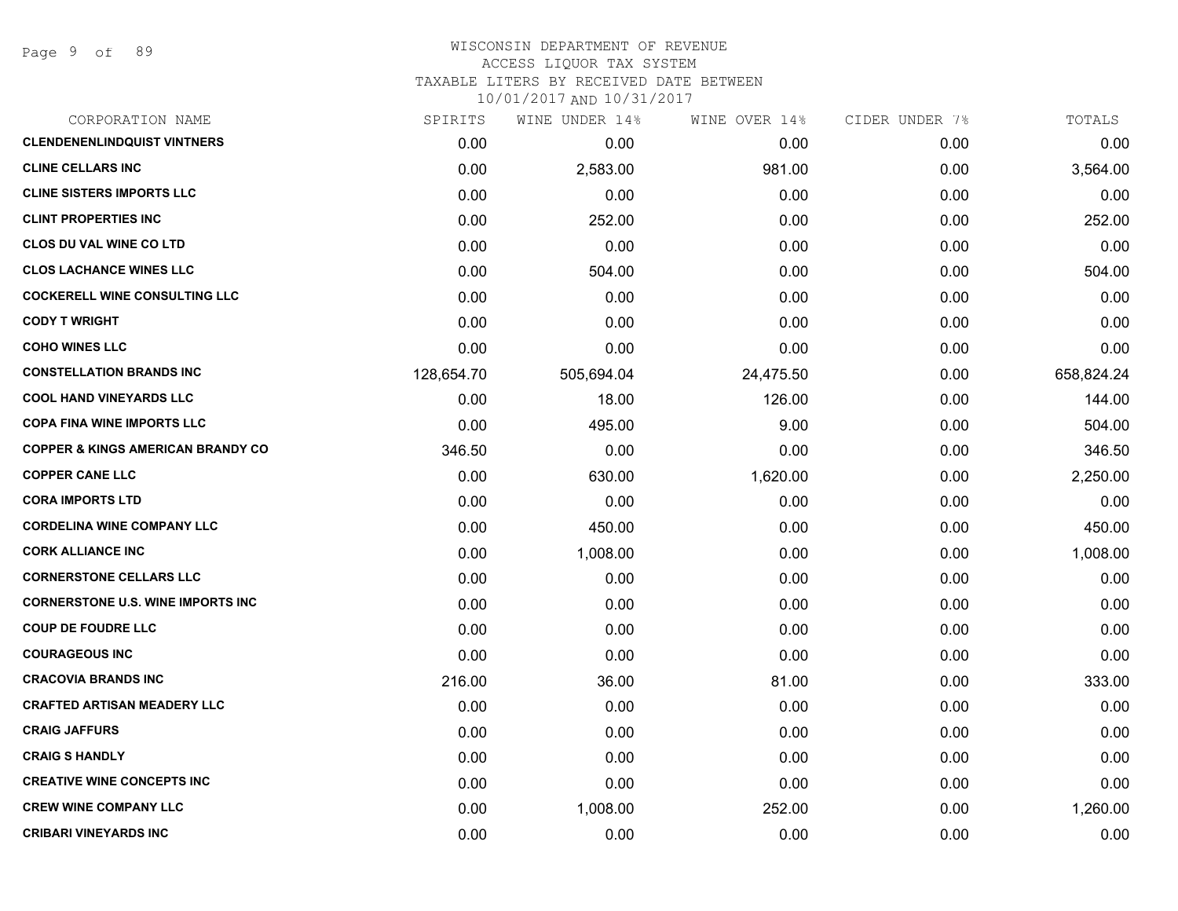WISCONSIN DEPARTMENT OF REVENUE
ACCESS LIQUOR TAX SYSTEM
TAXABLE LITERS BY RECEIVED DATE BETWEEN
10/01/2017 AND 10/31/2017

| CORPORATION NAME | SPIRITS | WINE UNDER 14% | WINE OVER 14% | CIDER UNDER 7% | TOTALS |
|---|---|---|---|---|---|
| CLENDENENLINDQUIST VINTNERS | 0.00 | 0.00 | 0.00 | 0.00 | 0.00 |
| CLINE CELLARS INC | 0.00 | 2,583.00 | 981.00 | 0.00 | 3,564.00 |
| CLINE SISTERS IMPORTS LLC | 0.00 | 0.00 | 0.00 | 0.00 | 0.00 |
| CLINT PROPERTIES INC | 0.00 | 252.00 | 0.00 | 0.00 | 252.00 |
| CLOS DU VAL WINE CO LTD | 0.00 | 0.00 | 0.00 | 0.00 | 0.00 |
| CLOS LACHANCE WINES LLC | 0.00 | 504.00 | 0.00 | 0.00 | 504.00 |
| COCKERELL WINE CONSULTING LLC | 0.00 | 0.00 | 0.00 | 0.00 | 0.00 |
| CODY T WRIGHT | 0.00 | 0.00 | 0.00 | 0.00 | 0.00 |
| COHO WINES LLC | 0.00 | 0.00 | 0.00 | 0.00 | 0.00 |
| CONSTELLATION BRANDS INC | 128,654.70 | 505,694.04 | 24,475.50 | 0.00 | 658,824.24 |
| COOL HAND VINEYARDS LLC | 0.00 | 18.00 | 126.00 | 0.00 | 144.00 |
| COPA FINA WINE IMPORTS LLC | 0.00 | 495.00 | 9.00 | 0.00 | 504.00 |
| COPPER & KINGS AMERICAN BRANDY CO | 346.50 | 0.00 | 0.00 | 0.00 | 346.50 |
| COPPER CANE LLC | 0.00 | 630.00 | 1,620.00 | 0.00 | 2,250.00 |
| CORA IMPORTS LTD | 0.00 | 0.00 | 0.00 | 0.00 | 0.00 |
| CORDELINA WINE COMPANY LLC | 0.00 | 450.00 | 0.00 | 0.00 | 450.00 |
| CORK ALLIANCE INC | 0.00 | 1,008.00 | 0.00 | 0.00 | 1,008.00 |
| CORNERSTONE CELLARS LLC | 0.00 | 0.00 | 0.00 | 0.00 | 0.00 |
| CORNERSTONE U.S. WINE IMPORTS INC | 0.00 | 0.00 | 0.00 | 0.00 | 0.00 |
| COUP DE FOUDRE LLC | 0.00 | 0.00 | 0.00 | 0.00 | 0.00 |
| COURAGEOUS INC | 0.00 | 0.00 | 0.00 | 0.00 | 0.00 |
| CRACOVIA BRANDS INC | 216.00 | 36.00 | 81.00 | 0.00 | 333.00 |
| CRAFTED ARTISAN MEADERY LLC | 0.00 | 0.00 | 0.00 | 0.00 | 0.00 |
| CRAIG JAFFURS | 0.00 | 0.00 | 0.00 | 0.00 | 0.00 |
| CRAIG S HANDLY | 0.00 | 0.00 | 0.00 | 0.00 | 0.00 |
| CREATIVE WINE CONCEPTS INC | 0.00 | 0.00 | 0.00 | 0.00 | 0.00 |
| CREW WINE COMPANY LLC | 0.00 | 1,008.00 | 252.00 | 0.00 | 1,260.00 |
| CRIBARI VINEYARDS INC | 0.00 | 0.00 | 0.00 | 0.00 | 0.00 |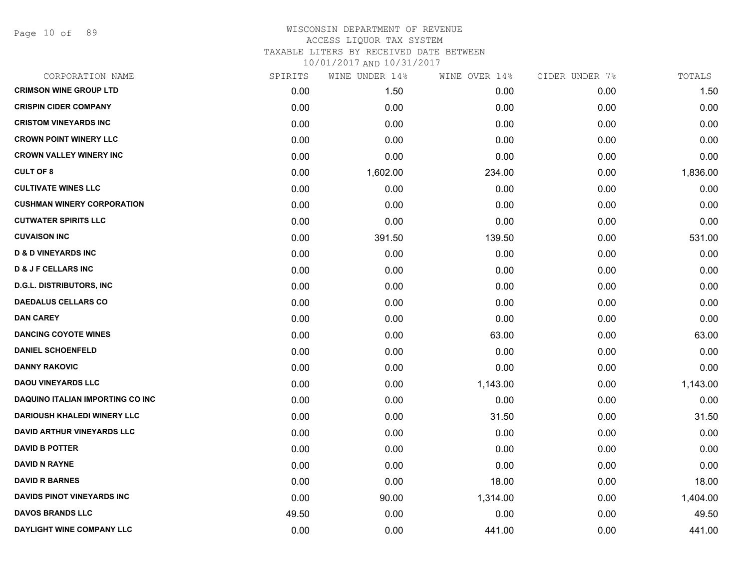WISCONSIN DEPARTMENT OF REVENUE
ACCESS LIQUOR TAX SYSTEM
TAXABLE LITERS BY RECEIVED DATE BETWEEN
10/01/2017 AND 10/31/2017

| CORPORATION NAME | SPIRITS | WINE UNDER 14% | WINE OVER 14% | CIDER UNDER 7% | TOTALS |
|---|---|---|---|---|---|
| CRIMSON WINE GROUP LTD | 0.00 | 1.50 | 0.00 | 0.00 | 1.50 |
| CRISPIN CIDER COMPANY | 0.00 | 0.00 | 0.00 | 0.00 | 0.00 |
| CRISTOM VINEYARDS INC | 0.00 | 0.00 | 0.00 | 0.00 | 0.00 |
| CROWN POINT WINERY LLC | 0.00 | 0.00 | 0.00 | 0.00 | 0.00 |
| CROWN VALLEY WINERY INC | 0.00 | 0.00 | 0.00 | 0.00 | 0.00 |
| CULT OF 8 | 0.00 | 1,602.00 | 234.00 | 0.00 | 1,836.00 |
| CULTIVATE WINES LLC | 0.00 | 0.00 | 0.00 | 0.00 | 0.00 |
| CUSHMAN WINERY CORPORATION | 0.00 | 0.00 | 0.00 | 0.00 | 0.00 |
| CUTWATER SPIRITS LLC | 0.00 | 0.00 | 0.00 | 0.00 | 0.00 |
| CUVAISON INC | 0.00 | 391.50 | 139.50 | 0.00 | 531.00 |
| D & D VINEYARDS INC | 0.00 | 0.00 | 0.00 | 0.00 | 0.00 |
| D & J F CELLARS INC | 0.00 | 0.00 | 0.00 | 0.00 | 0.00 |
| D.G.L. DISTRIBUTORS, INC | 0.00 | 0.00 | 0.00 | 0.00 | 0.00 |
| DAEDALUS CELLARS CO | 0.00 | 0.00 | 0.00 | 0.00 | 0.00 |
| DAN CAREY | 0.00 | 0.00 | 0.00 | 0.00 | 0.00 |
| DANCING COYOTE WINES | 0.00 | 0.00 | 63.00 | 0.00 | 63.00 |
| DANIEL SCHOENFELD | 0.00 | 0.00 | 0.00 | 0.00 | 0.00 |
| DANNY RAKOVIC | 0.00 | 0.00 | 0.00 | 0.00 | 0.00 |
| DAOU VINEYARDS LLC | 0.00 | 0.00 | 1,143.00 | 0.00 | 1,143.00 |
| DAQUINO ITALIAN IMPORTING CO INC | 0.00 | 0.00 | 0.00 | 0.00 | 0.00 |
| DARIOUSH KHALEDI WINERY LLC | 0.00 | 0.00 | 31.50 | 0.00 | 31.50 |
| DAVID ARTHUR VINEYARDS LLC | 0.00 | 0.00 | 0.00 | 0.00 | 0.00 |
| DAVID B POTTER | 0.00 | 0.00 | 0.00 | 0.00 | 0.00 |
| DAVID N RAYNE | 0.00 | 0.00 | 0.00 | 0.00 | 0.00 |
| DAVID R BARNES | 0.00 | 0.00 | 18.00 | 0.00 | 18.00 |
| DAVIDS PINOT VINEYARDS INC | 0.00 | 90.00 | 1,314.00 | 0.00 | 1,404.00 |
| DAVOS BRANDS LLC | 49.50 | 0.00 | 0.00 | 0.00 | 49.50 |
| DAYLIGHT WINE COMPANY LLC | 0.00 | 0.00 | 441.00 | 0.00 | 441.00 |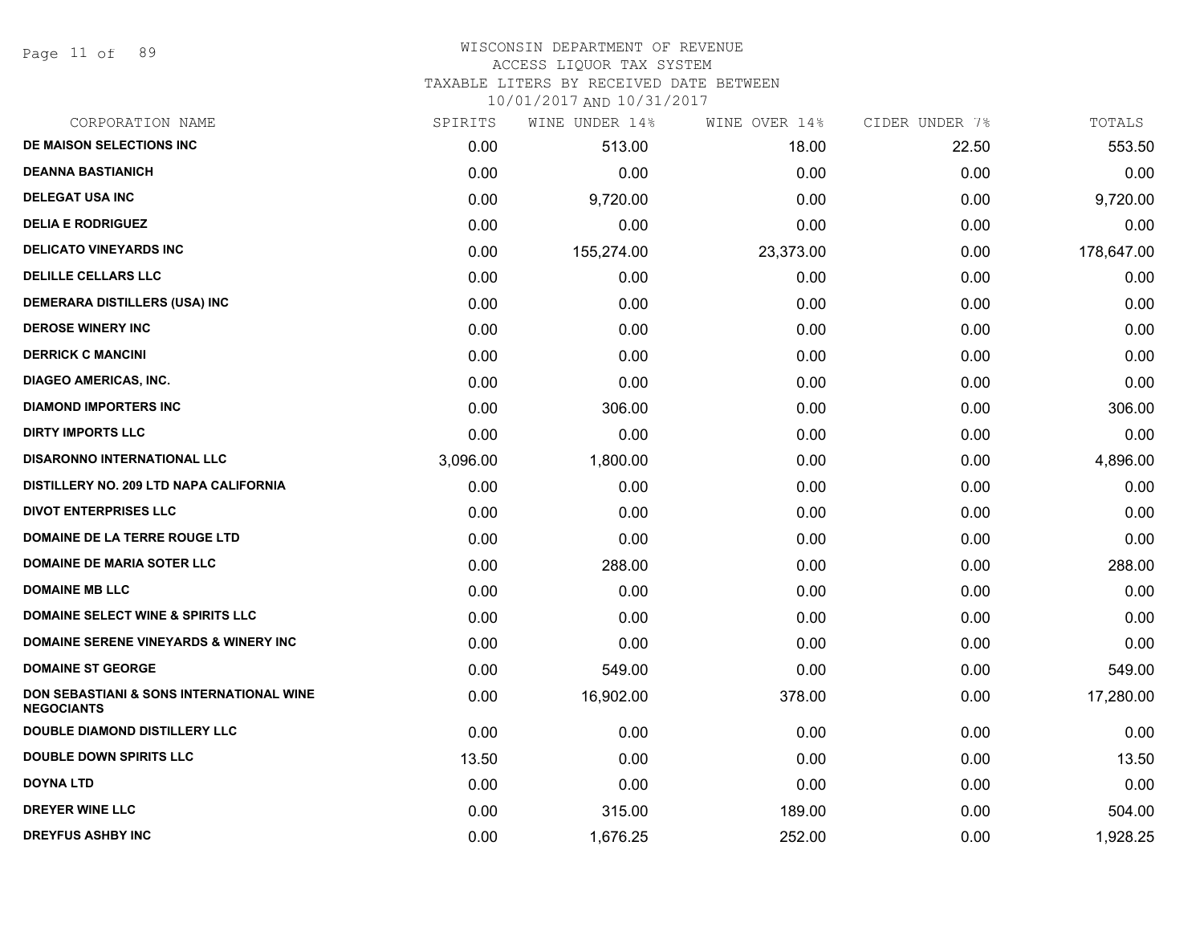WISCONSIN DEPARTMENT OF REVENUE
ACCESS LIQUOR TAX SYSTEM
TAXABLE LITERS BY RECEIVED DATE BETWEEN
10/01/2017 AND 10/31/2017

| CORPORATION NAME | SPIRITS | WINE UNDER 14% | WINE OVER 14% | CIDER UNDER 7% | TOTALS |
|---|---|---|---|---|---|
| **DE MAISON SELECTIONS INC** | 0.00 | 513.00 | 18.00 | 22.50 | 553.50 |
| **DEANNA BASTIANICH** | 0.00 | 0.00 | 0.00 | 0.00 | 0.00 |
| **DELEGAT USA INC** | 0.00 | 9,720.00 | 0.00 | 0.00 | 9,720.00 |
| **DELIA E RODRIGUEZ** | 0.00 | 0.00 | 0.00 | 0.00 | 0.00 |
| **DELICATO VINEYARDS INC** | 0.00 | 155,274.00 | 23,373.00 | 0.00 | 178,647.00 |
| **DELILLE CELLARS LLC** | 0.00 | 0.00 | 0.00 | 0.00 | 0.00 |
| **DEMERARA DISTILLERS (USA) INC** | 0.00 | 0.00 | 0.00 | 0.00 | 0.00 |
| **DEROSE WINERY INC** | 0.00 | 0.00 | 0.00 | 0.00 | 0.00 |
| **DERRICK C MANCINI** | 0.00 | 0.00 | 0.00 | 0.00 | 0.00 |
| **DIAGEO AMERICAS, INC.** | 0.00 | 0.00 | 0.00 | 0.00 | 0.00 |
| **DIAMOND IMPORTERS INC** | 0.00 | 306.00 | 0.00 | 0.00 | 306.00 |
| **DIRTY IMPORTS LLC** | 0.00 | 0.00 | 0.00 | 0.00 | 0.00 |
| **DISARONNO INTERNATIONAL LLC** | 3,096.00 | 1,800.00 | 0.00 | 0.00 | 4,896.00 |
| **DISTILLERY NO. 209 LTD NAPA CALIFORNIA** | 0.00 | 0.00 | 0.00 | 0.00 | 0.00 |
| **DIVOT ENTERPRISES LLC** | 0.00 | 0.00 | 0.00 | 0.00 | 0.00 |
| **DOMAINE DE LA TERRE ROUGE LTD** | 0.00 | 0.00 | 0.00 | 0.00 | 0.00 |
| **DOMAINE DE MARIA SOTER LLC** | 0.00 | 288.00 | 0.00 | 0.00 | 288.00 |
| **DOMAINE MB LLC** | 0.00 | 0.00 | 0.00 | 0.00 | 0.00 |
| **DOMAINE SELECT WINE & SPIRITS LLC** | 0.00 | 0.00 | 0.00 | 0.00 | 0.00 |
| **DOMAINE SERENE VINEYARDS & WINERY INC** | 0.00 | 0.00 | 0.00 | 0.00 | 0.00 |
| **DOMAINE ST GEORGE** | 0.00 | 549.00 | 0.00 | 0.00 | 549.00 |
| **DON SEBASTIANI & SONS INTERNATIONAL WINE NEGOCIANTS** | 0.00 | 16,902.00 | 378.00 | 0.00 | 17,280.00 |
| **DOUBLE DIAMOND DISTILLERY LLC** | 0.00 | 0.00 | 0.00 | 0.00 | 0.00 |
| **DOUBLE DOWN SPIRITS LLC** | 13.50 | 0.00 | 0.00 | 0.00 | 13.50 |
| **DOYNA LTD** | 0.00 | 0.00 | 0.00 | 0.00 | 0.00 |
| **DREYER WINE LLC** | 0.00 | 315.00 | 189.00 | 0.00 | 504.00 |
| **DREYFUS ASHBY INC** | 0.00 | 1,676.25 | 252.00 | 0.00 | 1,928.25 |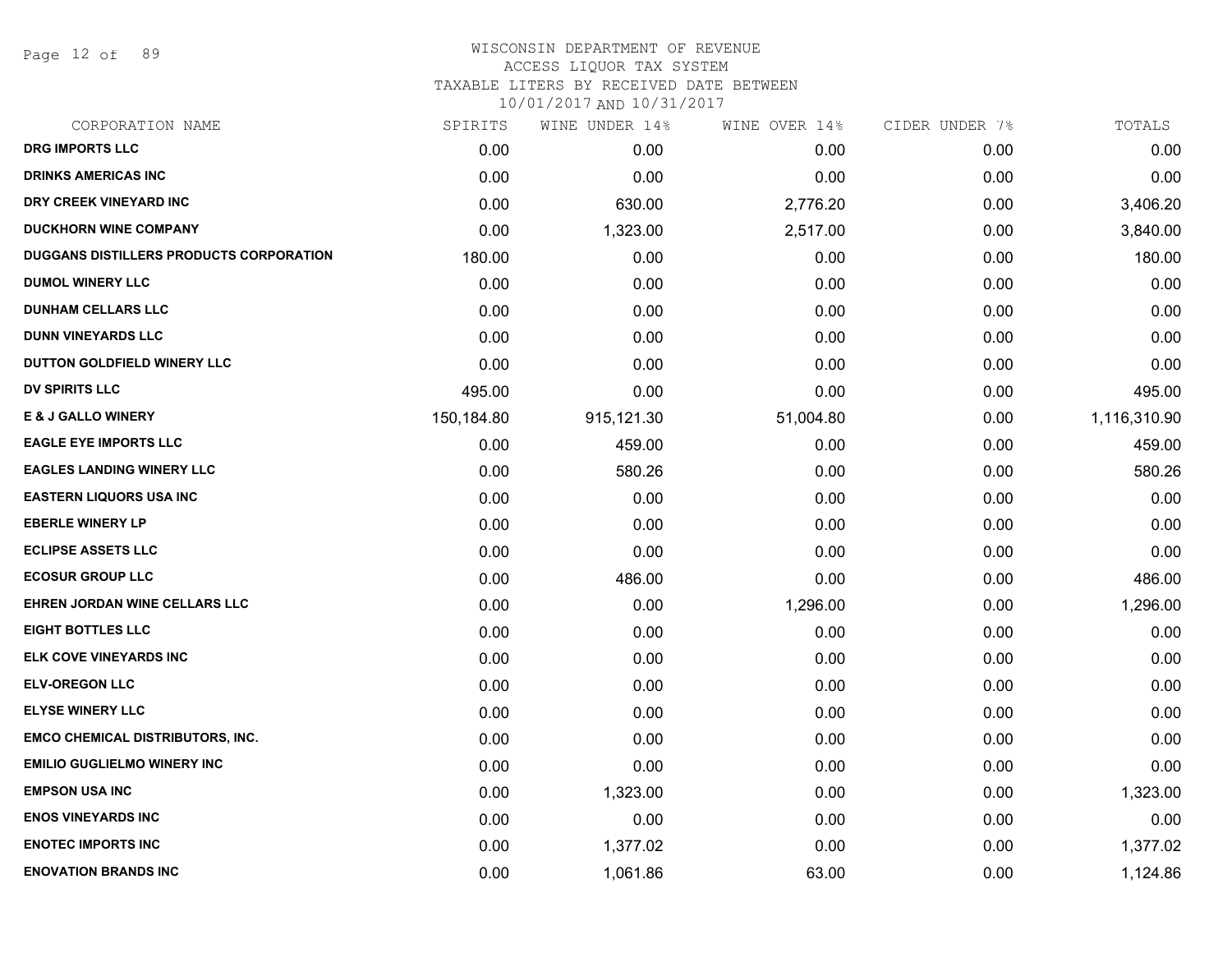# WISCONSIN DEPARTMENT OF REVENUE
## ACCESS LIQUOR TAX SYSTEM
### TAXABLE LITERS BY RECEIVED DATE BETWEEN 10/01/2017 AND 10/31/2017

| CORPORATION NAME | SPIRITS | WINE UNDER 14% | WINE OVER 14% | CIDER UNDER 7% | TOTALS |
|---|---|---|---|---|---|
| DRG IMPORTS LLC | 0.00 | 0.00 | 0.00 | 0.00 | 0.00 |
| DRINKS AMERICAS INC | 0.00 | 0.00 | 0.00 | 0.00 | 0.00 |
| DRY CREEK VINEYARD INC | 0.00 | 630.00 | 2,776.20 | 0.00 | 3,406.20 |
| DUCKHORN WINE COMPANY | 0.00 | 1,323.00 | 2,517.00 | 0.00 | 3,840.00 |
| DUGGANS DISTILLERS PRODUCTS CORPORATION | 180.00 | 0.00 | 0.00 | 0.00 | 180.00 |
| DUMOL WINERY LLC | 0.00 | 0.00 | 0.00 | 0.00 | 0.00 |
| DUNHAM CELLARS LLC | 0.00 | 0.00 | 0.00 | 0.00 | 0.00 |
| DUNN VINEYARDS LLC | 0.00 | 0.00 | 0.00 | 0.00 | 0.00 |
| DUTTON GOLDFIELD WINERY LLC | 0.00 | 0.00 | 0.00 | 0.00 | 0.00 |
| DV SPIRITS LLC | 495.00 | 0.00 | 0.00 | 0.00 | 495.00 |
| E & J GALLO WINERY | 150,184.80 | 915,121.30 | 51,004.80 | 0.00 | 1,116,310.90 |
| EAGLE EYE IMPORTS LLC | 0.00 | 459.00 | 0.00 | 0.00 | 459.00 |
| EAGLES LANDING WINERY LLC | 0.00 | 580.26 | 0.00 | 0.00 | 580.26 |
| EASTERN LIQUORS USA INC | 0.00 | 0.00 | 0.00 | 0.00 | 0.00 |
| EBERLE WINERY LP | 0.00 | 0.00 | 0.00 | 0.00 | 0.00 |
| ECLIPSE ASSETS LLC | 0.00 | 0.00 | 0.00 | 0.00 | 0.00 |
| ECOSUR GROUP LLC | 0.00 | 486.00 | 0.00 | 0.00 | 486.00 |
| EHREN JORDAN WINE CELLARS LLC | 0.00 | 0.00 | 1,296.00 | 0.00 | 1,296.00 |
| EIGHT BOTTLES LLC | 0.00 | 0.00 | 0.00 | 0.00 | 0.00 |
| ELK COVE VINEYARDS INC | 0.00 | 0.00 | 0.00 | 0.00 | 0.00 |
| ELV-OREGON LLC | 0.00 | 0.00 | 0.00 | 0.00 | 0.00 |
| ELYSE WINERY LLC | 0.00 | 0.00 | 0.00 | 0.00 | 0.00 |
| EMCO CHEMICAL DISTRIBUTORS, INC. | 0.00 | 0.00 | 0.00 | 0.00 | 0.00 |
| EMILIO GUGLIELMO WINERY INC | 0.00 | 0.00 | 0.00 | 0.00 | 0.00 |
| EMPSON USA INC | 0.00 | 1,323.00 | 0.00 | 0.00 | 1,323.00 |
| ENOS VINEYARDS INC | 0.00 | 0.00 | 0.00 | 0.00 | 0.00 |
| ENOTEC IMPORTS INC | 0.00 | 1,377.02 | 0.00 | 0.00 | 1,377.02 |
| ENOVATION BRANDS INC | 0.00 | 1,061.86 | 63.00 | 0.00 | 1,124.86 |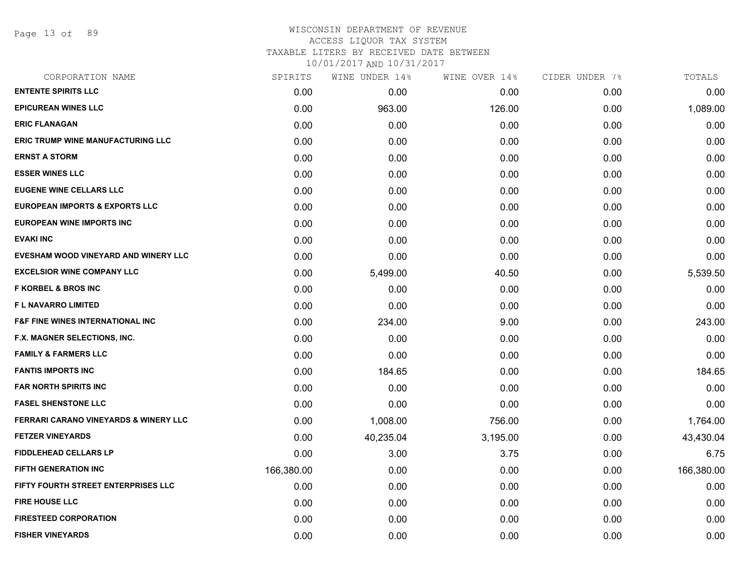WISCONSIN DEPARTMENT OF REVENUE
ACCESS LIQUOR TAX SYSTEM
TAXABLE LITERS BY RECEIVED DATE BETWEEN
10/01/2017 AND 10/31/2017

| CORPORATION NAME | SPIRITS | WINE UNDER 14% | WINE OVER 14% | CIDER UNDER 7% | TOTALS |
|---|---|---|---|---|---|
| ENTENTE SPIRITS LLC | 0.00 | 0.00 | 0.00 | 0.00 | 0.00 |
| EPICUREAN WINES LLC | 0.00 | 963.00 | 126.00 | 0.00 | 1,089.00 |
| ERIC FLANAGAN | 0.00 | 0.00 | 0.00 | 0.00 | 0.00 |
| ERIC TRUMP WINE MANUFACTURING LLC | 0.00 | 0.00 | 0.00 | 0.00 | 0.00 |
| ERNST A STORM | 0.00 | 0.00 | 0.00 | 0.00 | 0.00 |
| ESSER WINES LLC | 0.00 | 0.00 | 0.00 | 0.00 | 0.00 |
| EUGENE WINE CELLARS LLC | 0.00 | 0.00 | 0.00 | 0.00 | 0.00 |
| EUROPEAN IMPORTS & EXPORTS LLC | 0.00 | 0.00 | 0.00 | 0.00 | 0.00 |
| EUROPEAN WINE IMPORTS INC | 0.00 | 0.00 | 0.00 | 0.00 | 0.00 |
| EVAKI INC | 0.00 | 0.00 | 0.00 | 0.00 | 0.00 |
| EVESHAM WOOD VINEYARD AND WINERY LLC | 0.00 | 0.00 | 0.00 | 0.00 | 0.00 |
| EXCELSIOR WINE COMPANY LLC | 0.00 | 5,499.00 | 40.50 | 0.00 | 5,539.50 |
| F KORBEL & BROS INC | 0.00 | 0.00 | 0.00 | 0.00 | 0.00 |
| F L NAVARRO LIMITED | 0.00 | 0.00 | 0.00 | 0.00 | 0.00 |
| F&F FINE WINES INTERNATIONAL INC | 0.00 | 234.00 | 9.00 | 0.00 | 243.00 |
| F.X. MAGNER SELECTIONS, INC. | 0.00 | 0.00 | 0.00 | 0.00 | 0.00 |
| FAMILY & FARMERS LLC | 0.00 | 0.00 | 0.00 | 0.00 | 0.00 |
| FANTIS IMPORTS INC | 0.00 | 184.65 | 0.00 | 0.00 | 184.65 |
| FAR NORTH SPIRITS INC | 0.00 | 0.00 | 0.00 | 0.00 | 0.00 |
| FASEL SHENSTONE LLC | 0.00 | 0.00 | 0.00 | 0.00 | 0.00 |
| FERRARI CARANO VINEYARDS & WINERY LLC | 0.00 | 1,008.00 | 756.00 | 0.00 | 1,764.00 |
| FETZER VINEYARDS | 0.00 | 40,235.04 | 3,195.00 | 0.00 | 43,430.04 |
| FIDDLEHEAD CELLARS LP | 0.00 | 3.00 | 3.75 | 0.00 | 6.75 |
| FIFTH GENERATION INC | 166,380.00 | 0.00 | 0.00 | 0.00 | 166,380.00 |
| FIFTY FOURTH STREET ENTERPRISES LLC | 0.00 | 0.00 | 0.00 | 0.00 | 0.00 |
| FIRE HOUSE LLC | 0.00 | 0.00 | 0.00 | 0.00 | 0.00 |
| FIRESTEED CORPORATION | 0.00 | 0.00 | 0.00 | 0.00 | 0.00 |
| FISHER VINEYARDS | 0.00 | 0.00 | 0.00 | 0.00 | 0.00 |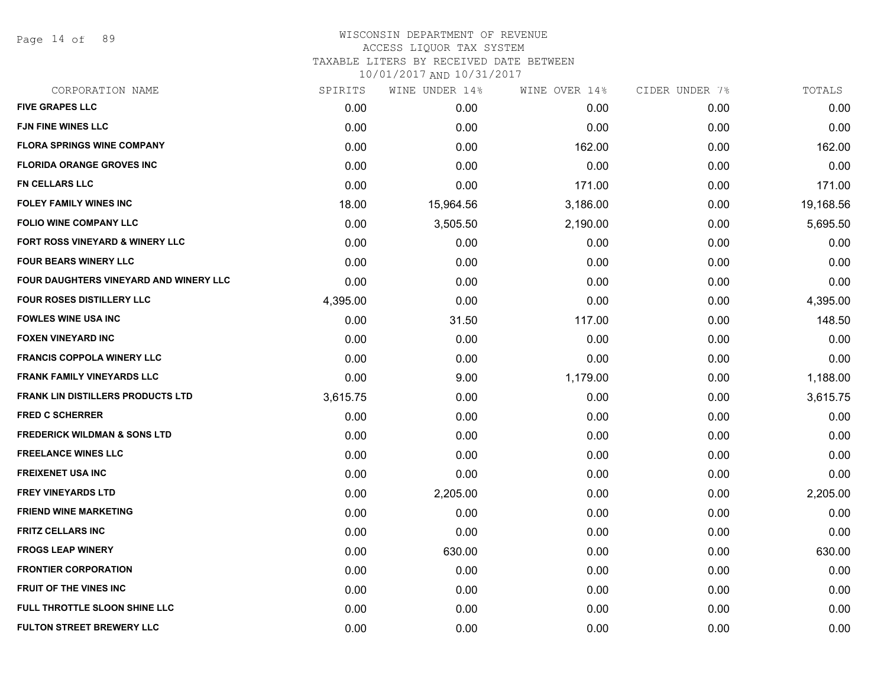# WISCONSIN DEPARTMENT OF REVENUE
## ACCESS LIQUOR TAX SYSTEM
### TAXABLE LITERS BY RECEIVED DATE BETWEEN 10/01/2017 AND 10/31/2017

| CORPORATION NAME | SPIRITS | WINE UNDER 14% | WINE OVER 14% | CIDER UNDER 7% | TOTALS |
|---|---|---|---|---|---|
| FIVE GRAPES LLC | 0.00 | 0.00 | 0.00 | 0.00 | 0.00 |
| FJN FINE WINES LLC | 0.00 | 0.00 | 0.00 | 0.00 | 0.00 |
| FLORA SPRINGS WINE COMPANY | 0.00 | 0.00 | 162.00 | 0.00 | 162.00 |
| FLORIDA ORANGE GROVES INC | 0.00 | 0.00 | 0.00 | 0.00 | 0.00 |
| FN CELLARS LLC | 0.00 | 0.00 | 171.00 | 0.00 | 171.00 |
| FOLEY FAMILY WINES INC | 18.00 | 15,964.56 | 3,186.00 | 0.00 | 19,168.56 |
| FOLIO WINE COMPANY LLC | 0.00 | 3,505.50 | 2,190.00 | 0.00 | 5,695.50 |
| FORT ROSS VINEYARD & WINERY LLC | 0.00 | 0.00 | 0.00 | 0.00 | 0.00 |
| FOUR BEARS WINERY LLC | 0.00 | 0.00 | 0.00 | 0.00 | 0.00 |
| FOUR DAUGHTERS VINEYARD AND WINERY LLC | 0.00 | 0.00 | 0.00 | 0.00 | 0.00 |
| FOUR ROSES DISTILLERY LLC | 4,395.00 | 0.00 | 0.00 | 0.00 | 4,395.00 |
| FOWLES WINE USA INC | 0.00 | 31.50 | 117.00 | 0.00 | 148.50 |
| FOXEN VINEYARD INC | 0.00 | 0.00 | 0.00 | 0.00 | 0.00 |
| FRANCIS COPPOLA WINERY LLC | 0.00 | 0.00 | 0.00 | 0.00 | 0.00 |
| FRANK FAMILY VINEYARDS LLC | 0.00 | 9.00 | 1,179.00 | 0.00 | 1,188.00 |
| FRANK LIN DISTILLERS PRODUCTS LTD | 3,615.75 | 0.00 | 0.00 | 0.00 | 3,615.75 |
| FRED C SCHERRER | 0.00 | 0.00 | 0.00 | 0.00 | 0.00 |
| FREDERICK WILDMAN & SONS LTD | 0.00 | 0.00 | 0.00 | 0.00 | 0.00 |
| FREELANCE WINES LLC | 0.00 | 0.00 | 0.00 | 0.00 | 0.00 |
| FREIXENET USA INC | 0.00 | 0.00 | 0.00 | 0.00 | 0.00 |
| FREY VINEYARDS LTD | 0.00 | 2,205.00 | 0.00 | 0.00 | 2,205.00 |
| FRIEND WINE MARKETING | 0.00 | 0.00 | 0.00 | 0.00 | 0.00 |
| FRITZ CELLARS INC | 0.00 | 0.00 | 0.00 | 0.00 | 0.00 |
| FROGS LEAP WINERY | 0.00 | 630.00 | 0.00 | 0.00 | 630.00 |
| FRONTIER CORPORATION | 0.00 | 0.00 | 0.00 | 0.00 | 0.00 |
| FRUIT OF THE VINES INC | 0.00 | 0.00 | 0.00 | 0.00 | 0.00 |
| FULL THROTTLE SLOON SHINE LLC | 0.00 | 0.00 | 0.00 | 0.00 | 0.00 |
| FULTON STREET BREWERY LLC | 0.00 | 0.00 | 0.00 | 0.00 | 0.00 |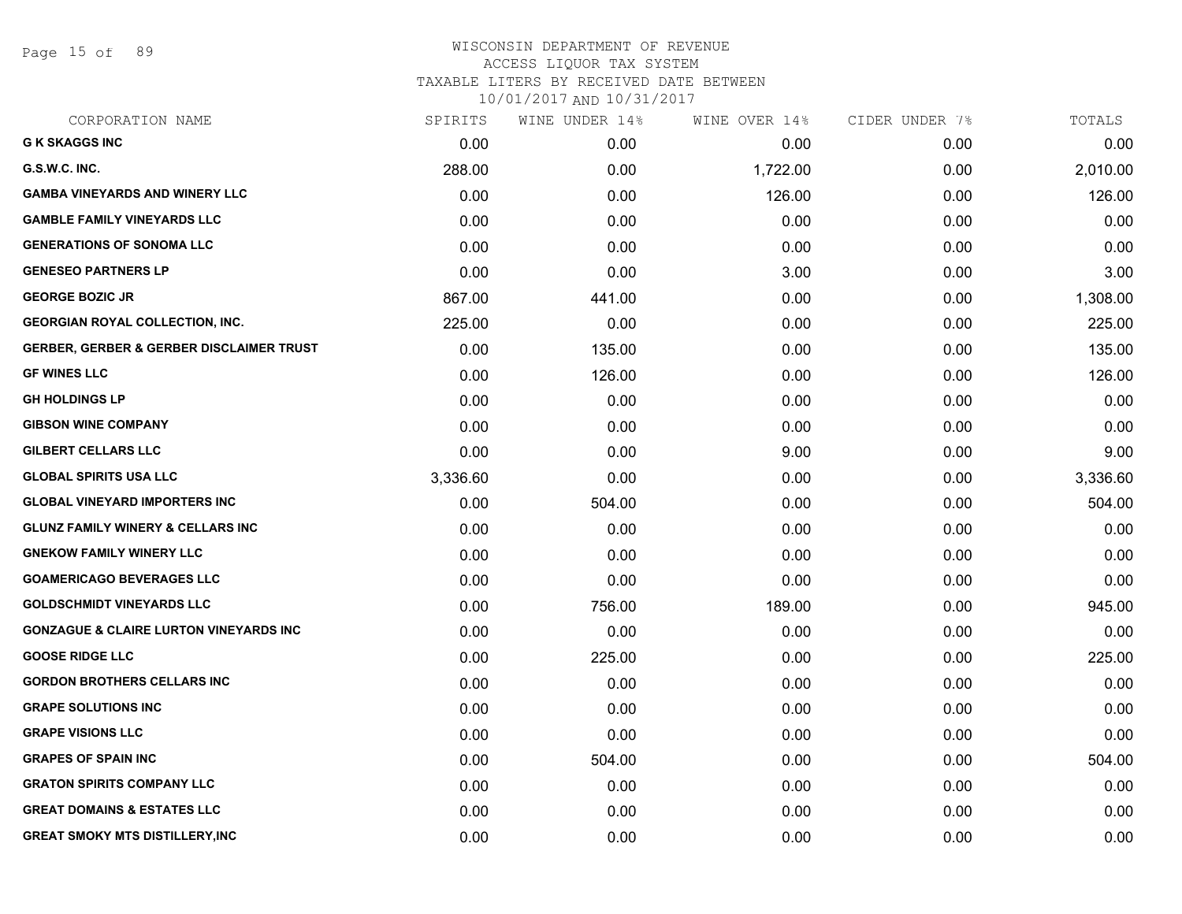WISCONSIN DEPARTMENT OF REVENUE
ACCESS LIQUOR TAX SYSTEM
TAXABLE LITERS BY RECEIVED DATE BETWEEN
10/01/2017 AND 10/31/2017

| CORPORATION NAME | SPIRITS | WINE UNDER 14% | WINE OVER 14% | CIDER UNDER 7% | TOTALS |
|---|---|---|---|---|---|
| **G K SKAGGS INC** | 0.00 | 0.00 | 0.00 | 0.00 | 0.00 |
| **G.S.W.C. INC.** | 288.00 | 0.00 | 1,722.00 | 0.00 | 2,010.00 |
| **GAMBA VINEYARDS AND WINERY LLC** | 0.00 | 0.00 | 126.00 | 0.00 | 126.00 |
| **GAMBLE FAMILY VINEYARDS LLC** | 0.00 | 0.00 | 0.00 | 0.00 | 0.00 |
| **GENERATIONS OF SONOMA LLC** | 0.00 | 0.00 | 0.00 | 0.00 | 0.00 |
| **GENESEO PARTNERS LP** | 0.00 | 0.00 | 3.00 | 0.00 | 3.00 |
| **GEORGE BOZIC JR** | 867.00 | 441.00 | 0.00 | 0.00 | 1,308.00 |
| **GEORGIAN ROYAL COLLECTION, INC.** | 225.00 | 0.00 | 0.00 | 0.00 | 225.00 |
| **GERBER, GERBER & GERBER DISCLAIMER TRUST** | 0.00 | 135.00 | 0.00 | 0.00 | 135.00 |
| **GF WINES LLC** | 0.00 | 126.00 | 0.00 | 0.00 | 126.00 |
| **GH HOLDINGS LP** | 0.00 | 0.00 | 0.00 | 0.00 | 0.00 |
| **GIBSON WINE COMPANY** | 0.00 | 0.00 | 0.00 | 0.00 | 0.00 |
| **GILBERT CELLARS LLC** | 0.00 | 0.00 | 9.00 | 0.00 | 9.00 |
| **GLOBAL SPIRITS USA LLC** | 3,336.60 | 0.00 | 0.00 | 0.00 | 3,336.60 |
| **GLOBAL VINEYARD IMPORTERS INC** | 0.00 | 504.00 | 0.00 | 0.00 | 504.00 |
| **GLUNZ FAMILY WINERY & CELLARS INC** | 0.00 | 0.00 | 0.00 | 0.00 | 0.00 |
| **GNEKOW FAMILY WINERY LLC** | 0.00 | 0.00 | 0.00 | 0.00 | 0.00 |
| **GOAMERICAGO BEVERAGES LLC** | 0.00 | 0.00 | 0.00 | 0.00 | 0.00 |
| **GOLDSCHMIDT VINEYARDS LLC** | 0.00 | 756.00 | 189.00 | 0.00 | 945.00 |
| **GONZAGUE & CLAIRE LURTON VINEYARDS INC** | 0.00 | 0.00 | 0.00 | 0.00 | 0.00 |
| **GOOSE RIDGE LLC** | 0.00 | 225.00 | 0.00 | 0.00 | 225.00 |
| **GORDON BROTHERS CELLARS INC** | 0.00 | 0.00 | 0.00 | 0.00 | 0.00 |
| **GRAPE SOLUTIONS INC** | 0.00 | 0.00 | 0.00 | 0.00 | 0.00 |
| **GRAPE VISIONS LLC** | 0.00 | 0.00 | 0.00 | 0.00 | 0.00 |
| **GRAPES OF SPAIN INC** | 0.00 | 504.00 | 0.00 | 0.00 | 504.00 |
| **GRATON SPIRITS COMPANY LLC** | 0.00 | 0.00 | 0.00 | 0.00 | 0.00 |
| **GREAT DOMAINS & ESTATES LLC** | 0.00 | 0.00 | 0.00 | 0.00 | 0.00 |
| **GREAT SMOKY MTS DISTILLERY,INC** | 0.00 | 0.00 | 0.00 | 0.00 | 0.00 |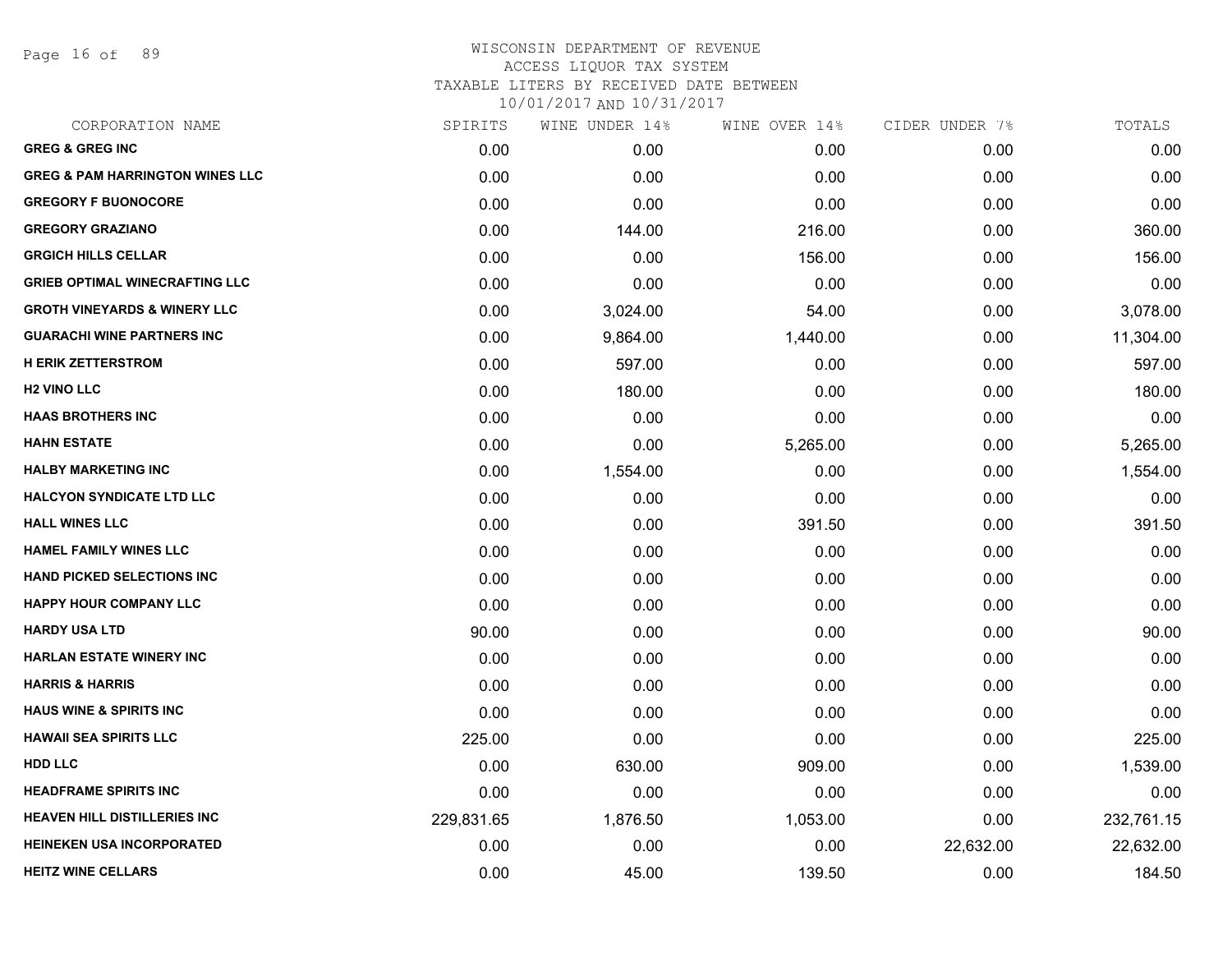# WISCONSIN DEPARTMENT OF REVENUE
## ACCESS LIQUOR TAX SYSTEM
### TAXABLE LITERS BY RECEIVED DATE BETWEEN 10/01/2017 AND 10/31/2017

| CORPORATION NAME | SPIRITS | WINE UNDER 14% | WINE OVER 14% | CIDER UNDER 7% | TOTALS |
|---|---|---|---|---|---|
| **GREG & GREG INC** | 0.00 | 0.00 | 0.00 | 0.00 | 0.00 |
| **GREG & PAM HARRINGTON WINES LLC** | 0.00 | 0.00 | 0.00 | 0.00 | 0.00 |
| **GREGORY F BUONOCORE** | 0.00 | 0.00 | 0.00 | 0.00 | 0.00 |
| **GREGORY GRAZIANO** | 0.00 | 144.00 | 216.00 | 0.00 | 360.00 |
| **GRGICH HILLS CELLAR** | 0.00 | 0.00 | 156.00 | 0.00 | 156.00 |
| **GRIEB OPTIMAL WINECRAFTING LLC** | 0.00 | 0.00 | 0.00 | 0.00 | 0.00 |
| **GROTH VINEYARDS & WINERY LLC** | 0.00 | 3,024.00 | 54.00 | 0.00 | 3,078.00 |
| **GUARACHI WINE PARTNERS INC** | 0.00 | 9,864.00 | 1,440.00 | 0.00 | 11,304.00 |
| **H ERIK ZETTERSTROM** | 0.00 | 597.00 | 0.00 | 0.00 | 597.00 |
| **H2 VINO LLC** | 0.00 | 180.00 | 0.00 | 0.00 | 180.00 |
| **HAAS BROTHERS INC** | 0.00 | 0.00 | 0.00 | 0.00 | 0.00 |
| **HAHN ESTATE** | 0.00 | 0.00 | 5,265.00 | 0.00 | 5,265.00 |
| **HALBY MARKETING INC** | 0.00 | 1,554.00 | 0.00 | 0.00 | 1,554.00 |
| **HALCYON SYNDICATE LTD LLC** | 0.00 | 0.00 | 0.00 | 0.00 | 0.00 |
| **HALL WINES LLC** | 0.00 | 0.00 | 391.50 | 0.00 | 391.50 |
| **HAMEL FAMILY WINES LLC** | 0.00 | 0.00 | 0.00 | 0.00 | 0.00 |
| **HAND PICKED SELECTIONS INC** | 0.00 | 0.00 | 0.00 | 0.00 | 0.00 |
| **HAPPY HOUR COMPANY LLC** | 0.00 | 0.00 | 0.00 | 0.00 | 0.00 |
| **HARDY USA LTD** | 90.00 | 0.00 | 0.00 | 0.00 | 90.00 |
| **HARLAN ESTATE WINERY INC** | 0.00 | 0.00 | 0.00 | 0.00 | 0.00 |
| **HARRIS & HARRIS** | 0.00 | 0.00 | 0.00 | 0.00 | 0.00 |
| **HAUS WINE & SPIRITS INC** | 0.00 | 0.00 | 0.00 | 0.00 | 0.00 |
| **HAWAII SEA SPIRITS LLC** | 225.00 | 0.00 | 0.00 | 0.00 | 225.00 |
| **HDD LLC** | 0.00 | 630.00 | 909.00 | 0.00 | 1,539.00 |
| **HEADFRAME SPIRITS INC** | 0.00 | 0.00 | 0.00 | 0.00 | 0.00 |
| **HEAVEN HILL DISTILLERIES INC** | 229,831.65 | 1,876.50 | 1,053.00 | 0.00 | 232,761.15 |
| **HEINEKEN USA INCORPORATED** | 0.00 | 0.00 | 0.00 | 22,632.00 | 22,632.00 |
| **HEITZ WINE CELLARS** | 0.00 | 45.00 | 139.50 | 0.00 | 184.50 |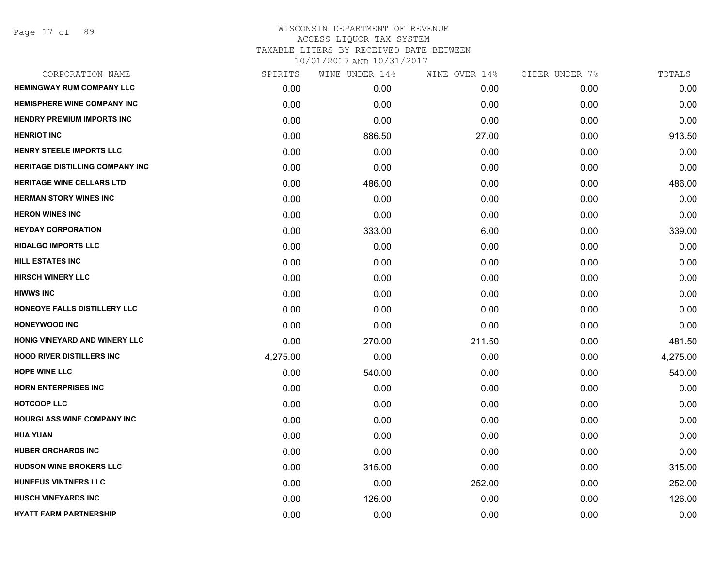WISCONSIN DEPARTMENT OF REVENUE
ACCESS LIQUOR TAX SYSTEM
TAXABLE LITERS BY RECEIVED DATE BETWEEN
10/01/2017 AND 10/31/2017

| CORPORATION NAME | SPIRITS | WINE UNDER 14% | WINE OVER 14% | CIDER UNDER 7% | TOTALS |
|---|---|---|---|---|---|
| HEMINGWAY RUM COMPANY LLC | 0.00 | 0.00 | 0.00 | 0.00 | 0.00 |
| HEMISPHERE WINE COMPANY INC | 0.00 | 0.00 | 0.00 | 0.00 | 0.00 |
| HENDRY PREMIUM IMPORTS INC | 0.00 | 0.00 | 0.00 | 0.00 | 0.00 |
| HENRIOT INC | 0.00 | 886.50 | 27.00 | 0.00 | 913.50 |
| HENRY STEELE IMPORTS LLC | 0.00 | 0.00 | 0.00 | 0.00 | 0.00 |
| HERITAGE DISTILLING COMPANY INC | 0.00 | 0.00 | 0.00 | 0.00 | 0.00 |
| HERITAGE WINE CELLARS LTD | 0.00 | 486.00 | 0.00 | 0.00 | 486.00 |
| HERMAN STORY WINES INC | 0.00 | 0.00 | 0.00 | 0.00 | 0.00 |
| HERON WINES INC | 0.00 | 0.00 | 0.00 | 0.00 | 0.00 |
| HEYDAY CORPORATION | 0.00 | 333.00 | 6.00 | 0.00 | 339.00 |
| HIDALGO IMPORTS LLC | 0.00 | 0.00 | 0.00 | 0.00 | 0.00 |
| HILL ESTATES INC | 0.00 | 0.00 | 0.00 | 0.00 | 0.00 |
| HIRSCH WINERY LLC | 0.00 | 0.00 | 0.00 | 0.00 | 0.00 |
| HIWWS INC | 0.00 | 0.00 | 0.00 | 0.00 | 0.00 |
| HONEOYE FALLS DISTILLERY LLC | 0.00 | 0.00 | 0.00 | 0.00 | 0.00 |
| HONEYWOOD INC | 0.00 | 0.00 | 0.00 | 0.00 | 0.00 |
| HONIG VINEYARD AND WINERY LLC | 0.00 | 270.00 | 211.50 | 0.00 | 481.50 |
| HOOD RIVER DISTILLERS INC | 4,275.00 | 0.00 | 0.00 | 0.00 | 4,275.00 |
| HOPE WINE LLC | 0.00 | 540.00 | 0.00 | 0.00 | 540.00 |
| HORN ENTERPRISES INC | 0.00 | 0.00 | 0.00 | 0.00 | 0.00 |
| HOTCOOP LLC | 0.00 | 0.00 | 0.00 | 0.00 | 0.00 |
| HOURGLASS WINE COMPANY INC | 0.00 | 0.00 | 0.00 | 0.00 | 0.00 |
| HUA YUAN | 0.00 | 0.00 | 0.00 | 0.00 | 0.00 |
| HUBER ORCHARDS INC | 0.00 | 0.00 | 0.00 | 0.00 | 0.00 |
| HUDSON WINE BROKERS LLC | 0.00 | 315.00 | 0.00 | 0.00 | 315.00 |
| HUNEEUS VINTNERS LLC | 0.00 | 0.00 | 252.00 | 0.00 | 252.00 |
| HUSCH VINEYARDS INC | 0.00 | 126.00 | 0.00 | 0.00 | 126.00 |
| HYATT FARM PARTNERSHIP | 0.00 | 0.00 | 0.00 | 0.00 | 0.00 |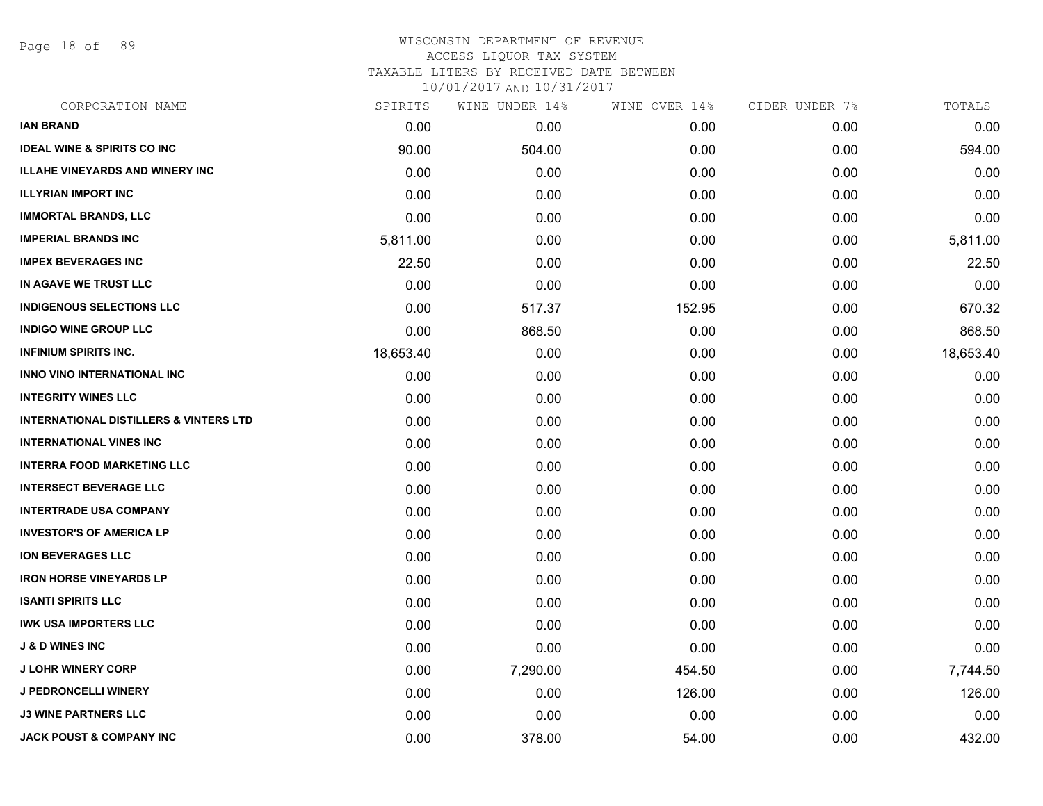WISCONSIN DEPARTMENT OF REVENUE
ACCESS LIQUOR TAX SYSTEM
TAXABLE LITERS BY RECEIVED DATE BETWEEN
10/01/2017 AND 10/31/2017

| CORPORATION NAME | SPIRITS | WINE UNDER 14% | WINE OVER 14% | CIDER UNDER 7% | TOTALS |
|---|---|---|---|---|---|
| **IAN BRAND** | 0.00 | 0.00 | 0.00 | 0.00 | 0.00 |
| **IDEAL WINE & SPIRITS CO INC** | 90.00 | 504.00 | 0.00 | 0.00 | 594.00 |
| **ILLAHE VINEYARDS AND WINERY INC** | 0.00 | 0.00 | 0.00 | 0.00 | 0.00 |
| **ILLYRIAN IMPORT INC** | 0.00 | 0.00 | 0.00 | 0.00 | 0.00 |
| **IMMORTAL BRANDS, LLC** | 0.00 | 0.00 | 0.00 | 0.00 | 0.00 |
| **IMPERIAL BRANDS INC** | 5,811.00 | 0.00 | 0.00 | 0.00 | 5,811.00 |
| **IMPEX BEVERAGES INC** | 22.50 | 0.00 | 0.00 | 0.00 | 22.50 |
| **IN AGAVE WE TRUST LLC** | 0.00 | 0.00 | 0.00 | 0.00 | 0.00 |
| **INDIGENOUS SELECTIONS LLC** | 0.00 | 517.37 | 152.95 | 0.00 | 670.32 |
| **INDIGO WINE GROUP LLC** | 0.00 | 868.50 | 0.00 | 0.00 | 868.50 |
| **INFINIUM SPIRITS INC.** | 18,653.40 | 0.00 | 0.00 | 0.00 | 18,653.40 |
| **INNO VINO INTERNATIONAL INC** | 0.00 | 0.00 | 0.00 | 0.00 | 0.00 |
| **INTEGRITY WINES LLC** | 0.00 | 0.00 | 0.00 | 0.00 | 0.00 |
| **INTERNATIONAL DISTILLERS & VINTERS LTD** | 0.00 | 0.00 | 0.00 | 0.00 | 0.00 |
| **INTERNATIONAL VINES INC** | 0.00 | 0.00 | 0.00 | 0.00 | 0.00 |
| **INTERRA FOOD MARKETING LLC** | 0.00 | 0.00 | 0.00 | 0.00 | 0.00 |
| **INTERSECT BEVERAGE LLC** | 0.00 | 0.00 | 0.00 | 0.00 | 0.00 |
| **INTERTRADE USA COMPANY** | 0.00 | 0.00 | 0.00 | 0.00 | 0.00 |
| **INVESTOR'S OF AMERICA LP** | 0.00 | 0.00 | 0.00 | 0.00 | 0.00 |
| **ION BEVERAGES LLC** | 0.00 | 0.00 | 0.00 | 0.00 | 0.00 |
| **IRON HORSE VINEYARDS LP** | 0.00 | 0.00 | 0.00 | 0.00 | 0.00 |
| **ISANTI SPIRITS LLC** | 0.00 | 0.00 | 0.00 | 0.00 | 0.00 |
| **IWK USA IMPORTERS LLC** | 0.00 | 0.00 | 0.00 | 0.00 | 0.00 |
| **J & D WINES INC** | 0.00 | 0.00 | 0.00 | 0.00 | 0.00 |
| **J LOHR WINERY CORP** | 0.00 | 7,290.00 | 454.50 | 0.00 | 7,744.50 |
| **J PEDRONCELLI WINERY** | 0.00 | 0.00 | 126.00 | 0.00 | 126.00 |
| **J3 WINE PARTNERS LLC** | 0.00 | 0.00 | 0.00 | 0.00 | 0.00 |
| **JACK POUST & COMPANY INC** | 0.00 | 378.00 | 54.00 | 0.00 | 432.00 |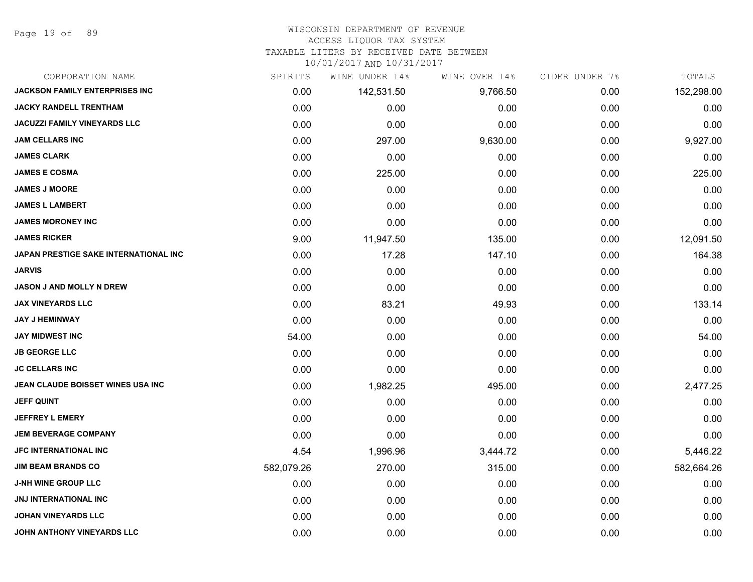# WISCONSIN DEPARTMENT OF REVENUE
## ACCESS LIQUOR TAX SYSTEM
### TAXABLE LITERS BY RECEIVED DATE BETWEEN 10/01/2017 AND 10/31/2017

| CORPORATION NAME | SPIRITS | WINE UNDER 14% | WINE OVER 14% | CIDER UNDER 7% | TOTALS |
|---|---|---|---|---|---|
| JACKSON FAMILY ENTERPRISES INC | 0.00 | 142,531.50 | 9,766.50 | 0.00 | 152,298.00 |
| JACKY RANDELL TRENTHAM | 0.00 | 0.00 | 0.00 | 0.00 | 0.00 |
| JACUZZI FAMILY VINEYARDS LLC | 0.00 | 0.00 | 0.00 | 0.00 | 0.00 |
| JAM CELLARS INC | 0.00 | 297.00 | 9,630.00 | 0.00 | 9,927.00 |
| JAMES CLARK | 0.00 | 0.00 | 0.00 | 0.00 | 0.00 |
| JAMES E COSMA | 0.00 | 225.00 | 0.00 | 0.00 | 225.00 |
| JAMES J MOORE | 0.00 | 0.00 | 0.00 | 0.00 | 0.00 |
| JAMES L LAMBERT | 0.00 | 0.00 | 0.00 | 0.00 | 0.00 |
| JAMES MORONEY INC | 0.00 | 0.00 | 0.00 | 0.00 | 0.00 |
| JAMES RICKER | 9.00 | 11,947.50 | 135.00 | 0.00 | 12,091.50 |
| JAPAN PRESTIGE SAKE INTERNATIONAL INC | 0.00 | 17.28 | 147.10 | 0.00 | 164.38 |
| JARVIS | 0.00 | 0.00 | 0.00 | 0.00 | 0.00 |
| JASON J AND MOLLY N DREW | 0.00 | 0.00 | 0.00 | 0.00 | 0.00 |
| JAX VINEYARDS LLC | 0.00 | 83.21 | 49.93 | 0.00 | 133.14 |
| JAY J HEMINWAY | 0.00 | 0.00 | 0.00 | 0.00 | 0.00 |
| JAY MIDWEST INC | 54.00 | 0.00 | 0.00 | 0.00 | 54.00 |
| JB GEORGE LLC | 0.00 | 0.00 | 0.00 | 0.00 | 0.00 |
| JC CELLARS INC | 0.00 | 0.00 | 0.00 | 0.00 | 0.00 |
| JEAN CLAUDE BOISSET WINES USA INC | 0.00 | 1,982.25 | 495.00 | 0.00 | 2,477.25 |
| JEFF QUINT | 0.00 | 0.00 | 0.00 | 0.00 | 0.00 |
| JEFFREY L EMERY | 0.00 | 0.00 | 0.00 | 0.00 | 0.00 |
| JEM BEVERAGE COMPANY | 0.00 | 0.00 | 0.00 | 0.00 | 0.00 |
| JFC INTERNATIONAL INC | 4.54 | 1,996.96 | 3,444.72 | 0.00 | 5,446.22 |
| JIM BEAM BRANDS CO | 582,079.26 | 270.00 | 315.00 | 0.00 | 582,664.26 |
| J-NH WINE GROUP LLC | 0.00 | 0.00 | 0.00 | 0.00 | 0.00 |
| JNJ INTERNATIONAL INC | 0.00 | 0.00 | 0.00 | 0.00 | 0.00 |
| JOHAN VINEYARDS LLC | 0.00 | 0.00 | 0.00 | 0.00 | 0.00 |
| JOHN ANTHONY VINEYARDS LLC | 0.00 | 0.00 | 0.00 | 0.00 | 0.00 |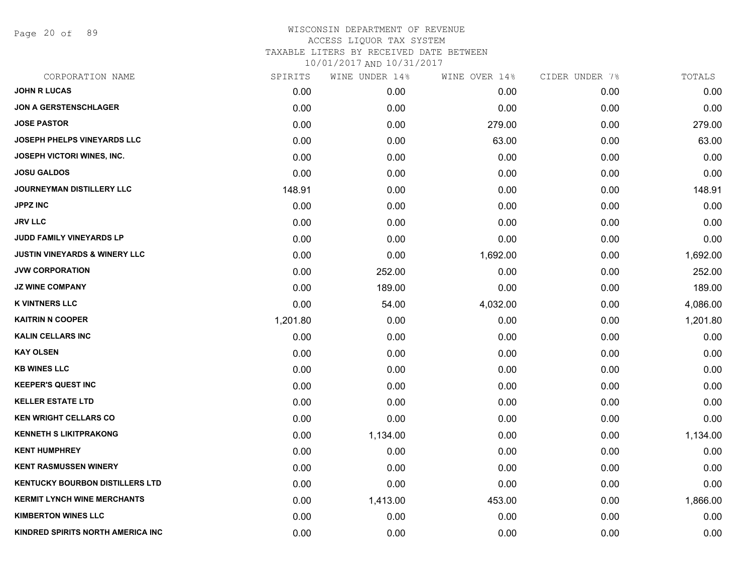# WISCONSIN DEPARTMENT OF REVENUE

ACCESS LIQUOR TAX SYSTEM

TAXABLE LITERS BY RECEIVED DATE BETWEEN

10/01/2017 AND 10/31/2017

| CORPORATION NAME | SPIRITS | WINE UNDER 14% | WINE OVER 14% | CIDER UNDER 7% | TOTALS |
|---|---|---|---|---|---|
| JOHN R LUCAS | 0.00 | 0.00 | 0.00 | 0.00 | 0.00 |
| JON A GERSTENSCHLAGER | 0.00 | 0.00 | 0.00 | 0.00 | 0.00 |
| JOSE PASTOR | 0.00 | 0.00 | 279.00 | 0.00 | 279.00 |
| JOSEPH PHELPS VINEYARDS LLC | 0.00 | 0.00 | 63.00 | 0.00 | 63.00 |
| JOSEPH VICTORI WINES, INC. | 0.00 | 0.00 | 0.00 | 0.00 | 0.00 |
| JOSU GALDOS | 0.00 | 0.00 | 0.00 | 0.00 | 0.00 |
| JOURNEYMAN DISTILLERY LLC | 148.91 | 0.00 | 0.00 | 0.00 | 148.91 |
| JPPZ INC | 0.00 | 0.00 | 0.00 | 0.00 | 0.00 |
| JRV LLC | 0.00 | 0.00 | 0.00 | 0.00 | 0.00 |
| JUDD FAMILY VINEYARDS LP | 0.00 | 0.00 | 0.00 | 0.00 | 0.00 |
| JUSTIN VINEYARDS & WINERY LLC | 0.00 | 0.00 | 1,692.00 | 0.00 | 1,692.00 |
| JVW CORPORATION | 0.00 | 252.00 | 0.00 | 0.00 | 252.00 |
| JZ WINE COMPANY | 0.00 | 189.00 | 0.00 | 0.00 | 189.00 |
| K VINTNERS LLC | 0.00 | 54.00 | 4,032.00 | 0.00 | 4,086.00 |
| KAITRIN N COOPER | 1,201.80 | 0.00 | 0.00 | 0.00 | 1,201.80 |
| KALIN CELLARS INC | 0.00 | 0.00 | 0.00 | 0.00 | 0.00 |
| KAY OLSEN | 0.00 | 0.00 | 0.00 | 0.00 | 0.00 |
| KB WINES LLC | 0.00 | 0.00 | 0.00 | 0.00 | 0.00 |
| KEEPER'S QUEST INC | 0.00 | 0.00 | 0.00 | 0.00 | 0.00 |
| KELLER ESTATE LTD | 0.00 | 0.00 | 0.00 | 0.00 | 0.00 |
| KEN WRIGHT CELLARS CO | 0.00 | 0.00 | 0.00 | 0.00 | 0.00 |
| KENNETH S LIKITPRAKONG | 0.00 | 1,134.00 | 0.00 | 0.00 | 1,134.00 |
| KENT HUMPHREY | 0.00 | 0.00 | 0.00 | 0.00 | 0.00 |
| KENT RASMUSSEN WINERY | 0.00 | 0.00 | 0.00 | 0.00 | 0.00 |
| KENTUCKY BOURBON DISTILLERS LTD | 0.00 | 0.00 | 0.00 | 0.00 | 0.00 |
| KERMIT LYNCH WINE MERCHANTS | 0.00 | 1,413.00 | 453.00 | 0.00 | 1,866.00 |
| KIMBERTON WINES LLC | 0.00 | 0.00 | 0.00 | 0.00 | 0.00 |
| KINDRED SPIRITS NORTH AMERICA INC | 0.00 | 0.00 | 0.00 | 0.00 | 0.00 |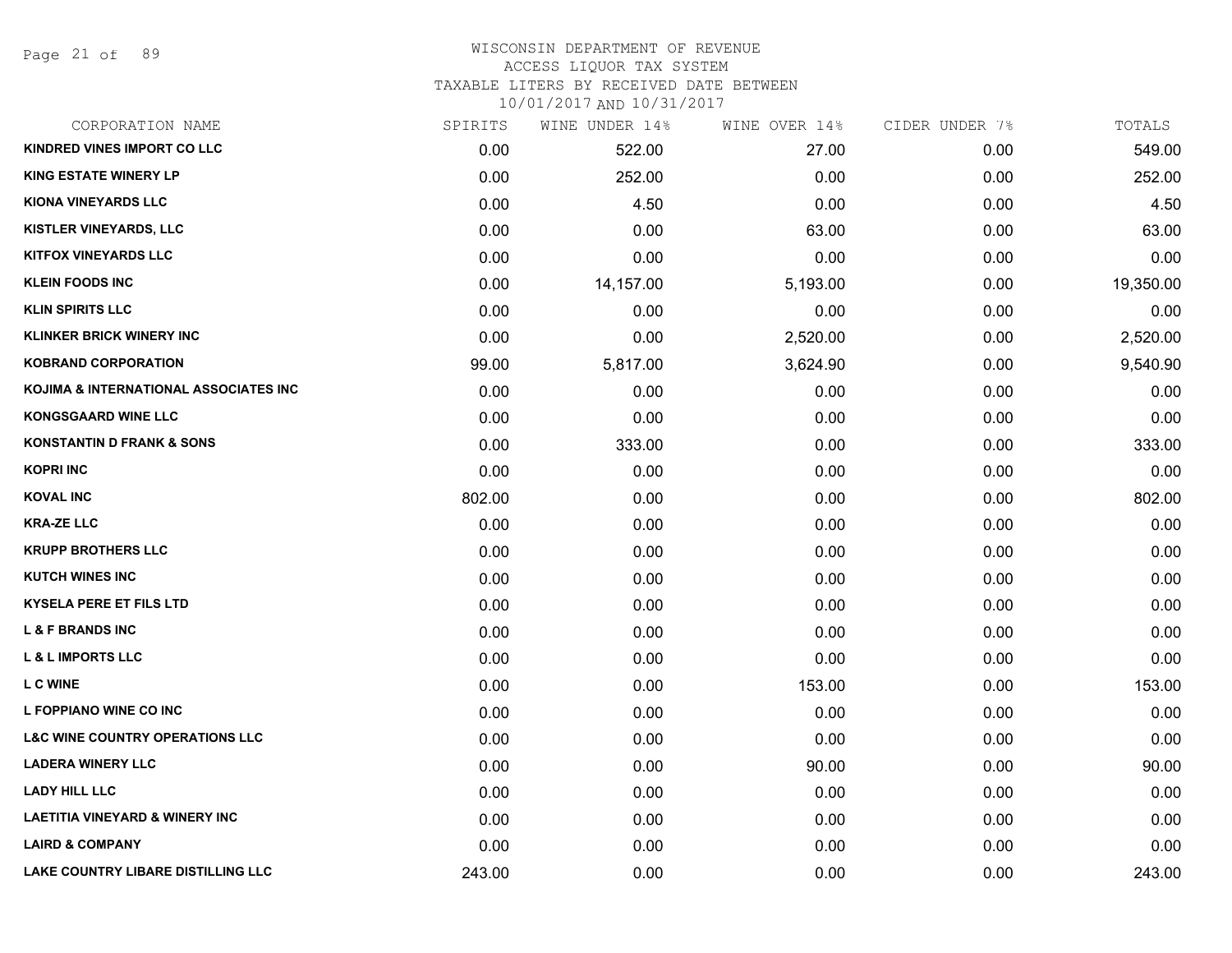# WISCONSIN DEPARTMENT OF REVENUE
ACCESS LIQUOR TAX SYSTEM
TAXABLE LITERS BY RECEIVED DATE BETWEEN
10/01/2017 AND 10/31/2017

| CORPORATION NAME | SPIRITS | WINE UNDER 14% | WINE OVER 14% | CIDER UNDER 7% | TOTALS |
|---|---|---|---|---|---|
| KINDRED VINES IMPORT CO LLC | 0.00 | 522.00 | 27.00 | 0.00 | 549.00 |
| KING ESTATE WINERY LP | 0.00 | 252.00 | 0.00 | 0.00 | 252.00 |
| KIONA VINEYARDS LLC | 0.00 | 4.50 | 0.00 | 0.00 | 4.50 |
| KISTLER VINEYARDS, LLC | 0.00 | 0.00 | 63.00 | 0.00 | 63.00 |
| KITFOX VINEYARDS LLC | 0.00 | 0.00 | 0.00 | 0.00 | 0.00 |
| KLEIN FOODS INC | 0.00 | 14,157.00 | 5,193.00 | 0.00 | 19,350.00 |
| KLIN SPIRITS LLC | 0.00 | 0.00 | 0.00 | 0.00 | 0.00 |
| KLINKER BRICK WINERY INC | 0.00 | 0.00 | 2,520.00 | 0.00 | 2,520.00 |
| KOBRAND CORPORATION | 99.00 | 5,817.00 | 3,624.90 | 0.00 | 9,540.90 |
| KOJIMA & INTERNATIONAL ASSOCIATES INC | 0.00 | 0.00 | 0.00 | 0.00 | 0.00 |
| KONGSGAARD WINE LLC | 0.00 | 0.00 | 0.00 | 0.00 | 0.00 |
| KONSTANTIN D FRANK & SONS | 0.00 | 333.00 | 0.00 | 0.00 | 333.00 |
| KOPRI INC | 0.00 | 0.00 | 0.00 | 0.00 | 0.00 |
| KOVAL INC | 802.00 | 0.00 | 0.00 | 0.00 | 802.00 |
| KRA-ZE LLC | 0.00 | 0.00 | 0.00 | 0.00 | 0.00 |
| KRUPP BROTHERS LLC | 0.00 | 0.00 | 0.00 | 0.00 | 0.00 |
| KUTCH WINES INC | 0.00 | 0.00 | 0.00 | 0.00 | 0.00 |
| KYSELA PERE ET FILS LTD | 0.00 | 0.00 | 0.00 | 0.00 | 0.00 |
| L & F BRANDS INC | 0.00 | 0.00 | 0.00 | 0.00 | 0.00 |
| L & L IMPORTS LLC | 0.00 | 0.00 | 0.00 | 0.00 | 0.00 |
| L C WINE | 0.00 | 0.00 | 153.00 | 0.00 | 153.00 |
| L FOPPIANO WINE CO INC | 0.00 | 0.00 | 0.00 | 0.00 | 0.00 |
| L&C WINE COUNTRY OPERATIONS LLC | 0.00 | 0.00 | 0.00 | 0.00 | 0.00 |
| LADERA WINERY LLC | 0.00 | 0.00 | 90.00 | 0.00 | 90.00 |
| LADY HILL LLC | 0.00 | 0.00 | 0.00 | 0.00 | 0.00 |
| LAETITIA VINEYARD & WINERY INC | 0.00 | 0.00 | 0.00 | 0.00 | 0.00 |
| LAIRD & COMPANY | 0.00 | 0.00 | 0.00 | 0.00 | 0.00 |
| LAKE COUNTRY LIBARE DISTILLING LLC | 243.00 | 0.00 | 0.00 | 0.00 | 243.00 |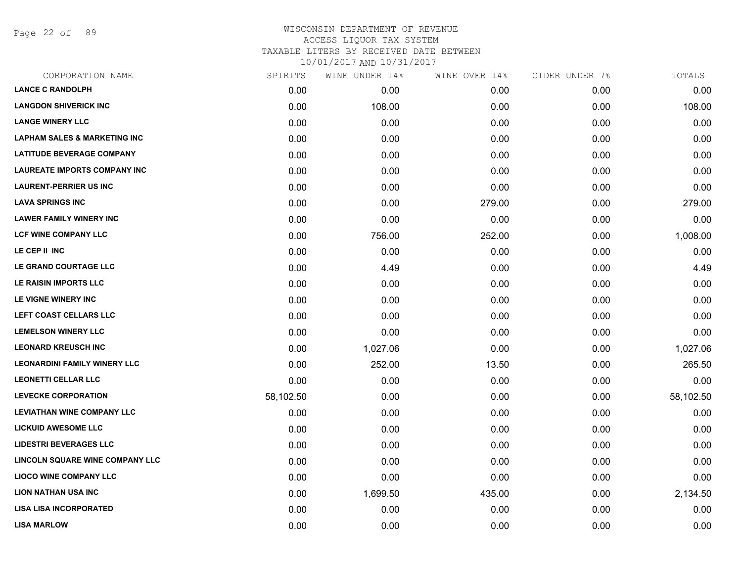WISCONSIN DEPARTMENT OF REVENUE
ACCESS LIQUOR TAX SYSTEM
TAXABLE LITERS BY RECEIVED DATE BETWEEN
10/01/2017 AND 10/31/2017

| CORPORATION NAME | SPIRITS | WINE UNDER 14% | WINE OVER 14% | CIDER UNDER 7% | TOTALS |
|---|---|---|---|---|---|
| LANCE C RANDOLPH | 0.00 | 0.00 | 0.00 | 0.00 | 0.00 |
| LANGDON SHIVERICK INC | 0.00 | 108.00 | 0.00 | 0.00 | 108.00 |
| LANGE WINERY LLC | 0.00 | 0.00 | 0.00 | 0.00 | 0.00 |
| LAPHAM SALES & MARKETING INC | 0.00 | 0.00 | 0.00 | 0.00 | 0.00 |
| LATITUDE BEVERAGE COMPANY | 0.00 | 0.00 | 0.00 | 0.00 | 0.00 |
| LAUREATE IMPORTS COMPANY INC | 0.00 | 0.00 | 0.00 | 0.00 | 0.00 |
| LAURENT-PERRIER US INC | 0.00 | 0.00 | 0.00 | 0.00 | 0.00 |
| LAVA SPRINGS INC | 0.00 | 0.00 | 279.00 | 0.00 | 279.00 |
| LAWER FAMILY WINERY INC | 0.00 | 0.00 | 0.00 | 0.00 | 0.00 |
| LCF WINE COMPANY LLC | 0.00 | 756.00 | 252.00 | 0.00 | 1,008.00 |
| LE CEP II INC | 0.00 | 0.00 | 0.00 | 0.00 | 0.00 |
| LE GRAND COURTAGE LLC | 0.00 | 4.49 | 0.00 | 0.00 | 4.49 |
| LE RAISIN IMPORTS LLC | 0.00 | 0.00 | 0.00 | 0.00 | 0.00 |
| LE VIGNE WINERY INC | 0.00 | 0.00 | 0.00 | 0.00 | 0.00 |
| LEFT COAST CELLARS LLC | 0.00 | 0.00 | 0.00 | 0.00 | 0.00 |
| LEMELSON WINERY LLC | 0.00 | 0.00 | 0.00 | 0.00 | 0.00 |
| LEONARD KREUSCH INC | 0.00 | 1,027.06 | 0.00 | 0.00 | 1,027.06 |
| LEONARDINI FAMILY WINERY LLC | 0.00 | 252.00 | 13.50 | 0.00 | 265.50 |
| LEONETTI CELLAR LLC | 0.00 | 0.00 | 0.00 | 0.00 | 0.00 |
| LEVECKE CORPORATION | 58,102.50 | 0.00 | 0.00 | 0.00 | 58,102.50 |
| LEVIATHAN WINE COMPANY LLC | 0.00 | 0.00 | 0.00 | 0.00 | 0.00 |
| LICKUID AWESOME LLC | 0.00 | 0.00 | 0.00 | 0.00 | 0.00 |
| LIDESTRI BEVERAGES LLC | 0.00 | 0.00 | 0.00 | 0.00 | 0.00 |
| LINCOLN SQUARE WINE COMPANY LLC | 0.00 | 0.00 | 0.00 | 0.00 | 0.00 |
| LIOCO WINE COMPANY LLC | 0.00 | 0.00 | 0.00 | 0.00 | 0.00 |
| LION NATHAN USA INC | 0.00 | 1,699.50 | 435.00 | 0.00 | 2,134.50 |
| LISA LISA INCORPORATED | 0.00 | 0.00 | 0.00 | 0.00 | 0.00 |
| LISA MARLOW | 0.00 | 0.00 | 0.00 | 0.00 | 0.00 |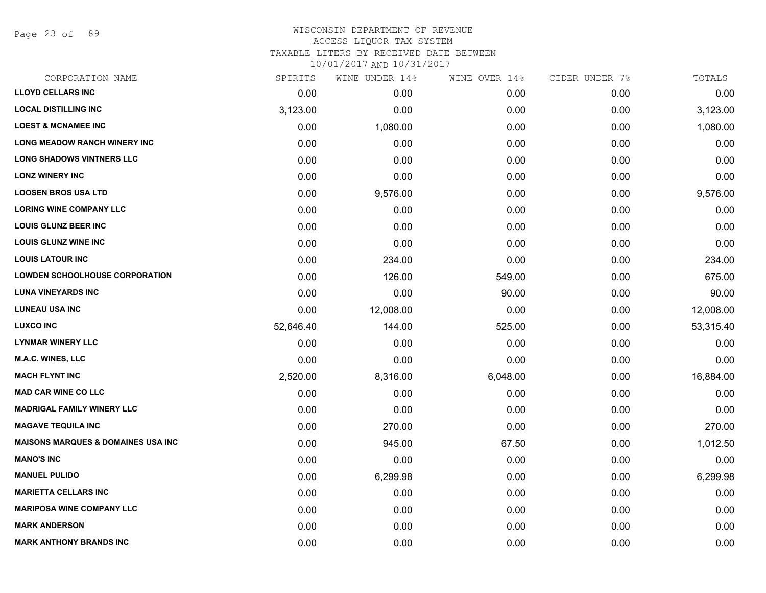# WISCONSIN DEPARTMENT OF REVENUE
## ACCESS LIQUOR TAX SYSTEM
### TAXABLE LITERS BY RECEIVED DATE BETWEEN 10/01/2017 AND 10/31/2017

| CORPORATION NAME | SPIRITS | WINE UNDER 14% | WINE OVER 14% | CIDER UNDER 7% | TOTALS |
|---|---|---|---|---|---|
| **LLOYD CELLARS INC** | 0.00 | 0.00 | 0.00 | 0.00 | 0.00 |
| **LOCAL DISTILLING INC** | 3,123.00 | 0.00 | 0.00 | 0.00 | 3,123.00 |
| **LOEST & MCNAMEE INC** | 0.00 | 1,080.00 | 0.00 | 0.00 | 1,080.00 |
| **LONG MEADOW RANCH WINERY INC** | 0.00 | 0.00 | 0.00 | 0.00 | 0.00 |
| **LONG SHADOWS VINTNERS LLC** | 0.00 | 0.00 | 0.00 | 0.00 | 0.00 |
| **LONZ WINERY INC** | 0.00 | 0.00 | 0.00 | 0.00 | 0.00 |
| **LOOSEN BROS USA LTD** | 0.00 | 9,576.00 | 0.00 | 0.00 | 9,576.00 |
| **LORING WINE COMPANY LLC** | 0.00 | 0.00 | 0.00 | 0.00 | 0.00 |
| **LOUIS GLUNZ BEER INC** | 0.00 | 0.00 | 0.00 | 0.00 | 0.00 |
| **LOUIS GLUNZ WINE INC** | 0.00 | 0.00 | 0.00 | 0.00 | 0.00 |
| **LOUIS LATOUR INC** | 0.00 | 234.00 | 0.00 | 0.00 | 234.00 |
| **LOWDEN SCHOOLHOUSE CORPORATION** | 0.00 | 126.00 | 549.00 | 0.00 | 675.00 |
| **LUNA VINEYARDS INC** | 0.00 | 0.00 | 90.00 | 0.00 | 90.00 |
| **LUNEAU USA INC** | 0.00 | 12,008.00 | 0.00 | 0.00 | 12,008.00 |
| **LUXCO INC** | 52,646.40 | 144.00 | 525.00 | 0.00 | 53,315.40 |
| **LYNMAR WINERY LLC** | 0.00 | 0.00 | 0.00 | 0.00 | 0.00 |
| **M.A.C. WINES, LLC** | 0.00 | 0.00 | 0.00 | 0.00 | 0.00 |
| **MACH FLYNT INC** | 2,520.00 | 8,316.00 | 6,048.00 | 0.00 | 16,884.00 |
| **MAD CAR WINE CO LLC** | 0.00 | 0.00 | 0.00 | 0.00 | 0.00 |
| **MADRIGAL FAMILY WINERY LLC** | 0.00 | 0.00 | 0.00 | 0.00 | 0.00 |
| **MAGAVE TEQUILA INC** | 0.00 | 270.00 | 0.00 | 0.00 | 270.00 |
| **MAISONS MARQUES & DOMAINES USA INC** | 0.00 | 945.00 | 67.50 | 0.00 | 1,012.50 |
| **MANO'S INC** | 0.00 | 0.00 | 0.00 | 0.00 | 0.00 |
| **MANUEL PULIDO** | 0.00 | 6,299.98 | 0.00 | 0.00 | 6,299.98 |
| **MARIETTA CELLARS INC** | 0.00 | 0.00 | 0.00 | 0.00 | 0.00 |
| **MARIPOSA WINE COMPANY LLC** | 0.00 | 0.00 | 0.00 | 0.00 | 0.00 |
| **MARK ANDERSON** | 0.00 | 0.00 | 0.00 | 0.00 | 0.00 |
| **MARK ANTHONY BRANDS INC** | 0.00 | 0.00 | 0.00 | 0.00 | 0.00 |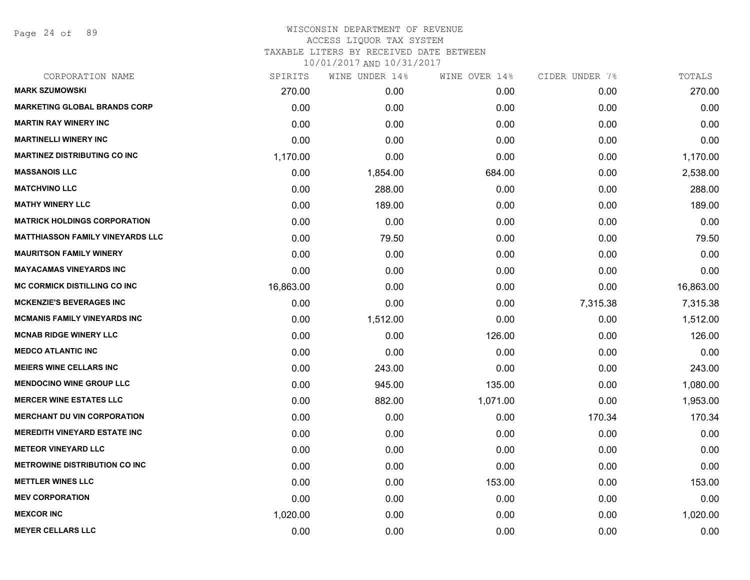# WISCONSIN DEPARTMENT OF REVENUE
ACCESS LIQUOR TAX SYSTEM
TAXABLE LITERS BY RECEIVED DATE BETWEEN
10/01/2017 AND 10/31/2017

| CORPORATION NAME | SPIRITS | WINE UNDER 14% | WINE OVER 14% | CIDER UNDER 7% | TOTALS |
|---|---|---|---|---|---|
| **MARK SZUMOWSKI** | 270.00 | 0.00 | 0.00 | 0.00 | 270.00 |
| **MARKETING GLOBAL BRANDS CORP** | 0.00 | 0.00 | 0.00 | 0.00 | 0.00 |
| **MARTIN RAY WINERY INC** | 0.00 | 0.00 | 0.00 | 0.00 | 0.00 |
| **MARTINELLI WINERY INC** | 0.00 | 0.00 | 0.00 | 0.00 | 0.00 |
| **MARTINEZ DISTRIBUTING CO INC** | 1,170.00 | 0.00 | 0.00 | 0.00 | 1,170.00 |
| **MASSANOIS LLC** | 0.00 | 1,854.00 | 684.00 | 0.00 | 2,538.00 |
| **MATCHVINO LLC** | 0.00 | 288.00 | 0.00 | 0.00 | 288.00 |
| **MATHY WINERY LLC** | 0.00 | 189.00 | 0.00 | 0.00 | 189.00 |
| **MATRICK HOLDINGS CORPORATION** | 0.00 | 0.00 | 0.00 | 0.00 | 0.00 |
| **MATTHIASSON FAMILY VINEYARDS LLC** | 0.00 | 79.50 | 0.00 | 0.00 | 79.50 |
| **MAURITSON FAMILY WINERY** | 0.00 | 0.00 | 0.00 | 0.00 | 0.00 |
| **MAYACAMAS VINEYARDS INC** | 0.00 | 0.00 | 0.00 | 0.00 | 0.00 |
| **MC CORMICK DISTILLING CO INC** | 16,863.00 | 0.00 | 0.00 | 0.00 | 16,863.00 |
| **MCKENZIE'S BEVERAGES INC** | 0.00 | 0.00 | 0.00 | 7,315.38 | 7,315.38 |
| **MCMANIS FAMILY VINEYARDS INC** | 0.00 | 1,512.00 | 0.00 | 0.00 | 1,512.00 |
| **MCNAB RIDGE WINERY LLC** | 0.00 | 0.00 | 126.00 | 0.00 | 126.00 |
| **MEDCO ATLANTIC INC** | 0.00 | 0.00 | 0.00 | 0.00 | 0.00 |
| **MEIERS WINE CELLARS INC** | 0.00 | 243.00 | 0.00 | 0.00 | 243.00 |
| **MENDOCINO WINE GROUP LLC** | 0.00 | 945.00 | 135.00 | 0.00 | 1,080.00 |
| **MERCER WINE ESTATES LLC** | 0.00 | 882.00 | 1,071.00 | 0.00 | 1,953.00 |
| **MERCHANT DU VIN CORPORATION** | 0.00 | 0.00 | 0.00 | 170.34 | 170.34 |
| **MEREDITH VINEYARD ESTATE INC** | 0.00 | 0.00 | 0.00 | 0.00 | 0.00 |
| **METEOR VINEYARD LLC** | 0.00 | 0.00 | 0.00 | 0.00 | 0.00 |
| **METROWINE DISTRIBUTION CO INC** | 0.00 | 0.00 | 0.00 | 0.00 | 0.00 |
| **METTLER WINES LLC** | 0.00 | 0.00 | 153.00 | 0.00 | 153.00 |
| **MEV CORPORATION** | 0.00 | 0.00 | 0.00 | 0.00 | 0.00 |
| **MEXCOR INC** | 1,020.00 | 0.00 | 0.00 | 0.00 | 1,020.00 |
| **MEYER CELLARS LLC** | 0.00 | 0.00 | 0.00 | 0.00 | 0.00 |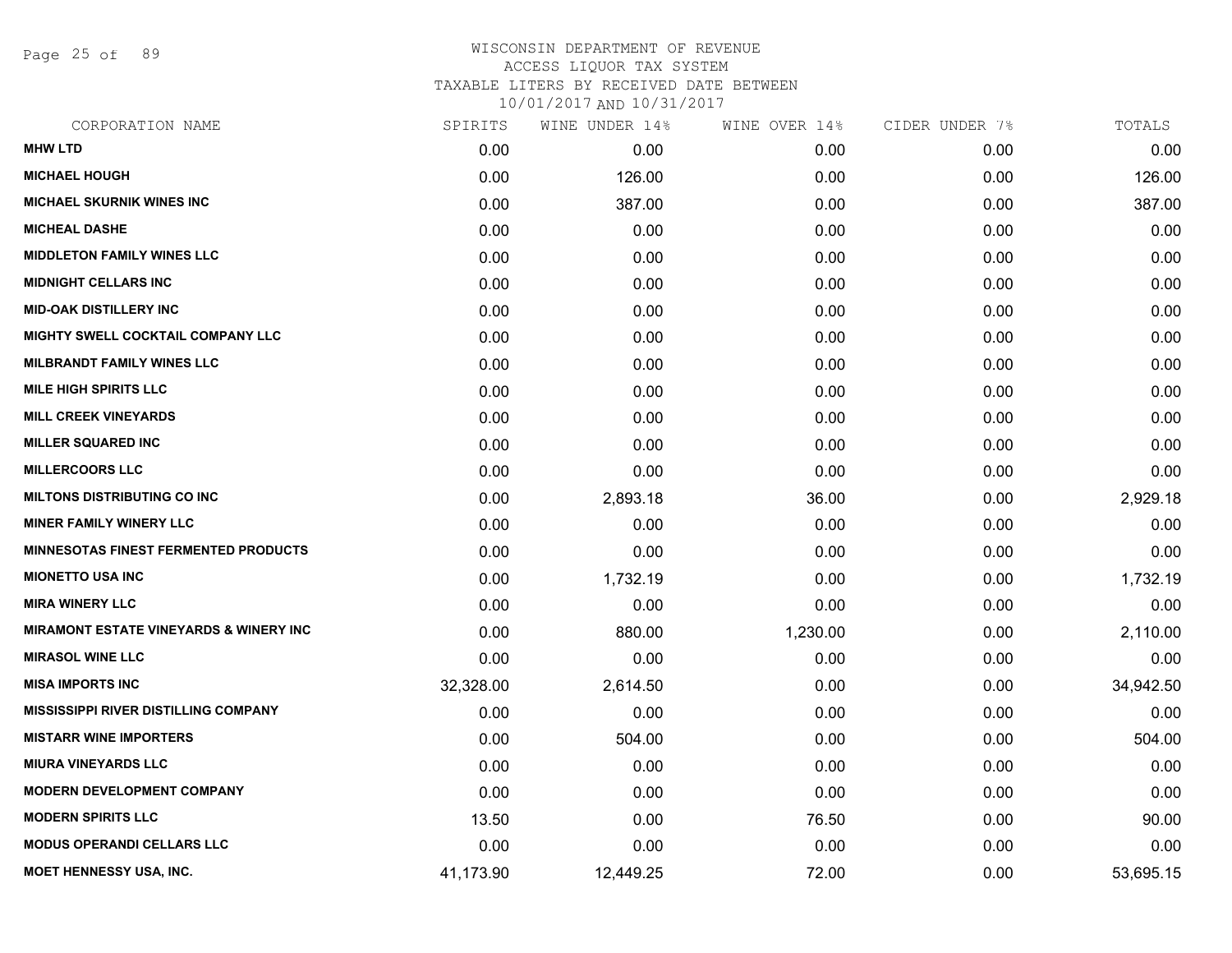WISCONSIN DEPARTMENT OF REVENUE
ACCESS LIQUOR TAX SYSTEM
TAXABLE LITERS BY RECEIVED DATE BETWEEN
10/01/2017 AND 10/31/2017

| CORPORATION NAME | SPIRITS | WINE UNDER 14% | WINE OVER 14% | CIDER UNDER 7% | TOTALS |
|---|---|---|---|---|---|
| MHW LTD | 0.00 | 0.00 | 0.00 | 0.00 | 0.00 |
| MICHAEL HOUGH | 0.00 | 126.00 | 0.00 | 0.00 | 126.00 |
| MICHAEL SKURNIK WINES INC | 0.00 | 387.00 | 0.00 | 0.00 | 387.00 |
| MICHEAL DASHE | 0.00 | 0.00 | 0.00 | 0.00 | 0.00 |
| MIDDLETON FAMILY WINES LLC | 0.00 | 0.00 | 0.00 | 0.00 | 0.00 |
| MIDNIGHT CELLARS INC | 0.00 | 0.00 | 0.00 | 0.00 | 0.00 |
| MID-OAK DISTILLERY INC | 0.00 | 0.00 | 0.00 | 0.00 | 0.00 |
| MIGHTY SWELL COCKTAIL COMPANY LLC | 0.00 | 0.00 | 0.00 | 0.00 | 0.00 |
| MILBRANDT FAMILY WINES LLC | 0.00 | 0.00 | 0.00 | 0.00 | 0.00 |
| MILE HIGH SPIRITS LLC | 0.00 | 0.00 | 0.00 | 0.00 | 0.00 |
| MILL CREEK VINEYARDS | 0.00 | 0.00 | 0.00 | 0.00 | 0.00 |
| MILLER SQUARED INC | 0.00 | 0.00 | 0.00 | 0.00 | 0.00 |
| MILLERCOORS LLC | 0.00 | 0.00 | 0.00 | 0.00 | 0.00 |
| MILTONS DISTRIBUTING CO INC | 0.00 | 2,893.18 | 36.00 | 0.00 | 2,929.18 |
| MINER FAMILY WINERY LLC | 0.00 | 0.00 | 0.00 | 0.00 | 0.00 |
| MINNESOTAS FINEST FERMENTED PRODUCTS | 0.00 | 0.00 | 0.00 | 0.00 | 0.00 |
| MIONETTO USA INC | 0.00 | 1,732.19 | 0.00 | 0.00 | 1,732.19 |
| MIRA WINERY LLC | 0.00 | 0.00 | 0.00 | 0.00 | 0.00 |
| MIRAMONT ESTATE VINEYARDS & WINERY INC | 0.00 | 880.00 | 1,230.00 | 0.00 | 2,110.00 |
| MIRASOL WINE LLC | 0.00 | 0.00 | 0.00 | 0.00 | 0.00 |
| MISA IMPORTS INC | 32,328.00 | 2,614.50 | 0.00 | 0.00 | 34,942.50 |
| MISSISSIPPI RIVER DISTILLING COMPANY | 0.00 | 0.00 | 0.00 | 0.00 | 0.00 |
| MISTARR WINE IMPORTERS | 0.00 | 504.00 | 0.00 | 0.00 | 504.00 |
| MIURA VINEYARDS LLC | 0.00 | 0.00 | 0.00 | 0.00 | 0.00 |
| MODERN DEVELOPMENT COMPANY | 0.00 | 0.00 | 0.00 | 0.00 | 0.00 |
| MODERN SPIRITS LLC | 13.50 | 0.00 | 76.50 | 0.00 | 90.00 |
| MODUS OPERANDI CELLARS LLC | 0.00 | 0.00 | 0.00 | 0.00 | 0.00 |
| MOET HENNESSY USA, INC. | 41,173.90 | 12,449.25 | 72.00 | 0.00 | 53,695.15 |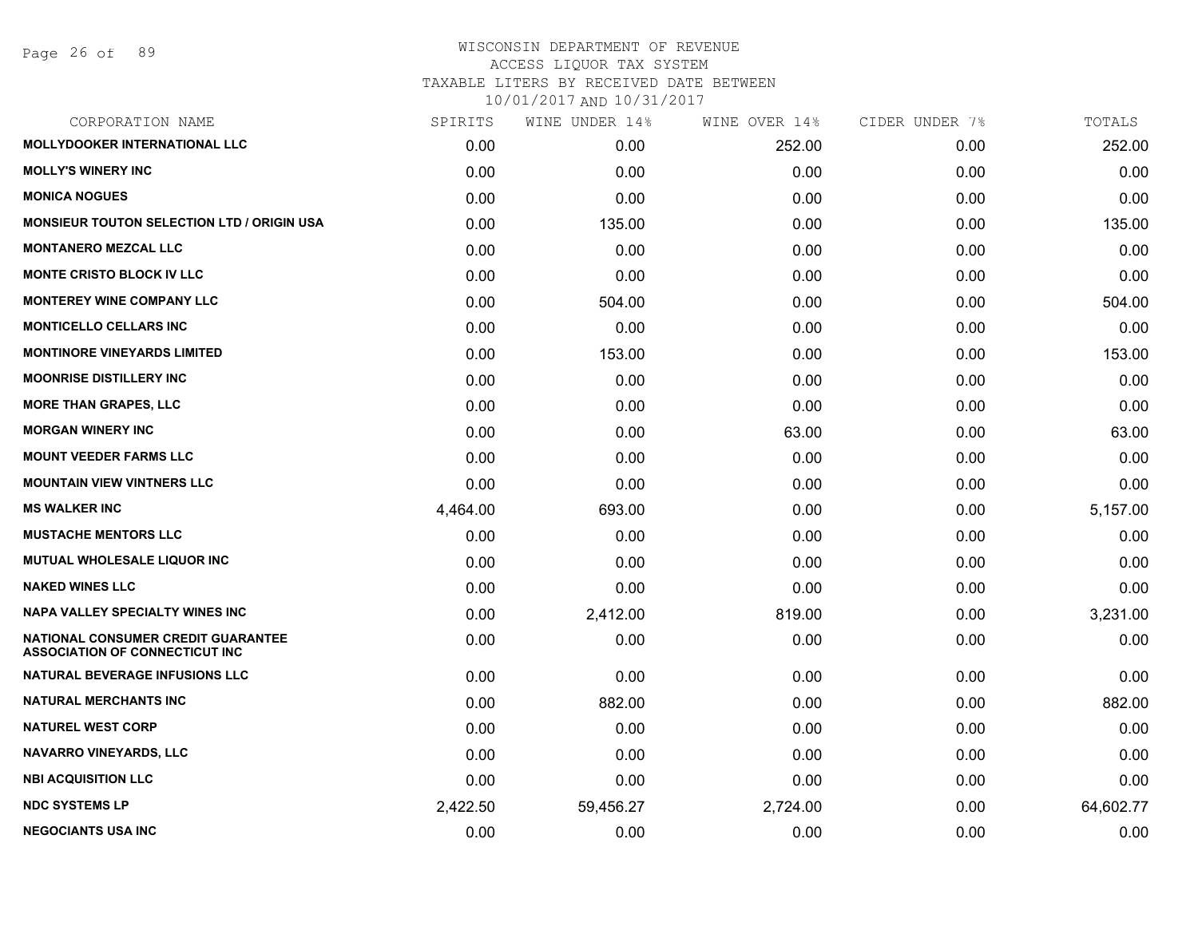# WISCONSIN DEPARTMENT OF REVENUE
## ACCESS LIQUOR TAX SYSTEM
### TAXABLE LITERS BY RECEIVED DATE BETWEEN 10/01/2017 AND 10/31/2017

| CORPORATION NAME | SPIRITS | WINE UNDER 14% | WINE OVER 14% | CIDER UNDER 7% | TOTALS |
|---|---|---|---|---|---|
| MOLLYDOOKER INTERNATIONAL LLC | 0.00 | 0.00 | 252.00 | 0.00 | 252.00 |
| MOLLY'S WINERY INC | 0.00 | 0.00 | 0.00 | 0.00 | 0.00 |
| MONICA NOGUES | 0.00 | 0.00 | 0.00 | 0.00 | 0.00 |
| MONSIEUR TOUTON SELECTION LTD / ORIGIN USA | 0.00 | 135.00 | 0.00 | 0.00 | 135.00 |
| MONTANERO MEZCAL LLC | 0.00 | 0.00 | 0.00 | 0.00 | 0.00 |
| MONTE CRISTO BLOCK IV LLC | 0.00 | 0.00 | 0.00 | 0.00 | 0.00 |
| MONTEREY WINE COMPANY LLC | 0.00 | 504.00 | 0.00 | 0.00 | 504.00 |
| MONTICELLO CELLARS INC | 0.00 | 0.00 | 0.00 | 0.00 | 0.00 |
| MONTINORE VINEYARDS LIMITED | 0.00 | 153.00 | 0.00 | 0.00 | 153.00 |
| MOONRISE DISTILLERY INC | 0.00 | 0.00 | 0.00 | 0.00 | 0.00 |
| MORE THAN GRAPES, LLC | 0.00 | 0.00 | 0.00 | 0.00 | 0.00 |
| MORGAN WINERY INC | 0.00 | 0.00 | 63.00 | 0.00 | 63.00 |
| MOUNT VEEDER FARMS LLC | 0.00 | 0.00 | 0.00 | 0.00 | 0.00 |
| MOUNTAIN VIEW VINTNERS LLC | 0.00 | 0.00 | 0.00 | 0.00 | 0.00 |
| MS WALKER INC | 4,464.00 | 693.00 | 0.00 | 0.00 | 5,157.00 |
| MUSTACHE MENTORS LLC | 0.00 | 0.00 | 0.00 | 0.00 | 0.00 |
| MUTUAL WHOLESALE LIQUOR INC | 0.00 | 0.00 | 0.00 | 0.00 | 0.00 |
| NAKED WINES LLC | 0.00 | 0.00 | 0.00 | 0.00 | 0.00 |
| NAPA VALLEY SPECIALTY WINES INC | 0.00 | 2,412.00 | 819.00 | 0.00 | 3,231.00 |
| NATIONAL CONSUMER CREDIT GUARANTEE ASSOCIATION OF CONNECTICUT INC | 0.00 | 0.00 | 0.00 | 0.00 | 0.00 |
| NATURAL BEVERAGE INFUSIONS LLC | 0.00 | 0.00 | 0.00 | 0.00 | 0.00 |
| NATURAL MERCHANTS INC | 0.00 | 882.00 | 0.00 | 0.00 | 882.00 |
| NATUREL WEST CORP | 0.00 | 0.00 | 0.00 | 0.00 | 0.00 |
| NAVARRO VINEYARDS, LLC | 0.00 | 0.00 | 0.00 | 0.00 | 0.00 |
| NBI ACQUISITION LLC | 0.00 | 0.00 | 0.00 | 0.00 | 0.00 |
| NDC SYSTEMS LP | 2,422.50 | 59,456.27 | 2,724.00 | 0.00 | 64,602.77 |
| NEGOCIANTS USA INC | 0.00 | 0.00 | 0.00 | 0.00 | 0.00 |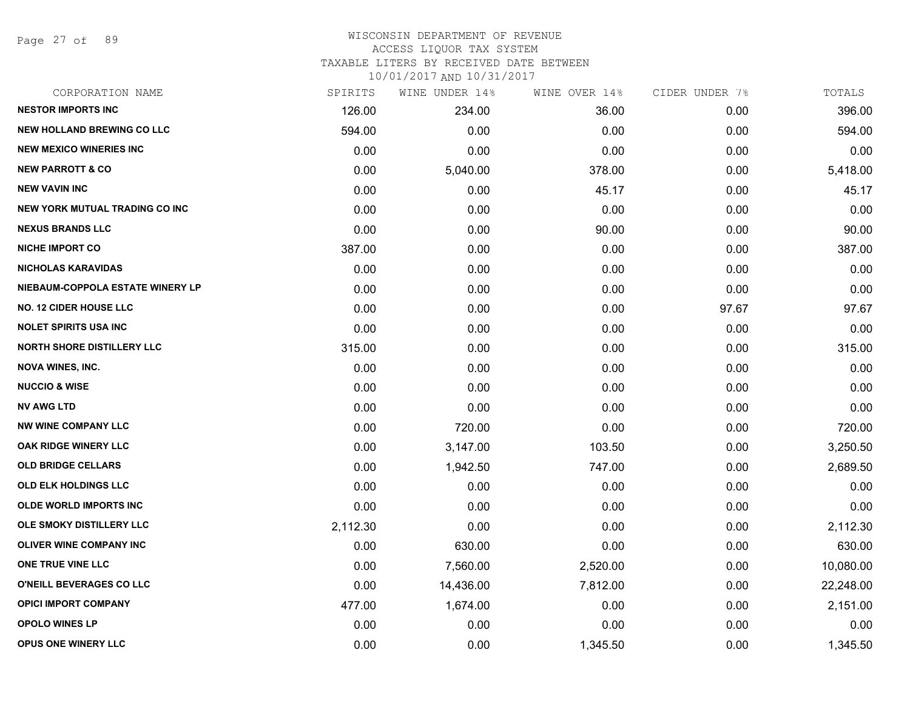# WISCONSIN DEPARTMENT OF REVENUE

ACCESS LIQUOR TAX SYSTEM

TAXABLE LITERS BY RECEIVED DATE BETWEEN

10/01/2017 AND 10/31/2017

| CORPORATION NAME | SPIRITS | WINE UNDER 14% | WINE OVER 14% | CIDER UNDER 7% | TOTALS |
|---|---|---|---|---|---|
| NESTOR IMPORTS INC | 126.00 | 234.00 | 36.00 | 0.00 | 396.00 |
| NEW HOLLAND BREWING CO LLC | 594.00 | 0.00 | 0.00 | 0.00 | 594.00 |
| NEW MEXICO WINERIES INC | 0.00 | 0.00 | 0.00 | 0.00 | 0.00 |
| NEW PARROTT & CO | 0.00 | 5,040.00 | 378.00 | 0.00 | 5,418.00 |
| NEW VAVIN INC | 0.00 | 0.00 | 45.17 | 0.00 | 45.17 |
| NEW YORK MUTUAL TRADING CO INC | 0.00 | 0.00 | 0.00 | 0.00 | 0.00 |
| NEXUS BRANDS LLC | 0.00 | 0.00 | 90.00 | 0.00 | 90.00 |
| NICHE IMPORT CO | 387.00 | 0.00 | 0.00 | 0.00 | 387.00 |
| NICHOLAS KARAVIDAS | 0.00 | 0.00 | 0.00 | 0.00 | 0.00 |
| NIEBAUM-COPPOLA ESTATE WINERY LP | 0.00 | 0.00 | 0.00 | 0.00 | 0.00 |
| NO. 12 CIDER HOUSE LLC | 0.00 | 0.00 | 0.00 | 97.67 | 97.67 |
| NOLET SPIRITS USA INC | 0.00 | 0.00 | 0.00 | 0.00 | 0.00 |
| NORTH SHORE DISTILLERY LLC | 315.00 | 0.00 | 0.00 | 0.00 | 315.00 |
| NOVA WINES, INC. | 0.00 | 0.00 | 0.00 | 0.00 | 0.00 |
| NUCCIO & WISE | 0.00 | 0.00 | 0.00 | 0.00 | 0.00 |
| NV AWG LTD | 0.00 | 0.00 | 0.00 | 0.00 | 0.00 |
| NW WINE COMPANY LLC | 0.00 | 720.00 | 0.00 | 0.00 | 720.00 |
| OAK RIDGE WINERY LLC | 0.00 | 3,147.00 | 103.50 | 0.00 | 3,250.50 |
| OLD BRIDGE CELLARS | 0.00 | 1,942.50 | 747.00 | 0.00 | 2,689.50 |
| OLD ELK HOLDINGS LLC | 0.00 | 0.00 | 0.00 | 0.00 | 0.00 |
| OLDE WORLD IMPORTS INC | 0.00 | 0.00 | 0.00 | 0.00 | 0.00 |
| OLE SMOKY DISTILLERY LLC | 2,112.30 | 0.00 | 0.00 | 0.00 | 2,112.30 |
| OLIVER WINE COMPANY INC | 0.00 | 630.00 | 0.00 | 0.00 | 630.00 |
| ONE TRUE VINE LLC | 0.00 | 7,560.00 | 2,520.00 | 0.00 | 10,080.00 |
| O'NEILL BEVERAGES CO LLC | 0.00 | 14,436.00 | 7,812.00 | 0.00 | 22,248.00 |
| OPICI IMPORT COMPANY | 477.00 | 1,674.00 | 0.00 | 0.00 | 2,151.00 |
| OPOLO WINES LP | 0.00 | 0.00 | 0.00 | 0.00 | 0.00 |
| OPUS ONE WINERY LLC | 0.00 | 0.00 | 1,345.50 | 0.00 | 1,345.50 |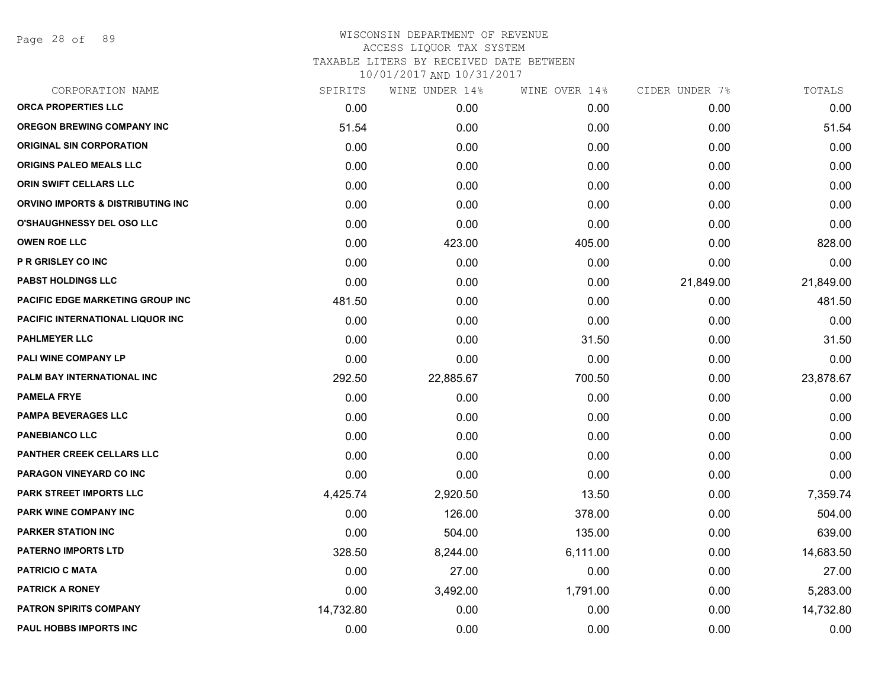# WISCONSIN DEPARTMENT OF REVENUE
## ACCESS LIQUOR TAX SYSTEM
### TAXABLE LITERS BY RECEIVED DATE BETWEEN 10/01/2017 AND 10/31/2017

| CORPORATION NAME | SPIRITS | WINE UNDER 14% | WINE OVER 14% | CIDER UNDER 7% | TOTALS |
|---|---|---|---|---|---|
| ORCA PROPERTIES LLC | 0.00 | 0.00 | 0.00 | 0.00 | 0.00 |
| OREGON BREWING COMPANY INC | 51.54 | 0.00 | 0.00 | 0.00 | 51.54 |
| ORIGINAL SIN CORPORATION | 0.00 | 0.00 | 0.00 | 0.00 | 0.00 |
| ORIGINS PALEO MEALS LLC | 0.00 | 0.00 | 0.00 | 0.00 | 0.00 |
| ORIN SWIFT CELLARS LLC | 0.00 | 0.00 | 0.00 | 0.00 | 0.00 |
| ORVINO IMPORTS & DISTRIBUTING INC | 0.00 | 0.00 | 0.00 | 0.00 | 0.00 |
| O'SHAUGHNESSY DEL OSO LLC | 0.00 | 0.00 | 0.00 | 0.00 | 0.00 |
| OWEN ROE LLC | 0.00 | 423.00 | 405.00 | 0.00 | 828.00 |
| P R GRISLEY CO INC | 0.00 | 0.00 | 0.00 | 0.00 | 0.00 |
| PABST HOLDINGS LLC | 0.00 | 0.00 | 0.00 | 21,849.00 | 21,849.00 |
| PACIFIC EDGE MARKETING GROUP INC | 481.50 | 0.00 | 0.00 | 0.00 | 481.50 |
| PACIFIC INTERNATIONAL LIQUOR INC | 0.00 | 0.00 | 0.00 | 0.00 | 0.00 |
| PAHLMEYER LLC | 0.00 | 0.00 | 31.50 | 0.00 | 31.50 |
| PALI WINE COMPANY LP | 0.00 | 0.00 | 0.00 | 0.00 | 0.00 |
| PALM BAY INTERNATIONAL INC | 292.50 | 22,885.67 | 700.50 | 0.00 | 23,878.67 |
| PAMELA FRYE | 0.00 | 0.00 | 0.00 | 0.00 | 0.00 |
| PAMPA BEVERAGES LLC | 0.00 | 0.00 | 0.00 | 0.00 | 0.00 |
| PANEBIANCO LLC | 0.00 | 0.00 | 0.00 | 0.00 | 0.00 |
| PANTHER CREEK CELLARS LLC | 0.00 | 0.00 | 0.00 | 0.00 | 0.00 |
| PARAGON VINEYARD CO INC | 0.00 | 0.00 | 0.00 | 0.00 | 0.00 |
| PARK STREET IMPORTS LLC | 4,425.74 | 2,920.50 | 13.50 | 0.00 | 7,359.74 |
| PARK WINE COMPANY INC | 0.00 | 126.00 | 378.00 | 0.00 | 504.00 |
| PARKER STATION INC | 0.00 | 504.00 | 135.00 | 0.00 | 639.00 |
| PATERNO IMPORTS LTD | 328.50 | 8,244.00 | 6,111.00 | 0.00 | 14,683.50 |
| PATRICIO C MATA | 0.00 | 27.00 | 0.00 | 0.00 | 27.00 |
| PATRICK A RONEY | 0.00 | 3,492.00 | 1,791.00 | 0.00 | 5,283.00 |
| PATRON SPIRITS COMPANY | 14,732.80 | 0.00 | 0.00 | 0.00 | 14,732.80 |
| PAUL HOBBS IMPORTS INC | 0.00 | 0.00 | 0.00 | 0.00 | 0.00 |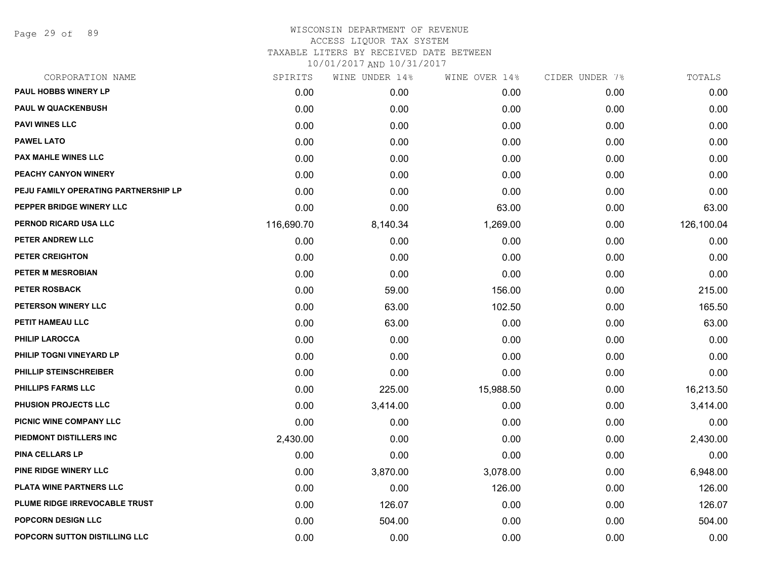WISCONSIN DEPARTMENT OF REVENUE
ACCESS LIQUOR TAX SYSTEM
TAXABLE LITERS BY RECEIVED DATE BETWEEN
10/01/2017 AND 10/31/2017

| CORPORATION NAME | SPIRITS | WINE UNDER 14% | WINE OVER 14% | CIDER UNDER 7% | TOTALS |
|---|---|---|---|---|---|
| PAUL HOBBS WINERY LP | 0.00 | 0.00 | 0.00 | 0.00 | 0.00 |
| PAUL W QUACKENBUSH | 0.00 | 0.00 | 0.00 | 0.00 | 0.00 |
| PAVI WINES LLC | 0.00 | 0.00 | 0.00 | 0.00 | 0.00 |
| PAWEL LATO | 0.00 | 0.00 | 0.00 | 0.00 | 0.00 |
| PAX MAHLE WINES LLC | 0.00 | 0.00 | 0.00 | 0.00 | 0.00 |
| PEACHY CANYON WINERY | 0.00 | 0.00 | 0.00 | 0.00 | 0.00 |
| PEJU FAMILY OPERATING PARTNERSHIP LP | 0.00 | 0.00 | 0.00 | 0.00 | 0.00 |
| PEPPER BRIDGE WINERY LLC | 0.00 | 0.00 | 63.00 | 0.00 | 63.00 |
| PERNOD RICARD USA LLC | 116,690.70 | 8,140.34 | 1,269.00 | 0.00 | 126,100.04 |
| PETER ANDREW LLC | 0.00 | 0.00 | 0.00 | 0.00 | 0.00 |
| PETER CREIGHTON | 0.00 | 0.00 | 0.00 | 0.00 | 0.00 |
| PETER M MESROBIAN | 0.00 | 0.00 | 0.00 | 0.00 | 0.00 |
| PETER ROSBACK | 0.00 | 59.00 | 156.00 | 0.00 | 215.00 |
| PETERSON WINERY LLC | 0.00 | 63.00 | 102.50 | 0.00 | 165.50 |
| PETIT HAMEAU LLC | 0.00 | 63.00 | 0.00 | 0.00 | 63.00 |
| PHILIP LAROCCA | 0.00 | 0.00 | 0.00 | 0.00 | 0.00 |
| PHILIP TOGNI VINEYARD LP | 0.00 | 0.00 | 0.00 | 0.00 | 0.00 |
| PHILLIP STEINSCHREIBER | 0.00 | 0.00 | 0.00 | 0.00 | 0.00 |
| PHILLIPS FARMS LLC | 0.00 | 225.00 | 15,988.50 | 0.00 | 16,213.50 |
| PHUSION PROJECTS LLC | 0.00 | 3,414.00 | 0.00 | 0.00 | 3,414.00 |
| PICNIC WINE COMPANY LLC | 0.00 | 0.00 | 0.00 | 0.00 | 0.00 |
| PIEDMONT DISTILLERS INC | 2,430.00 | 0.00 | 0.00 | 0.00 | 2,430.00 |
| PINA CELLARS LP | 0.00 | 0.00 | 0.00 | 0.00 | 0.00 |
| PINE RIDGE WINERY LLC | 0.00 | 3,870.00 | 3,078.00 | 0.00 | 6,948.00 |
| PLATA WINE PARTNERS LLC | 0.00 | 0.00 | 126.00 | 0.00 | 126.00 |
| PLUME RIDGE IRREVOCABLE TRUST | 0.00 | 126.07 | 0.00 | 0.00 | 126.07 |
| POPCORN DESIGN LLC | 0.00 | 504.00 | 0.00 | 0.00 | 504.00 |
| POPCORN SUTTON DISTILLING LLC | 0.00 | 0.00 | 0.00 | 0.00 | 0.00 |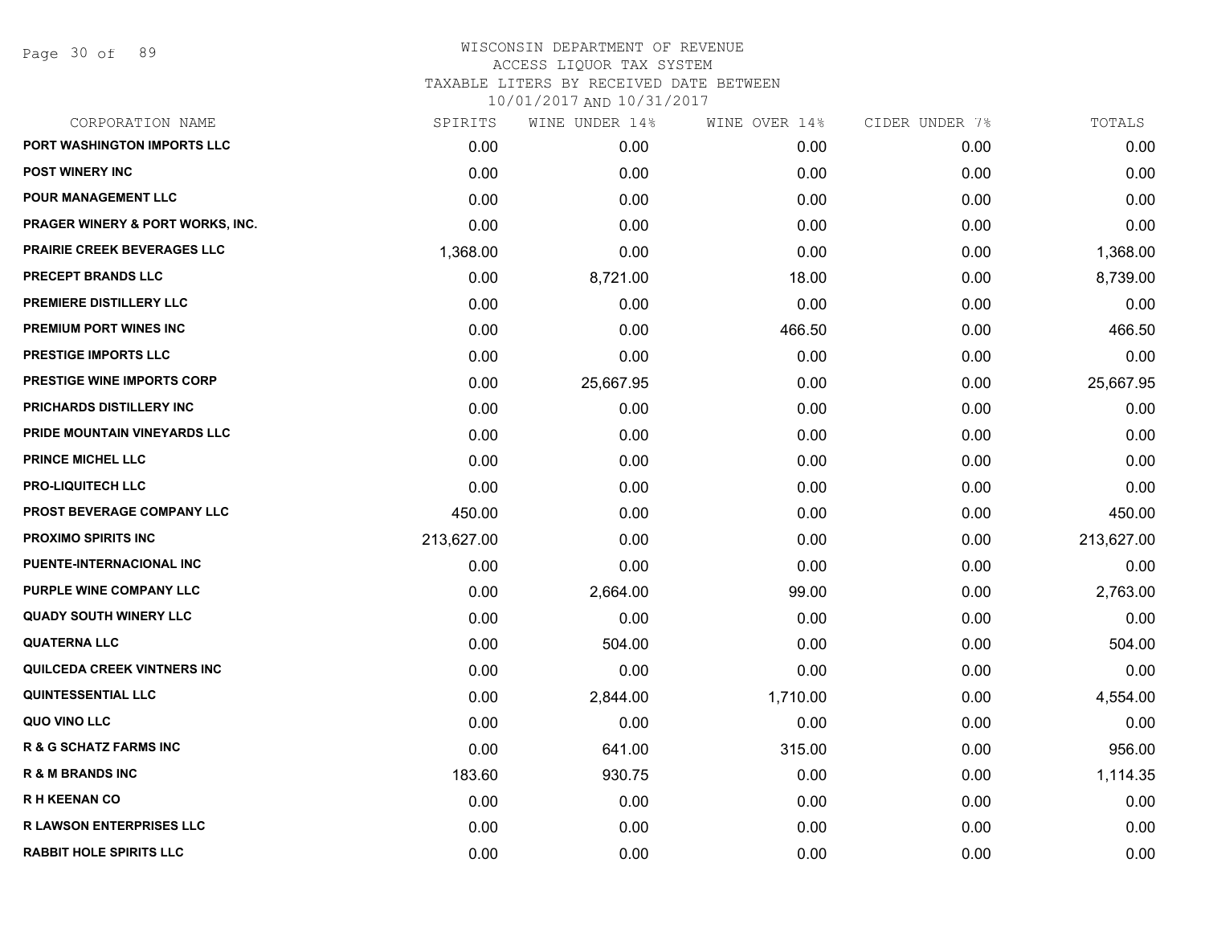WISCONSIN DEPARTMENT OF REVENUE
ACCESS LIQUOR TAX SYSTEM
TAXABLE LITERS BY RECEIVED DATE BETWEEN
10/01/2017 AND 10/31/2017

| CORPORATION NAME | SPIRITS | WINE UNDER 14% | WINE OVER 14% | CIDER UNDER 7% | TOTALS |
|---|---|---|---|---|---|
| PORT WASHINGTON IMPORTS LLC | 0.00 | 0.00 | 0.00 | 0.00 | 0.00 |
| POST WINERY INC | 0.00 | 0.00 | 0.00 | 0.00 | 0.00 |
| POUR MANAGEMENT LLC | 0.00 | 0.00 | 0.00 | 0.00 | 0.00 |
| PRAGER WINERY & PORT WORKS, INC. | 0.00 | 0.00 | 0.00 | 0.00 | 0.00 |
| PRAIRIE CREEK BEVERAGES LLC | 1,368.00 | 0.00 | 0.00 | 0.00 | 1,368.00 |
| PRECEPT BRANDS LLC | 0.00 | 8,721.00 | 18.00 | 0.00 | 8,739.00 |
| PREMIERE DISTILLERY LLC | 0.00 | 0.00 | 0.00 | 0.00 | 0.00 |
| PREMIUM PORT WINES INC | 0.00 | 0.00 | 466.50 | 0.00 | 466.50 |
| PRESTIGE IMPORTS LLC | 0.00 | 0.00 | 0.00 | 0.00 | 0.00 |
| PRESTIGE WINE IMPORTS CORP | 0.00 | 25,667.95 | 0.00 | 0.00 | 25,667.95 |
| PRICHARDS DISTILLERY INC | 0.00 | 0.00 | 0.00 | 0.00 | 0.00 |
| PRIDE MOUNTAIN VINEYARDS LLC | 0.00 | 0.00 | 0.00 | 0.00 | 0.00 |
| PRINCE MICHEL LLC | 0.00 | 0.00 | 0.00 | 0.00 | 0.00 |
| PRO-LIQUITECH LLC | 0.00 | 0.00 | 0.00 | 0.00 | 0.00 |
| PROST BEVERAGE COMPANY LLC | 450.00 | 0.00 | 0.00 | 0.00 | 450.00 |
| PROXIMO SPIRITS INC | 213,627.00 | 0.00 | 0.00 | 0.00 | 213,627.00 |
| PUENTE-INTERNACIONAL INC | 0.00 | 0.00 | 0.00 | 0.00 | 0.00 |
| PURPLE WINE COMPANY LLC | 0.00 | 2,664.00 | 99.00 | 0.00 | 2,763.00 |
| QUADY SOUTH WINERY LLC | 0.00 | 0.00 | 0.00 | 0.00 | 0.00 |
| QUATERNA LLC | 0.00 | 504.00 | 0.00 | 0.00 | 504.00 |
| QUILCEDA CREEK VINTNERS INC | 0.00 | 0.00 | 0.00 | 0.00 | 0.00 |
| QUINTESSENTIAL LLC | 0.00 | 2,844.00 | 1,710.00 | 0.00 | 4,554.00 |
| QUO VINO LLC | 0.00 | 0.00 | 0.00 | 0.00 | 0.00 |
| R & G SCHATZ FARMS INC | 0.00 | 641.00 | 315.00 | 0.00 | 956.00 |
| R & M BRANDS INC | 183.60 | 930.75 | 0.00 | 0.00 | 1,114.35 |
| R H KEENAN CO | 0.00 | 0.00 | 0.00 | 0.00 | 0.00 |
| R LAWSON ENTERPRISES LLC | 0.00 | 0.00 | 0.00 | 0.00 | 0.00 |
| RABBIT HOLE SPIRITS LLC | 0.00 | 0.00 | 0.00 | 0.00 | 0.00 |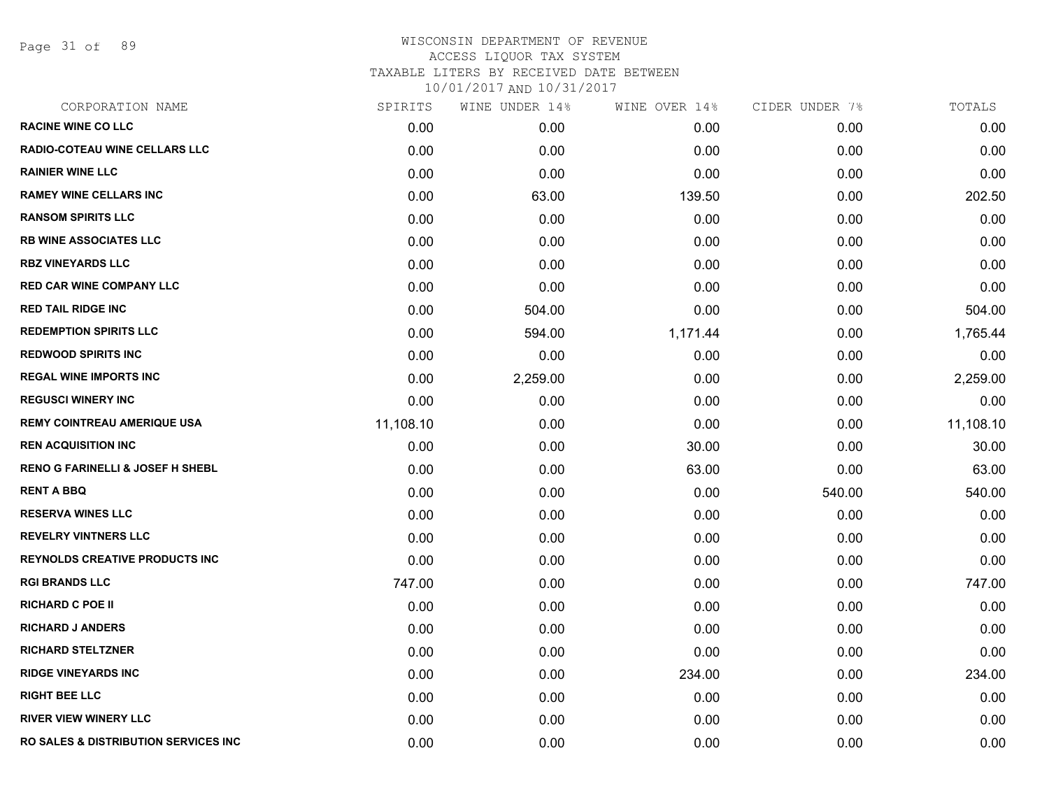# WISCONSIN DEPARTMENT OF REVENUE
## ACCESS LIQUOR TAX SYSTEM
### TAXABLE LITERS BY RECEIVED DATE BETWEEN 10/01/2017 AND 10/31/2017

| CORPORATION NAME | SPIRITS | WINE UNDER 14% | WINE OVER 14% | CIDER UNDER 7% | TOTALS |
|---|---|---|---|---|---|
| RACINE WINE CO LLC | 0.00 | 0.00 | 0.00 | 0.00 | 0.00 |
| RADIO-COTEAU WINE CELLARS LLC | 0.00 | 0.00 | 0.00 | 0.00 | 0.00 |
| RAINIER WINE LLC | 0.00 | 0.00 | 0.00 | 0.00 | 0.00 |
| RAMEY WINE CELLARS INC | 0.00 | 63.00 | 139.50 | 0.00 | 202.50 |
| RANSOM SPIRITS LLC | 0.00 | 0.00 | 0.00 | 0.00 | 0.00 |
| RB WINE ASSOCIATES LLC | 0.00 | 0.00 | 0.00 | 0.00 | 0.00 |
| RBZ VINEYARDS LLC | 0.00 | 0.00 | 0.00 | 0.00 | 0.00 |
| RED CAR WINE COMPANY LLC | 0.00 | 0.00 | 0.00 | 0.00 | 0.00 |
| RED TAIL RIDGE INC | 0.00 | 504.00 | 0.00 | 0.00 | 504.00 |
| REDEMPTION SPIRITS LLC | 0.00 | 594.00 | 1,171.44 | 0.00 | 1,765.44 |
| REDWOOD SPIRITS INC | 0.00 | 0.00 | 0.00 | 0.00 | 0.00 |
| REGAL WINE IMPORTS INC | 0.00 | 2,259.00 | 0.00 | 0.00 | 2,259.00 |
| REGUSCI WINERY INC | 0.00 | 0.00 | 0.00 | 0.00 | 0.00 |
| REMY COINTREAU AMERIQUE USA | 11,108.10 | 0.00 | 0.00 | 0.00 | 11,108.10 |
| REN ACQUISITION INC | 0.00 | 0.00 | 30.00 | 0.00 | 30.00 |
| RENO G FARINELLI & JOSEF H SHEBL | 0.00 | 0.00 | 63.00 | 0.00 | 63.00 |
| RENT A BBQ | 0.00 | 0.00 | 0.00 | 540.00 | 540.00 |
| RESERVA WINES LLC | 0.00 | 0.00 | 0.00 | 0.00 | 0.00 |
| REVELRY VINTNERS LLC | 0.00 | 0.00 | 0.00 | 0.00 | 0.00 |
| REYNOLDS CREATIVE PRODUCTS INC | 0.00 | 0.00 | 0.00 | 0.00 | 0.00 |
| RGI BRANDS LLC | 747.00 | 0.00 | 0.00 | 0.00 | 747.00 |
| RICHARD C POE II | 0.00 | 0.00 | 0.00 | 0.00 | 0.00 |
| RICHARD J ANDERS | 0.00 | 0.00 | 0.00 | 0.00 | 0.00 |
| RICHARD STELTZNER | 0.00 | 0.00 | 0.00 | 0.00 | 0.00 |
| RIDGE VINEYARDS INC | 0.00 | 0.00 | 234.00 | 0.00 | 234.00 |
| RIGHT BEE LLC | 0.00 | 0.00 | 0.00 | 0.00 | 0.00 |
| RIVER VIEW WINERY LLC | 0.00 | 0.00 | 0.00 | 0.00 | 0.00 |
| RO SALES & DISTRIBUTION SERVICES INC | 0.00 | 0.00 | 0.00 | 0.00 | 0.00 |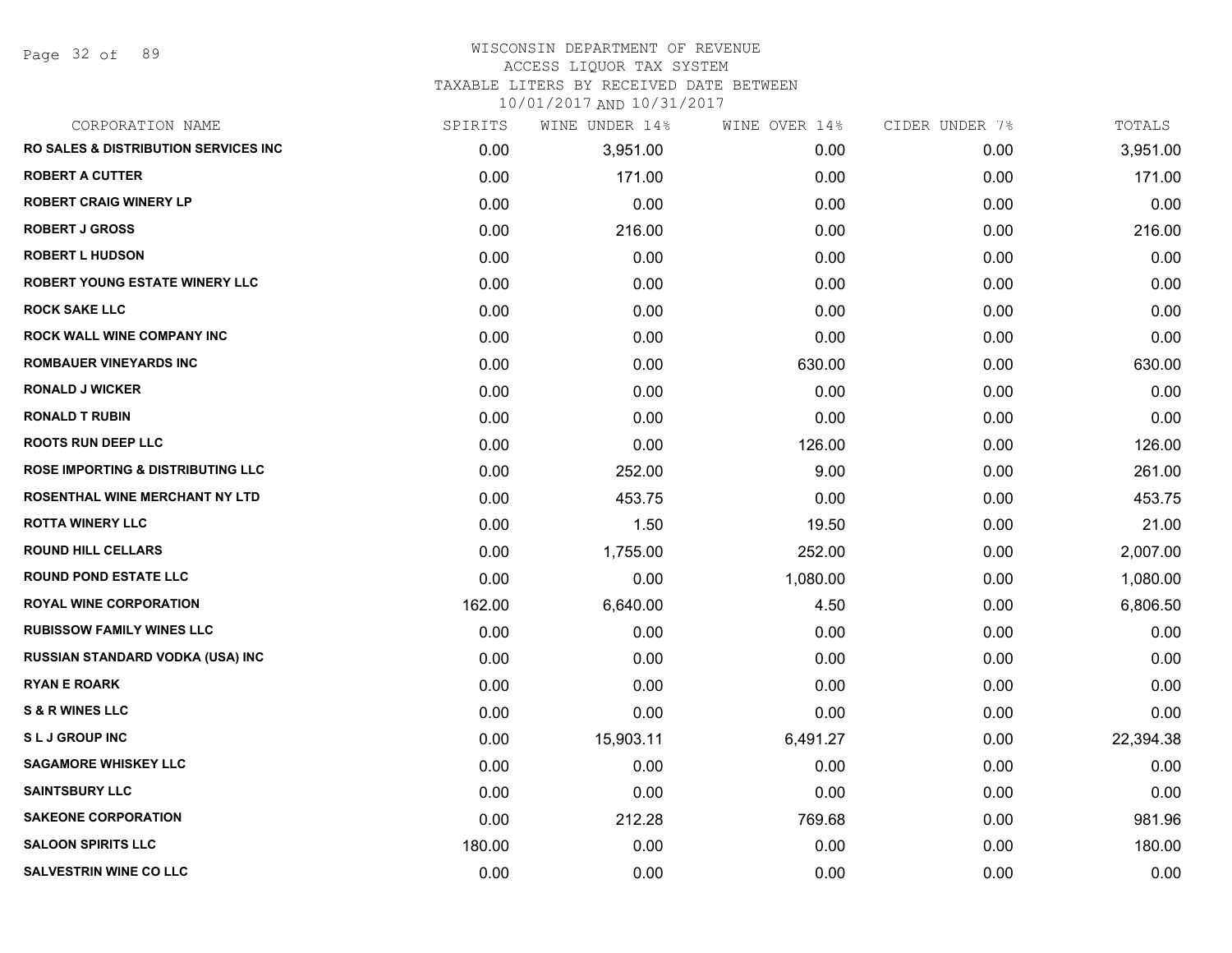# WISCONSIN DEPARTMENT OF REVENUE
## ACCESS LIQUOR TAX SYSTEM
### TAXABLE LITERS BY RECEIVED DATE BETWEEN 10/01/2017 AND 10/31/2017

| CORPORATION NAME | SPIRITS | WINE UNDER 14% | WINE OVER 14% | CIDER UNDER 7% | TOTALS |
|---|---|---|---|---|---|
| RO SALES & DISTRIBUTION SERVICES INC | 0.00 | 3,951.00 | 0.00 | 0.00 | 3,951.00 |
| ROBERT A CUTTER | 0.00 | 171.00 | 0.00 | 0.00 | 171.00 |
| ROBERT CRAIG WINERY LP | 0.00 | 0.00 | 0.00 | 0.00 | 0.00 |
| ROBERT J GROSS | 0.00 | 216.00 | 0.00 | 0.00 | 216.00 |
| ROBERT L HUDSON | 0.00 | 0.00 | 0.00 | 0.00 | 0.00 |
| ROBERT YOUNG ESTATE WINERY LLC | 0.00 | 0.00 | 0.00 | 0.00 | 0.00 |
| ROCK SAKE LLC | 0.00 | 0.00 | 0.00 | 0.00 | 0.00 |
| ROCK WALL WINE COMPANY INC | 0.00 | 0.00 | 0.00 | 0.00 | 0.00 |
| ROMBAUER VINEYARDS INC | 0.00 | 0.00 | 630.00 | 0.00 | 630.00 |
| RONALD J WICKER | 0.00 | 0.00 | 0.00 | 0.00 | 0.00 |
| RONALD T RUBIN | 0.00 | 0.00 | 0.00 | 0.00 | 0.00 |
| ROOTS RUN DEEP LLC | 0.00 | 0.00 | 126.00 | 0.00 | 126.00 |
| ROSE IMPORTING & DISTRIBUTING LLC | 0.00 | 252.00 | 9.00 | 0.00 | 261.00 |
| ROSENTHAL WINE MERCHANT NY LTD | 0.00 | 453.75 | 0.00 | 0.00 | 453.75 |
| ROTTA WINERY LLC | 0.00 | 1.50 | 19.50 | 0.00 | 21.00 |
| ROUND HILL CELLARS | 0.00 | 1,755.00 | 252.00 | 0.00 | 2,007.00 |
| ROUND POND ESTATE LLC | 0.00 | 0.00 | 1,080.00 | 0.00 | 1,080.00 |
| ROYAL WINE CORPORATION | 162.00 | 6,640.00 | 4.50 | 0.00 | 6,806.50 |
| RUBISSOW FAMILY WINES LLC | 0.00 | 0.00 | 0.00 | 0.00 | 0.00 |
| RUSSIAN STANDARD VODKA (USA) INC | 0.00 | 0.00 | 0.00 | 0.00 | 0.00 |
| RYAN E ROARK | 0.00 | 0.00 | 0.00 | 0.00 | 0.00 |
| S & R WINES LLC | 0.00 | 0.00 | 0.00 | 0.00 | 0.00 |
| S L J GROUP INC | 0.00 | 15,903.11 | 6,491.27 | 0.00 | 22,394.38 |
| SAGAMORE WHISKEY LLC | 0.00 | 0.00 | 0.00 | 0.00 | 0.00 |
| SAINTSBURY LLC | 0.00 | 0.00 | 0.00 | 0.00 | 0.00 |
| SAKEONE CORPORATION | 0.00 | 212.28 | 769.68 | 0.00 | 981.96 |
| SALOON SPIRITS LLC | 180.00 | 0.00 | 0.00 | 0.00 | 180.00 |
| SALVESTRIN WINE CO LLC | 0.00 | 0.00 | 0.00 | 0.00 | 0.00 |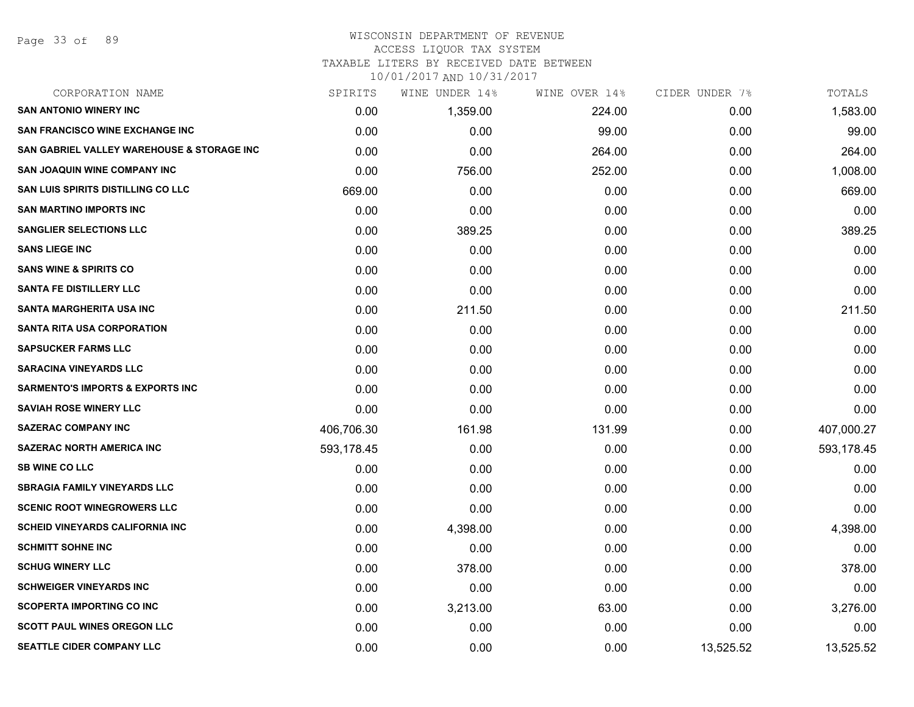WISCONSIN DEPARTMENT OF REVENUE
ACCESS LIQUOR TAX SYSTEM
TAXABLE LITERS BY RECEIVED DATE BETWEEN
10/01/2017 AND 10/31/2017

| CORPORATION NAME | SPIRITS | WINE UNDER 14% | WINE OVER 14% | CIDER UNDER 7% | TOTALS |
|---|---|---|---|---|---|
| SAN ANTONIO WINERY INC | 0.00 | 1,359.00 | 224.00 | 0.00 | 1,583.00 |
| SAN FRANCISCO WINE EXCHANGE INC | 0.00 | 0.00 | 99.00 | 0.00 | 99.00 |
| SAN GABRIEL VALLEY WAREHOUSE & STORAGE INC | 0.00 | 0.00 | 264.00 | 0.00 | 264.00 |
| SAN JOAQUIN WINE COMPANY INC | 0.00 | 756.00 | 252.00 | 0.00 | 1,008.00 |
| SAN LUIS SPIRITS DISTILLING CO LLC | 669.00 | 0.00 | 0.00 | 0.00 | 669.00 |
| SAN MARTINO IMPORTS INC | 0.00 | 0.00 | 0.00 | 0.00 | 0.00 |
| SANGLIER SELECTIONS LLC | 0.00 | 389.25 | 0.00 | 0.00 | 389.25 |
| SANS LIEGE INC | 0.00 | 0.00 | 0.00 | 0.00 | 0.00 |
| SANS WINE & SPIRITS CO | 0.00 | 0.00 | 0.00 | 0.00 | 0.00 |
| SANTA FE DISTILLERY LLC | 0.00 | 0.00 | 0.00 | 0.00 | 0.00 |
| SANTA MARGHERITA USA INC | 0.00 | 211.50 | 0.00 | 0.00 | 211.50 |
| SANTA RITA USA CORPORATION | 0.00 | 0.00 | 0.00 | 0.00 | 0.00 |
| SAPSUCKER FARMS LLC | 0.00 | 0.00 | 0.00 | 0.00 | 0.00 |
| SARACINA VINEYARDS LLC | 0.00 | 0.00 | 0.00 | 0.00 | 0.00 |
| SARMENTO'S IMPORTS & EXPORTS INC | 0.00 | 0.00 | 0.00 | 0.00 | 0.00 |
| SAVIAH ROSE WINERY LLC | 0.00 | 0.00 | 0.00 | 0.00 | 0.00 |
| SAZERAC COMPANY INC | 406,706.30 | 161.98 | 131.99 | 0.00 | 407,000.27 |
| SAZERAC NORTH AMERICA INC | 593,178.45 | 0.00 | 0.00 | 0.00 | 593,178.45 |
| SB WINE CO LLC | 0.00 | 0.00 | 0.00 | 0.00 | 0.00 |
| SBRAGIA FAMILY VINEYARDS LLC | 0.00 | 0.00 | 0.00 | 0.00 | 0.00 |
| SCENIC ROOT WINEGROWERS LLC | 0.00 | 0.00 | 0.00 | 0.00 | 0.00 |
| SCHEID VINEYARDS CALIFORNIA INC | 0.00 | 4,398.00 | 0.00 | 0.00 | 4,398.00 |
| SCHMITT SOHNE INC | 0.00 | 0.00 | 0.00 | 0.00 | 0.00 |
| SCHUG WINERY LLC | 0.00 | 378.00 | 0.00 | 0.00 | 378.00 |
| SCHWEIGER VINEYARDS INC | 0.00 | 0.00 | 0.00 | 0.00 | 0.00 |
| SCOPERTA IMPORTING CO INC | 0.00 | 3,213.00 | 63.00 | 0.00 | 3,276.00 |
| SCOTT PAUL WINES OREGON LLC | 0.00 | 0.00 | 0.00 | 0.00 | 0.00 |
| SEATTLE CIDER COMPANY LLC | 0.00 | 0.00 | 0.00 | 13,525.52 | 13,525.52 |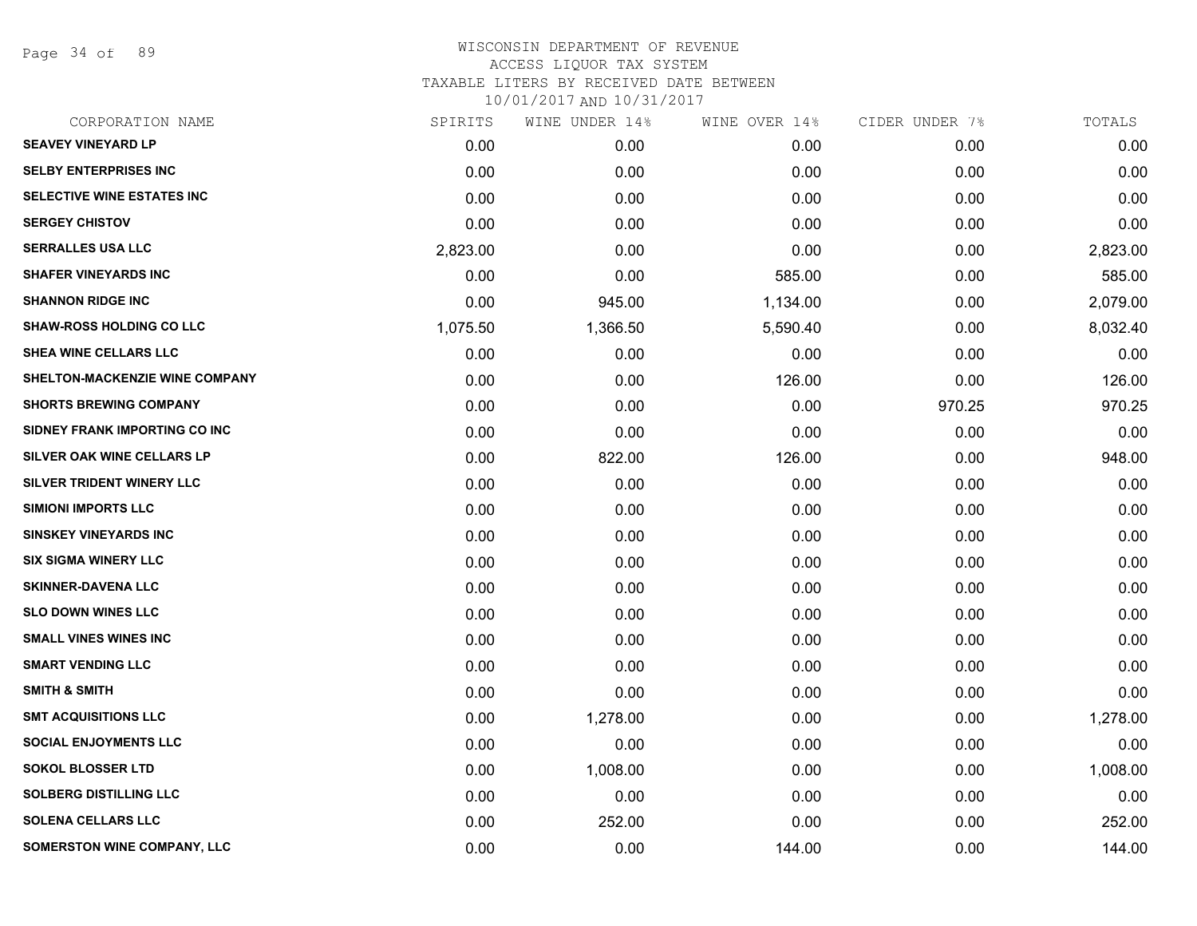WISCONSIN DEPARTMENT OF REVENUE
ACCESS LIQUOR TAX SYSTEM
TAXABLE LITERS BY RECEIVED DATE BETWEEN
10/01/2017 AND 10/31/2017

| CORPORATION NAME | SPIRITS | WINE UNDER 14% | WINE OVER 14% | CIDER UNDER 7% | TOTALS |
|---|---|---|---|---|---|
| SEAVEY VINEYARD LP | 0.00 | 0.00 | 0.00 | 0.00 | 0.00 |
| SELBY ENTERPRISES INC | 0.00 | 0.00 | 0.00 | 0.00 | 0.00 |
| SELECTIVE WINE ESTATES INC | 0.00 | 0.00 | 0.00 | 0.00 | 0.00 |
| SERGEY CHISTOV | 0.00 | 0.00 | 0.00 | 0.00 | 0.00 |
| SERRALLES USA LLC | 2,823.00 | 0.00 | 0.00 | 0.00 | 2,823.00 |
| SHAFER VINEYARDS INC | 0.00 | 0.00 | 585.00 | 0.00 | 585.00 |
| SHANNON RIDGE INC | 0.00 | 945.00 | 1,134.00 | 0.00 | 2,079.00 |
| SHAW-ROSS HOLDING CO LLC | 1,075.50 | 1,366.50 | 5,590.40 | 0.00 | 8,032.40 |
| SHEA WINE CELLARS LLC | 0.00 | 0.00 | 0.00 | 0.00 | 0.00 |
| SHELTON-MACKENZIE WINE COMPANY | 0.00 | 0.00 | 126.00 | 0.00 | 126.00 |
| SHORTS BREWING COMPANY | 0.00 | 0.00 | 0.00 | 970.25 | 970.25 |
| SIDNEY FRANK IMPORTING CO INC | 0.00 | 0.00 | 0.00 | 0.00 | 0.00 |
| SILVER OAK WINE CELLARS LP | 0.00 | 822.00 | 126.00 | 0.00 | 948.00 |
| SILVER TRIDENT WINERY LLC | 0.00 | 0.00 | 0.00 | 0.00 | 0.00 |
| SIMIONI IMPORTS LLC | 0.00 | 0.00 | 0.00 | 0.00 | 0.00 |
| SINSKEY VINEYARDS INC | 0.00 | 0.00 | 0.00 | 0.00 | 0.00 |
| SIX SIGMA WINERY LLC | 0.00 | 0.00 | 0.00 | 0.00 | 0.00 |
| SKINNER-DAVENA LLC | 0.00 | 0.00 | 0.00 | 0.00 | 0.00 |
| SLO DOWN WINES LLC | 0.00 | 0.00 | 0.00 | 0.00 | 0.00 |
| SMALL VINES WINES INC | 0.00 | 0.00 | 0.00 | 0.00 | 0.00 |
| SMART VENDING LLC | 0.00 | 0.00 | 0.00 | 0.00 | 0.00 |
| SMITH & SMITH | 0.00 | 0.00 | 0.00 | 0.00 | 0.00 |
| SMT ACQUISITIONS LLC | 0.00 | 1,278.00 | 0.00 | 0.00 | 1,278.00 |
| SOCIAL ENJOYMENTS LLC | 0.00 | 0.00 | 0.00 | 0.00 | 0.00 |
| SOKOL BLOSSER LTD | 0.00 | 1,008.00 | 0.00 | 0.00 | 1,008.00 |
| SOLBERG DISTILLING LLC | 0.00 | 0.00 | 0.00 | 0.00 | 0.00 |
| SOLENA CELLARS LLC | 0.00 | 252.00 | 0.00 | 0.00 | 252.00 |
| SOMERSTON WINE COMPANY, LLC | 0.00 | 0.00 | 144.00 | 0.00 | 144.00 |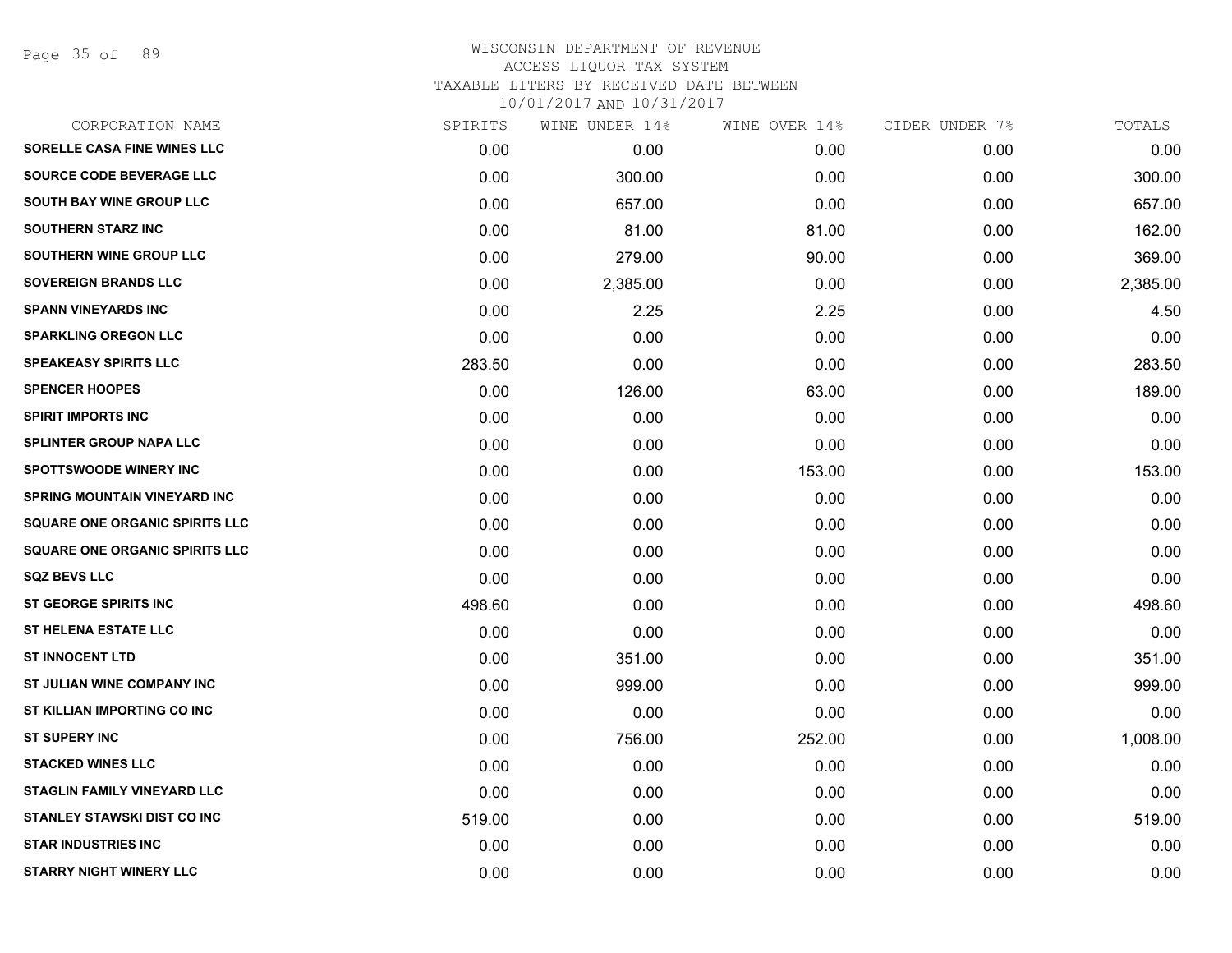WISCONSIN DEPARTMENT OF REVENUE
ACCESS LIQUOR TAX SYSTEM
TAXABLE LITERS BY RECEIVED DATE BETWEEN
10/01/2017 AND 10/31/2017

| CORPORATION NAME | SPIRITS | WINE UNDER 14% | WINE OVER 14% | CIDER UNDER 7% | TOTALS |
|---|---|---|---|---|---|
| SORELLE CASA FINE WINES LLC | 0.00 | 0.00 | 0.00 | 0.00 | 0.00 |
| SOURCE CODE BEVERAGE LLC | 0.00 | 300.00 | 0.00 | 0.00 | 300.00 |
| SOUTH BAY WINE GROUP LLC | 0.00 | 657.00 | 0.00 | 0.00 | 657.00 |
| SOUTHERN STARZ INC | 0.00 | 81.00 | 81.00 | 0.00 | 162.00 |
| SOUTHERN WINE GROUP LLC | 0.00 | 279.00 | 90.00 | 0.00 | 369.00 |
| SOVEREIGN BRANDS LLC | 0.00 | 2,385.00 | 0.00 | 0.00 | 2,385.00 |
| SPANN VINEYARDS INC | 0.00 | 2.25 | 2.25 | 0.00 | 4.50 |
| SPARKLING OREGON LLC | 0.00 | 0.00 | 0.00 | 0.00 | 0.00 |
| SPEAKEASY SPIRITS LLC | 283.50 | 0.00 | 0.00 | 0.00 | 283.50 |
| SPENCER HOOPES | 0.00 | 126.00 | 63.00 | 0.00 | 189.00 |
| SPIRIT IMPORTS INC | 0.00 | 0.00 | 0.00 | 0.00 | 0.00 |
| SPLINTER GROUP NAPA LLC | 0.00 | 0.00 | 0.00 | 0.00 | 0.00 |
| SPOTTSWOODE WINERY INC | 0.00 | 0.00 | 153.00 | 0.00 | 153.00 |
| SPRING MOUNTAIN VINEYARD INC | 0.00 | 0.00 | 0.00 | 0.00 | 0.00 |
| SQUARE ONE ORGANIC SPIRITS LLC | 0.00 | 0.00 | 0.00 | 0.00 | 0.00 |
| SQUARE ONE ORGANIC SPIRITS LLC | 0.00 | 0.00 | 0.00 | 0.00 | 0.00 |
| SQZ BEVS LLC | 0.00 | 0.00 | 0.00 | 0.00 | 0.00 |
| ST GEORGE SPIRITS INC | 498.60 | 0.00 | 0.00 | 0.00 | 498.60 |
| ST HELENA ESTATE LLC | 0.00 | 0.00 | 0.00 | 0.00 | 0.00 |
| ST INNOCENT LTD | 0.00 | 351.00 | 0.00 | 0.00 | 351.00 |
| ST JULIAN WINE COMPANY INC | 0.00 | 999.00 | 0.00 | 0.00 | 999.00 |
| ST KILLIAN IMPORTING CO INC | 0.00 | 0.00 | 0.00 | 0.00 | 0.00 |
| ST SUPERY INC | 0.00 | 756.00 | 252.00 | 0.00 | 1,008.00 |
| STACKED WINES LLC | 0.00 | 0.00 | 0.00 | 0.00 | 0.00 |
| STAGLIN FAMILY VINEYARD LLC | 0.00 | 0.00 | 0.00 | 0.00 | 0.00 |
| STANLEY STAWSKI DIST CO INC | 519.00 | 0.00 | 0.00 | 0.00 | 519.00 |
| STAR INDUSTRIES INC | 0.00 | 0.00 | 0.00 | 0.00 | 0.00 |
| STARRY NIGHT WINERY LLC | 0.00 | 0.00 | 0.00 | 0.00 | 0.00 |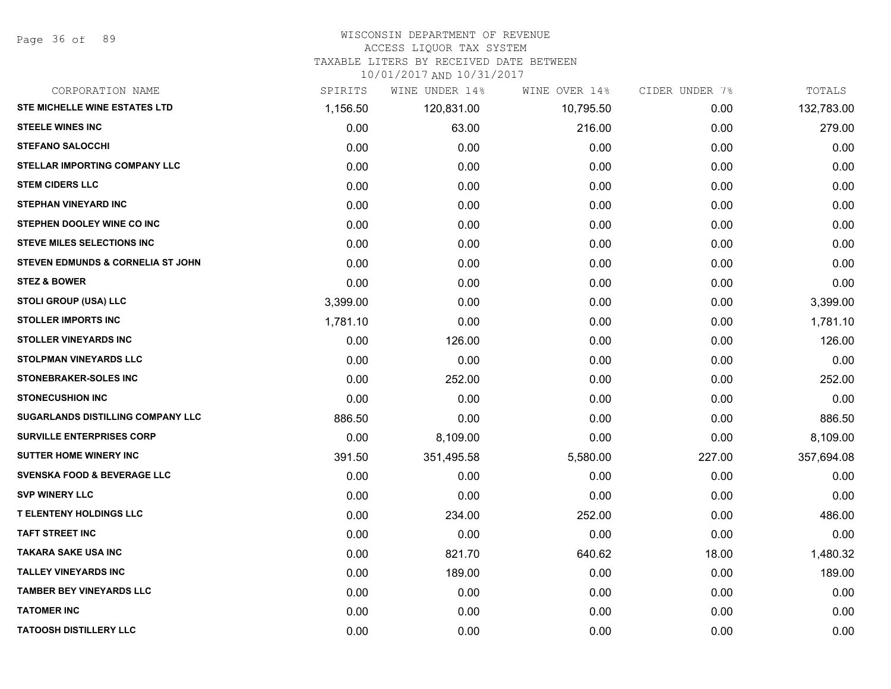# WISCONSIN DEPARTMENT OF REVENUE
## ACCESS LIQUOR TAX SYSTEM
### TAXABLE LITERS BY RECEIVED DATE BETWEEN 10/01/2017 AND 10/31/2017

| CORPORATION NAME | SPIRITS | WINE UNDER 14% | WINE OVER 14% | CIDER UNDER 7% | TOTALS |
|---|---|---|---|---|---|
| STE MICHELLE WINE ESTATES LTD | 1,156.50 | 120,831.00 | 10,795.50 | 0.00 | 132,783.00 |
| STEELE WINES INC | 0.00 | 63.00 | 216.00 | 0.00 | 279.00 |
| STEFANO SALOCCHI | 0.00 | 0.00 | 0.00 | 0.00 | 0.00 |
| STELLAR IMPORTING COMPANY LLC | 0.00 | 0.00 | 0.00 | 0.00 | 0.00 |
| STEM CIDERS LLC | 0.00 | 0.00 | 0.00 | 0.00 | 0.00 |
| STEPHAN VINEYARD INC | 0.00 | 0.00 | 0.00 | 0.00 | 0.00 |
| STEPHEN DOOLEY WINE CO INC | 0.00 | 0.00 | 0.00 | 0.00 | 0.00 |
| STEVE MILES SELECTIONS INC | 0.00 | 0.00 | 0.00 | 0.00 | 0.00 |
| STEVEN EDMUNDS & CORNELIA ST JOHN | 0.00 | 0.00 | 0.00 | 0.00 | 0.00 |
| STEZ & BOWER | 0.00 | 0.00 | 0.00 | 0.00 | 0.00 |
| STOLI GROUP (USA) LLC | 3,399.00 | 0.00 | 0.00 | 0.00 | 3,399.00 |
| STOLLER IMPORTS INC | 1,781.10 | 0.00 | 0.00 | 0.00 | 1,781.10 |
| STOLLER VINEYARDS INC | 0.00 | 126.00 | 0.00 | 0.00 | 126.00 |
| STOLPMAN VINEYARDS LLC | 0.00 | 0.00 | 0.00 | 0.00 | 0.00 |
| STONEBRAKER-SOLES INC | 0.00 | 252.00 | 0.00 | 0.00 | 252.00 |
| STONECUSHION INC | 0.00 | 0.00 | 0.00 | 0.00 | 0.00 |
| SUGARLANDS DISTILLING COMPANY LLC | 886.50 | 0.00 | 0.00 | 0.00 | 886.50 |
| SURVILLE ENTERPRISES CORP | 0.00 | 8,109.00 | 0.00 | 0.00 | 8,109.00 |
| SUTTER HOME WINERY INC | 391.50 | 351,495.58 | 5,580.00 | 227.00 | 357,694.08 |
| SVENSKA FOOD & BEVERAGE LLC | 0.00 | 0.00 | 0.00 | 0.00 | 0.00 |
| SVP WINERY LLC | 0.00 | 0.00 | 0.00 | 0.00 | 0.00 |
| T ELENTENY HOLDINGS LLC | 0.00 | 234.00 | 252.00 | 0.00 | 486.00 |
| TAFT STREET INC | 0.00 | 0.00 | 0.00 | 0.00 | 0.00 |
| TAKARA SAKE USA INC | 0.00 | 821.70 | 640.62 | 18.00 | 1,480.32 |
| TALLEY VINEYARDS INC | 0.00 | 189.00 | 0.00 | 0.00 | 189.00 |
| TAMBER BEY VINEYARDS LLC | 0.00 | 0.00 | 0.00 | 0.00 | 0.00 |
| TATOMER INC | 0.00 | 0.00 | 0.00 | 0.00 | 0.00 |
| TATOOSH DISTILLERY LLC | 0.00 | 0.00 | 0.00 | 0.00 | 0.00 |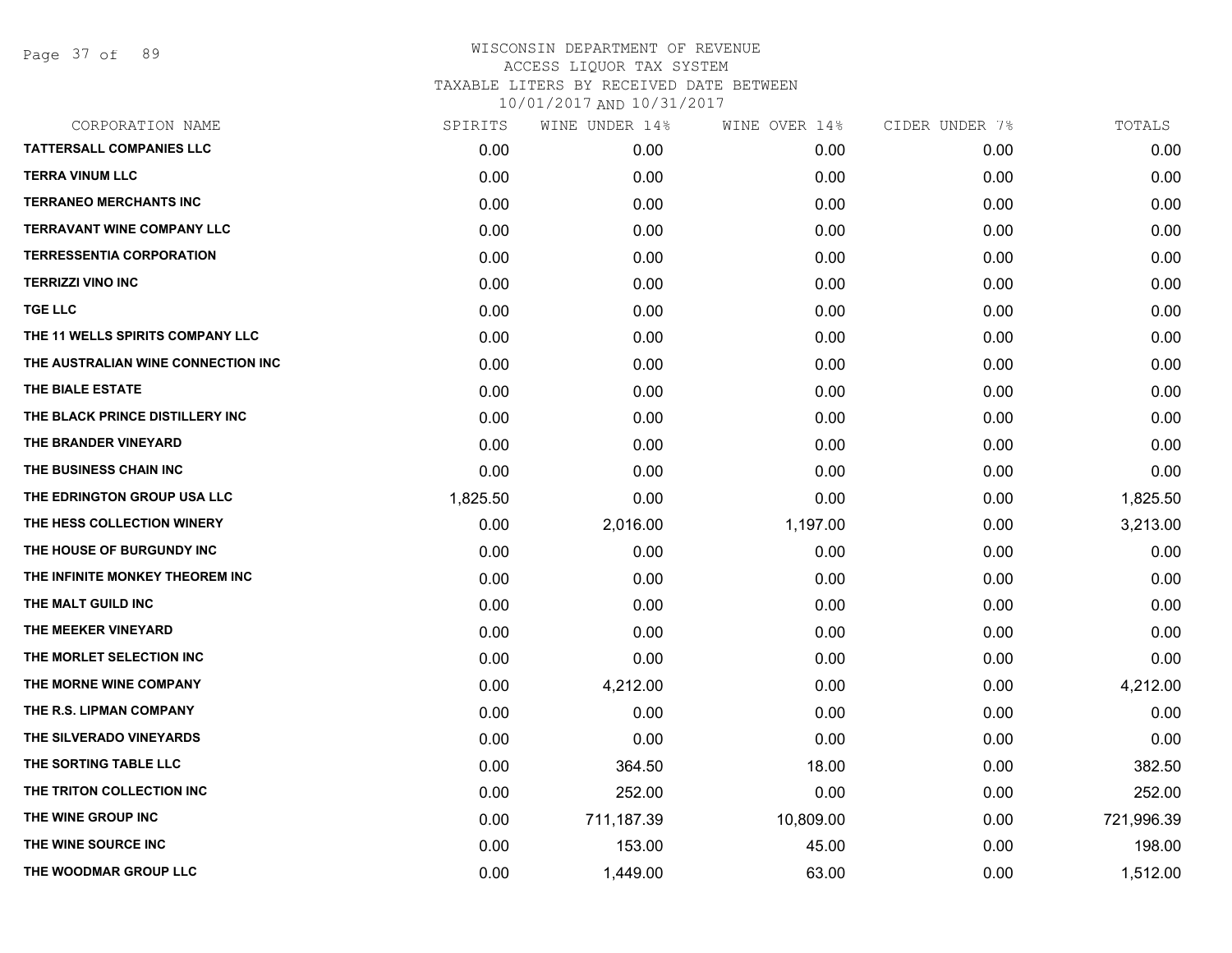# WISCONSIN DEPARTMENT OF REVENUE
## ACCESS LIQUOR TAX SYSTEM
## TAXABLE LITERS BY RECEIVED DATE BETWEEN 10/01/2017 AND 10/31/2017

| CORPORATION NAME | SPIRITS | WINE UNDER 14% | WINE OVER 14% | CIDER UNDER 7% | TOTALS |
|---|---|---|---|---|---|
| TATTERSALL COMPANIES LLC | 0.00 | 0.00 | 0.00 | 0.00 | 0.00 |
| TERRA VINUM LLC | 0.00 | 0.00 | 0.00 | 0.00 | 0.00 |
| TERRANEO MERCHANTS INC | 0.00 | 0.00 | 0.00 | 0.00 | 0.00 |
| TERRAVANT WINE COMPANY LLC | 0.00 | 0.00 | 0.00 | 0.00 | 0.00 |
| TERRESSENTIA CORPORATION | 0.00 | 0.00 | 0.00 | 0.00 | 0.00 |
| TERRIZZI VINO INC | 0.00 | 0.00 | 0.00 | 0.00 | 0.00 |
| TGE LLC | 0.00 | 0.00 | 0.00 | 0.00 | 0.00 |
| THE 11 WELLS SPIRITS COMPANY LLC | 0.00 | 0.00 | 0.00 | 0.00 | 0.00 |
| THE AUSTRALIAN WINE CONNECTION INC | 0.00 | 0.00 | 0.00 | 0.00 | 0.00 |
| THE BIALE ESTATE | 0.00 | 0.00 | 0.00 | 0.00 | 0.00 |
| THE BLACK PRINCE DISTILLERY INC | 0.00 | 0.00 | 0.00 | 0.00 | 0.00 |
| THE BRANDER VINEYARD | 0.00 | 0.00 | 0.00 | 0.00 | 0.00 |
| THE BUSINESS CHAIN INC | 0.00 | 0.00 | 0.00 | 0.00 | 0.00 |
| THE EDRINGTON GROUP USA LLC | 1,825.50 | 0.00 | 0.00 | 0.00 | 1,825.50 |
| THE HESS COLLECTION WINERY | 0.00 | 2,016.00 | 1,197.00 | 0.00 | 3,213.00 |
| THE HOUSE OF BURGUNDY INC | 0.00 | 0.00 | 0.00 | 0.00 | 0.00 |
| THE INFINITE MONKEY THEOREM INC | 0.00 | 0.00 | 0.00 | 0.00 | 0.00 |
| THE MALT GUILD INC | 0.00 | 0.00 | 0.00 | 0.00 | 0.00 |
| THE MEEKER VINEYARD | 0.00 | 0.00 | 0.00 | 0.00 | 0.00 |
| THE MORLET SELECTION INC | 0.00 | 0.00 | 0.00 | 0.00 | 0.00 |
| THE MORNE WINE COMPANY | 0.00 | 4,212.00 | 0.00 | 0.00 | 4,212.00 |
| THE R.S. LIPMAN COMPANY | 0.00 | 0.00 | 0.00 | 0.00 | 0.00 |
| THE SILVERADO VINEYARDS | 0.00 | 0.00 | 0.00 | 0.00 | 0.00 |
| THE SORTING TABLE LLC | 0.00 | 364.50 | 18.00 | 0.00 | 382.50 |
| THE TRITON COLLECTION INC | 0.00 | 252.00 | 0.00 | 0.00 | 252.00 |
| THE WINE GROUP INC | 0.00 | 711,187.39 | 10,809.00 | 0.00 | 721,996.39 |
| THE WINE SOURCE INC | 0.00 | 153.00 | 45.00 | 0.00 | 198.00 |
| THE WOODMAR GROUP LLC | 0.00 | 1,449.00 | 63.00 | 0.00 | 1,512.00 |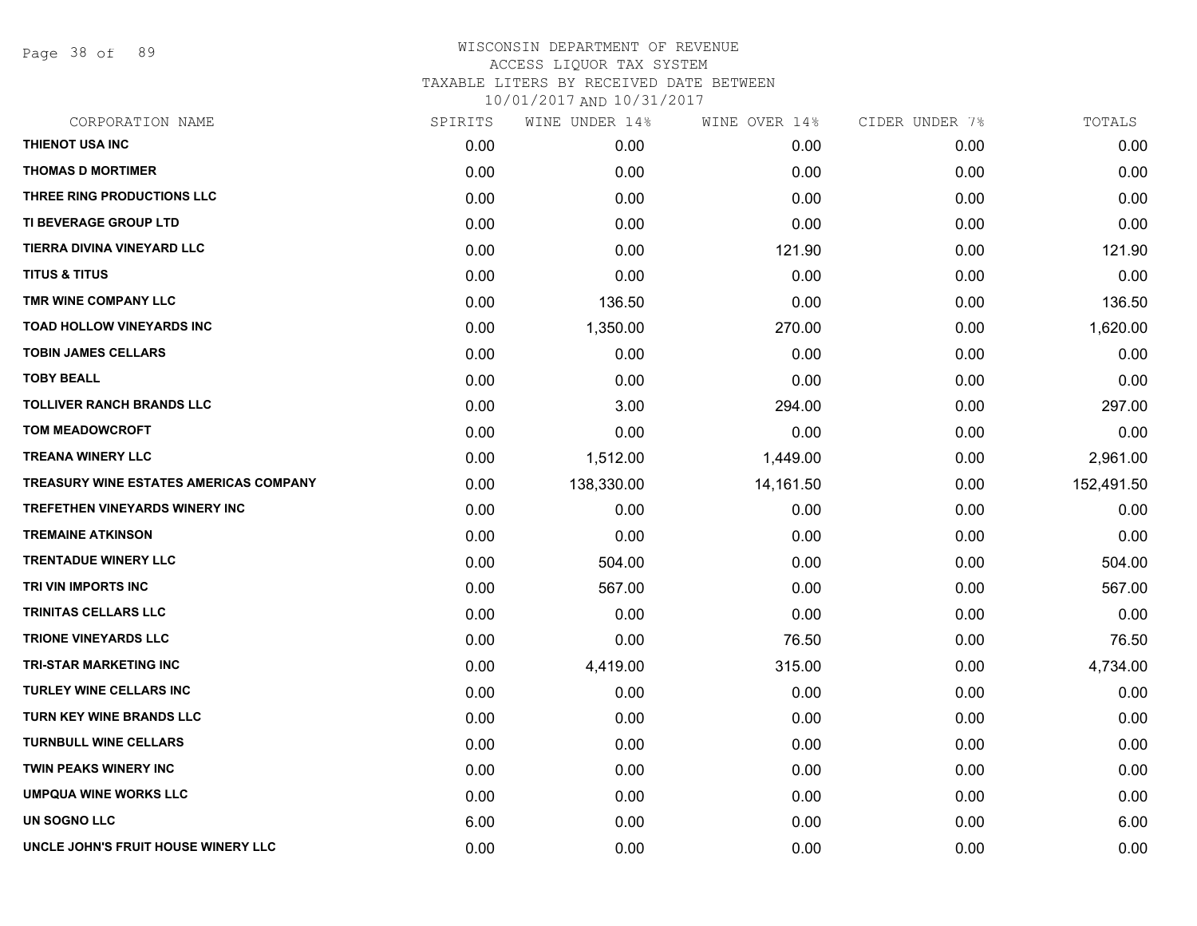# WISCONSIN DEPARTMENT OF REVENUE
ACCESS LIQUOR TAX SYSTEM
TAXABLE LITERS BY RECEIVED DATE BETWEEN
10/01/2017 AND 10/31/2017

| CORPORATION NAME | SPIRITS | WINE UNDER 14% | WINE OVER 14% | CIDER UNDER 7% | TOTALS |
|---|---|---|---|---|---|
| THIENOT USA INC | 0.00 | 0.00 | 0.00 | 0.00 | 0.00 |
| THOMAS D MORTIMER | 0.00 | 0.00 | 0.00 | 0.00 | 0.00 |
| THREE RING PRODUCTIONS LLC | 0.00 | 0.00 | 0.00 | 0.00 | 0.00 |
| TI BEVERAGE GROUP LTD | 0.00 | 0.00 | 0.00 | 0.00 | 0.00 |
| TIERRA DIVINA VINEYARD LLC | 0.00 | 0.00 | 121.90 | 0.00 | 121.90 |
| TITUS & TITUS | 0.00 | 0.00 | 0.00 | 0.00 | 0.00 |
| TMR WINE COMPANY LLC | 0.00 | 136.50 | 0.00 | 0.00 | 136.50 |
| TOAD HOLLOW VINEYARDS INC | 0.00 | 1,350.00 | 270.00 | 0.00 | 1,620.00 |
| TOBIN JAMES CELLARS | 0.00 | 0.00 | 0.00 | 0.00 | 0.00 |
| TOBY BEALL | 0.00 | 0.00 | 0.00 | 0.00 | 0.00 |
| TOLLIVER RANCH BRANDS LLC | 0.00 | 3.00 | 294.00 | 0.00 | 297.00 |
| TOM MEADOWCROFT | 0.00 | 0.00 | 0.00 | 0.00 | 0.00 |
| TREANA WINERY LLC | 0.00 | 1,512.00 | 1,449.00 | 0.00 | 2,961.00 |
| TREASURY WINE ESTATES AMERICAS COMPANY | 0.00 | 138,330.00 | 14,161.50 | 0.00 | 152,491.50 |
| TREFETHEN VINEYARDS WINERY INC | 0.00 | 0.00 | 0.00 | 0.00 | 0.00 |
| TREMAINE ATKINSON | 0.00 | 0.00 | 0.00 | 0.00 | 0.00 |
| TRENTADUE WINERY LLC | 0.00 | 504.00 | 0.00 | 0.00 | 504.00 |
| TRI VIN IMPORTS INC | 0.00 | 567.00 | 0.00 | 0.00 | 567.00 |
| TRINITAS CELLARS LLC | 0.00 | 0.00 | 0.00 | 0.00 | 0.00 |
| TRIONE VINEYARDS LLC | 0.00 | 0.00 | 76.50 | 0.00 | 76.50 |
| TRI-STAR MARKETING INC | 0.00 | 4,419.00 | 315.00 | 0.00 | 4,734.00 |
| TURLEY WINE CELLARS INC | 0.00 | 0.00 | 0.00 | 0.00 | 0.00 |
| TURN KEY WINE BRANDS LLC | 0.00 | 0.00 | 0.00 | 0.00 | 0.00 |
| TURNBULL WINE CELLARS | 0.00 | 0.00 | 0.00 | 0.00 | 0.00 |
| TWIN PEAKS WINERY INC | 0.00 | 0.00 | 0.00 | 0.00 | 0.00 |
| UMPQUA WINE WORKS LLC | 0.00 | 0.00 | 0.00 | 0.00 | 0.00 |
| UN SOGNO LLC | 6.00 | 0.00 | 0.00 | 0.00 | 6.00 |
| UNCLE JOHN'S FRUIT HOUSE WINERY LLC | 0.00 | 0.00 | 0.00 | 0.00 | 0.00 |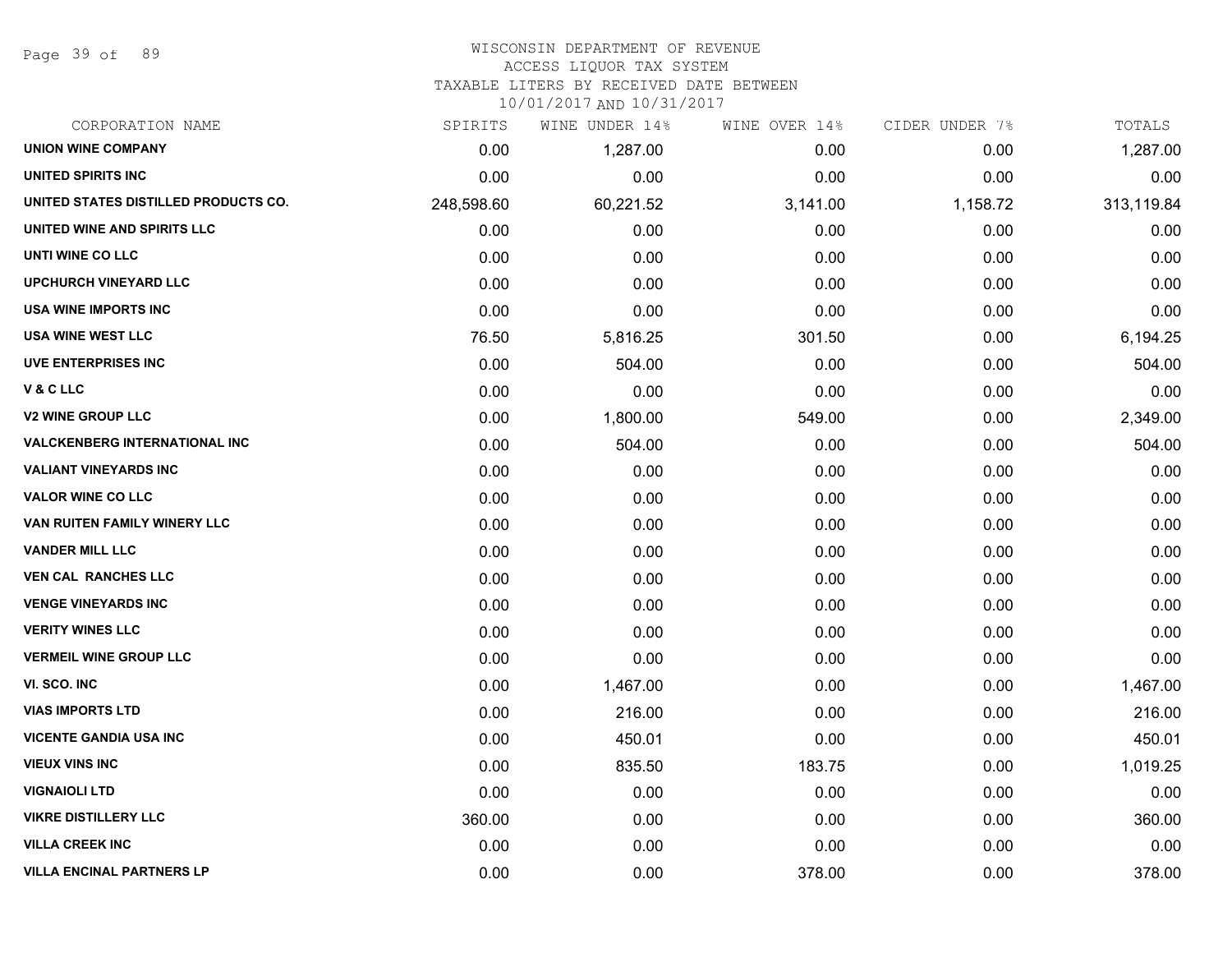# WISCONSIN DEPARTMENT OF REVENUE
ACCESS LIQUOR TAX SYSTEM
TAXABLE LITERS BY RECEIVED DATE BETWEEN
10/01/2017 AND 10/31/2017

| CORPORATION NAME | SPIRITS | WINE UNDER 14% | WINE OVER 14% | CIDER UNDER 7% | TOTALS |
|---|---|---|---|---|---|
| UNION WINE COMPANY | 0.00 | 1,287.00 | 0.00 | 0.00 | 1,287.00 |
| UNITED SPIRITS INC | 0.00 | 0.00 | 0.00 | 0.00 | 0.00 |
| UNITED STATES DISTILLED PRODUCTS CO. | 248,598.60 | 60,221.52 | 3,141.00 | 1,158.72 | 313,119.84 |
| UNITED WINE AND SPIRITS LLC | 0.00 | 0.00 | 0.00 | 0.00 | 0.00 |
| UNTI WINE CO LLC | 0.00 | 0.00 | 0.00 | 0.00 | 0.00 |
| UPCHURCH VINEYARD LLC | 0.00 | 0.00 | 0.00 | 0.00 | 0.00 |
| USA WINE IMPORTS INC | 0.00 | 0.00 | 0.00 | 0.00 | 0.00 |
| USA WINE WEST LLC | 76.50 | 5,816.25 | 301.50 | 0.00 | 6,194.25 |
| UVE ENTERPRISES INC | 0.00 | 504.00 | 0.00 | 0.00 | 504.00 |
| V & C LLC | 0.00 | 0.00 | 0.00 | 0.00 | 0.00 |
| V2 WINE GROUP LLC | 0.00 | 1,800.00 | 549.00 | 0.00 | 2,349.00 |
| VALCKENBERG INTERNATIONAL INC | 0.00 | 504.00 | 0.00 | 0.00 | 504.00 |
| VALIANT VINEYARDS INC | 0.00 | 0.00 | 0.00 | 0.00 | 0.00 |
| VALOR WINE CO LLC | 0.00 | 0.00 | 0.00 | 0.00 | 0.00 |
| VAN RUITEN FAMILY WINERY LLC | 0.00 | 0.00 | 0.00 | 0.00 | 0.00 |
| VANDER MILL LLC | 0.00 | 0.00 | 0.00 | 0.00 | 0.00 |
| VEN CAL RANCHES LLC | 0.00 | 0.00 | 0.00 | 0.00 | 0.00 |
| VENGE VINEYARDS INC | 0.00 | 0.00 | 0.00 | 0.00 | 0.00 |
| VERITY WINES LLC | 0.00 | 0.00 | 0.00 | 0.00 | 0.00 |
| VERMEIL WINE GROUP LLC | 0.00 | 0.00 | 0.00 | 0.00 | 0.00 |
| VI. SCO. INC | 0.00 | 1,467.00 | 0.00 | 0.00 | 1,467.00 |
| VIAS IMPORTS LTD | 0.00 | 216.00 | 0.00 | 0.00 | 216.00 |
| VICENTE GANDIA USA INC | 0.00 | 450.01 | 0.00 | 0.00 | 450.01 |
| VIEUX VINS INC | 0.00 | 835.50 | 183.75 | 0.00 | 1,019.25 |
| VIGNAIOLI LTD | 0.00 | 0.00 | 0.00 | 0.00 | 0.00 |
| VIKRE DISTILLERY LLC | 360.00 | 0.00 | 0.00 | 0.00 | 360.00 |
| VILLA CREEK INC | 0.00 | 0.00 | 0.00 | 0.00 | 0.00 |
| VILLA ENCINAL PARTNERS LP | 0.00 | 0.00 | 378.00 | 0.00 | 378.00 |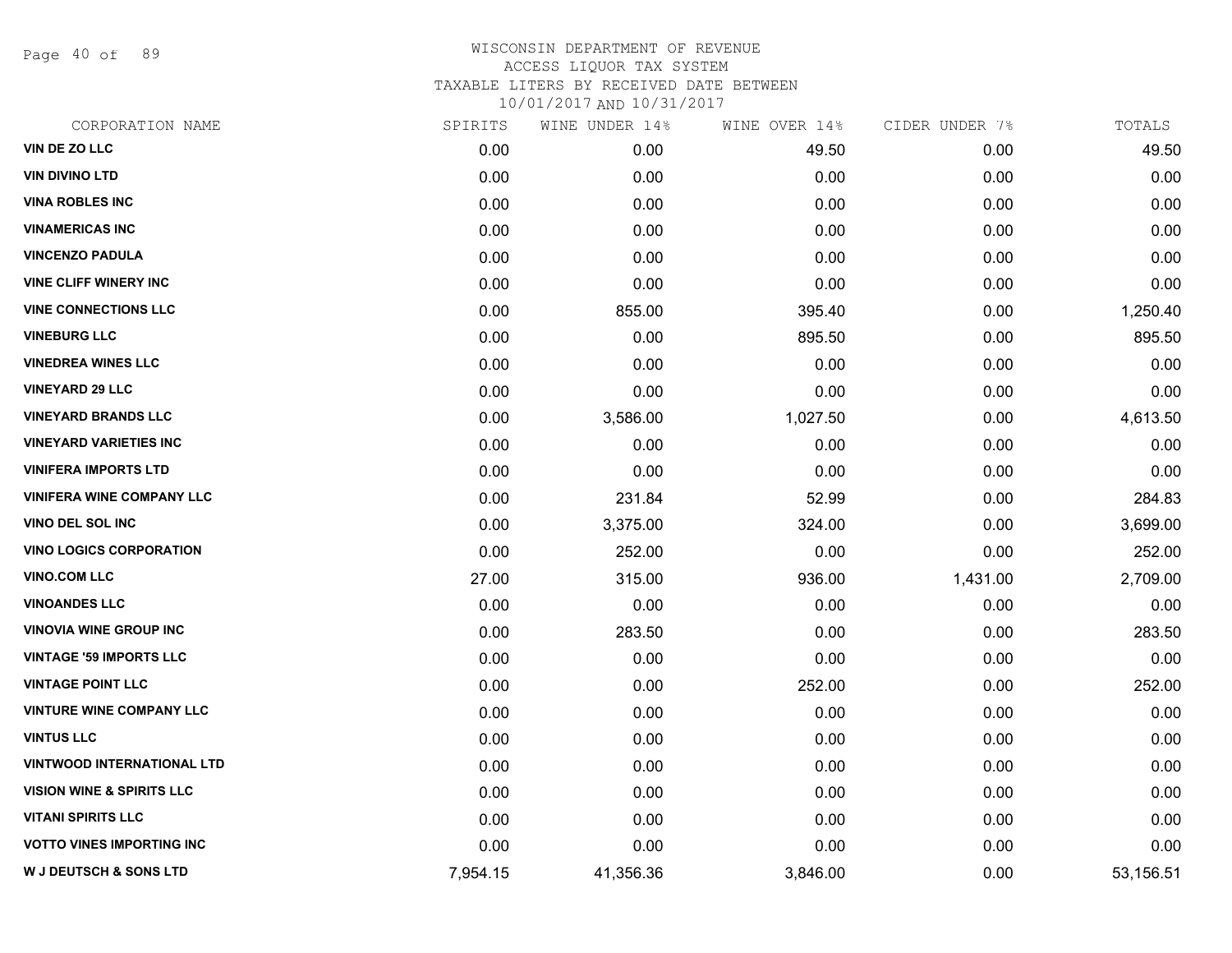WISCONSIN DEPARTMENT OF REVENUE
ACCESS LIQUOR TAX SYSTEM
TAXABLE LITERS BY RECEIVED DATE BETWEEN
10/01/2017 AND 10/31/2017

| CORPORATION NAME | SPIRITS | WINE UNDER 14% | WINE OVER 14% | CIDER UNDER 7% | TOTALS |
|---|---|---|---|---|---|
| VIN DE ZO LLC | 0.00 | 0.00 | 49.50 | 0.00 | 49.50 |
| VIN DIVINO LTD | 0.00 | 0.00 | 0.00 | 0.00 | 0.00 |
| VINA ROBLES INC | 0.00 | 0.00 | 0.00 | 0.00 | 0.00 |
| VINAMERICAS INC | 0.00 | 0.00 | 0.00 | 0.00 | 0.00 |
| VINCENZO PADULA | 0.00 | 0.00 | 0.00 | 0.00 | 0.00 |
| VINE CLIFF WINERY INC | 0.00 | 0.00 | 0.00 | 0.00 | 0.00 |
| VINE CONNECTIONS LLC | 0.00 | 855.00 | 395.40 | 0.00 | 1,250.40 |
| VINEBURG LLC | 0.00 | 0.00 | 895.50 | 0.00 | 895.50 |
| VINEDREA WINES LLC | 0.00 | 0.00 | 0.00 | 0.00 | 0.00 |
| VINEYARD 29 LLC | 0.00 | 0.00 | 0.00 | 0.00 | 0.00 |
| VINEYARD BRANDS LLC | 0.00 | 3,586.00 | 1,027.50 | 0.00 | 4,613.50 |
| VINEYARD VARIETIES INC | 0.00 | 0.00 | 0.00 | 0.00 | 0.00 |
| VINIFERA IMPORTS LTD | 0.00 | 0.00 | 0.00 | 0.00 | 0.00 |
| VINIFERA WINE COMPANY LLC | 0.00 | 231.84 | 52.99 | 0.00 | 284.83 |
| VINO DEL SOL INC | 0.00 | 3,375.00 | 324.00 | 0.00 | 3,699.00 |
| VINO LOGICS CORPORATION | 0.00 | 252.00 | 0.00 | 0.00 | 252.00 |
| VINO.COM LLC | 27.00 | 315.00 | 936.00 | 1,431.00 | 2,709.00 |
| VINOANDES LLC | 0.00 | 0.00 | 0.00 | 0.00 | 0.00 |
| VINOVIA WINE GROUP INC | 0.00 | 283.50 | 0.00 | 0.00 | 283.50 |
| VINTAGE '59 IMPORTS LLC | 0.00 | 0.00 | 0.00 | 0.00 | 0.00 |
| VINTAGE POINT LLC | 0.00 | 0.00 | 252.00 | 0.00 | 252.00 |
| VINTURE WINE COMPANY LLC | 0.00 | 0.00 | 0.00 | 0.00 | 0.00 |
| VINTUS LLC | 0.00 | 0.00 | 0.00 | 0.00 | 0.00 |
| VINTWOOD INTERNATIONAL LTD | 0.00 | 0.00 | 0.00 | 0.00 | 0.00 |
| VISION WINE & SPIRITS LLC | 0.00 | 0.00 | 0.00 | 0.00 | 0.00 |
| VITANI SPIRITS LLC | 0.00 | 0.00 | 0.00 | 0.00 | 0.00 |
| VOTTO VINES IMPORTING INC | 0.00 | 0.00 | 0.00 | 0.00 | 0.00 |
| W J DEUTSCH & SONS LTD | 7,954.15 | 41,356.36 | 3,846.00 | 0.00 | 53,156.51 |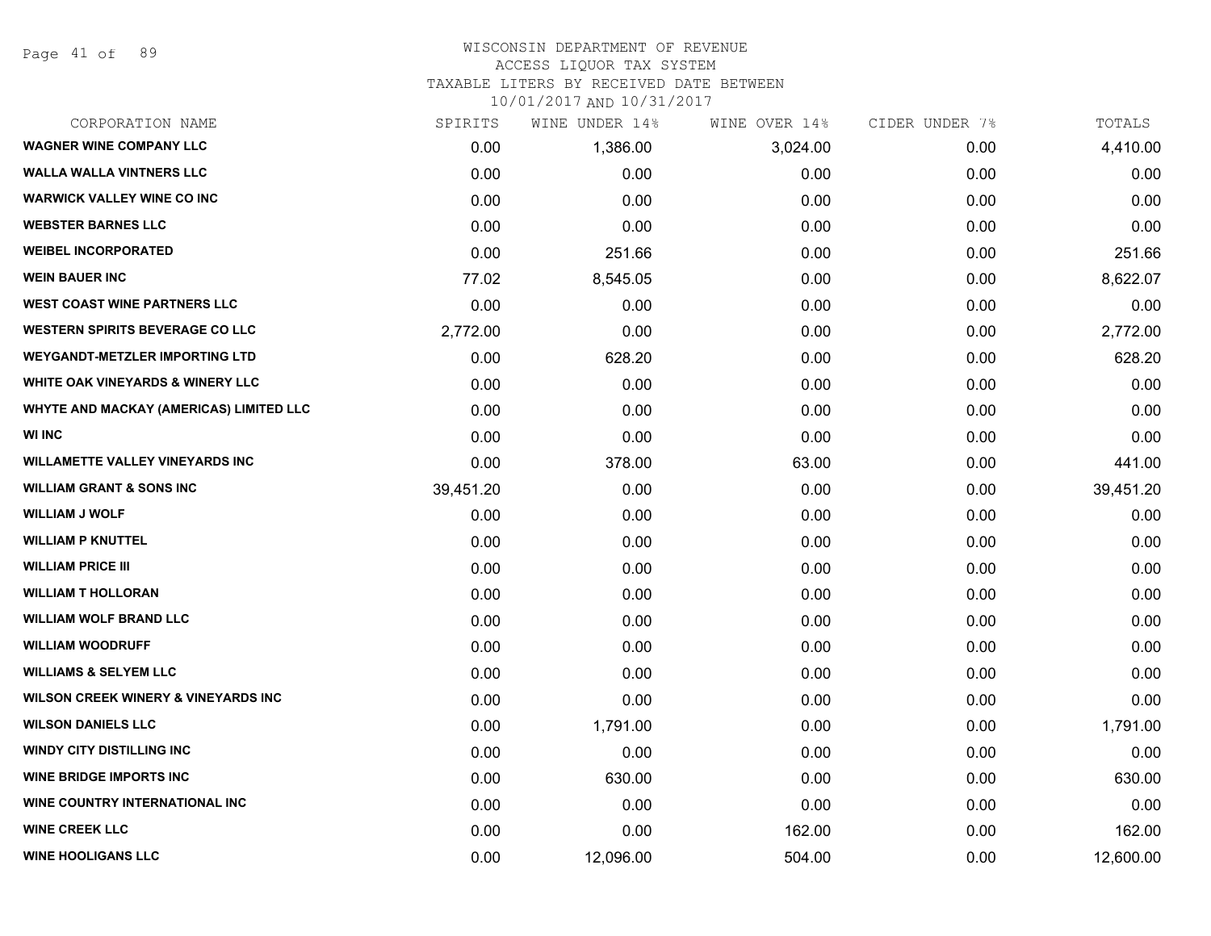# WISCONSIN DEPARTMENT OF REVENUE
## ACCESS LIQUOR TAX SYSTEM
### TAXABLE LITERS BY RECEIVED DATE BETWEEN 10/01/2017 AND 10/31/2017

| CORPORATION NAME | SPIRITS | WINE UNDER 14% | WINE OVER 14% | CIDER UNDER 7% | TOTALS |
|---|---|---|---|---|---|
| WAGNER WINE COMPANY LLC | 0.00 | 1,386.00 | 3,024.00 | 0.00 | 4,410.00 |
| WALLA WALLA VINTNERS LLC | 0.00 | 0.00 | 0.00 | 0.00 | 0.00 |
| WARWICK VALLEY WINE CO INC | 0.00 | 0.00 | 0.00 | 0.00 | 0.00 |
| WEBSTER BARNES LLC | 0.00 | 0.00 | 0.00 | 0.00 | 0.00 |
| WEIBEL INCORPORATED | 0.00 | 251.66 | 0.00 | 0.00 | 251.66 |
| WEIN BAUER INC | 77.02 | 8,545.05 | 0.00 | 0.00 | 8,622.07 |
| WEST COAST WINE PARTNERS LLC | 0.00 | 0.00 | 0.00 | 0.00 | 0.00 |
| WESTERN SPIRITS BEVERAGE CO LLC | 2,772.00 | 0.00 | 0.00 | 0.00 | 2,772.00 |
| WEYGANDT-METZLER IMPORTING LTD | 0.00 | 628.20 | 0.00 | 0.00 | 628.20 |
| WHITE OAK VINEYARDS & WINERY LLC | 0.00 | 0.00 | 0.00 | 0.00 | 0.00 |
| WHYTE AND MACKAY (AMERICAS) LIMITED LLC | 0.00 | 0.00 | 0.00 | 0.00 | 0.00 |
| WI INC | 0.00 | 0.00 | 0.00 | 0.00 | 0.00 |
| WILLAMETTE VALLEY VINEYARDS INC | 0.00 | 378.00 | 63.00 | 0.00 | 441.00 |
| WILLIAM GRANT & SONS INC | 39,451.20 | 0.00 | 0.00 | 0.00 | 39,451.20 |
| WILLIAM J WOLF | 0.00 | 0.00 | 0.00 | 0.00 | 0.00 |
| WILLIAM P KNUTTEL | 0.00 | 0.00 | 0.00 | 0.00 | 0.00 |
| WILLIAM PRICE III | 0.00 | 0.00 | 0.00 | 0.00 | 0.00 |
| WILLIAM T HOLLORAN | 0.00 | 0.00 | 0.00 | 0.00 | 0.00 |
| WILLIAM WOLF BRAND LLC | 0.00 | 0.00 | 0.00 | 0.00 | 0.00 |
| WILLIAM WOODRUFF | 0.00 | 0.00 | 0.00 | 0.00 | 0.00 |
| WILLIAMS & SELYEM LLC | 0.00 | 0.00 | 0.00 | 0.00 | 0.00 |
| WILSON CREEK WINERY & VINEYARDS INC | 0.00 | 0.00 | 0.00 | 0.00 | 0.00 |
| WILSON DANIELS LLC | 0.00 | 1,791.00 | 0.00 | 0.00 | 1,791.00 |
| WINDY CITY DISTILLING INC | 0.00 | 0.00 | 0.00 | 0.00 | 0.00 |
| WINE BRIDGE IMPORTS INC | 0.00 | 630.00 | 0.00 | 0.00 | 630.00 |
| WINE COUNTRY INTERNATIONAL INC | 0.00 | 0.00 | 0.00 | 0.00 | 0.00 |
| WINE CREEK LLC | 0.00 | 0.00 | 162.00 | 0.00 | 162.00 |
| WINE HOOLIGANS LLC | 0.00 | 12,096.00 | 504.00 | 0.00 | 12,600.00 |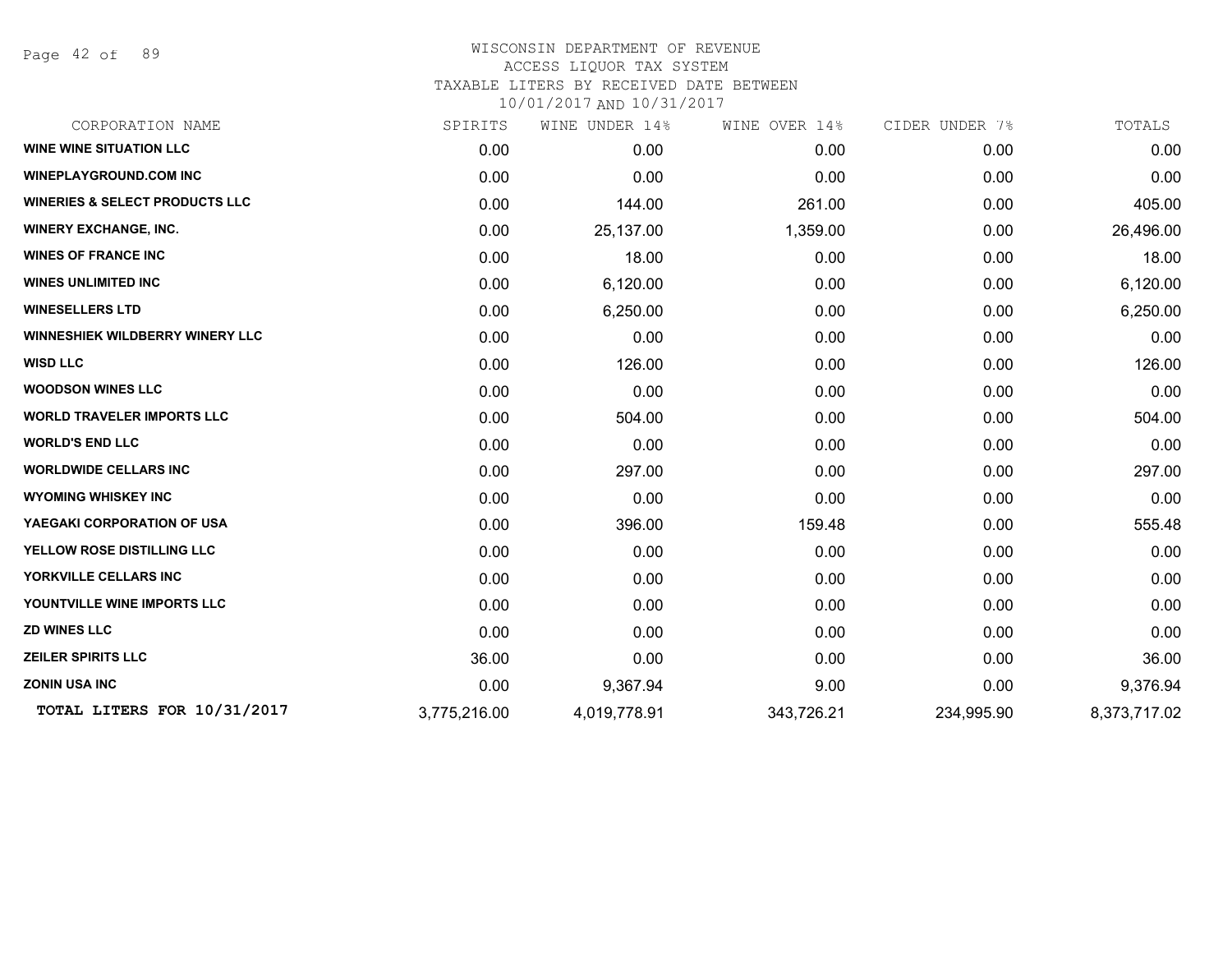WISCONSIN DEPARTMENT OF REVENUE
ACCESS LIQUOR TAX SYSTEM
TAXABLE LITERS BY RECEIVED DATE BETWEEN
10/01/2017 AND 10/31/2017

| CORPORATION NAME | SPIRITS | WINE UNDER 14% | WINE OVER 14% | CIDER UNDER 7% | TOTALS |
|---|---|---|---|---|---|
| **WINE WINE SITUATION LLC** | 0.00 | 0.00 | 0.00 | 0.00 | 0.00 |
| **WINEPLAYGROUND.COM INC** | 0.00 | 0.00 | 0.00 | 0.00 | 0.00 |
| **WINERIES & SELECT PRODUCTS LLC** | 0.00 | 144.00 | 261.00 | 0.00 | 405.00 |
| **WINERY EXCHANGE, INC.** | 0.00 | 25,137.00 | 1,359.00 | 0.00 | 26,496.00 |
| **WINES OF FRANCE INC** | 0.00 | 18.00 | 0.00 | 0.00 | 18.00 |
| **WINES UNLIMITED INC** | 0.00 | 6,120.00 | 0.00 | 0.00 | 6,120.00 |
| **WINESELLERS LTD** | 0.00 | 6,250.00 | 0.00 | 0.00 | 6,250.00 |
| **WINNESHIEK WILDBERRY WINERY LLC** | 0.00 | 0.00 | 0.00 | 0.00 | 0.00 |
| **WISD LLC** | 0.00 | 126.00 | 0.00 | 0.00 | 126.00 |
| **WOODSON WINES LLC** | 0.00 | 0.00 | 0.00 | 0.00 | 0.00 |
| **WORLD TRAVELER IMPORTS LLC** | 0.00 | 504.00 | 0.00 | 0.00 | 504.00 |
| **WORLD'S END LLC** | 0.00 | 0.00 | 0.00 | 0.00 | 0.00 |
| **WORLDWIDE CELLARS INC** | 0.00 | 297.00 | 0.00 | 0.00 | 297.00 |
| **WYOMING WHISKEY INC** | 0.00 | 0.00 | 0.00 | 0.00 | 0.00 |
| **YAEGAKI CORPORATION OF USA** | 0.00 | 396.00 | 159.48 | 0.00 | 555.48 |
| **YELLOW ROSE DISTILLING LLC** | 0.00 | 0.00 | 0.00 | 0.00 | 0.00 |
| **YORKVILLE CELLARS INC** | 0.00 | 0.00 | 0.00 | 0.00 | 0.00 |
| **YOUNTVILLE WINE IMPORTS LLC** | 0.00 | 0.00 | 0.00 | 0.00 | 0.00 |
| **ZD WINES LLC** | 0.00 | 0.00 | 0.00 | 0.00 | 0.00 |
| **ZEILER SPIRITS LLC** | 36.00 | 0.00 | 0.00 | 0.00 | 36.00 |
| **ZONIN USA INC** | 0.00 | 9,367.94 | 9.00 | 0.00 | 9,376.94 |
| **TOTAL LITERS FOR 10/31/2017** | 3,775,216.00 | 4,019,778.91 | 343,726.21 | 234,995.90 | 8,373,717.02 |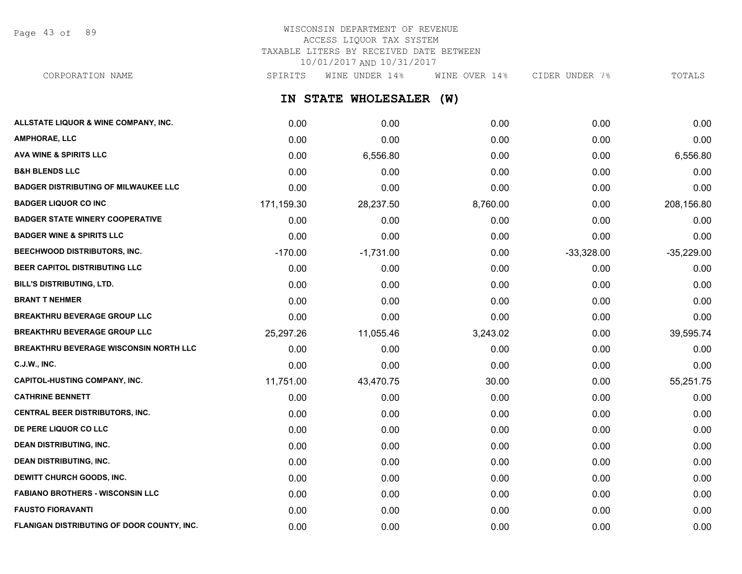# WISCONSIN DEPARTMENT OF REVENUE
## ACCESS LIQUOR TAX SYSTEM
### TAXABLE LITERS BY RECEIVED DATE BETWEEN 10/01/2017 AND 10/31/2017

## IN STATE WHOLESALER (W)

| CORPORATION NAME | SPIRITS | WINE UNDER 14% | WINE OVER 14% | CIDER UNDER 7% | TOTALS |
|---|---|---|---|---|---|
| ALLSTATE LIQUOR & WINE COMPANY, INC. | 0.00 | 0.00 | 0.00 | 0.00 | 0.00 |
| AMPHORAE, LLC | 0.00 | 0.00 | 0.00 | 0.00 | 0.00 |
| AVA WINE & SPIRITS LLC | 0.00 | 6,556.80 | 0.00 | 0.00 | 6,556.80 |
| B&H BLENDS LLC | 0.00 | 0.00 | 0.00 | 0.00 | 0.00 |
| BADGER DISTRIBUTING OF MILWAUKEE LLC | 0.00 | 0.00 | 0.00 | 0.00 | 0.00 |
| BADGER LIQUOR CO INC | 171,159.30 | 28,237.50 | 8,760.00 | 0.00 | 208,156.80 |
| BADGER STATE WINERY COOPERATIVE | 0.00 | 0.00 | 0.00 | 0.00 | 0.00 |
| BADGER WINE & SPIRITS LLC | 0.00 | 0.00 | 0.00 | 0.00 | 0.00 |
| BEECHWOOD DISTRIBUTORS, INC. | -170.00 | -1,731.00 | 0.00 | -33,328.00 | -35,229.00 |
| BEER CAPITOL DISTRIBUTING LLC | 0.00 | 0.00 | 0.00 | 0.00 | 0.00 |
| BILL'S DISTRIBUTING, LTD. | 0.00 | 0.00 | 0.00 | 0.00 | 0.00 |
| BRANT T NEHMER | 0.00 | 0.00 | 0.00 | 0.00 | 0.00 |
| BREAKTHRU BEVERAGE GROUP LLC | 0.00 | 0.00 | 0.00 | 0.00 | 0.00 |
| BREAKTHRU BEVERAGE GROUP LLC | 25,297.26 | 11,055.46 | 3,243.02 | 0.00 | 39,595.74 |
| BREAKTHRU BEVERAGE WISCONSIN NORTH LLC | 0.00 | 0.00 | 0.00 | 0.00 | 0.00 |
| C.J.W., INC. | 0.00 | 0.00 | 0.00 | 0.00 | 0.00 |
| CAPITOL-HUSTING COMPANY, INC. | 11,751.00 | 43,470.75 | 30.00 | 0.00 | 55,251.75 |
| CATHRINE BENNETT | 0.00 | 0.00 | 0.00 | 0.00 | 0.00 |
| CENTRAL BEER DISTRIBUTORS, INC. | 0.00 | 0.00 | 0.00 | 0.00 | 0.00 |
| DE PERE LIQUOR CO LLC | 0.00 | 0.00 | 0.00 | 0.00 | 0.00 |
| DEAN DISTRIBUTING, INC. | 0.00 | 0.00 | 0.00 | 0.00 | 0.00 |
| DEAN DISTRIBUTING, INC. | 0.00 | 0.00 | 0.00 | 0.00 | 0.00 |
| DEWITT CHURCH GOODS, INC. | 0.00 | 0.00 | 0.00 | 0.00 | 0.00 |
| FABIANO BROTHERS - WISCONSIN LLC | 0.00 | 0.00 | 0.00 | 0.00 | 0.00 |
| FAUSTO FIORAVANTI | 0.00 | 0.00 | 0.00 | 0.00 | 0.00 |
| FLANIGAN DISTRIBUTING OF DOOR COUNTY, INC. | 0.00 | 0.00 | 0.00 | 0.00 | 0.00 |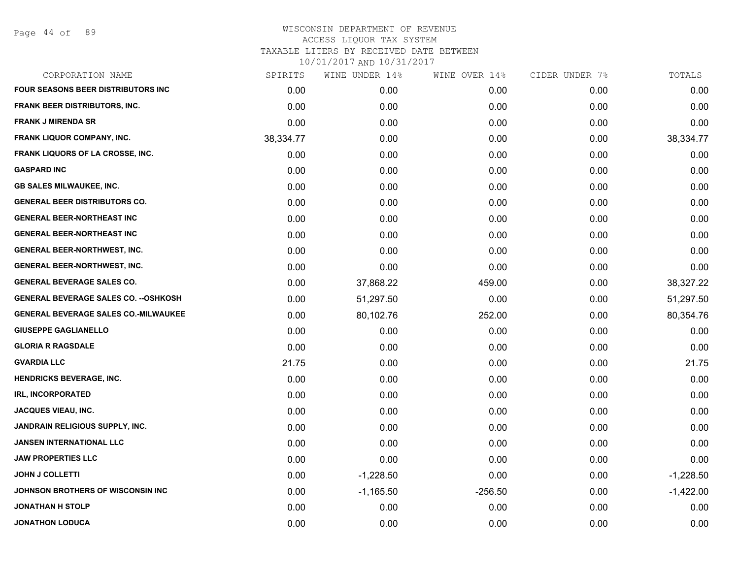WISCONSIN DEPARTMENT OF REVENUE
ACCESS LIQUOR TAX SYSTEM
TAXABLE LITERS BY RECEIVED DATE BETWEEN
10/01/2017 AND 10/31/2017

| CORPORATION NAME | SPIRITS | WINE UNDER 14% | WINE OVER 14% | CIDER UNDER 7% | TOTALS |
|---|---|---|---|---|---|
| FOUR SEASONS BEER DISTRIBUTORS INC | 0.00 | 0.00 | 0.00 | 0.00 | 0.00 |
| FRANK BEER DISTRIBUTORS, INC. | 0.00 | 0.00 | 0.00 | 0.00 | 0.00 |
| FRANK J MIRENDA SR | 0.00 | 0.00 | 0.00 | 0.00 | 0.00 |
| FRANK LIQUOR COMPANY, INC. | 38,334.77 | 0.00 | 0.00 | 0.00 | 38,334.77 |
| FRANK LIQUORS OF LA CROSSE, INC. | 0.00 | 0.00 | 0.00 | 0.00 | 0.00 |
| GASPARD INC | 0.00 | 0.00 | 0.00 | 0.00 | 0.00 |
| GB SALES MILWAUKEE, INC. | 0.00 | 0.00 | 0.00 | 0.00 | 0.00 |
| GENERAL BEER DISTRIBUTORS CO. | 0.00 | 0.00 | 0.00 | 0.00 | 0.00 |
| GENERAL BEER-NORTHEAST INC | 0.00 | 0.00 | 0.00 | 0.00 | 0.00 |
| GENERAL BEER-NORTHEAST INC | 0.00 | 0.00 | 0.00 | 0.00 | 0.00 |
| GENERAL BEER-NORTHWEST, INC. | 0.00 | 0.00 | 0.00 | 0.00 | 0.00 |
| GENERAL BEER-NORTHWEST, INC. | 0.00 | 0.00 | 0.00 | 0.00 | 0.00 |
| GENERAL BEVERAGE SALES CO. | 0.00 | 37,868.22 | 459.00 | 0.00 | 38,327.22 |
| GENERAL BEVERAGE SALES CO. --OSHKOSH | 0.00 | 51,297.50 | 0.00 | 0.00 | 51,297.50 |
| GENERAL BEVERAGE SALES CO.-MILWAUKEE | 0.00 | 80,102.76 | 252.00 | 0.00 | 80,354.76 |
| GIUSEPPE GAGLIANELLO | 0.00 | 0.00 | 0.00 | 0.00 | 0.00 |
| GLORIA R RAGSDALE | 0.00 | 0.00 | 0.00 | 0.00 | 0.00 |
| GVARDIA LLC | 21.75 | 0.00 | 0.00 | 0.00 | 21.75 |
| HENDRICKS BEVERAGE, INC. | 0.00 | 0.00 | 0.00 | 0.00 | 0.00 |
| IRL, INCORPORATED | 0.00 | 0.00 | 0.00 | 0.00 | 0.00 |
| JACQUES VIEAU, INC. | 0.00 | 0.00 | 0.00 | 0.00 | 0.00 |
| JANDRAIN RELIGIOUS SUPPLY, INC. | 0.00 | 0.00 | 0.00 | 0.00 | 0.00 |
| JANSEN INTERNATIONAL LLC | 0.00 | 0.00 | 0.00 | 0.00 | 0.00 |
| JAW PROPERTIES LLC | 0.00 | 0.00 | 0.00 | 0.00 | 0.00 |
| JOHN J COLLETTI | 0.00 | -1,228.50 | 0.00 | 0.00 | -1,228.50 |
| JOHNSON BROTHERS OF WISCONSIN INC | 0.00 | -1,165.50 | -256.50 | 0.00 | -1,422.00 |
| JONATHAN H STOLP | 0.00 | 0.00 | 0.00 | 0.00 | 0.00 |
| JONATHON LODUCA | 0.00 | 0.00 | 0.00 | 0.00 | 0.00 |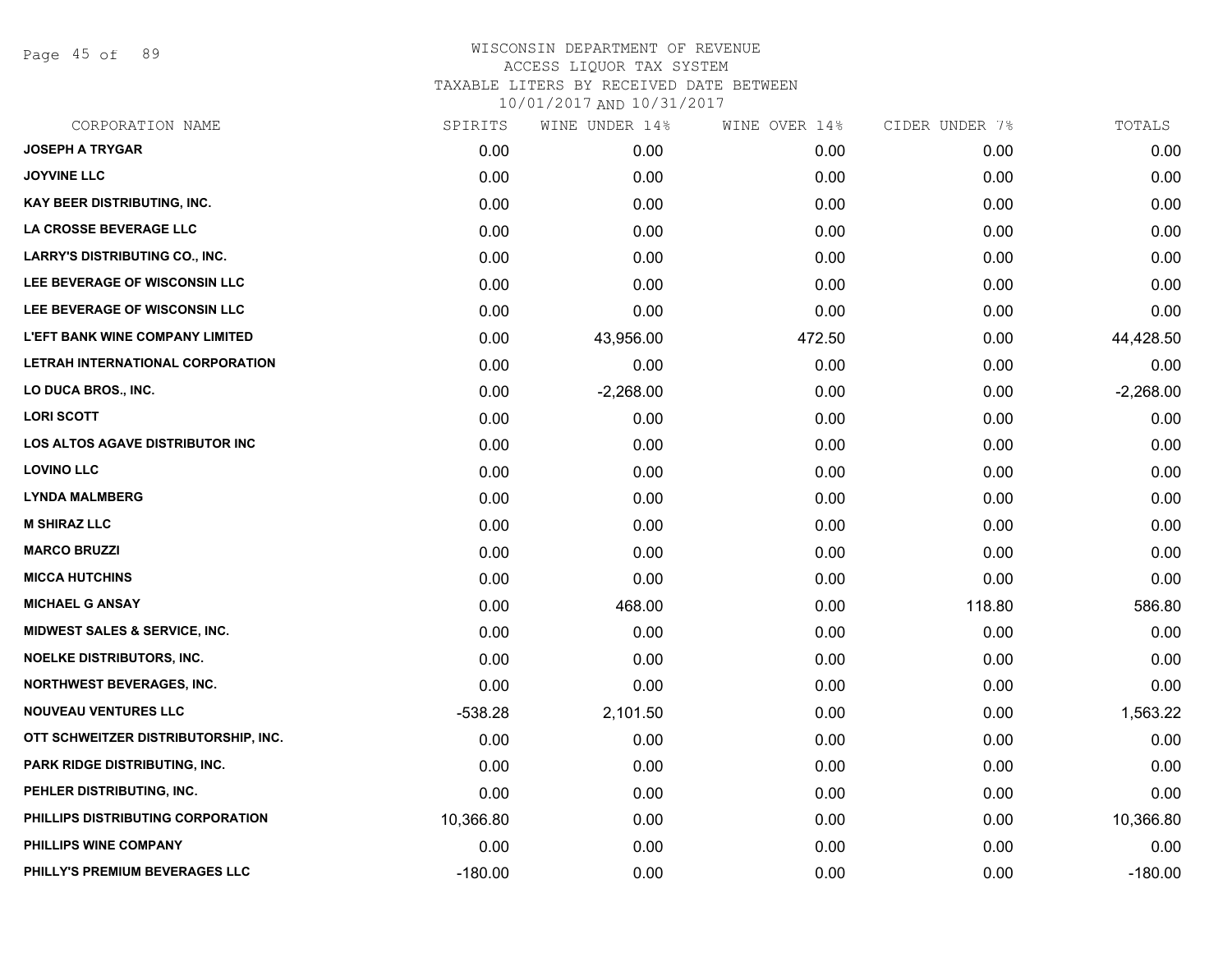WISCONSIN DEPARTMENT OF REVENUE
ACCESS LIQUOR TAX SYSTEM
TAXABLE LITERS BY RECEIVED DATE BETWEEN
10/01/2017 AND 10/31/2017

| CORPORATION NAME | SPIRITS | WINE UNDER 14% | WINE OVER 14% | CIDER UNDER 7% | TOTALS |
|---|---|---|---|---|---|
| JOSEPH A TRYGAR | 0.00 | 0.00 | 0.00 | 0.00 | 0.00 |
| JOYVINE LLC | 0.00 | 0.00 | 0.00 | 0.00 | 0.00 |
| KAY BEER DISTRIBUTING, INC. | 0.00 | 0.00 | 0.00 | 0.00 | 0.00 |
| LA CROSSE BEVERAGE LLC | 0.00 | 0.00 | 0.00 | 0.00 | 0.00 |
| LARRY'S DISTRIBUTING CO., INC. | 0.00 | 0.00 | 0.00 | 0.00 | 0.00 |
| LEE BEVERAGE OF WISCONSIN LLC | 0.00 | 0.00 | 0.00 | 0.00 | 0.00 |
| LEE BEVERAGE OF WISCONSIN LLC | 0.00 | 0.00 | 0.00 | 0.00 | 0.00 |
| L'EFT BANK WINE COMPANY LIMITED | 0.00 | 43,956.00 | 472.50 | 0.00 | 44,428.50 |
| LETRAH INTERNATIONAL CORPORATION | 0.00 | 0.00 | 0.00 | 0.00 | 0.00 |
| LO DUCA BROS., INC. | 0.00 | -2,268.00 | 0.00 | 0.00 | -2,268.00 |
| LORI SCOTT | 0.00 | 0.00 | 0.00 | 0.00 | 0.00 |
| LOS ALTOS AGAVE DISTRIBUTOR INC | 0.00 | 0.00 | 0.00 | 0.00 | 0.00 |
| LOVINO LLC | 0.00 | 0.00 | 0.00 | 0.00 | 0.00 |
| LYNDA MALMBERG | 0.00 | 0.00 | 0.00 | 0.00 | 0.00 |
| M SHIRAZ LLC | 0.00 | 0.00 | 0.00 | 0.00 | 0.00 |
| MARCO BRUZZI | 0.00 | 0.00 | 0.00 | 0.00 | 0.00 |
| MICCA HUTCHINS | 0.00 | 0.00 | 0.00 | 0.00 | 0.00 |
| MICHAEL G ANSAY | 0.00 | 468.00 | 0.00 | 118.80 | 586.80 |
| MIDWEST SALES & SERVICE, INC. | 0.00 | 0.00 | 0.00 | 0.00 | 0.00 |
| NOELKE DISTRIBUTORS, INC. | 0.00 | 0.00 | 0.00 | 0.00 | 0.00 |
| NORTHWEST BEVERAGES, INC. | 0.00 | 0.00 | 0.00 | 0.00 | 0.00 |
| NOUVEAU VENTURES LLC | -538.28 | 2,101.50 | 0.00 | 0.00 | 1,563.22 |
| OTT SCHWEITZER DISTRIBUTORSHIP, INC. | 0.00 | 0.00 | 0.00 | 0.00 | 0.00 |
| PARK RIDGE DISTRIBUTING, INC. | 0.00 | 0.00 | 0.00 | 0.00 | 0.00 |
| PEHLER DISTRIBUTING, INC. | 0.00 | 0.00 | 0.00 | 0.00 | 0.00 |
| PHILLIPS DISTRIBUTING CORPORATION | 10,366.80 | 0.00 | 0.00 | 0.00 | 10,366.80 |
| PHILLIPS WINE COMPANY | 0.00 | 0.00 | 0.00 | 0.00 | 0.00 |
| PHILLY'S PREMIUM BEVERAGES LLC | -180.00 | 0.00 | 0.00 | 0.00 | -180.00 |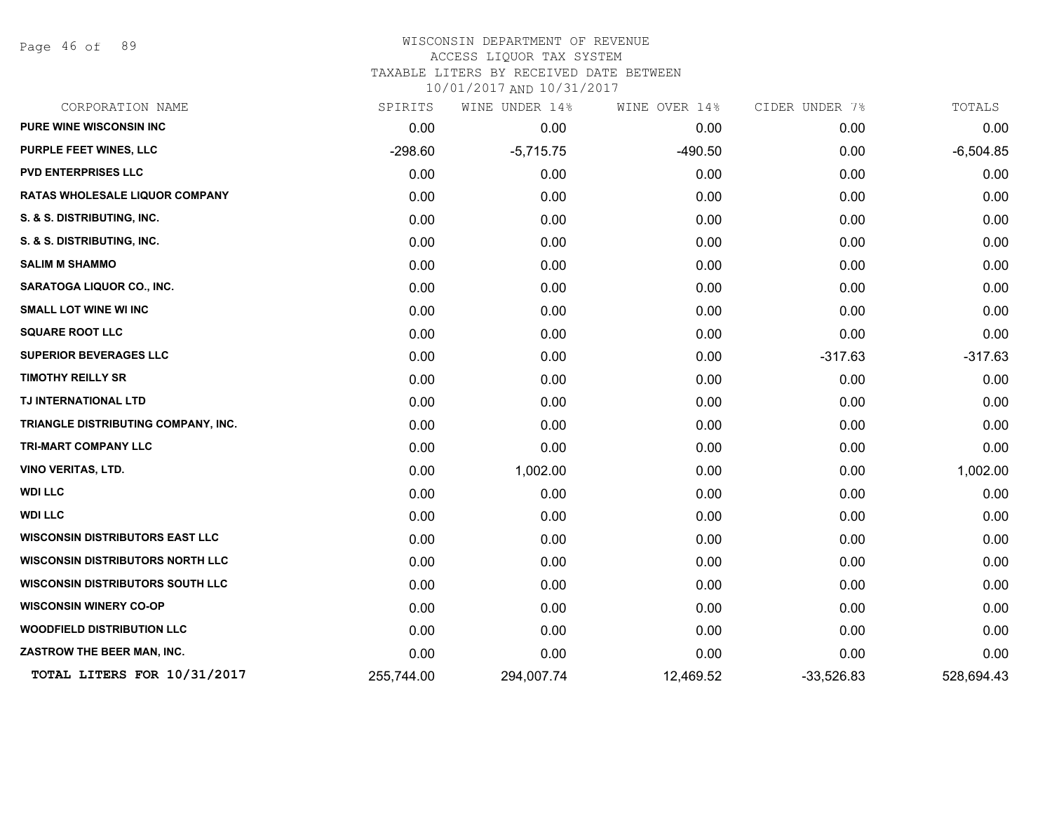WISCONSIN DEPARTMENT OF REVENUE
ACCESS LIQUOR TAX SYSTEM
TAXABLE LITERS BY RECEIVED DATE BETWEEN
10/01/2017 AND 10/31/2017

| CORPORATION NAME | SPIRITS | WINE UNDER 14% | WINE OVER 14% | CIDER UNDER 7% | TOTALS |
|---|---|---|---|---|---|
| PURE WINE WISCONSIN INC | 0.00 | 0.00 | 0.00 | 0.00 | 0.00 |
| PURPLE FEET WINES, LLC | -298.60 | -5,715.75 | -490.50 | 0.00 | -6,504.85 |
| PVD ENTERPRISES LLC | 0.00 | 0.00 | 0.00 | 0.00 | 0.00 |
| RATAS WHOLESALE LIQUOR COMPANY | 0.00 | 0.00 | 0.00 | 0.00 | 0.00 |
| S. & S. DISTRIBUTING, INC. | 0.00 | 0.00 | 0.00 | 0.00 | 0.00 |
| S. & S. DISTRIBUTING, INC. | 0.00 | 0.00 | 0.00 | 0.00 | 0.00 |
| SALIM M SHAMMO | 0.00 | 0.00 | 0.00 | 0.00 | 0.00 |
| SARATOGA LIQUOR CO., INC. | 0.00 | 0.00 | 0.00 | 0.00 | 0.00 |
| SMALL LOT WINE WI INC | 0.00 | 0.00 | 0.00 | 0.00 | 0.00 |
| SQUARE ROOT LLC | 0.00 | 0.00 | 0.00 | 0.00 | 0.00 |
| SUPERIOR BEVERAGES LLC | 0.00 | 0.00 | 0.00 | -317.63 | -317.63 |
| TIMOTHY REILLY SR | 0.00 | 0.00 | 0.00 | 0.00 | 0.00 |
| TJ INTERNATIONAL LTD | 0.00 | 0.00 | 0.00 | 0.00 | 0.00 |
| TRIANGLE DISTRIBUTING COMPANY, INC. | 0.00 | 0.00 | 0.00 | 0.00 | 0.00 |
| TRI-MART COMPANY LLC | 0.00 | 0.00 | 0.00 | 0.00 | 0.00 |
| VINO VERITAS, LTD. | 0.00 | 1,002.00 | 0.00 | 0.00 | 1,002.00 |
| WDI LLC | 0.00 | 0.00 | 0.00 | 0.00 | 0.00 |
| WDI LLC | 0.00 | 0.00 | 0.00 | 0.00 | 0.00 |
| WISCONSIN DISTRIBUTORS EAST LLC | 0.00 | 0.00 | 0.00 | 0.00 | 0.00 |
| WISCONSIN DISTRIBUTORS NORTH LLC | 0.00 | 0.00 | 0.00 | 0.00 | 0.00 |
| WISCONSIN DISTRIBUTORS SOUTH LLC | 0.00 | 0.00 | 0.00 | 0.00 | 0.00 |
| WISCONSIN WINERY CO-OP | 0.00 | 0.00 | 0.00 | 0.00 | 0.00 |
| WOODFIELD DISTRIBUTION LLC | 0.00 | 0.00 | 0.00 | 0.00 | 0.00 |
| ZASTROW THE BEER MAN, INC. | 0.00 | 0.00 | 0.00 | 0.00 | 0.00 |
| TOTAL LITERS FOR 10/31/2017 | 255,744.00 | 294,007.74 | 12,469.52 | -33,526.83 | 528,694.43 |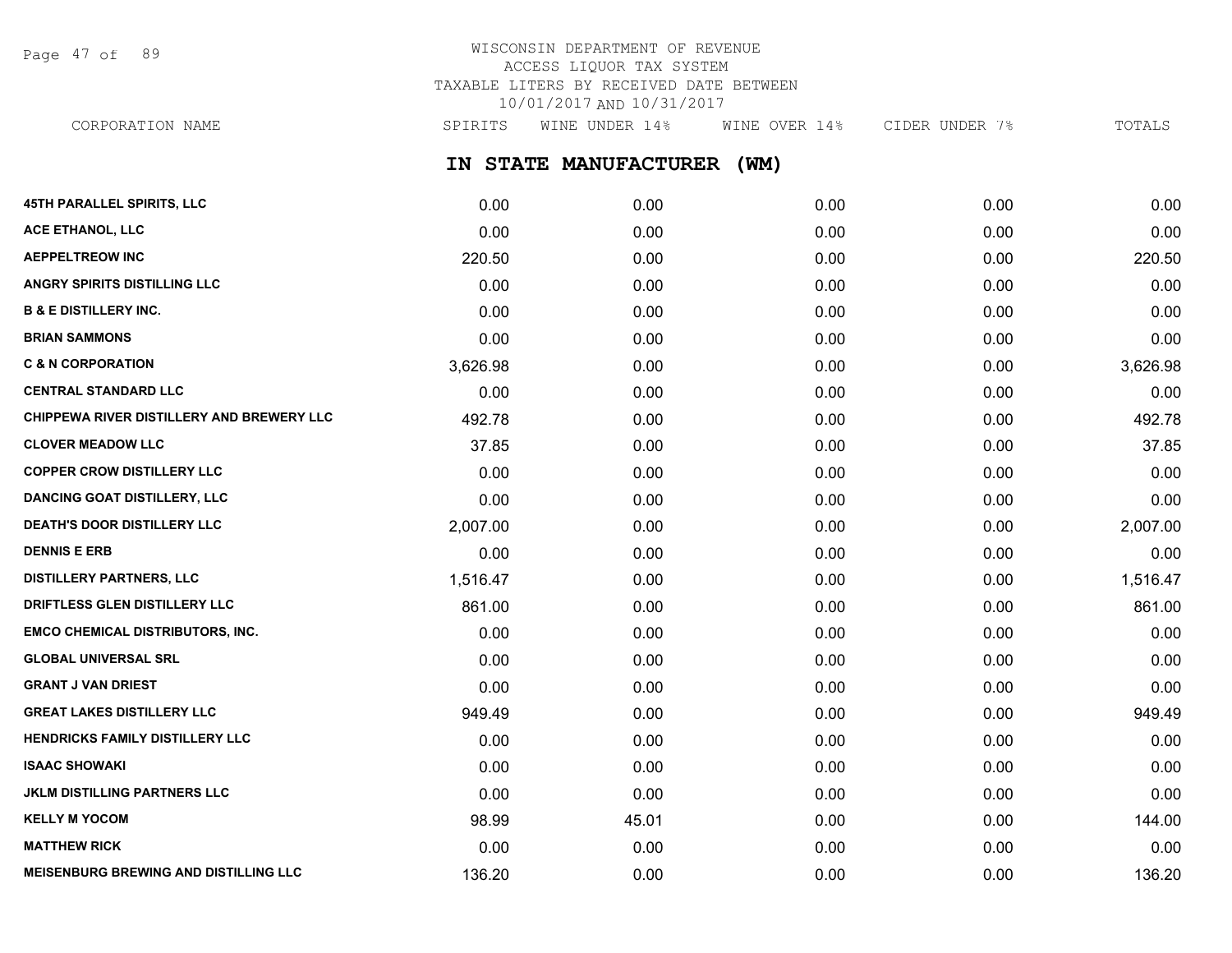# WISCONSIN DEPARTMENT OF REVENUE
## ACCESS LIQUOR TAX SYSTEM
## TAXABLE LITERS BY RECEIVED DATE BETWEEN 10/01/2017 AND 10/31/2017

### IN STATE MANUFACTURER (WM)

| CORPORATION NAME | SPIRITS | WINE UNDER 14% | WINE OVER 14% | CIDER UNDER 7% | TOTALS |
|---|---|---|---|---|---|
| 45TH PARALLEL SPIRITS, LLC | 0.00 | 0.00 | 0.00 | 0.00 | 0.00 |
| ACE ETHANOL, LLC | 0.00 | 0.00 | 0.00 | 0.00 | 0.00 |
| AEPPELTREOW INC | 220.50 | 0.00 | 0.00 | 0.00 | 220.50 |
| ANGRY SPIRITS DISTILLING LLC | 0.00 | 0.00 | 0.00 | 0.00 | 0.00 |
| B & E DISTILLERY INC. | 0.00 | 0.00 | 0.00 | 0.00 | 0.00 |
| BRIAN SAMMONS | 0.00 | 0.00 | 0.00 | 0.00 | 0.00 |
| C & N CORPORATION | 3,626.98 | 0.00 | 0.00 | 0.00 | 3,626.98 |
| CENTRAL STANDARD LLC | 0.00 | 0.00 | 0.00 | 0.00 | 0.00 |
| CHIPPEWA RIVER DISTILLERY AND BREWERY LLC | 492.78 | 0.00 | 0.00 | 0.00 | 492.78 |
| CLOVER MEADOW LLC | 37.85 | 0.00 | 0.00 | 0.00 | 37.85 |
| COPPER CROW DISTILLERY LLC | 0.00 | 0.00 | 0.00 | 0.00 | 0.00 |
| DANCING GOAT DISTILLERY, LLC | 0.00 | 0.00 | 0.00 | 0.00 | 0.00 |
| DEATH'S DOOR DISTILLERY LLC | 2,007.00 | 0.00 | 0.00 | 0.00 | 2,007.00 |
| DENNIS E ERB | 0.00 | 0.00 | 0.00 | 0.00 | 0.00 |
| DISTILLERY PARTNERS, LLC | 1,516.47 | 0.00 | 0.00 | 0.00 | 1,516.47 |
| DRIFTLESS GLEN DISTILLERY LLC | 861.00 | 0.00 | 0.00 | 0.00 | 861.00 |
| EMCO CHEMICAL DISTRIBUTORS, INC. | 0.00 | 0.00 | 0.00 | 0.00 | 0.00 |
| GLOBAL UNIVERSAL SRL | 0.00 | 0.00 | 0.00 | 0.00 | 0.00 |
| GRANT J VAN DRIEST | 0.00 | 0.00 | 0.00 | 0.00 | 0.00 |
| GREAT LAKES DISTILLERY LLC | 949.49 | 0.00 | 0.00 | 0.00 | 949.49 |
| HENDRICKS FAMILY DISTILLERY LLC | 0.00 | 0.00 | 0.00 | 0.00 | 0.00 |
| ISAAC SHOWAKI | 0.00 | 0.00 | 0.00 | 0.00 | 0.00 |
| JKLM DISTILLING PARTNERS LLC | 0.00 | 0.00 | 0.00 | 0.00 | 0.00 |
| KELLY M YOCOM | 98.99 | 45.01 | 0.00 | 0.00 | 144.00 |
| MATTHEW RICK | 0.00 | 0.00 | 0.00 | 0.00 | 0.00 |
| MEISENBURG BREWING AND DISTILLING LLC | 136.20 | 0.00 | 0.00 | 0.00 | 136.20 |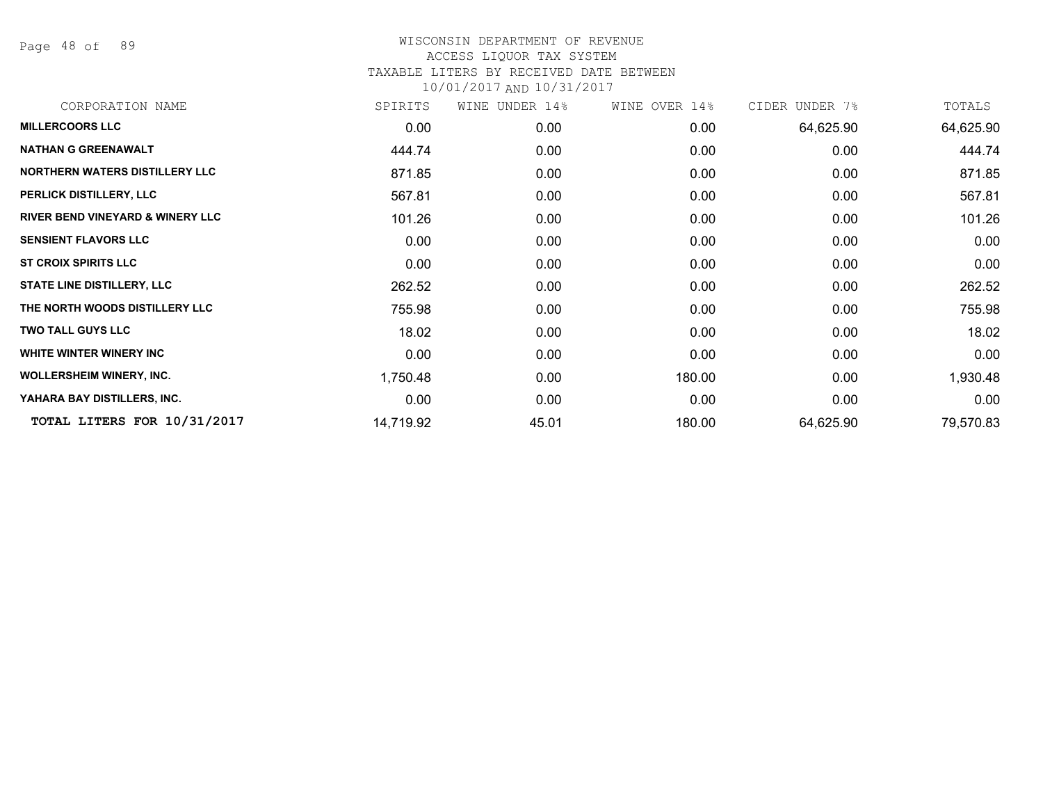# WISCONSIN DEPARTMENT OF REVENUE
## ACCESS LIQUOR TAX SYSTEM
### TAXABLE LITERS BY RECEIVED DATE BETWEEN 10/01/2017 AND 10/31/2017

| CORPORATION NAME | SPIRITS | WINE UNDER 14% | WINE OVER 14% | CIDER UNDER 7% | TOTALS |
|---|---|---|---|---|---|
| **MILLERCOORS LLC** | 0.00 | 0.00 | 0.00 | 64,625.90 | 64,625.90 |
| **NATHAN G GREENAWALT** | 444.74 | 0.00 | 0.00 | 0.00 | 444.74 |
| **NORTHERN WATERS DISTILLERY LLC** | 871.85 | 0.00 | 0.00 | 0.00 | 871.85 |
| **PERLICK DISTILLERY, LLC** | 567.81 | 0.00 | 0.00 | 0.00 | 567.81 |
| **RIVER BEND VINEYARD & WINERY LLC** | 101.26 | 0.00 | 0.00 | 0.00 | 101.26 |
| **SENSIENT FLAVORS LLC** | 0.00 | 0.00 | 0.00 | 0.00 | 0.00 |
| **ST CROIX SPIRITS LLC** | 0.00 | 0.00 | 0.00 | 0.00 | 0.00 |
| **STATE LINE DISTILLERY, LLC** | 262.52 | 0.00 | 0.00 | 0.00 | 262.52 |
| **THE NORTH WOODS DISTILLERY LLC** | 755.98 | 0.00 | 0.00 | 0.00 | 755.98 |
| **TWO TALL GUYS LLC** | 18.02 | 0.00 | 0.00 | 0.00 | 18.02 |
| **WHITE WINTER WINERY INC** | 0.00 | 0.00 | 0.00 | 0.00 | 0.00 |
| **WOLLERSHEIM WINERY, INC.** | 1,750.48 | 0.00 | 180.00 | 0.00 | 1,930.48 |
| **YAHARA BAY DISTILLERS, INC.** | 0.00 | 0.00 | 0.00 | 0.00 | 0.00 |
| **TOTAL LITERS FOR 10/31/2017** | 14,719.92 | 45.01 | 180.00 | 64,625.90 | 79,570.83 |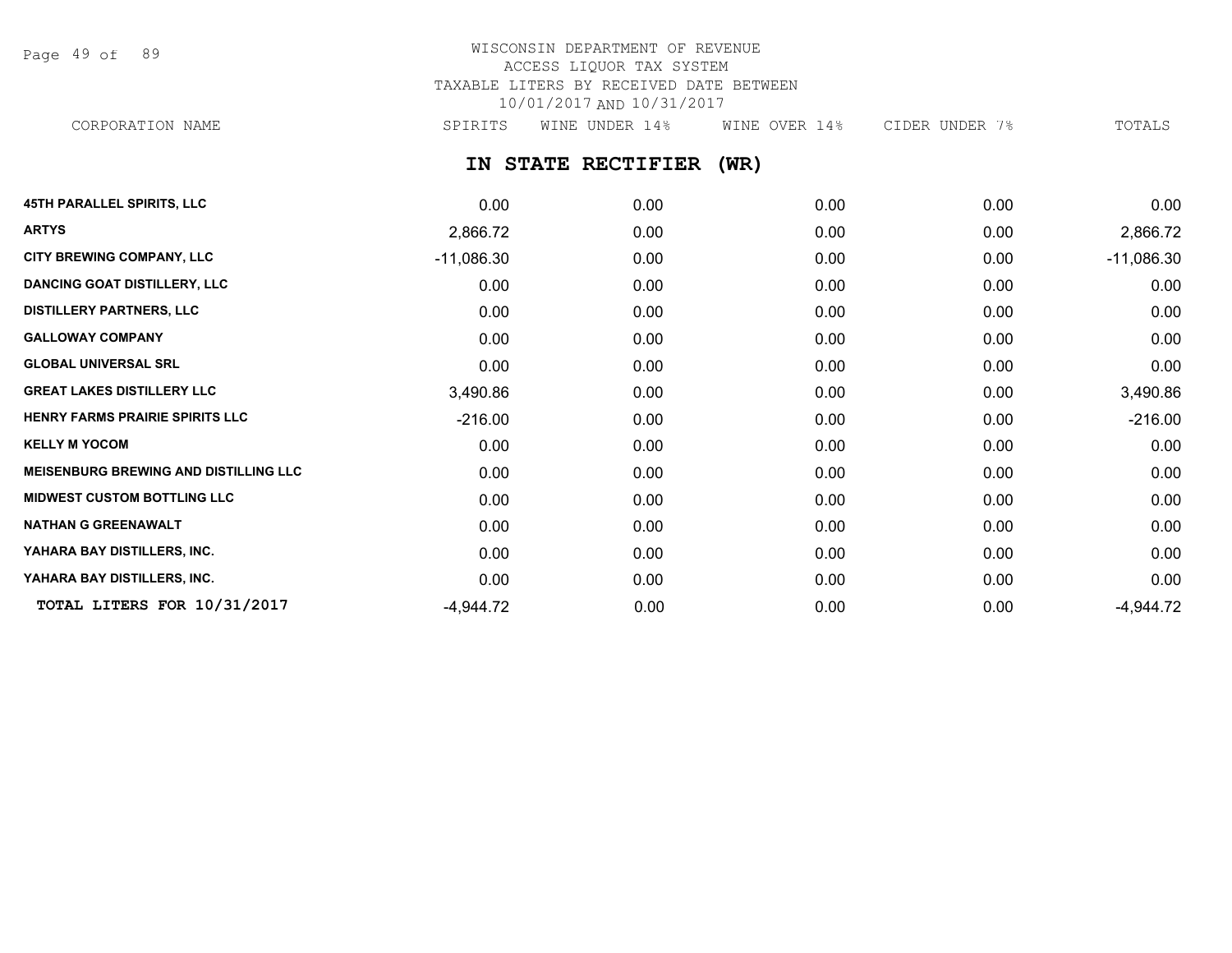WISCONSIN DEPARTMENT OF REVENUE
ACCESS LIQUOR TAX SYSTEM
TAXABLE LITERS BY RECEIVED DATE BETWEEN
10/01/2017 AND 10/31/2017

## IN STATE RECTIFIER (WR)

| CORPORATION NAME | SPIRITS | WINE UNDER 14% | WINE OVER 14% | CIDER UNDER 7% | TOTALS |
|---|---|---|---|---|---|
| 45TH PARALLEL SPIRITS, LLC | 0.00 | 0.00 | 0.00 | 0.00 | 0.00 |
| ARTYS | 2,866.72 | 0.00 | 0.00 | 0.00 | 2,866.72 |
| CITY BREWING COMPANY, LLC | -11,086.30 | 0.00 | 0.00 | 0.00 | -11,086.30 |
| DANCING GOAT DISTILLERY, LLC | 0.00 | 0.00 | 0.00 | 0.00 | 0.00 |
| DISTILLERY PARTNERS, LLC | 0.00 | 0.00 | 0.00 | 0.00 | 0.00 |
| GALLOWAY COMPANY | 0.00 | 0.00 | 0.00 | 0.00 | 0.00 |
| GLOBAL UNIVERSAL SRL | 0.00 | 0.00 | 0.00 | 0.00 | 0.00 |
| GREAT LAKES DISTILLERY LLC | 3,490.86 | 0.00 | 0.00 | 0.00 | 3,490.86 |
| HENRY FARMS PRAIRIE SPIRITS LLC | -216.00 | 0.00 | 0.00 | 0.00 | -216.00 |
| KELLY M YOCOM | 0.00 | 0.00 | 0.00 | 0.00 | 0.00 |
| MEISENBURG BREWING AND DISTILLING LLC | 0.00 | 0.00 | 0.00 | 0.00 | 0.00 |
| MIDWEST CUSTOM BOTTLING LLC | 0.00 | 0.00 | 0.00 | 0.00 | 0.00 |
| NATHAN G GREENAWALT | 0.00 | 0.00 | 0.00 | 0.00 | 0.00 |
| YAHARA BAY DISTILLERS, INC. | 0.00 | 0.00 | 0.00 | 0.00 | 0.00 |
| YAHARA BAY DISTILLERS, INC. | 0.00 | 0.00 | 0.00 | 0.00 | 0.00 |
| **TOTAL LITERS FOR 10/31/2017** | -4,944.72 | 0.00 | 0.00 | 0.00 | -4,944.72 |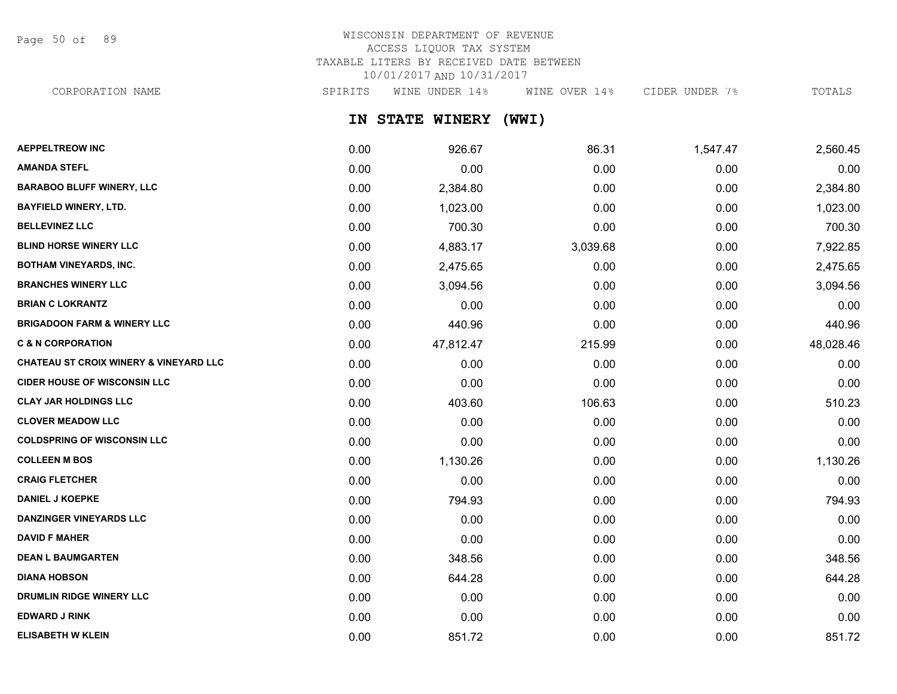WISCONSIN DEPARTMENT OF REVENUE
ACCESS LIQUOR TAX SYSTEM
TAXABLE LITERS BY RECEIVED DATE BETWEEN
10/01/2017 AND 10/31/2017

## IN STATE WINERY (WWI)

| CORPORATION NAME | SPIRITS | WINE UNDER 14% | WINE OVER 14% | CIDER UNDER 7% | TOTALS |
|---|---|---|---|---|---|
| AEPPELTREOW INC | 0.00 | 926.67 | 86.31 | 1,547.47 | 2,560.45 |
| AMANDA STEFL | 0.00 | 0.00 | 0.00 | 0.00 | 0.00 |
| BARABOO BLUFF WINERY, LLC | 0.00 | 2,384.80 | 0.00 | 0.00 | 2,384.80 |
| BAYFIELD WINERY, LTD. | 0.00 | 1,023.00 | 0.00 | 0.00 | 1,023.00 |
| BELLEVINEZ LLC | 0.00 | 700.30 | 0.00 | 0.00 | 700.30 |
| BLIND HORSE WINERY LLC | 0.00 | 4,883.17 | 3,039.68 | 0.00 | 7,922.85 |
| BOTHAM VINEYARDS, INC. | 0.00 | 2,475.65 | 0.00 | 0.00 | 2,475.65 |
| BRANCHES WINERY LLC | 0.00 | 3,094.56 | 0.00 | 0.00 | 3,094.56 |
| BRIAN C LOKRANTZ | 0.00 | 0.00 | 0.00 | 0.00 | 0.00 |
| BRIGADOON FARM & WINERY LLC | 0.00 | 440.96 | 0.00 | 0.00 | 440.96 |
| C & N CORPORATION | 0.00 | 47,812.47 | 215.99 | 0.00 | 48,028.46 |
| CHATEAU ST CROIX WINERY & VINEYARD LLC | 0.00 | 0.00 | 0.00 | 0.00 | 0.00 |
| CIDER HOUSE OF WISCONSIN LLC | 0.00 | 0.00 | 0.00 | 0.00 | 0.00 |
| CLAY JAR HOLDINGS LLC | 0.00 | 403.60 | 106.63 | 0.00 | 510.23 |
| CLOVER MEADOW LLC | 0.00 | 0.00 | 0.00 | 0.00 | 0.00 |
| COLDSPRING OF WISCONSIN LLC | 0.00 | 0.00 | 0.00 | 0.00 | 0.00 |
| COLLEEN M BOS | 0.00 | 1,130.26 | 0.00 | 0.00 | 1,130.26 |
| CRAIG FLETCHER | 0.00 | 0.00 | 0.00 | 0.00 | 0.00 |
| DANIEL J KOEPKE | 0.00 | 794.93 | 0.00 | 0.00 | 794.93 |
| DANZINGER VINEYARDS LLC | 0.00 | 0.00 | 0.00 | 0.00 | 0.00 |
| DAVID F MAHER | 0.00 | 0.00 | 0.00 | 0.00 | 0.00 |
| DEAN L BAUMGARTEN | 0.00 | 348.56 | 0.00 | 0.00 | 348.56 |
| DIANA HOBSON | 0.00 | 644.28 | 0.00 | 0.00 | 644.28 |
| DRUMLIN RIDGE WINERY LLC | 0.00 | 0.00 | 0.00 | 0.00 | 0.00 |
| EDWARD J RINK | 0.00 | 0.00 | 0.00 | 0.00 | 0.00 |
| ELISABETH W KLEIN | 0.00 | 851.72 | 0.00 | 0.00 | 851.72 |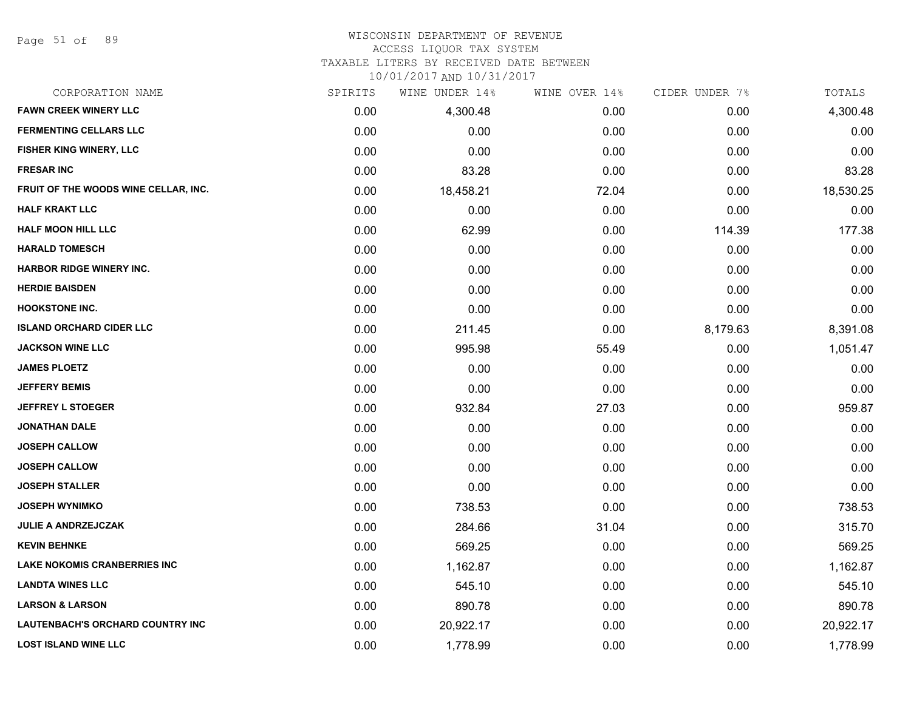# WISCONSIN DEPARTMENT OF REVENUE
## ACCESS LIQUOR TAX SYSTEM
### TAXABLE LITERS BY RECEIVED DATE BETWEEN 10/01/2017 AND 10/31/2017

| CORPORATION NAME | SPIRITS | WINE UNDER 14% | WINE OVER 14% | CIDER UNDER 7% | TOTALS |
|---|---|---|---|---|---|
| FAWN CREEK WINERY LLC | 0.00 | 4,300.48 | 0.00 | 0.00 | 4,300.48 |
| FERMENTING CELLARS LLC | 0.00 | 0.00 | 0.00 | 0.00 | 0.00 |
| FISHER KING WINERY, LLC | 0.00 | 0.00 | 0.00 | 0.00 | 0.00 |
| FRESAR INC | 0.00 | 83.28 | 0.00 | 0.00 | 83.28 |
| FRUIT OF THE WOODS WINE CELLAR, INC. | 0.00 | 18,458.21 | 72.04 | 0.00 | 18,530.25 |
| HALF KRAKT LLC | 0.00 | 0.00 | 0.00 | 0.00 | 0.00 |
| HALF MOON HILL LLC | 0.00 | 62.99 | 0.00 | 114.39 | 177.38 |
| HARALD TOMESCH | 0.00 | 0.00 | 0.00 | 0.00 | 0.00 |
| HARBOR RIDGE WINERY INC. | 0.00 | 0.00 | 0.00 | 0.00 | 0.00 |
| HERDIE BAISDEN | 0.00 | 0.00 | 0.00 | 0.00 | 0.00 |
| HOOKSTONE INC. | 0.00 | 0.00 | 0.00 | 0.00 | 0.00 |
| ISLAND ORCHARD CIDER LLC | 0.00 | 211.45 | 0.00 | 8,179.63 | 8,391.08 |
| JACKSON WINE LLC | 0.00 | 995.98 | 55.49 | 0.00 | 1,051.47 |
| JAMES PLOETZ | 0.00 | 0.00 | 0.00 | 0.00 | 0.00 |
| JEFFERY BEMIS | 0.00 | 0.00 | 0.00 | 0.00 | 0.00 |
| JEFFREY L STOEGER | 0.00 | 932.84 | 27.03 | 0.00 | 959.87 |
| JONATHAN DALE | 0.00 | 0.00 | 0.00 | 0.00 | 0.00 |
| JOSEPH CALLOW | 0.00 | 0.00 | 0.00 | 0.00 | 0.00 |
| JOSEPH CALLOW | 0.00 | 0.00 | 0.00 | 0.00 | 0.00 |
| JOSEPH STALLER | 0.00 | 0.00 | 0.00 | 0.00 | 0.00 |
| JOSEPH WYNIMKO | 0.00 | 738.53 | 0.00 | 0.00 | 738.53 |
| JULIE A ANDRZEJCZAK | 0.00 | 284.66 | 31.04 | 0.00 | 315.70 |
| KEVIN BEHNKE | 0.00 | 569.25 | 0.00 | 0.00 | 569.25 |
| LAKE NOKOMIS CRANBERRIES INC | 0.00 | 1,162.87 | 0.00 | 0.00 | 1,162.87 |
| LANDTA WINES LLC | 0.00 | 545.10 | 0.00 | 0.00 | 545.10 |
| LARSON & LARSON | 0.00 | 890.78 | 0.00 | 0.00 | 890.78 |
| LAUTENBACH'S ORCHARD COUNTRY INC | 0.00 | 20,922.17 | 0.00 | 0.00 | 20,922.17 |
| LOST ISLAND WINE LLC | 0.00 | 1,778.99 | 0.00 | 0.00 | 1,778.99 |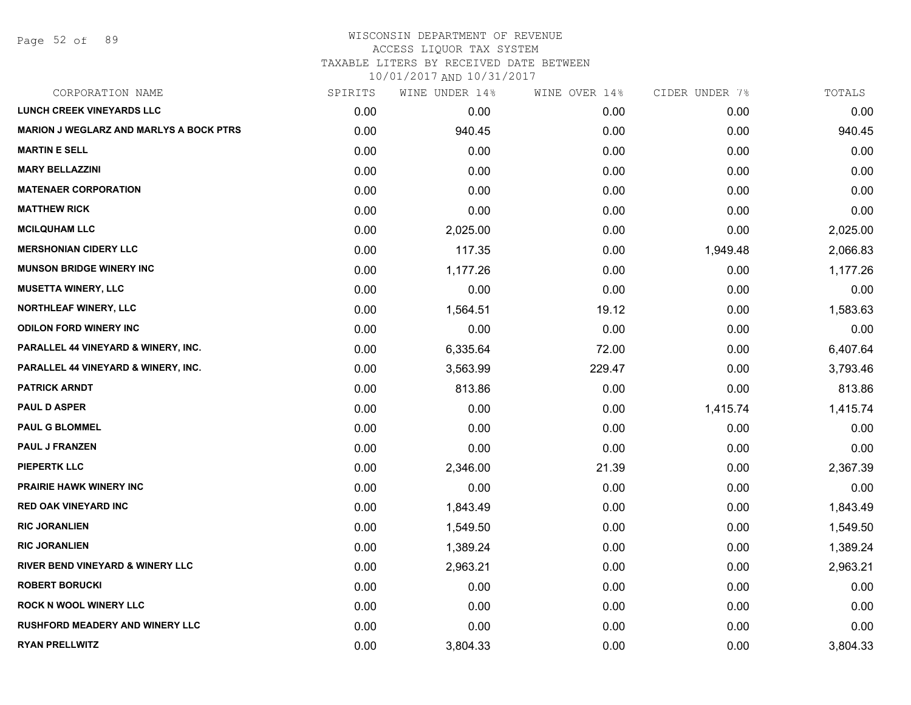WISCONSIN DEPARTMENT OF REVENUE
ACCESS LIQUOR TAX SYSTEM
TAXABLE LITERS BY RECEIVED DATE BETWEEN
10/01/2017 AND 10/31/2017

| CORPORATION NAME | SPIRITS | WINE UNDER 14% | WINE OVER 14% | CIDER UNDER 7% | TOTALS |
|---|---|---|---|---|---|
| LUNCH CREEK VINEYARDS LLC | 0.00 | 0.00 | 0.00 | 0.00 | 0.00 |
| MARION J WEGLARZ AND MARLYS A BOCK PTRS | 0.00 | 940.45 | 0.00 | 0.00 | 940.45 |
| MARTIN E SELL | 0.00 | 0.00 | 0.00 | 0.00 | 0.00 |
| MARY BELLAZZINI | 0.00 | 0.00 | 0.00 | 0.00 | 0.00 |
| MATENAER CORPORATION | 0.00 | 0.00 | 0.00 | 0.00 | 0.00 |
| MATTHEW RICK | 0.00 | 0.00 | 0.00 | 0.00 | 0.00 |
| MCILQUHAM LLC | 0.00 | 2,025.00 | 0.00 | 0.00 | 2,025.00 |
| MERSHONIAN CIDERY LLC | 0.00 | 117.35 | 0.00 | 1,949.48 | 2,066.83 |
| MUNSON BRIDGE WINERY INC | 0.00 | 1,177.26 | 0.00 | 0.00 | 1,177.26 |
| MUSETTA WINERY, LLC | 0.00 | 0.00 | 0.00 | 0.00 | 0.00 |
| NORTHLEAF WINERY, LLC | 0.00 | 1,564.51 | 19.12 | 0.00 | 1,583.63 |
| ODILON FORD WINERY INC | 0.00 | 0.00 | 0.00 | 0.00 | 0.00 |
| PARALLEL 44 VINEYARD & WINERY, INC. | 0.00 | 6,335.64 | 72.00 | 0.00 | 6,407.64 |
| PARALLEL 44 VINEYARD & WINERY, INC. | 0.00 | 3,563.99 | 229.47 | 0.00 | 3,793.46 |
| PATRICK ARNDT | 0.00 | 813.86 | 0.00 | 0.00 | 813.86 |
| PAUL D ASPER | 0.00 | 0.00 | 0.00 | 1,415.74 | 1,415.74 |
| PAUL G BLOMMEL | 0.00 | 0.00 | 0.00 | 0.00 | 0.00 |
| PAUL J FRANZEN | 0.00 | 0.00 | 0.00 | 0.00 | 0.00 |
| PIEPERTK LLC | 0.00 | 2,346.00 | 21.39 | 0.00 | 2,367.39 |
| PRAIRIE HAWK WINERY INC | 0.00 | 0.00 | 0.00 | 0.00 | 0.00 |
| RED OAK VINEYARD INC | 0.00 | 1,843.49 | 0.00 | 0.00 | 1,843.49 |
| RIC JORANLIEN | 0.00 | 1,549.50 | 0.00 | 0.00 | 1,549.50 |
| RIC JORANLIEN | 0.00 | 1,389.24 | 0.00 | 0.00 | 1,389.24 |
| RIVER BEND VINEYARD & WINERY LLC | 0.00 | 2,963.21 | 0.00 | 0.00 | 2,963.21 |
| ROBERT BORUCKI | 0.00 | 0.00 | 0.00 | 0.00 | 0.00 |
| ROCK N WOOL WINERY LLC | 0.00 | 0.00 | 0.00 | 0.00 | 0.00 |
| RUSHFORD MEADERY AND WINERY LLC | 0.00 | 0.00 | 0.00 | 0.00 | 0.00 |
| RYAN PRELLWITZ | 0.00 | 3,804.33 | 0.00 | 0.00 | 3,804.33 |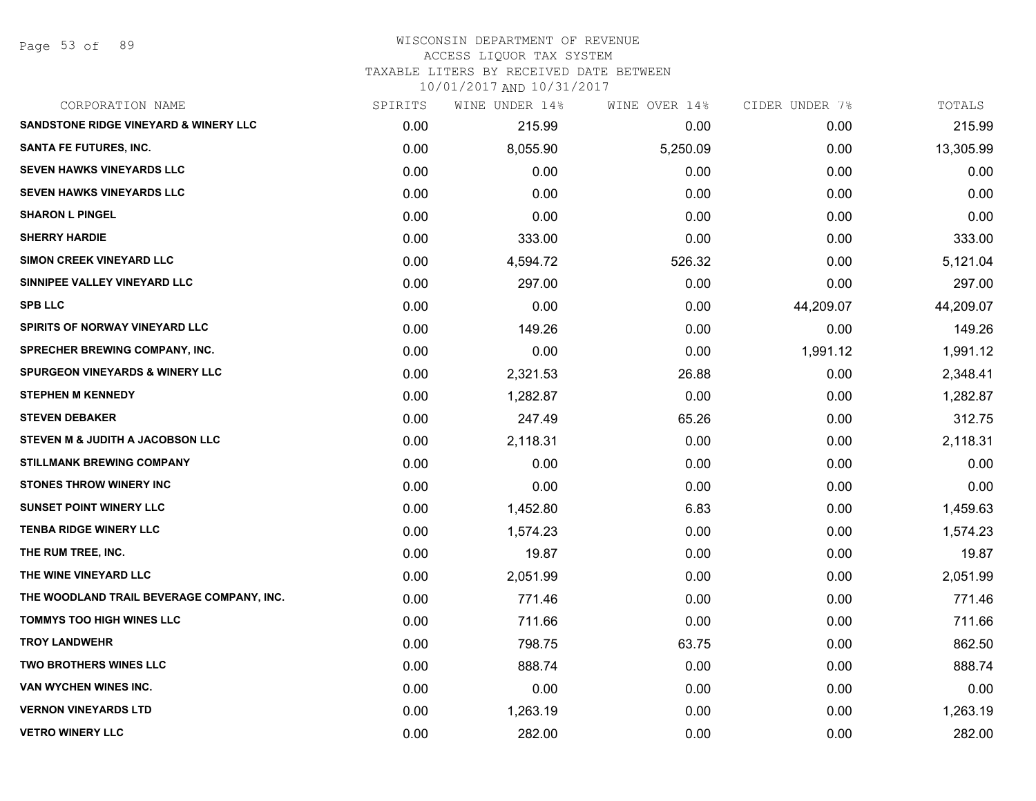WISCONSIN DEPARTMENT OF REVENUE
ACCESS LIQUOR TAX SYSTEM
TAXABLE LITERS BY RECEIVED DATE BETWEEN
10/01/2017 AND 10/31/2017

| CORPORATION NAME | SPIRITS | WINE UNDER 14% | WINE OVER 14% | CIDER UNDER 7% | TOTALS |
|---|---|---|---|---|---|
| SANDSTONE RIDGE VINEYARD & WINERY LLC | 0.00 | 215.99 | 0.00 | 0.00 | 215.99 |
| SANTA FE FUTURES, INC. | 0.00 | 8,055.90 | 5,250.09 | 0.00 | 13,305.99 |
| SEVEN HAWKS VINEYARDS LLC | 0.00 | 0.00 | 0.00 | 0.00 | 0.00 |
| SEVEN HAWKS VINEYARDS LLC | 0.00 | 0.00 | 0.00 | 0.00 | 0.00 |
| SHARON L PINGEL | 0.00 | 0.00 | 0.00 | 0.00 | 0.00 |
| SHERRY HARDIE | 0.00 | 333.00 | 0.00 | 0.00 | 333.00 |
| SIMON CREEK VINEYARD LLC | 0.00 | 4,594.72 | 526.32 | 0.00 | 5,121.04 |
| SINNIPEE VALLEY VINEYARD LLC | 0.00 | 297.00 | 0.00 | 0.00 | 297.00 |
| SPB LLC | 0.00 | 0.00 | 0.00 | 44,209.07 | 44,209.07 |
| SPIRITS OF NORWAY VINEYARD LLC | 0.00 | 149.26 | 0.00 | 0.00 | 149.26 |
| SPRECHER BREWING COMPANY, INC. | 0.00 | 0.00 | 0.00 | 1,991.12 | 1,991.12 |
| SPURGEON VINEYARDS & WINERY LLC | 0.00 | 2,321.53 | 26.88 | 0.00 | 2,348.41 |
| STEPHEN M KENNEDY | 0.00 | 1,282.87 | 0.00 | 0.00 | 1,282.87 |
| STEVEN DEBAKER | 0.00 | 247.49 | 65.26 | 0.00 | 312.75 |
| STEVEN M & JUDITH A JACOBSON LLC | 0.00 | 2,118.31 | 0.00 | 0.00 | 2,118.31 |
| STILLMANK BREWING COMPANY | 0.00 | 0.00 | 0.00 | 0.00 | 0.00 |
| STONES THROW WINERY INC | 0.00 | 0.00 | 0.00 | 0.00 | 0.00 |
| SUNSET POINT WINERY LLC | 0.00 | 1,452.80 | 6.83 | 0.00 | 1,459.63 |
| TENBA RIDGE WINERY LLC | 0.00 | 1,574.23 | 0.00 | 0.00 | 1,574.23 |
| THE RUM TREE, INC. | 0.00 | 19.87 | 0.00 | 0.00 | 19.87 |
| THE WINE VINEYARD LLC | 0.00 | 2,051.99 | 0.00 | 0.00 | 2,051.99 |
| THE WOODLAND TRAIL BEVERAGE COMPANY, INC. | 0.00 | 771.46 | 0.00 | 0.00 | 771.46 |
| TOMMYS TOO HIGH WINES LLC | 0.00 | 711.66 | 0.00 | 0.00 | 711.66 |
| TROY LANDWEHR | 0.00 | 798.75 | 63.75 | 0.00 | 862.50 |
| TWO BROTHERS WINES LLC | 0.00 | 888.74 | 0.00 | 0.00 | 888.74 |
| VAN WYCHEN WINES INC. | 0.00 | 0.00 | 0.00 | 0.00 | 0.00 |
| VERNON VINEYARDS LTD | 0.00 | 1,263.19 | 0.00 | 0.00 | 1,263.19 |
| VETRO WINERY LLC | 0.00 | 282.00 | 0.00 | 0.00 | 282.00 |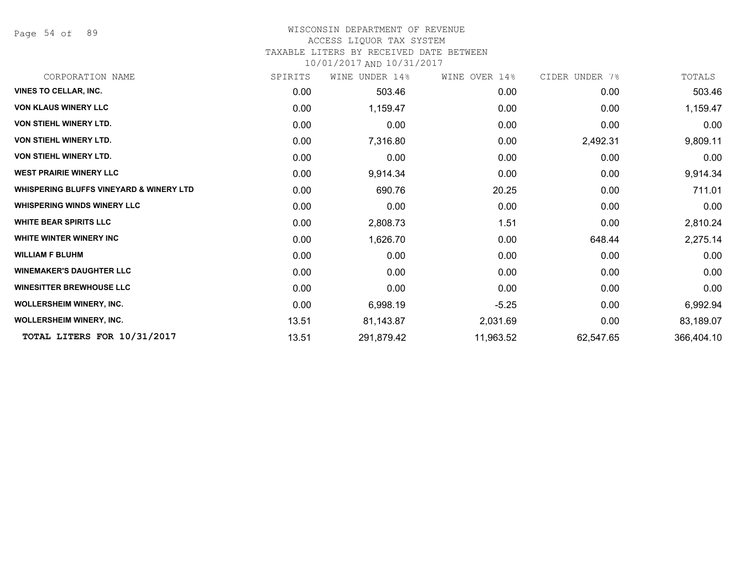WISCONSIN DEPARTMENT OF REVENUE
ACCESS LIQUOR TAX SYSTEM
TAXABLE LITERS BY RECEIVED DATE BETWEEN
10/01/2017 AND 10/31/2017

| CORPORATION NAME | SPIRITS | WINE UNDER 14% | WINE OVER 14% | CIDER UNDER 7% | TOTALS |
|---|---|---|---|---|---|
| **VINES TO CELLAR, INC.** | 0.00 | 503.46 | 0.00 | 0.00 | 503.46 |
| **VON KLAUS WINERY LLC** | 0.00 | 1,159.47 | 0.00 | 0.00 | 1,159.47 |
| **VON STIEHL WINERY LTD.** | 0.00 | 0.00 | 0.00 | 0.00 | 0.00 |
| **VON STIEHL WINERY LTD.** | 0.00 | 7,316.80 | 0.00 | 2,492.31 | 9,809.11 |
| **VON STIEHL WINERY LTD.** | 0.00 | 0.00 | 0.00 | 0.00 | 0.00 |
| **WEST PRAIRIE WINERY LLC** | 0.00 | 9,914.34 | 0.00 | 0.00 | 9,914.34 |
| **WHISPERING BLUFFS VINEYARD & WINERY LTD** | 0.00 | 690.76 | 20.25 | 0.00 | 711.01 |
| **WHISPERING WINDS WINERY LLC** | 0.00 | 0.00 | 0.00 | 0.00 | 0.00 |
| **WHITE BEAR SPIRITS LLC** | 0.00 | 2,808.73 | 1.51 | 0.00 | 2,810.24 |
| **WHITE WINTER WINERY INC** | 0.00 | 1,626.70 | 0.00 | 648.44 | 2,275.14 |
| **WILLIAM F BLUHM** | 0.00 | 0.00 | 0.00 | 0.00 | 0.00 |
| **WINEMAKER'S DAUGHTER LLC** | 0.00 | 0.00 | 0.00 | 0.00 | 0.00 |
| **WINESITTER BREWHOUSE LLC** | 0.00 | 0.00 | 0.00 | 0.00 | 0.00 |
| **WOLLERSHEIM WINERY, INC.** | 0.00 | 6,998.19 | -5.25 | 0.00 | 6,992.94 |
| **WOLLERSHEIM WINERY, INC.** | 13.51 | 81,143.87 | 2,031.69 | 0.00 | 83,189.07 |
| **TOTAL LITERS FOR 10/31/2017** | 13.51 | 291,879.42 | 11,963.52 | 62,547.65 | 366,404.10 |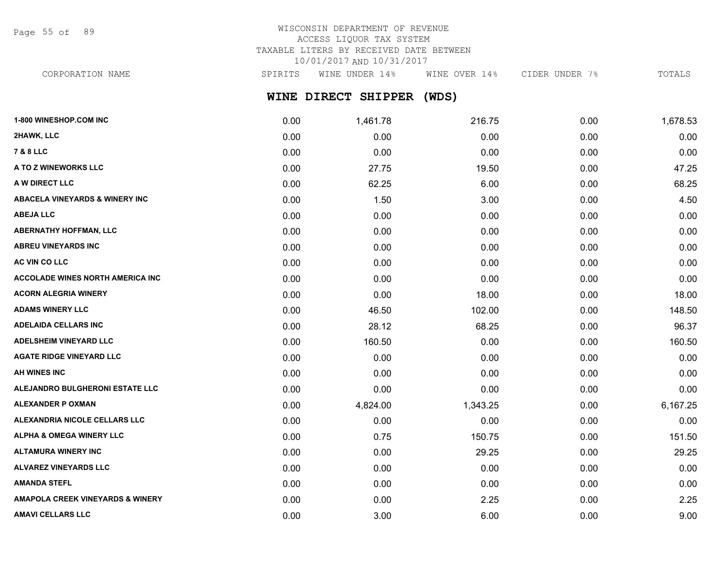WISCONSIN DEPARTMENT OF REVENUE
ACCESS LIQUOR TAX SYSTEM
TAXABLE LITERS BY RECEIVED DATE BETWEEN
10/01/2017 AND 10/31/2017

## WINE DIRECT SHIPPER (WDS)

| CORPORATION NAME | SPIRITS | WINE UNDER 14% | WINE OVER 14% | CIDER UNDER 7% | TOTALS |
|---|---|---|---|---|---|
| 1-800 WINESHOP.COM INC | 0.00 | 1,461.78 | 216.75 | 0.00 | 1,678.53 |
| 2HAWK, LLC | 0.00 | 0.00 | 0.00 | 0.00 | 0.00 |
| 7 & 8 LLC | 0.00 | 0.00 | 0.00 | 0.00 | 0.00 |
| A TO Z WINEWORKS LLC | 0.00 | 27.75 | 19.50 | 0.00 | 47.25 |
| A W DIRECT LLC | 0.00 | 62.25 | 6.00 | 0.00 | 68.25 |
| ABACELA VINEYARDS & WINERY INC | 0.00 | 1.50 | 3.00 | 0.00 | 4.50 |
| ABEJA LLC | 0.00 | 0.00 | 0.00 | 0.00 | 0.00 |
| ABERNATHY HOFFMAN, LLC | 0.00 | 0.00 | 0.00 | 0.00 | 0.00 |
| ABREU VINEYARDS INC | 0.00 | 0.00 | 0.00 | 0.00 | 0.00 |
| AC VIN CO LLC | 0.00 | 0.00 | 0.00 | 0.00 | 0.00 |
| ACCOLADE WINES NORTH AMERICA INC | 0.00 | 0.00 | 0.00 | 0.00 | 0.00 |
| ACORN ALEGRIA WINERY | 0.00 | 0.00 | 18.00 | 0.00 | 18.00 |
| ADAMS WINERY LLC | 0.00 | 46.50 | 102.00 | 0.00 | 148.50 |
| ADELAIDA CELLARS INC | 0.00 | 28.12 | 68.25 | 0.00 | 96.37 |
| ADELSHEIM VINEYARD LLC | 0.00 | 160.50 | 0.00 | 0.00 | 160.50 |
| AGATE RIDGE VINEYARD LLC | 0.00 | 0.00 | 0.00 | 0.00 | 0.00 |
| AH WINES INC | 0.00 | 0.00 | 0.00 | 0.00 | 0.00 |
| ALEJANDRO BULGHERONI ESTATE LLC | 0.00 | 0.00 | 0.00 | 0.00 | 0.00 |
| ALEXANDER P OXMAN | 0.00 | 4,824.00 | 1,343.25 | 0.00 | 6,167.25 |
| ALEXANDRIA NICOLE CELLARS LLC | 0.00 | 0.00 | 0.00 | 0.00 | 0.00 |
| ALPHA & OMEGA WINERY LLC | 0.00 | 0.75 | 150.75 | 0.00 | 151.50 |
| ALTAMURA WINERY INC | 0.00 | 0.00 | 29.25 | 0.00 | 29.25 |
| ALVAREZ VINEYARDS LLC | 0.00 | 0.00 | 0.00 | 0.00 | 0.00 |
| AMANDA STEFL | 0.00 | 0.00 | 0.00 | 0.00 | 0.00 |
| AMAPOLA CREEK VINEYARDS & WINERY | 0.00 | 0.00 | 2.25 | 0.00 | 2.25 |
| AMAVI CELLARS LLC | 0.00 | 3.00 | 6.00 | 0.00 | 9.00 |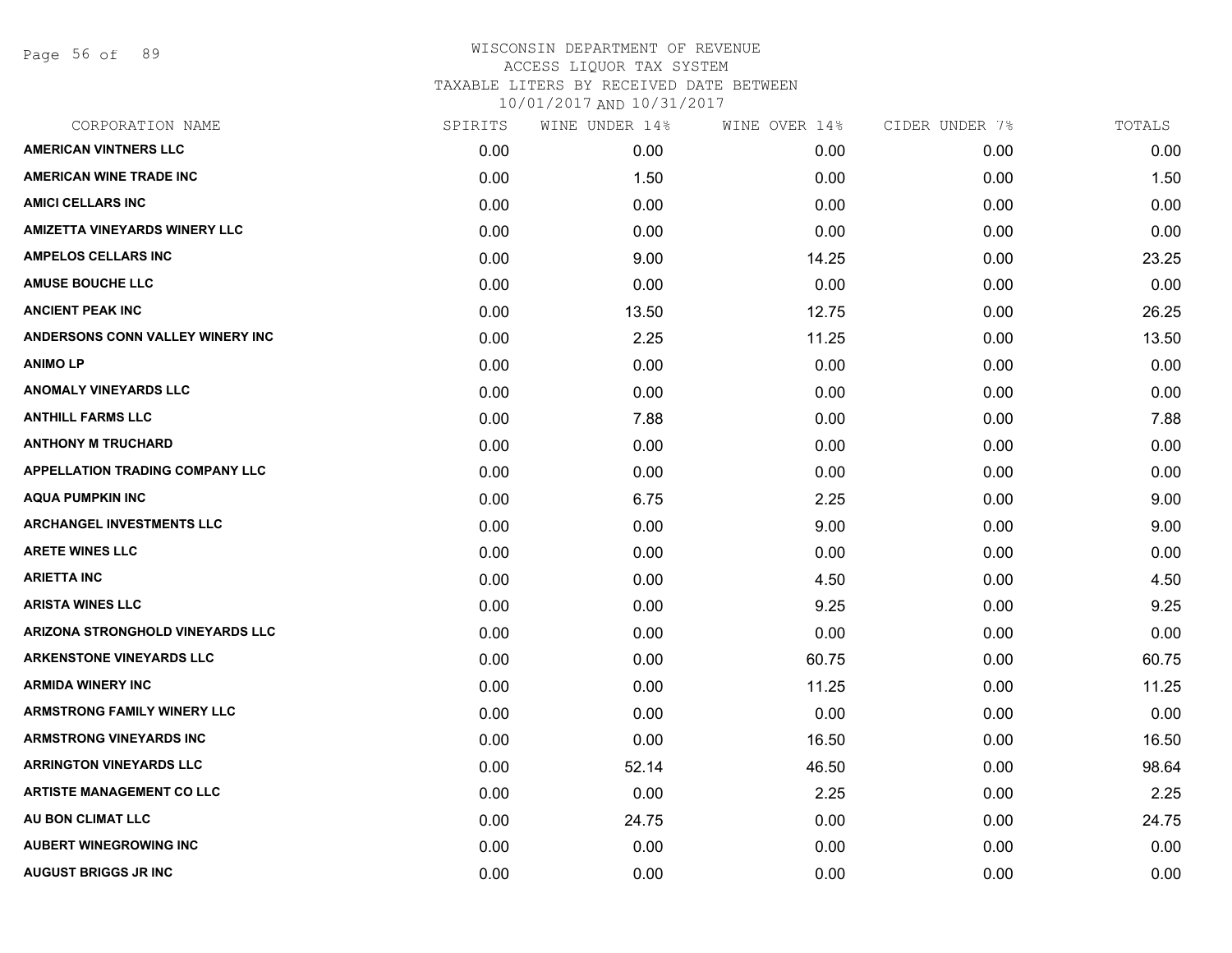WISCONSIN DEPARTMENT OF REVENUE
ACCESS LIQUOR TAX SYSTEM
TAXABLE LITERS BY RECEIVED DATE BETWEEN
10/01/2017 AND 10/31/2017

| CORPORATION NAME | SPIRITS | WINE UNDER 14% | WINE OVER 14% | CIDER UNDER 7% | TOTALS |
|---|---|---|---|---|---|
| AMERICAN VINTNERS LLC | 0.00 | 0.00 | 0.00 | 0.00 | 0.00 |
| AMERICAN WINE TRADE INC | 0.00 | 1.50 | 0.00 | 0.00 | 1.50 |
| AMICI CELLARS INC | 0.00 | 0.00 | 0.00 | 0.00 | 0.00 |
| AMIZETTA VINEYARDS WINERY LLC | 0.00 | 0.00 | 0.00 | 0.00 | 0.00 |
| AMPELOS CELLARS INC | 0.00 | 9.00 | 14.25 | 0.00 | 23.25 |
| AMUSE BOUCHE LLC | 0.00 | 0.00 | 0.00 | 0.00 | 0.00 |
| ANCIENT PEAK INC | 0.00 | 13.50 | 12.75 | 0.00 | 26.25 |
| ANDERSONS CONN VALLEY WINERY INC | 0.00 | 2.25 | 11.25 | 0.00 | 13.50 |
| ANIMO LP | 0.00 | 0.00 | 0.00 | 0.00 | 0.00 |
| ANOMALY VINEYARDS LLC | 0.00 | 0.00 | 0.00 | 0.00 | 0.00 |
| ANTHILL FARMS LLC | 0.00 | 7.88 | 0.00 | 0.00 | 7.88 |
| ANTHONY M TRUCHARD | 0.00 | 0.00 | 0.00 | 0.00 | 0.00 |
| APPELLATION TRADING COMPANY LLC | 0.00 | 0.00 | 0.00 | 0.00 | 0.00 |
| AQUA PUMPKIN INC | 0.00 | 6.75 | 2.25 | 0.00 | 9.00 |
| ARCHANGEL INVESTMENTS LLC | 0.00 | 0.00 | 9.00 | 0.00 | 9.00 |
| ARETE WINES LLC | 0.00 | 0.00 | 0.00 | 0.00 | 0.00 |
| ARIETTA INC | 0.00 | 0.00 | 4.50 | 0.00 | 4.50 |
| ARISTA WINES LLC | 0.00 | 0.00 | 9.25 | 0.00 | 9.25 |
| ARIZONA STRONGHOLD VINEYARDS LLC | 0.00 | 0.00 | 0.00 | 0.00 | 0.00 |
| ARKENSTONE VINEYARDS LLC | 0.00 | 0.00 | 60.75 | 0.00 | 60.75 |
| ARMIDA WINERY INC | 0.00 | 0.00 | 11.25 | 0.00 | 11.25 |
| ARMSTRONG FAMILY WINERY LLC | 0.00 | 0.00 | 0.00 | 0.00 | 0.00 |
| ARMSTRONG VINEYARDS INC | 0.00 | 0.00 | 16.50 | 0.00 | 16.50 |
| ARRINGTON VINEYARDS LLC | 0.00 | 52.14 | 46.50 | 0.00 | 98.64 |
| ARTISTE MANAGEMENT CO LLC | 0.00 | 0.00 | 2.25 | 0.00 | 2.25 |
| AU BON CLIMAT LLC | 0.00 | 24.75 | 0.00 | 0.00 | 24.75 |
| AUBERT WINEGROWING INC | 0.00 | 0.00 | 0.00 | 0.00 | 0.00 |
| AUGUST BRIGGS JR INC | 0.00 | 0.00 | 0.00 | 0.00 | 0.00 |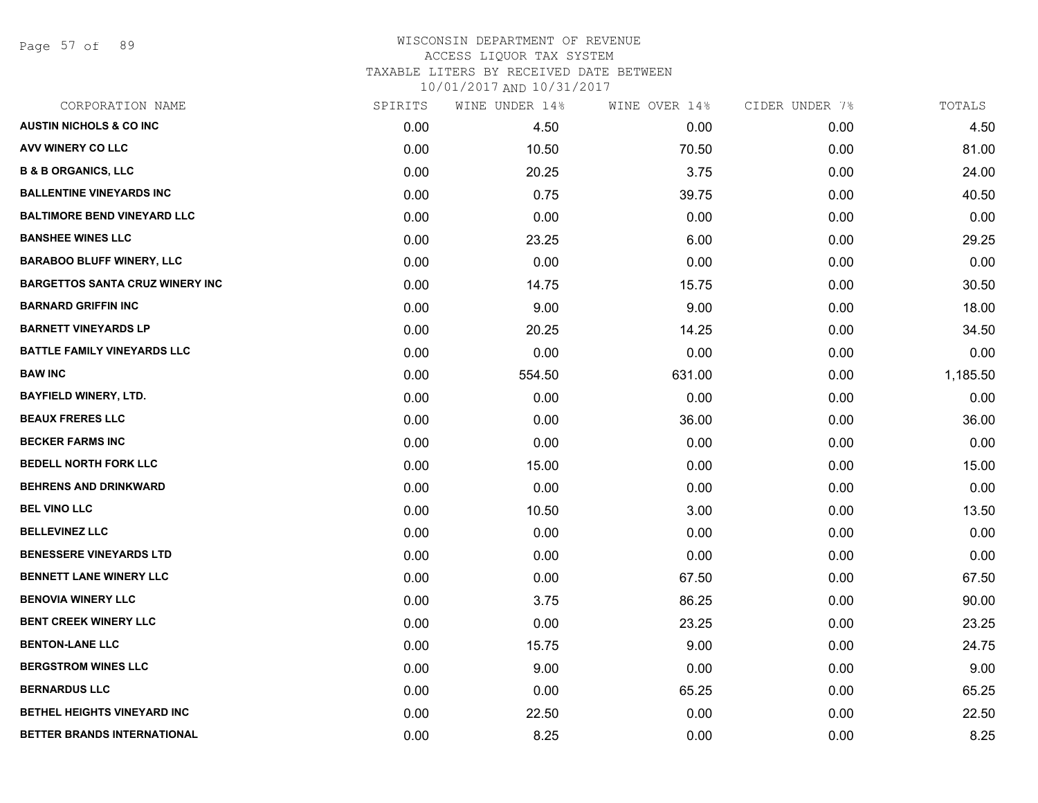WISCONSIN DEPARTMENT OF REVENUE
ACCESS LIQUOR TAX SYSTEM
TAXABLE LITERS BY RECEIVED DATE BETWEEN
10/01/2017 AND 10/31/2017

| CORPORATION NAME | SPIRITS | WINE UNDER 14% | WINE OVER 14% | CIDER UNDER 7% | TOTALS |
|---|---|---|---|---|---|
| AUSTIN NICHOLS & CO INC | 0.00 | 4.50 | 0.00 | 0.00 | 4.50 |
| AVV WINERY CO LLC | 0.00 | 10.50 | 70.50 | 0.00 | 81.00 |
| B & B ORGANICS, LLC | 0.00 | 20.25 | 3.75 | 0.00 | 24.00 |
| BALLENTINE VINEYARDS INC | 0.00 | 0.75 | 39.75 | 0.00 | 40.50 |
| BALTIMORE BEND VINEYARD LLC | 0.00 | 0.00 | 0.00 | 0.00 | 0.00 |
| BANSHEE WINES LLC | 0.00 | 23.25 | 6.00 | 0.00 | 29.25 |
| BARABOO BLUFF WINERY, LLC | 0.00 | 0.00 | 0.00 | 0.00 | 0.00 |
| BARGETTOS SANTA CRUZ WINERY INC | 0.00 | 14.75 | 15.75 | 0.00 | 30.50 |
| BARNARD GRIFFIN INC | 0.00 | 9.00 | 9.00 | 0.00 | 18.00 |
| BARNETT VINEYARDS LP | 0.00 | 20.25 | 14.25 | 0.00 | 34.50 |
| BATTLE FAMILY VINEYARDS LLC | 0.00 | 0.00 | 0.00 | 0.00 | 0.00 |
| BAW INC | 0.00 | 554.50 | 631.00 | 0.00 | 1,185.50 |
| BAYFIELD WINERY, LTD. | 0.00 | 0.00 | 0.00 | 0.00 | 0.00 |
| BEAUX FRERES LLC | 0.00 | 0.00 | 36.00 | 0.00 | 36.00 |
| BECKER FARMS INC | 0.00 | 0.00 | 0.00 | 0.00 | 0.00 |
| BEDELL NORTH FORK LLC | 0.00 | 15.00 | 0.00 | 0.00 | 15.00 |
| BEHRENS AND DRINKWARD | 0.00 | 0.00 | 0.00 | 0.00 | 0.00 |
| BEL VINO LLC | 0.00 | 10.50 | 3.00 | 0.00 | 13.50 |
| BELLEVINEZ LLC | 0.00 | 0.00 | 0.00 | 0.00 | 0.00 |
| BENESSERE VINEYARDS LTD | 0.00 | 0.00 | 0.00 | 0.00 | 0.00 |
| BENNETT LANE WINERY LLC | 0.00 | 0.00 | 67.50 | 0.00 | 67.50 |
| BENOVIA WINERY LLC | 0.00 | 3.75 | 86.25 | 0.00 | 90.00 |
| BENT CREEK WINERY LLC | 0.00 | 0.00 | 23.25 | 0.00 | 23.25 |
| BENTON-LANE LLC | 0.00 | 15.75 | 9.00 | 0.00 | 24.75 |
| BERGSTROM WINES LLC | 0.00 | 9.00 | 0.00 | 0.00 | 9.00 |
| BERNARDUS LLC | 0.00 | 0.00 | 65.25 | 0.00 | 65.25 |
| BETHEL HEIGHTS VINEYARD INC | 0.00 | 22.50 | 0.00 | 0.00 | 22.50 |
| BETTER BRANDS INTERNATIONAL | 0.00 | 8.25 | 0.00 | 0.00 | 8.25 |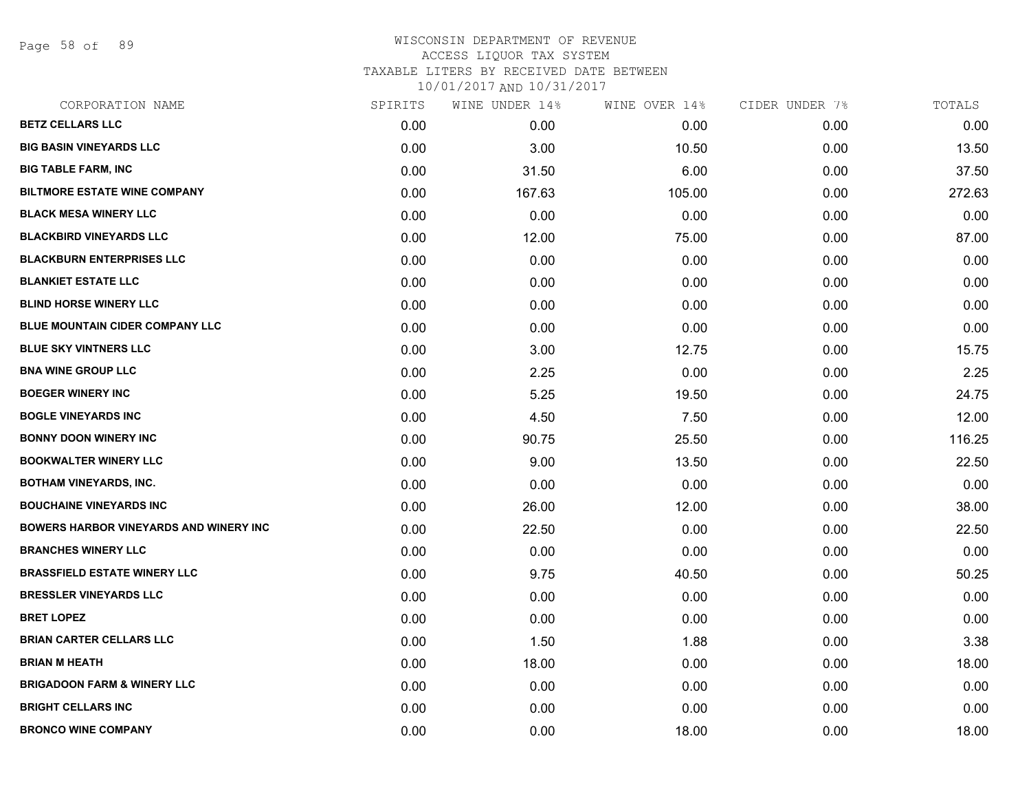# WISCONSIN DEPARTMENT OF REVENUE
## ACCESS LIQUOR TAX SYSTEM
### TAXABLE LITERS BY RECEIVED DATE BETWEEN 10/01/2017 AND 10/31/2017

| CORPORATION NAME | SPIRITS | WINE UNDER 14% | WINE OVER 14% | CIDER UNDER 7% | TOTALS |
|---|---|---|---|---|---|
| BETZ CELLARS LLC | 0.00 | 0.00 | 0.00 | 0.00 | 0.00 |
| BIG BASIN VINEYARDS LLC | 0.00 | 3.00 | 10.50 | 0.00 | 13.50 |
| BIG TABLE FARM, INC | 0.00 | 31.50 | 6.00 | 0.00 | 37.50 |
| BILTMORE ESTATE WINE COMPANY | 0.00 | 167.63 | 105.00 | 0.00 | 272.63 |
| BLACK MESA WINERY LLC | 0.00 | 0.00 | 0.00 | 0.00 | 0.00 |
| BLACKBIRD VINEYARDS LLC | 0.00 | 12.00 | 75.00 | 0.00 | 87.00 |
| BLACKBURN ENTERPRISES LLC | 0.00 | 0.00 | 0.00 | 0.00 | 0.00 |
| BLANKIET ESTATE LLC | 0.00 | 0.00 | 0.00 | 0.00 | 0.00 |
| BLIND HORSE WINERY LLC | 0.00 | 0.00 | 0.00 | 0.00 | 0.00 |
| BLUE MOUNTAIN CIDER COMPANY LLC | 0.00 | 0.00 | 0.00 | 0.00 | 0.00 |
| BLUE SKY VINTNERS LLC | 0.00 | 3.00 | 12.75 | 0.00 | 15.75 |
| BNA WINE GROUP LLC | 0.00 | 2.25 | 0.00 | 0.00 | 2.25 |
| BOEGER WINERY INC | 0.00 | 5.25 | 19.50 | 0.00 | 24.75 |
| BOGLE VINEYARDS INC | 0.00 | 4.50 | 7.50 | 0.00 | 12.00 |
| BONNY DOON WINERY INC | 0.00 | 90.75 | 25.50 | 0.00 | 116.25 |
| BOOKWALTER WINERY LLC | 0.00 | 9.00 | 13.50 | 0.00 | 22.50 |
| BOTHAM VINEYARDS, INC. | 0.00 | 0.00 | 0.00 | 0.00 | 0.00 |
| BOUCHAINE VINEYARDS INC | 0.00 | 26.00 | 12.00 | 0.00 | 38.00 |
| BOWERS HARBOR VINEYARDS AND WINERY INC | 0.00 | 22.50 | 0.00 | 0.00 | 22.50 |
| BRANCHES WINERY LLC | 0.00 | 0.00 | 0.00 | 0.00 | 0.00 |
| BRASSFIELD ESTATE WINERY LLC | 0.00 | 9.75 | 40.50 | 0.00 | 50.25 |
| BRESSLER VINEYARDS LLC | 0.00 | 0.00 | 0.00 | 0.00 | 0.00 |
| BRET LOPEZ | 0.00 | 0.00 | 0.00 | 0.00 | 0.00 |
| BRIAN CARTER CELLARS LLC | 0.00 | 1.50 | 1.88 | 0.00 | 3.38 |
| BRIAN M HEATH | 0.00 | 18.00 | 0.00 | 0.00 | 18.00 |
| BRIGADOON FARM & WINERY LLC | 0.00 | 0.00 | 0.00 | 0.00 | 0.00 |
| BRIGHT CELLARS INC | 0.00 | 0.00 | 0.00 | 0.00 | 0.00 |
| BRONCO WINE COMPANY | 0.00 | 0.00 | 18.00 | 0.00 | 18.00 |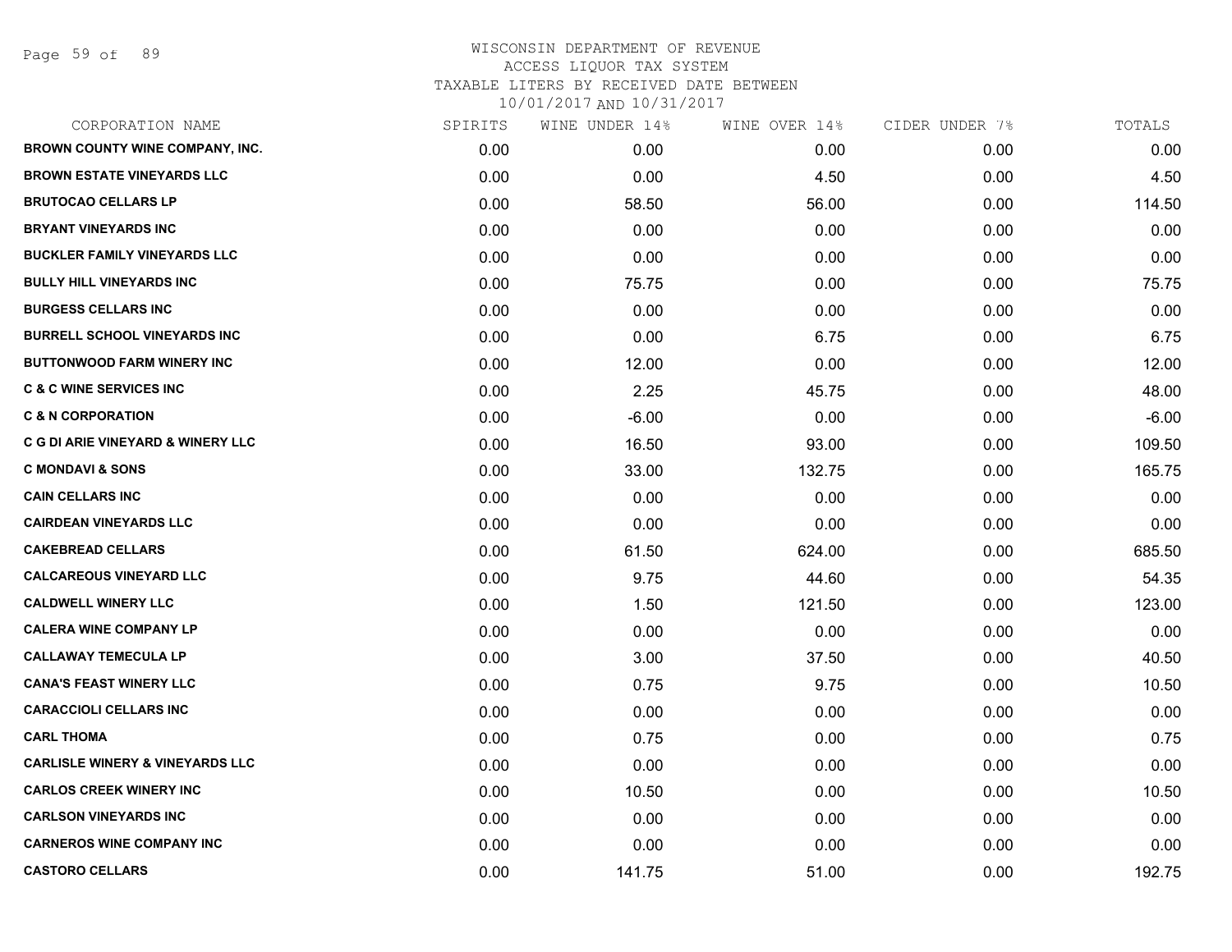WISCONSIN DEPARTMENT OF REVENUE
ACCESS LIQUOR TAX SYSTEM
TAXABLE LITERS BY RECEIVED DATE BETWEEN
10/01/2017 AND 10/31/2017

| CORPORATION NAME | SPIRITS | WINE UNDER 14% | WINE OVER 14% | CIDER UNDER 7% | TOTALS |
|---|---|---|---|---|---|
| BROWN COUNTY WINE COMPANY, INC. | 0.00 | 0.00 | 0.00 | 0.00 | 0.00 |
| BROWN ESTATE VINEYARDS LLC | 0.00 | 0.00 | 4.50 | 0.00 | 4.50 |
| BRUTOCAO CELLARS LP | 0.00 | 58.50 | 56.00 | 0.00 | 114.50 |
| BRYANT VINEYARDS INC | 0.00 | 0.00 | 0.00 | 0.00 | 0.00 |
| BUCKLER FAMILY VINEYARDS LLC | 0.00 | 0.00 | 0.00 | 0.00 | 0.00 |
| BULLY HILL VINEYARDS INC | 0.00 | 75.75 | 0.00 | 0.00 | 75.75 |
| BURGESS CELLARS INC | 0.00 | 0.00 | 0.00 | 0.00 | 0.00 |
| BURRELL SCHOOL VINEYARDS INC | 0.00 | 0.00 | 6.75 | 0.00 | 6.75 |
| BUTTONWOOD FARM WINERY INC | 0.00 | 12.00 | 0.00 | 0.00 | 12.00 |
| C & C WINE SERVICES INC | 0.00 | 2.25 | 45.75 | 0.00 | 48.00 |
| C & N CORPORATION | 0.00 | -6.00 | 0.00 | 0.00 | -6.00 |
| C G DI ARIE VINEYARD & WINERY LLC | 0.00 | 16.50 | 93.00 | 0.00 | 109.50 |
| C MONDAVI & SONS | 0.00 | 33.00 | 132.75 | 0.00 | 165.75 |
| CAIN CELLARS INC | 0.00 | 0.00 | 0.00 | 0.00 | 0.00 |
| CAIRDEAN VINEYARDS LLC | 0.00 | 0.00 | 0.00 | 0.00 | 0.00 |
| CAKEBREAD CELLARS | 0.00 | 61.50 | 624.00 | 0.00 | 685.50 |
| CALCAREOUS VINEYARD LLC | 0.00 | 9.75 | 44.60 | 0.00 | 54.35 |
| CALDWELL WINERY LLC | 0.00 | 1.50 | 121.50 | 0.00 | 123.00 |
| CALERA WINE COMPANY LP | 0.00 | 0.00 | 0.00 | 0.00 | 0.00 |
| CALLAWAY TEMECULA LP | 0.00 | 3.00 | 37.50 | 0.00 | 40.50 |
| CANA'S FEAST WINERY LLC | 0.00 | 0.75 | 9.75 | 0.00 | 10.50 |
| CARACCIOLI CELLARS INC | 0.00 | 0.00 | 0.00 | 0.00 | 0.00 |
| CARL THOMA | 0.00 | 0.75 | 0.00 | 0.00 | 0.75 |
| CARLISLE WINERY & VINEYARDS LLC | 0.00 | 0.00 | 0.00 | 0.00 | 0.00 |
| CARLOS CREEK WINERY INC | 0.00 | 10.50 | 0.00 | 0.00 | 10.50 |
| CARLSON VINEYARDS INC | 0.00 | 0.00 | 0.00 | 0.00 | 0.00 |
| CARNEROS WINE COMPANY INC | 0.00 | 0.00 | 0.00 | 0.00 | 0.00 |
| CASTORO CELLARS | 0.00 | 141.75 | 51.00 | 0.00 | 192.75 |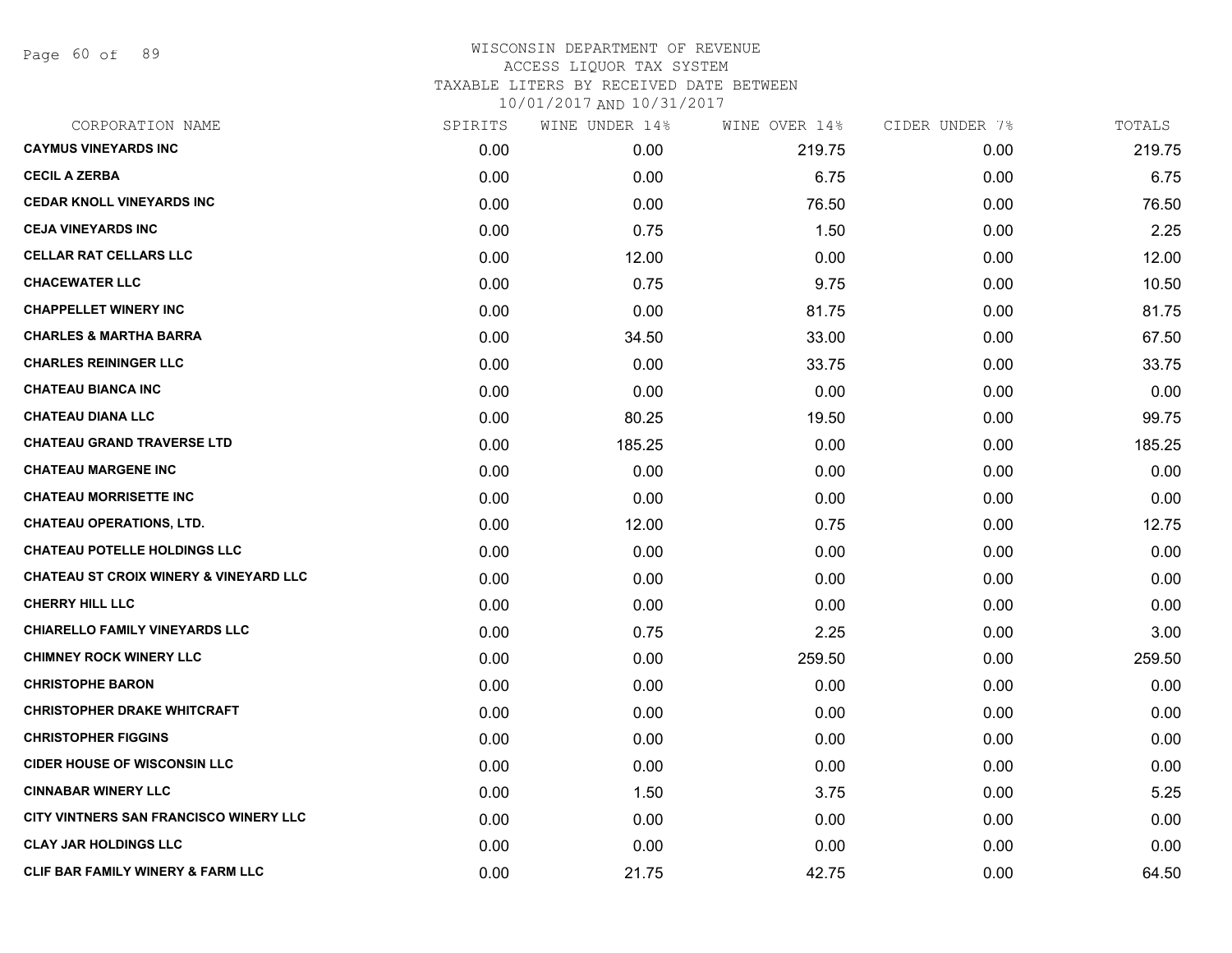WISCONSIN DEPARTMENT OF REVENUE
ACCESS LIQUOR TAX SYSTEM
TAXABLE LITERS BY RECEIVED DATE BETWEEN
10/01/2017 AND 10/31/2017

| CORPORATION NAME | SPIRITS | WINE UNDER 14% | WINE OVER 14% | CIDER UNDER 7% | TOTALS |
|---|---|---|---|---|---|
| **CAYMUS VINEYARDS INC** | 0.00 | 0.00 | 219.75 | 0.00 | 219.75 |
| **CECIL A ZERBA** | 0.00 | 0.00 | 6.75 | 0.00 | 6.75 |
| **CEDAR KNOLL VINEYARDS INC** | 0.00 | 0.00 | 76.50 | 0.00 | 76.50 |
| **CEJA VINEYARDS INC** | 0.00 | 0.75 | 1.50 | 0.00 | 2.25 |
| **CELLAR RAT CELLARS LLC** | 0.00 | 12.00 | 0.00 | 0.00 | 12.00 |
| **CHACEWATER LLC** | 0.00 | 0.75 | 9.75 | 0.00 | 10.50 |
| **CHAPPELLET WINERY INC** | 0.00 | 0.00 | 81.75 | 0.00 | 81.75 |
| **CHARLES & MARTHA BARRA** | 0.00 | 34.50 | 33.00 | 0.00 | 67.50 |
| **CHARLES REININGER LLC** | 0.00 | 0.00 | 33.75 | 0.00 | 33.75 |
| **CHATEAU BIANCA INC** | 0.00 | 0.00 | 0.00 | 0.00 | 0.00 |
| **CHATEAU DIANA LLC** | 0.00 | 80.25 | 19.50 | 0.00 | 99.75 |
| **CHATEAU GRAND TRAVERSE LTD** | 0.00 | 185.25 | 0.00 | 0.00 | 185.25 |
| **CHATEAU MARGENE INC** | 0.00 | 0.00 | 0.00 | 0.00 | 0.00 |
| **CHATEAU MORRISETTE INC** | 0.00 | 0.00 | 0.00 | 0.00 | 0.00 |
| **CHATEAU OPERATIONS, LTD.** | 0.00 | 12.00 | 0.75 | 0.00 | 12.75 |
| **CHATEAU POTELLE HOLDINGS LLC** | 0.00 | 0.00 | 0.00 | 0.00 | 0.00 |
| **CHATEAU ST CROIX WINERY & VINEYARD LLC** | 0.00 | 0.00 | 0.00 | 0.00 | 0.00 |
| **CHERRY HILL LLC** | 0.00 | 0.00 | 0.00 | 0.00 | 0.00 |
| **CHIARELLO FAMILY VINEYARDS LLC** | 0.00 | 0.75 | 2.25 | 0.00 | 3.00 |
| **CHIMNEY ROCK WINERY LLC** | 0.00 | 0.00 | 259.50 | 0.00 | 259.50 |
| **CHRISTOPHE BARON** | 0.00 | 0.00 | 0.00 | 0.00 | 0.00 |
| **CHRISTOPHER DRAKE WHITCRAFT** | 0.00 | 0.00 | 0.00 | 0.00 | 0.00 |
| **CHRISTOPHER FIGGINS** | 0.00 | 0.00 | 0.00 | 0.00 | 0.00 |
| **CIDER HOUSE OF WISCONSIN LLC** | 0.00 | 0.00 | 0.00 | 0.00 | 0.00 |
| **CINNABAR WINERY LLC** | 0.00 | 1.50 | 3.75 | 0.00 | 5.25 |
| **CITY VINTNERS SAN FRANCISCO WINERY LLC** | 0.00 | 0.00 | 0.00 | 0.00 | 0.00 |
| **CLAY JAR HOLDINGS LLC** | 0.00 | 0.00 | 0.00 | 0.00 | 0.00 |
| **CLIF BAR FAMILY WINERY & FARM LLC** | 0.00 | 21.75 | 42.75 | 0.00 | 64.50 |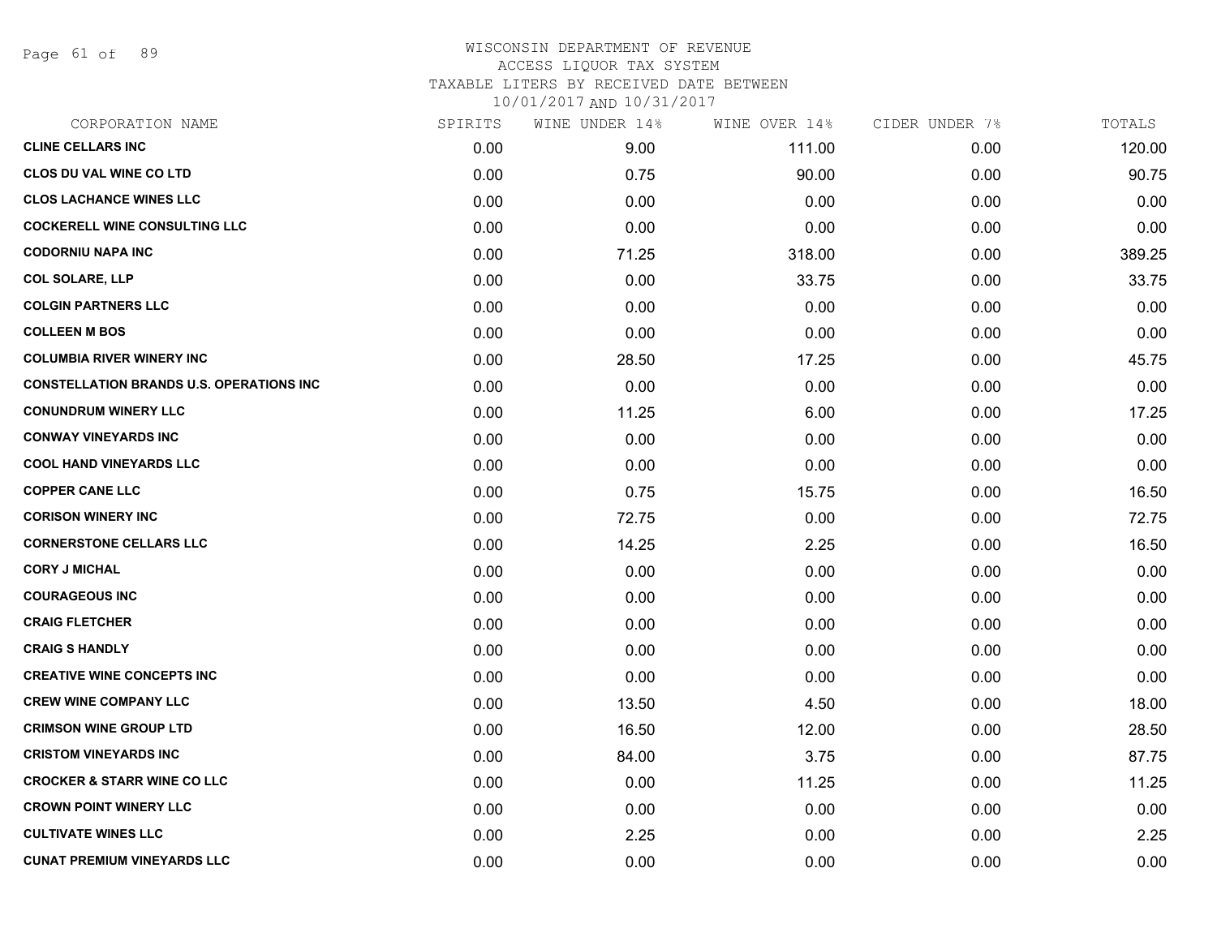# WISCONSIN DEPARTMENT OF REVENUE
ACCESS LIQUOR TAX SYSTEM
TAXABLE LITERS BY RECEIVED DATE BETWEEN
10/01/2017 AND 10/31/2017

| CORPORATION NAME | SPIRITS | WINE UNDER 14% | WINE OVER 14% | CIDER UNDER 7% | TOTALS |
|---|---|---|---|---|---|
| CLINE CELLARS INC | 0.00 | 9.00 | 111.00 | 0.00 | 120.00 |
| CLOS DU VAL WINE CO LTD | 0.00 | 0.75 | 90.00 | 0.00 | 90.75 |
| CLOS LACHANCE WINES LLC | 0.00 | 0.00 | 0.00 | 0.00 | 0.00 |
| COCKERELL WINE CONSULTING LLC | 0.00 | 0.00 | 0.00 | 0.00 | 0.00 |
| CODORNIU NAPA INC | 0.00 | 71.25 | 318.00 | 0.00 | 389.25 |
| COL SOLARE, LLP | 0.00 | 0.00 | 33.75 | 0.00 | 33.75 |
| COLGIN PARTNERS LLC | 0.00 | 0.00 | 0.00 | 0.00 | 0.00 |
| COLLEEN M BOS | 0.00 | 0.00 | 0.00 | 0.00 | 0.00 |
| COLUMBIA RIVER WINERY INC | 0.00 | 28.50 | 17.25 | 0.00 | 45.75 |
| CONSTELLATION BRANDS U.S. OPERATIONS INC | 0.00 | 0.00 | 0.00 | 0.00 | 0.00 |
| CONUNDRUM WINERY LLC | 0.00 | 11.25 | 6.00 | 0.00 | 17.25 |
| CONWAY VINEYARDS INC | 0.00 | 0.00 | 0.00 | 0.00 | 0.00 |
| COOL HAND VINEYARDS LLC | 0.00 | 0.00 | 0.00 | 0.00 | 0.00 |
| COPPER CANE LLC | 0.00 | 0.75 | 15.75 | 0.00 | 16.50 |
| CORISON WINERY INC | 0.00 | 72.75 | 0.00 | 0.00 | 72.75 |
| CORNERSTONE CELLARS LLC | 0.00 | 14.25 | 2.25 | 0.00 | 16.50 |
| CORY J MICHAL | 0.00 | 0.00 | 0.00 | 0.00 | 0.00 |
| COURAGEOUS INC | 0.00 | 0.00 | 0.00 | 0.00 | 0.00 |
| CRAIG FLETCHER | 0.00 | 0.00 | 0.00 | 0.00 | 0.00 |
| CRAIG S HANDLY | 0.00 | 0.00 | 0.00 | 0.00 | 0.00 |
| CREATIVE WINE CONCEPTS INC | 0.00 | 0.00 | 0.00 | 0.00 | 0.00 |
| CREW WINE COMPANY LLC | 0.00 | 13.50 | 4.50 | 0.00 | 18.00 |
| CRIMSON WINE GROUP LTD | 0.00 | 16.50 | 12.00 | 0.00 | 28.50 |
| CRISTOM VINEYARDS INC | 0.00 | 84.00 | 3.75 | 0.00 | 87.75 |
| CROCKER & STARR WINE CO LLC | 0.00 | 0.00 | 11.25 | 0.00 | 11.25 |
| CROWN POINT WINERY LLC | 0.00 | 0.00 | 0.00 | 0.00 | 0.00 |
| CULTIVATE WINES LLC | 0.00 | 2.25 | 0.00 | 0.00 | 2.25 |
| CUNAT PREMIUM VINEYARDS LLC | 0.00 | 0.00 | 0.00 | 0.00 | 0.00 |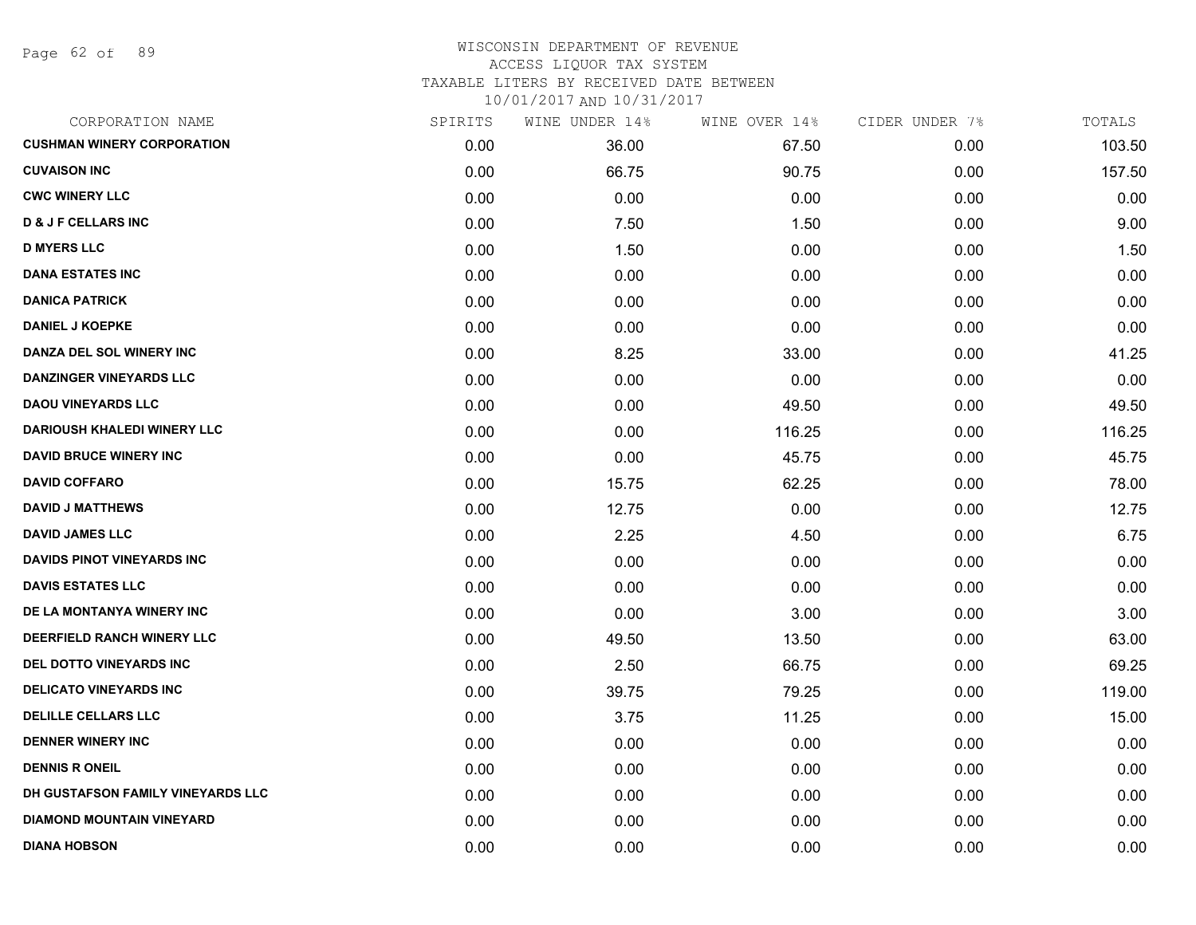# WISCONSIN DEPARTMENT OF REVENUE
## ACCESS LIQUOR TAX SYSTEM
### TAXABLE LITERS BY RECEIVED DATE BETWEEN 10/01/2017 AND 10/31/2017

| CORPORATION NAME | SPIRITS | WINE UNDER 14% | WINE OVER 14% | CIDER UNDER 7% | TOTALS |
|---|---|---|---|---|---|
| CUSHMAN WINERY CORPORATION | 0.00 | 36.00 | 67.50 | 0.00 | 103.50 |
| CUVAISON INC | 0.00 | 66.75 | 90.75 | 0.00 | 157.50 |
| CWC WINERY LLC | 0.00 | 0.00 | 0.00 | 0.00 | 0.00 |
| D & J F CELLARS INC | 0.00 | 7.50 | 1.50 | 0.00 | 9.00 |
| D MYERS LLC | 0.00 | 1.50 | 0.00 | 0.00 | 1.50 |
| DANA ESTATES INC | 0.00 | 0.00 | 0.00 | 0.00 | 0.00 |
| DANICA PATRICK | 0.00 | 0.00 | 0.00 | 0.00 | 0.00 |
| DANIEL J KOEPKE | 0.00 | 0.00 | 0.00 | 0.00 | 0.00 |
| DANZA DEL SOL WINERY INC | 0.00 | 8.25 | 33.00 | 0.00 | 41.25 |
| DANZINGER VINEYARDS LLC | 0.00 | 0.00 | 0.00 | 0.00 | 0.00 |
| DAOU VINEYARDS LLC | 0.00 | 0.00 | 49.50 | 0.00 | 49.50 |
| DARIOUSH KHALEDI WINERY LLC | 0.00 | 0.00 | 116.25 | 0.00 | 116.25 |
| DAVID BRUCE WINERY INC | 0.00 | 0.00 | 45.75 | 0.00 | 45.75 |
| DAVID COFFARO | 0.00 | 15.75 | 62.25 | 0.00 | 78.00 |
| DAVID J MATTHEWS | 0.00 | 12.75 | 0.00 | 0.00 | 12.75 |
| DAVID JAMES LLC | 0.00 | 2.25 | 4.50 | 0.00 | 6.75 |
| DAVIDS PINOT VINEYARDS INC | 0.00 | 0.00 | 0.00 | 0.00 | 0.00 |
| DAVIS ESTATES LLC | 0.00 | 0.00 | 0.00 | 0.00 | 0.00 |
| DE LA MONTANYA WINERY INC | 0.00 | 0.00 | 3.00 | 0.00 | 3.00 |
| DEERFIELD RANCH WINERY LLC | 0.00 | 49.50 | 13.50 | 0.00 | 63.00 |
| DEL DOTTO VINEYARDS INC | 0.00 | 2.50 | 66.75 | 0.00 | 69.25 |
| DELICATO VINEYARDS INC | 0.00 | 39.75 | 79.25 | 0.00 | 119.00 |
| DELILLE CELLARS LLC | 0.00 | 3.75 | 11.25 | 0.00 | 15.00 |
| DENNER WINERY INC | 0.00 | 0.00 | 0.00 | 0.00 | 0.00 |
| DENNIS R ONEIL | 0.00 | 0.00 | 0.00 | 0.00 | 0.00 |
| DH GUSTAFSON FAMILY VINEYARDS LLC | 0.00 | 0.00 | 0.00 | 0.00 | 0.00 |
| DIAMOND MOUNTAIN VINEYARD | 0.00 | 0.00 | 0.00 | 0.00 | 0.00 |
| DIANA HOBSON | 0.00 | 0.00 | 0.00 | 0.00 | 0.00 |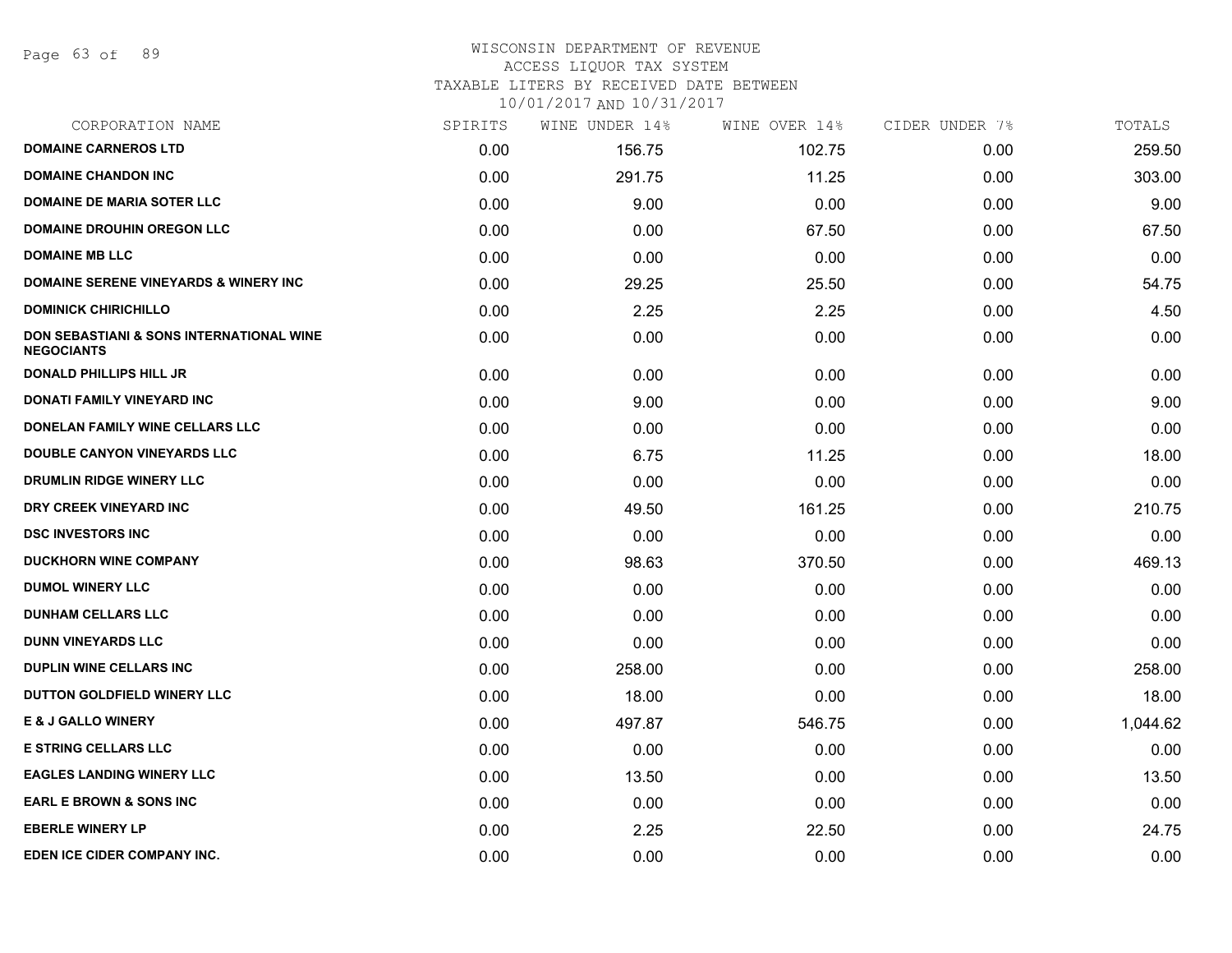WISCONSIN DEPARTMENT OF REVENUE
ACCESS LIQUOR TAX SYSTEM
TAXABLE LITERS BY RECEIVED DATE BETWEEN
10/01/2017 AND 10/31/2017

| CORPORATION NAME | SPIRITS | WINE UNDER 14% | WINE OVER 14% | CIDER UNDER 7% | TOTALS |
|---|---|---|---|---|---|
| **DOMAINE CARNEROS LTD** | 0.00 | 156.75 | 102.75 | 0.00 | 259.50 |
| **DOMAINE CHANDON INC** | 0.00 | 291.75 | 11.25 | 0.00 | 303.00 |
| **DOMAINE DE MARIA SOTER LLC** | 0.00 | 9.00 | 0.00 | 0.00 | 9.00 |
| **DOMAINE DROUHIN OREGON LLC** | 0.00 | 0.00 | 67.50 | 0.00 | 67.50 |
| **DOMAINE MB LLC** | 0.00 | 0.00 | 0.00 | 0.00 | 0.00 |
| **DOMAINE SERENE VINEYARDS & WINERY INC** | 0.00 | 29.25 | 25.50 | 0.00 | 54.75 |
| **DOMINICK CHIRICHILLO** | 0.00 | 2.25 | 2.25 | 0.00 | 4.50 |
| **DON SEBASTIANI & SONS INTERNATIONAL WINE NEGOCIANTS** | 0.00 | 0.00 | 0.00 | 0.00 | 0.00 |
| **DONALD PHILLIPS HILL JR** | 0.00 | 0.00 | 0.00 | 0.00 | 0.00 |
| **DONATI FAMILY VINEYARD INC** | 0.00 | 9.00 | 0.00 | 0.00 | 9.00 |
| **DONELAN FAMILY WINE CELLARS LLC** | 0.00 | 0.00 | 0.00 | 0.00 | 0.00 |
| **DOUBLE CANYON VINEYARDS LLC** | 0.00 | 6.75 | 11.25 | 0.00 | 18.00 |
| **DRUMLIN RIDGE WINERY LLC** | 0.00 | 0.00 | 0.00 | 0.00 | 0.00 |
| **DRY CREEK VINEYARD INC** | 0.00 | 49.50 | 161.25 | 0.00 | 210.75 |
| **DSC INVESTORS INC** | 0.00 | 0.00 | 0.00 | 0.00 | 0.00 |
| **DUCKHORN WINE COMPANY** | 0.00 | 98.63 | 370.50 | 0.00 | 469.13 |
| **DUMOL WINERY LLC** | 0.00 | 0.00 | 0.00 | 0.00 | 0.00 |
| **DUNHAM CELLARS LLC** | 0.00 | 0.00 | 0.00 | 0.00 | 0.00 |
| **DUNN VINEYARDS LLC** | 0.00 | 0.00 | 0.00 | 0.00 | 0.00 |
| **DUPLIN WINE CELLARS INC** | 0.00 | 258.00 | 0.00 | 0.00 | 258.00 |
| **DUTTON GOLDFIELD WINERY LLC** | 0.00 | 18.00 | 0.00 | 0.00 | 18.00 |
| **E & J GALLO WINERY** | 0.00 | 497.87 | 546.75 | 0.00 | 1,044.62 |
| **E STRING CELLARS LLC** | 0.00 | 0.00 | 0.00 | 0.00 | 0.00 |
| **EAGLES LANDING WINERY LLC** | 0.00 | 13.50 | 0.00 | 0.00 | 13.50 |
| **EARL E BROWN & SONS INC** | 0.00 | 0.00 | 0.00 | 0.00 | 0.00 |
| **EBERLE WINERY LP** | 0.00 | 2.25 | 22.50 | 0.00 | 24.75 |
| **EDEN ICE CIDER COMPANY INC.** | 0.00 | 0.00 | 0.00 | 0.00 | 0.00 |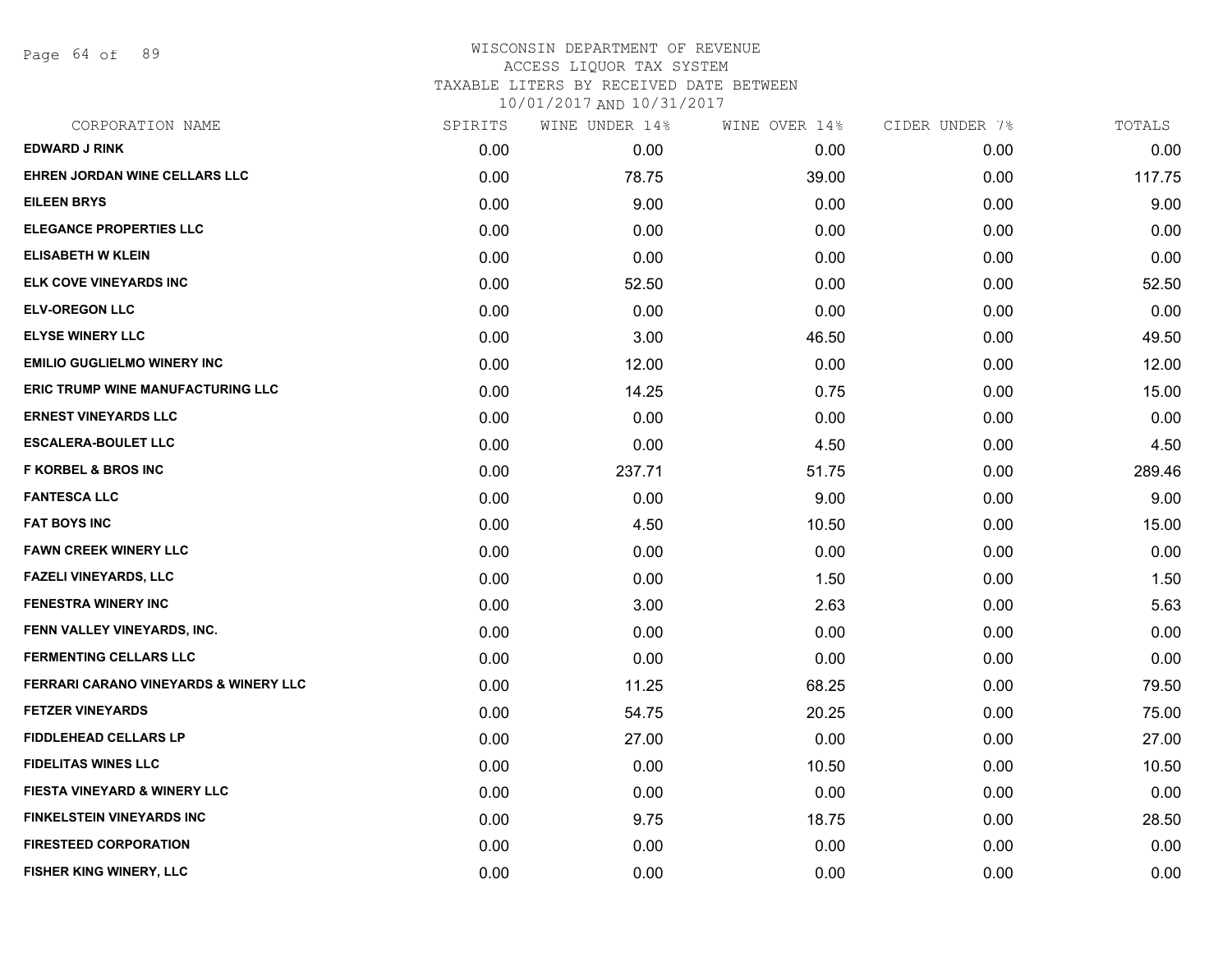# WISCONSIN DEPARTMENT OF REVENUE
ACCESS LIQUOR TAX SYSTEM
TAXABLE LITERS BY RECEIVED DATE BETWEEN
10/01/2017 AND 10/31/2017

| CORPORATION NAME | SPIRITS | WINE UNDER 14% | WINE OVER 14% | CIDER UNDER 7% | TOTALS |
|---|---|---|---|---|---|
| EDWARD J RINK | 0.00 | 0.00 | 0.00 | 0.00 | 0.00 |
| EHREN JORDAN WINE CELLARS LLC | 0.00 | 78.75 | 39.00 | 0.00 | 117.75 |
| EILEEN BRYS | 0.00 | 9.00 | 0.00 | 0.00 | 9.00 |
| ELEGANCE PROPERTIES LLC | 0.00 | 0.00 | 0.00 | 0.00 | 0.00 |
| ELISABETH W KLEIN | 0.00 | 0.00 | 0.00 | 0.00 | 0.00 |
| ELK COVE VINEYARDS INC | 0.00 | 52.50 | 0.00 | 0.00 | 52.50 |
| ELV-OREGON LLC | 0.00 | 0.00 | 0.00 | 0.00 | 0.00 |
| ELYSE WINERY LLC | 0.00 | 3.00 | 46.50 | 0.00 | 49.50 |
| EMILIO GUGLIELMO WINERY INC | 0.00 | 12.00 | 0.00 | 0.00 | 12.00 |
| ERIC TRUMP WINE MANUFACTURING LLC | 0.00 | 14.25 | 0.75 | 0.00 | 15.00 |
| ERNEST VINEYARDS LLC | 0.00 | 0.00 | 0.00 | 0.00 | 0.00 |
| ESCALERA-BOULET LLC | 0.00 | 0.00 | 4.50 | 0.00 | 4.50 |
| F KORBEL & BROS INC | 0.00 | 237.71 | 51.75 | 0.00 | 289.46 |
| FANTESCA LLC | 0.00 | 0.00 | 9.00 | 0.00 | 9.00 |
| FAT BOYS INC | 0.00 | 4.50 | 10.50 | 0.00 | 15.00 |
| FAWN CREEK WINERY LLC | 0.00 | 0.00 | 0.00 | 0.00 | 0.00 |
| FAZELI VINEYARDS, LLC | 0.00 | 0.00 | 1.50 | 0.00 | 1.50 |
| FENESTRA WINERY INC | 0.00 | 3.00 | 2.63 | 0.00 | 5.63 |
| FENN VALLEY VINEYARDS, INC. | 0.00 | 0.00 | 0.00 | 0.00 | 0.00 |
| FERMENTING CELLARS LLC | 0.00 | 0.00 | 0.00 | 0.00 | 0.00 |
| FERRARI CARANO VINEYARDS & WINERY LLC | 0.00 | 11.25 | 68.25 | 0.00 | 79.50 |
| FETZER VINEYARDS | 0.00 | 54.75 | 20.25 | 0.00 | 75.00 |
| FIDDLEHEAD CELLARS LP | 0.00 | 27.00 | 0.00 | 0.00 | 27.00 |
| FIDELITAS WINES LLC | 0.00 | 0.00 | 10.50 | 0.00 | 10.50 |
| FIESTA VINEYARD & WINERY LLC | 0.00 | 0.00 | 0.00 | 0.00 | 0.00 |
| FINKELSTEIN VINEYARDS INC | 0.00 | 9.75 | 18.75 | 0.00 | 28.50 |
| FIRESTEED CORPORATION | 0.00 | 0.00 | 0.00 | 0.00 | 0.00 |
| FISHER KING WINERY, LLC | 0.00 | 0.00 | 0.00 | 0.00 | 0.00 |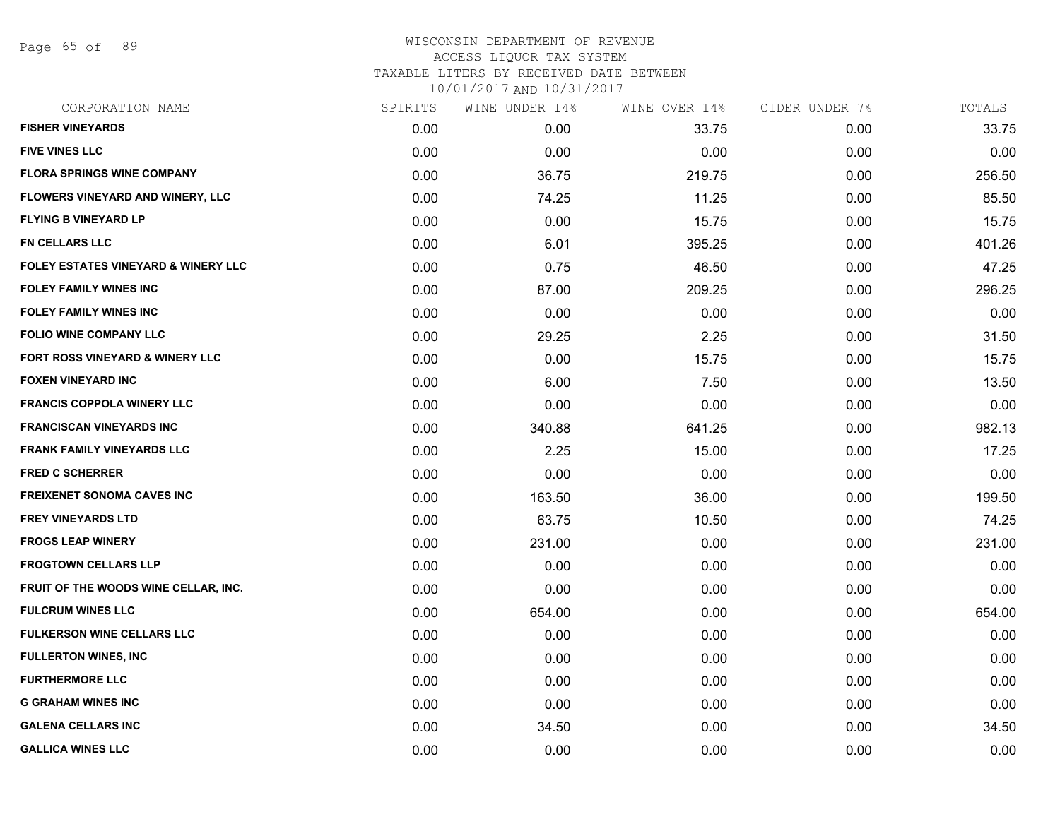WISCONSIN DEPARTMENT OF REVENUE
ACCESS LIQUOR TAX SYSTEM
TAXABLE LITERS BY RECEIVED DATE BETWEEN
10/01/2017 AND 10/31/2017

| CORPORATION NAME | SPIRITS | WINE UNDER 14% | WINE OVER 14% | CIDER UNDER 7% | TOTALS |
|---|---|---|---|---|---|
| **FISHER VINEYARDS** | 0.00 | 0.00 | 33.75 | 0.00 | 33.75 |
| **FIVE VINES LLC** | 0.00 | 0.00 | 0.00 | 0.00 | 0.00 |
| **FLORA SPRINGS WINE COMPANY** | 0.00 | 36.75 | 219.75 | 0.00 | 256.50 |
| **FLOWERS VINEYARD AND WINERY, LLC** | 0.00 | 74.25 | 11.25 | 0.00 | 85.50 |
| **FLYING B VINEYARD LP** | 0.00 | 0.00 | 15.75 | 0.00 | 15.75 |
| **FN CELLARS LLC** | 0.00 | 6.01 | 395.25 | 0.00 | 401.26 |
| **FOLEY ESTATES VINEYARD & WINERY LLC** | 0.00 | 0.75 | 46.50 | 0.00 | 47.25 |
| **FOLEY FAMILY WINES INC** | 0.00 | 87.00 | 209.25 | 0.00 | 296.25 |
| **FOLEY FAMILY WINES INC** | 0.00 | 0.00 | 0.00 | 0.00 | 0.00 |
| **FOLIO WINE COMPANY LLC** | 0.00 | 29.25 | 2.25 | 0.00 | 31.50 |
| **FORT ROSS VINEYARD & WINERY LLC** | 0.00 | 0.00 | 15.75 | 0.00 | 15.75 |
| **FOXEN VINEYARD INC** | 0.00 | 6.00 | 7.50 | 0.00 | 13.50 |
| **FRANCIS COPPOLA WINERY LLC** | 0.00 | 0.00 | 0.00 | 0.00 | 0.00 |
| **FRANCISCAN VINEYARDS INC** | 0.00 | 340.88 | 641.25 | 0.00 | 982.13 |
| **FRANK FAMILY VINEYARDS LLC** | 0.00 | 2.25 | 15.00 | 0.00 | 17.25 |
| **FRED C SCHERRER** | 0.00 | 0.00 | 0.00 | 0.00 | 0.00 |
| **FREIXENET SONOMA CAVES INC** | 0.00 | 163.50 | 36.00 | 0.00 | 199.50 |
| **FREY VINEYARDS LTD** | 0.00 | 63.75 | 10.50 | 0.00 | 74.25 |
| **FROGS LEAP WINERY** | 0.00 | 231.00 | 0.00 | 0.00 | 231.00 |
| **FROGTOWN CELLARS LLP** | 0.00 | 0.00 | 0.00 | 0.00 | 0.00 |
| **FRUIT OF THE WOODS WINE CELLAR, INC.** | 0.00 | 0.00 | 0.00 | 0.00 | 0.00 |
| **FULCRUM WINES LLC** | 0.00 | 654.00 | 0.00 | 0.00 | 654.00 |
| **FULKERSON WINE CELLARS LLC** | 0.00 | 0.00 | 0.00 | 0.00 | 0.00 |
| **FULLERTON WINES, INC** | 0.00 | 0.00 | 0.00 | 0.00 | 0.00 |
| **FURTHERMORE LLC** | 0.00 | 0.00 | 0.00 | 0.00 | 0.00 |
| **G GRAHAM WINES INC** | 0.00 | 0.00 | 0.00 | 0.00 | 0.00 |
| **GALENA CELLARS INC** | 0.00 | 34.50 | 0.00 | 0.00 | 34.50 |
| **GALLICA WINES LLC** | 0.00 | 0.00 | 0.00 | 0.00 | 0.00 |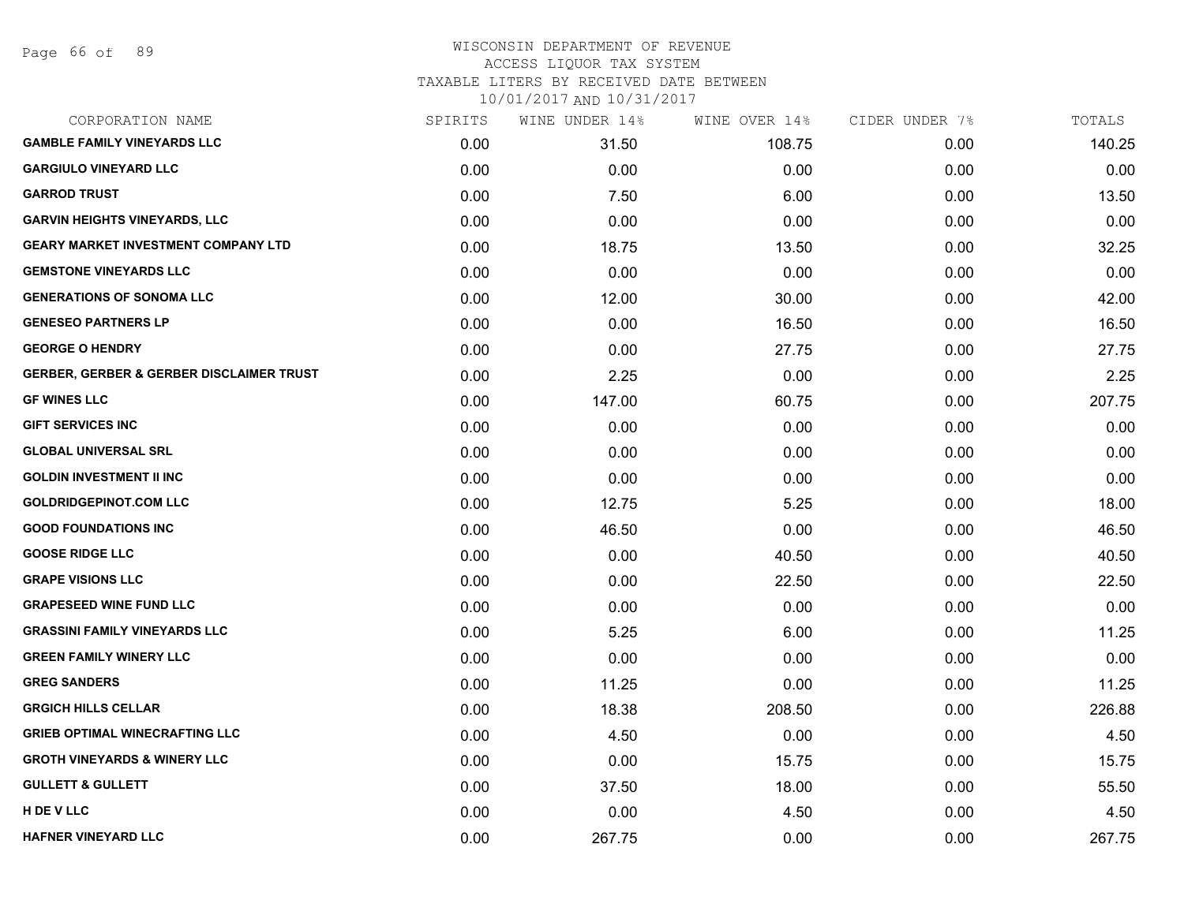# WISCONSIN DEPARTMENT OF REVENUE
## ACCESS LIQUOR TAX SYSTEM
### TAXABLE LITERS BY RECEIVED DATE BETWEEN 10/01/2017 AND 10/31/2017

| CORPORATION NAME | SPIRITS | WINE UNDER 14% | WINE OVER 14% | CIDER UNDER 7% | TOTALS |
|---|---|---|---|---|---|
| GAMBLE FAMILY VINEYARDS LLC | 0.00 | 31.50 | 108.75 | 0.00 | 140.25 |
| GARGIULO VINEYARD LLC | 0.00 | 0.00 | 0.00 | 0.00 | 0.00 |
| GARROD TRUST | 0.00 | 7.50 | 6.00 | 0.00 | 13.50 |
| GARVIN HEIGHTS VINEYARDS, LLC | 0.00 | 0.00 | 0.00 | 0.00 | 0.00 |
| GEARY MARKET INVESTMENT COMPANY LTD | 0.00 | 18.75 | 13.50 | 0.00 | 32.25 |
| GEMSTONE VINEYARDS LLC | 0.00 | 0.00 | 0.00 | 0.00 | 0.00 |
| GENERATIONS OF SONOMA LLC | 0.00 | 12.00 | 30.00 | 0.00 | 42.00 |
| GENESEO PARTNERS LP | 0.00 | 0.00 | 16.50 | 0.00 | 16.50 |
| GEORGE O HENDRY | 0.00 | 0.00 | 27.75 | 0.00 | 27.75 |
| GERBER, GERBER & GERBER DISCLAIMER TRUST | 0.00 | 2.25 | 0.00 | 0.00 | 2.25 |
| GF WINES LLC | 0.00 | 147.00 | 60.75 | 0.00 | 207.75 |
| GIFT SERVICES INC | 0.00 | 0.00 | 0.00 | 0.00 | 0.00 |
| GLOBAL UNIVERSAL SRL | 0.00 | 0.00 | 0.00 | 0.00 | 0.00 |
| GOLDIN INVESTMENT II INC | 0.00 | 0.00 | 0.00 | 0.00 | 0.00 |
| GOLDRIDGEPINOT.COM LLC | 0.00 | 12.75 | 5.25 | 0.00 | 18.00 |
| GOOD FOUNDATIONS INC | 0.00 | 46.50 | 0.00 | 0.00 | 46.50 |
| GOOSE RIDGE LLC | 0.00 | 0.00 | 40.50 | 0.00 | 40.50 |
| GRAPE VISIONS LLC | 0.00 | 0.00 | 22.50 | 0.00 | 22.50 |
| GRAPESEED WINE FUND LLC | 0.00 | 0.00 | 0.00 | 0.00 | 0.00 |
| GRASSINI FAMILY VINEYARDS LLC | 0.00 | 5.25 | 6.00 | 0.00 | 11.25 |
| GREEN FAMILY WINERY LLC | 0.00 | 0.00 | 0.00 | 0.00 | 0.00 |
| GREG SANDERS | 0.00 | 11.25 | 0.00 | 0.00 | 11.25 |
| GRGICH HILLS CELLAR | 0.00 | 18.38 | 208.50 | 0.00 | 226.88 |
| GRIEB OPTIMAL WINECRAFTING LLC | 0.00 | 4.50 | 0.00 | 0.00 | 4.50 |
| GROTH VINEYARDS & WINERY LLC | 0.00 | 0.00 | 15.75 | 0.00 | 15.75 |
| GULLETT & GULLETT | 0.00 | 37.50 | 18.00 | 0.00 | 55.50 |
| H DE V LLC | 0.00 | 0.00 | 4.50 | 0.00 | 4.50 |
| HAFNER VINEYARD LLC | 0.00 | 267.75 | 0.00 | 0.00 | 267.75 |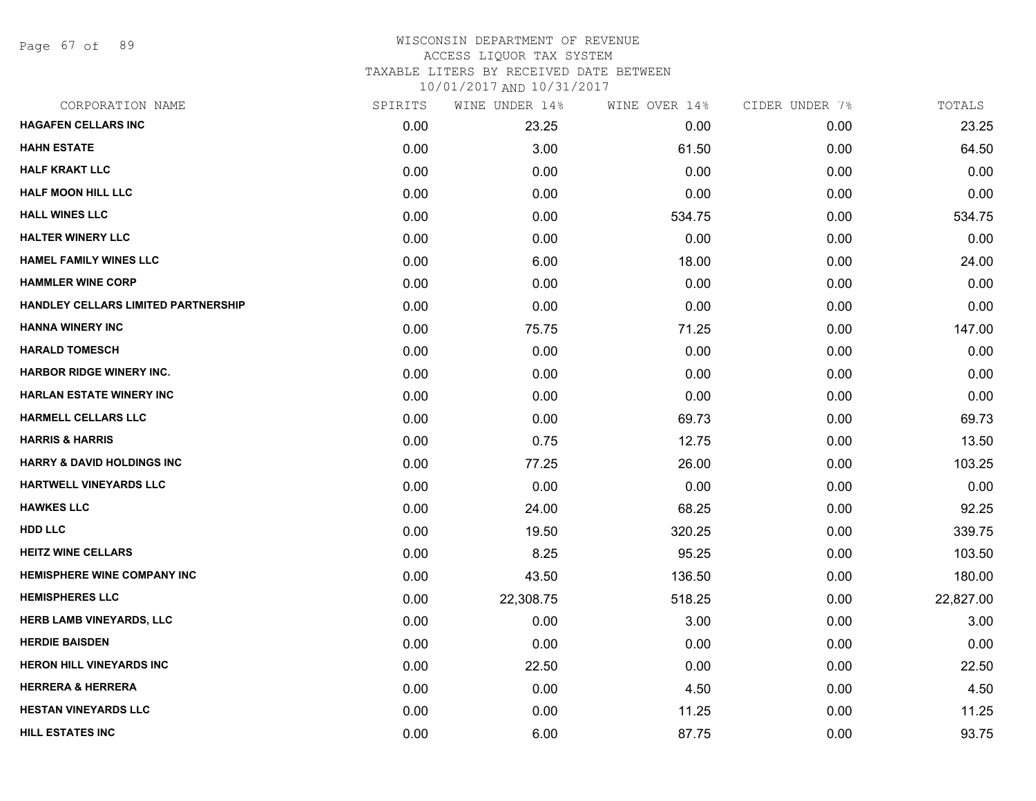# WISCONSIN DEPARTMENT OF REVENUE
## ACCESS LIQUOR TAX SYSTEM
### TAXABLE LITERS BY RECEIVED DATE BETWEEN 10/01/2017 AND 10/31/2017

| CORPORATION NAME | SPIRITS | WINE UNDER 14% | WINE OVER 14% | CIDER UNDER 7% | TOTALS |
|---|---|---|---|---|---|
| HAGAFEN CELLARS INC | 0.00 | 23.25 | 0.00 | 0.00 | 23.25 |
| HAHN ESTATE | 0.00 | 3.00 | 61.50 | 0.00 | 64.50 |
| HALF KRAKT LLC | 0.00 | 0.00 | 0.00 | 0.00 | 0.00 |
| HALF MOON HILL LLC | 0.00 | 0.00 | 0.00 | 0.00 | 0.00 |
| HALL WINES LLC | 0.00 | 0.00 | 534.75 | 0.00 | 534.75 |
| HALTER WINERY LLC | 0.00 | 0.00 | 0.00 | 0.00 | 0.00 |
| HAMEL FAMILY WINES LLC | 0.00 | 6.00 | 18.00 | 0.00 | 24.00 |
| HAMMLER WINE CORP | 0.00 | 0.00 | 0.00 | 0.00 | 0.00 |
| HANDLEY CELLARS LIMITED PARTNERSHIP | 0.00 | 0.00 | 0.00 | 0.00 | 0.00 |
| HANNA WINERY INC | 0.00 | 75.75 | 71.25 | 0.00 | 147.00 |
| HARALD TOMESCH | 0.00 | 0.00 | 0.00 | 0.00 | 0.00 |
| HARBOR RIDGE WINERY INC. | 0.00 | 0.00 | 0.00 | 0.00 | 0.00 |
| HARLAN ESTATE WINERY INC | 0.00 | 0.00 | 0.00 | 0.00 | 0.00 |
| HARMELL CELLARS LLC | 0.00 | 0.00 | 69.73 | 0.00 | 69.73 |
| HARRIS & HARRIS | 0.00 | 0.75 | 12.75 | 0.00 | 13.50 |
| HARRY & DAVID HOLDINGS INC | 0.00 | 77.25 | 26.00 | 0.00 | 103.25 |
| HARTWELL VINEYARDS LLC | 0.00 | 0.00 | 0.00 | 0.00 | 0.00 |
| HAWKES LLC | 0.00 | 24.00 | 68.25 | 0.00 | 92.25 |
| HDD LLC | 0.00 | 19.50 | 320.25 | 0.00 | 339.75 |
| HEITZ WINE CELLARS | 0.00 | 8.25 | 95.25 | 0.00 | 103.50 |
| HEMISPHERE WINE COMPANY INC | 0.00 | 43.50 | 136.50 | 0.00 | 180.00 |
| HEMISPHERES LLC | 0.00 | 22,308.75 | 518.25 | 0.00 | 22,827.00 |
| HERB LAMB VINEYARDS, LLC | 0.00 | 0.00 | 3.00 | 0.00 | 3.00 |
| HERDIE BAISDEN | 0.00 | 0.00 | 0.00 | 0.00 | 0.00 |
| HERON HILL VINEYARDS INC | 0.00 | 22.50 | 0.00 | 0.00 | 22.50 |
| HERRERA & HERRERA | 0.00 | 0.00 | 4.50 | 0.00 | 4.50 |
| HESTAN VINEYARDS LLC | 0.00 | 0.00 | 11.25 | 0.00 | 11.25 |
| HILL ESTATES INC | 0.00 | 6.00 | 87.75 | 0.00 | 93.75 |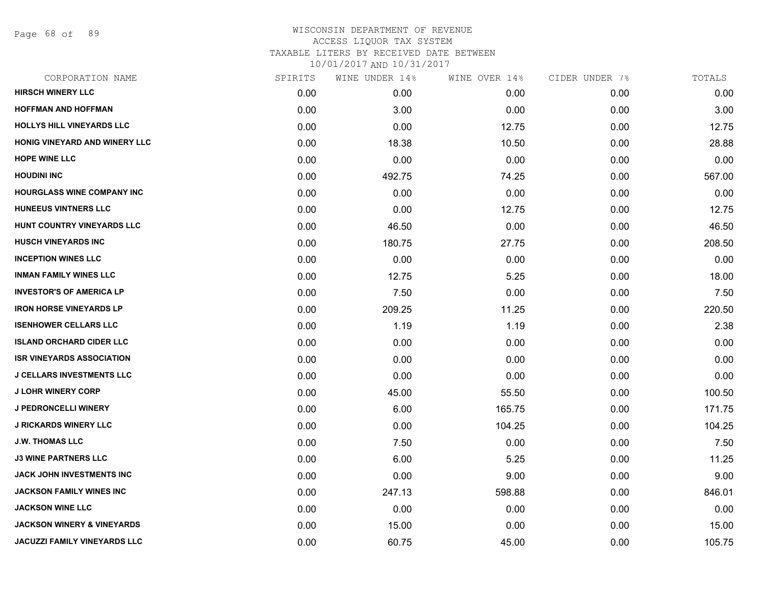# WISCONSIN DEPARTMENT OF REVENUE
## ACCESS LIQUOR TAX SYSTEM
### TAXABLE LITERS BY RECEIVED DATE BETWEEN 10/01/2017 AND 10/31/2017

| CORPORATION NAME | SPIRITS | WINE UNDER 14% | WINE OVER 14% | CIDER UNDER 7% | TOTALS |
|---|---|---|---|---|---|
| HIRSCH WINERY LLC | 0.00 | 0.00 | 0.00 | 0.00 | 0.00 |
| HOFFMAN AND HOFFMAN | 0.00 | 3.00 | 0.00 | 0.00 | 3.00 |
| HOLLYS HILL VINEYARDS LLC | 0.00 | 0.00 | 12.75 | 0.00 | 12.75 |
| HONIG VINEYARD AND WINERY LLC | 0.00 | 18.38 | 10.50 | 0.00 | 28.88 |
| HOPE WINE LLC | 0.00 | 0.00 | 0.00 | 0.00 | 0.00 |
| HOUDINI INC | 0.00 | 492.75 | 74.25 | 0.00 | 567.00 |
| HOURGLASS WINE COMPANY INC | 0.00 | 0.00 | 0.00 | 0.00 | 0.00 |
| HUNEEUS VINTNERS LLC | 0.00 | 0.00 | 12.75 | 0.00 | 12.75 |
| HUNT COUNTRY VINEYARDS LLC | 0.00 | 46.50 | 0.00 | 0.00 | 46.50 |
| HUSCH VINEYARDS INC | 0.00 | 180.75 | 27.75 | 0.00 | 208.50 |
| INCEPTION WINES LLC | 0.00 | 0.00 | 0.00 | 0.00 | 0.00 |
| INMAN FAMILY WINES LLC | 0.00 | 12.75 | 5.25 | 0.00 | 18.00 |
| INVESTOR'S OF AMERICA LP | 0.00 | 7.50 | 0.00 | 0.00 | 7.50 |
| IRON HORSE VINEYARDS LP | 0.00 | 209.25 | 11.25 | 0.00 | 220.50 |
| ISENHOWER CELLARS LLC | 0.00 | 1.19 | 1.19 | 0.00 | 2.38 |
| ISLAND ORCHARD CIDER LLC | 0.00 | 0.00 | 0.00 | 0.00 | 0.00 |
| ISR VINEYARDS ASSOCIATION | 0.00 | 0.00 | 0.00 | 0.00 | 0.00 |
| J CELLARS INVESTMENTS LLC | 0.00 | 0.00 | 0.00 | 0.00 | 0.00 |
| J LOHR WINERY CORP | 0.00 | 45.00 | 55.50 | 0.00 | 100.50 |
| J PEDRONCELLI WINERY | 0.00 | 6.00 | 165.75 | 0.00 | 171.75 |
| J RICKARDS WINERY LLC | 0.00 | 0.00 | 104.25 | 0.00 | 104.25 |
| J.W. THOMAS LLC | 0.00 | 7.50 | 0.00 | 0.00 | 7.50 |
| J3 WINE PARTNERS LLC | 0.00 | 6.00 | 5.25 | 0.00 | 11.25 |
| JACK JOHN INVESTMENTS INC | 0.00 | 0.00 | 9.00 | 0.00 | 9.00 |
| JACKSON FAMILY WINES INC | 0.00 | 247.13 | 598.88 | 0.00 | 846.01 |
| JACKSON WINE LLC | 0.00 | 0.00 | 0.00 | 0.00 | 0.00 |
| JACKSON WINERY & VINEYARDS | 0.00 | 15.00 | 0.00 | 0.00 | 15.00 |
| JACUZZI FAMILY VINEYARDS LLC | 0.00 | 60.75 | 45.00 | 0.00 | 105.75 |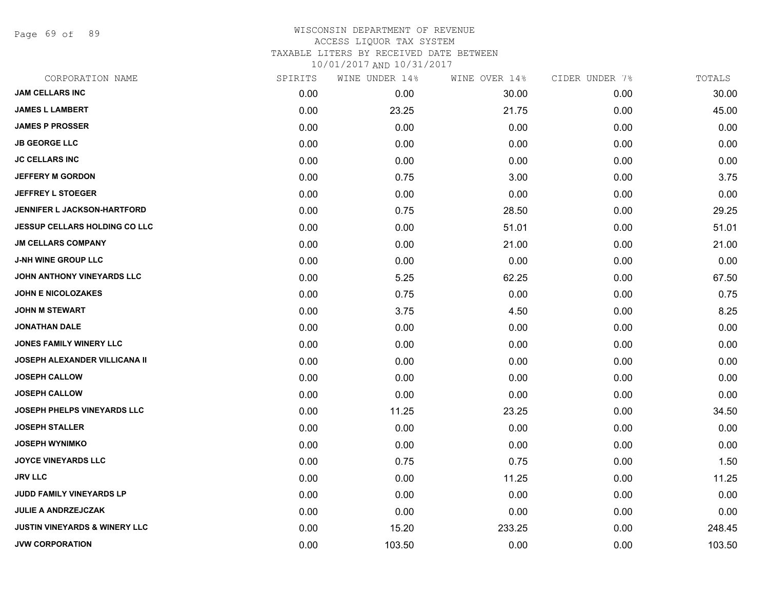# WISCONSIN DEPARTMENT OF REVENUE
ACCESS LIQUOR TAX SYSTEM
TAXABLE LITERS BY RECEIVED DATE BETWEEN
10/01/2017 AND 10/31/2017

| CORPORATION NAME | SPIRITS | WINE UNDER 14% | WINE OVER 14% | CIDER UNDER 7% | TOTALS |
|---|---|---|---|---|---|
| JAM CELLARS INC | 0.00 | 0.00 | 30.00 | 0.00 | 30.00 |
| JAMES L LAMBERT | 0.00 | 23.25 | 21.75 | 0.00 | 45.00 |
| JAMES P PROSSER | 0.00 | 0.00 | 0.00 | 0.00 | 0.00 |
| JB GEORGE LLC | 0.00 | 0.00 | 0.00 | 0.00 | 0.00 |
| JC CELLARS INC | 0.00 | 0.00 | 0.00 | 0.00 | 0.00 |
| JEFFERY M GORDON | 0.00 | 0.75 | 3.00 | 0.00 | 3.75 |
| JEFFREY L STOEGER | 0.00 | 0.00 | 0.00 | 0.00 | 0.00 |
| JENNIFER L JACKSON-HARTFORD | 0.00 | 0.75 | 28.50 | 0.00 | 29.25 |
| JESSUP CELLARS HOLDING CO LLC | 0.00 | 0.00 | 51.01 | 0.00 | 51.01 |
| JM CELLARS COMPANY | 0.00 | 0.00 | 21.00 | 0.00 | 21.00 |
| J-NH WINE GROUP LLC | 0.00 | 0.00 | 0.00 | 0.00 | 0.00 |
| JOHN ANTHONY VINEYARDS LLC | 0.00 | 5.25 | 62.25 | 0.00 | 67.50 |
| JOHN E NICOLOZAKES | 0.00 | 0.75 | 0.00 | 0.00 | 0.75 |
| JOHN M STEWART | 0.00 | 3.75 | 4.50 | 0.00 | 8.25 |
| JONATHAN DALE | 0.00 | 0.00 | 0.00 | 0.00 | 0.00 |
| JONES FAMILY WINERY LLC | 0.00 | 0.00 | 0.00 | 0.00 | 0.00 |
| JOSEPH ALEXANDER VILLICANA II | 0.00 | 0.00 | 0.00 | 0.00 | 0.00 |
| JOSEPH CALLOW | 0.00 | 0.00 | 0.00 | 0.00 | 0.00 |
| JOSEPH CALLOW | 0.00 | 0.00 | 0.00 | 0.00 | 0.00 |
| JOSEPH PHELPS VINEYARDS LLC | 0.00 | 11.25 | 23.25 | 0.00 | 34.50 |
| JOSEPH STALLER | 0.00 | 0.00 | 0.00 | 0.00 | 0.00 |
| JOSEPH WYNIMKO | 0.00 | 0.00 | 0.00 | 0.00 | 0.00 |
| JOYCE VINEYARDS LLC | 0.00 | 0.75 | 0.75 | 0.00 | 1.50 |
| JRV LLC | 0.00 | 0.00 | 11.25 | 0.00 | 11.25 |
| JUDD FAMILY VINEYARDS LP | 0.00 | 0.00 | 0.00 | 0.00 | 0.00 |
| JULIE A ANDRZEJCZAK | 0.00 | 0.00 | 0.00 | 0.00 | 0.00 |
| JUSTIN VINEYARDS & WINERY LLC | 0.00 | 15.20 | 233.25 | 0.00 | 248.45 |
| JVW CORPORATION | 0.00 | 103.50 | 0.00 | 0.00 | 103.50 |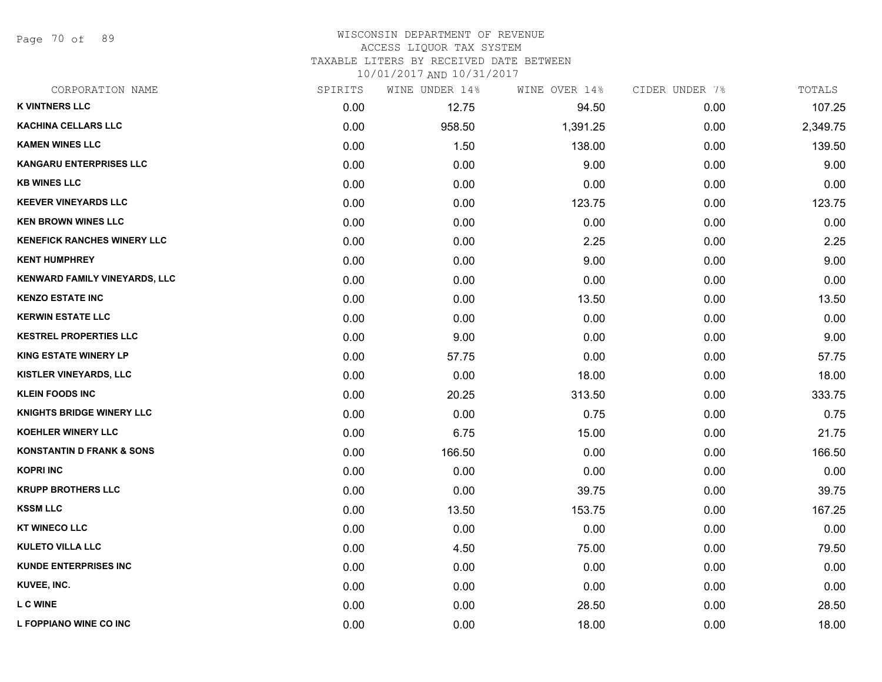WISCONSIN DEPARTMENT OF REVENUE
ACCESS LIQUOR TAX SYSTEM
TAXABLE LITERS BY RECEIVED DATE BETWEEN
10/01/2017 AND 10/31/2017

| CORPORATION NAME | SPIRITS | WINE UNDER 14% | WINE OVER 14% | CIDER UNDER 7% | TOTALS |
|---|---|---|---|---|---|
| K VINTNERS LLC | 0.00 | 12.75 | 94.50 | 0.00 | 107.25 |
| KACHINA CELLARS LLC | 0.00 | 958.50 | 1,391.25 | 0.00 | 2,349.75 |
| KAMEN WINES LLC | 0.00 | 1.50 | 138.00 | 0.00 | 139.50 |
| KANGARU ENTERPRISES LLC | 0.00 | 0.00 | 9.00 | 0.00 | 9.00 |
| KB WINES LLC | 0.00 | 0.00 | 0.00 | 0.00 | 0.00 |
| KEEVER VINEYARDS LLC | 0.00 | 0.00 | 123.75 | 0.00 | 123.75 |
| KEN BROWN WINES LLC | 0.00 | 0.00 | 0.00 | 0.00 | 0.00 |
| KENEFICK RANCHES WINERY LLC | 0.00 | 0.00 | 2.25 | 0.00 | 2.25 |
| KENT HUMPHREY | 0.00 | 0.00 | 9.00 | 0.00 | 9.00 |
| KENWARD FAMILY VINEYARDS, LLC | 0.00 | 0.00 | 0.00 | 0.00 | 0.00 |
| KENZO ESTATE INC | 0.00 | 0.00 | 13.50 | 0.00 | 13.50 |
| KERWIN ESTATE LLC | 0.00 | 0.00 | 0.00 | 0.00 | 0.00 |
| KESTREL PROPERTIES LLC | 0.00 | 9.00 | 0.00 | 0.00 | 9.00 |
| KING ESTATE WINERY LP | 0.00 | 57.75 | 0.00 | 0.00 | 57.75 |
| KISTLER VINEYARDS, LLC | 0.00 | 0.00 | 18.00 | 0.00 | 18.00 |
| KLEIN FOODS INC | 0.00 | 20.25 | 313.50 | 0.00 | 333.75 |
| KNIGHTS BRIDGE WINERY LLC | 0.00 | 0.00 | 0.75 | 0.00 | 0.75 |
| KOEHLER WINERY LLC | 0.00 | 6.75 | 15.00 | 0.00 | 21.75 |
| KONSTANTIN D FRANK & SONS | 0.00 | 166.50 | 0.00 | 0.00 | 166.50 |
| KOPRI INC | 0.00 | 0.00 | 0.00 | 0.00 | 0.00 |
| KRUPP BROTHERS LLC | 0.00 | 0.00 | 39.75 | 0.00 | 39.75 |
| KSSM LLC | 0.00 | 13.50 | 153.75 | 0.00 | 167.25 |
| KT WINECO LLC | 0.00 | 0.00 | 0.00 | 0.00 | 0.00 |
| KULETO VILLA LLC | 0.00 | 4.50 | 75.00 | 0.00 | 79.50 |
| KUNDE ENTERPRISES INC | 0.00 | 0.00 | 0.00 | 0.00 | 0.00 |
| KUVEE, INC. | 0.00 | 0.00 | 0.00 | 0.00 | 0.00 |
| L C WINE | 0.00 | 0.00 | 28.50 | 0.00 | 28.50 |
| L FOPPIANO WINE CO INC | 0.00 | 0.00 | 18.00 | 0.00 | 18.00 |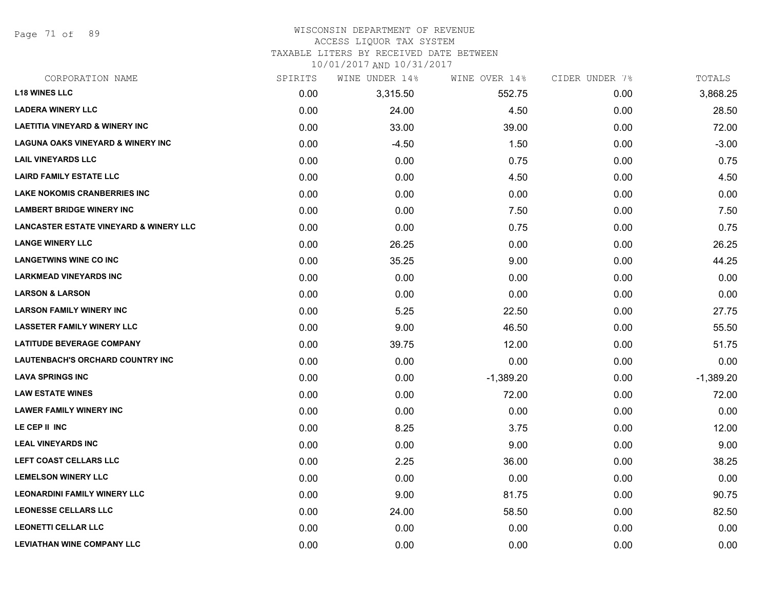# WISCONSIN DEPARTMENT OF REVENUE
## ACCESS LIQUOR TAX SYSTEM
### TAXABLE LITERS BY RECEIVED DATE BETWEEN 10/01/2017 AND 10/31/2017

| CORPORATION NAME | SPIRITS | WINE UNDER 14% | WINE OVER 14% | CIDER UNDER 7% | TOTALS |
|---|---|---|---|---|---|
| L18 WINES LLC | 0.00 | 3,315.50 | 552.75 | 0.00 | 3,868.25 |
| LADERA WINERY LLC | 0.00 | 24.00 | 4.50 | 0.00 | 28.50 |
| LAETITIA VINEYARD & WINERY INC | 0.00 | 33.00 | 39.00 | 0.00 | 72.00 |
| LAGUNA OAKS VINEYARD & WINERY INC | 0.00 | -4.50 | 1.50 | 0.00 | -3.00 |
| LAIL VINEYARDS LLC | 0.00 | 0.00 | 0.75 | 0.00 | 0.75 |
| LAIRD FAMILY ESTATE LLC | 0.00 | 0.00 | 4.50 | 0.00 | 4.50 |
| LAKE NOKOMIS CRANBERRIES INC | 0.00 | 0.00 | 0.00 | 0.00 | 0.00 |
| LAMBERT BRIDGE WINERY INC | 0.00 | 0.00 | 7.50 | 0.00 | 7.50 |
| LANCASTER ESTATE VINEYARD & WINERY LLC | 0.00 | 0.00 | 0.75 | 0.00 | 0.75 |
| LANGE WINERY LLC | 0.00 | 26.25 | 0.00 | 0.00 | 26.25 |
| LANGETWINS WINE CO INC | 0.00 | 35.25 | 9.00 | 0.00 | 44.25 |
| LARKMEAD VINEYARDS INC | 0.00 | 0.00 | 0.00 | 0.00 | 0.00 |
| LARSON & LARSON | 0.00 | 0.00 | 0.00 | 0.00 | 0.00 |
| LARSON FAMILY WINERY INC | 0.00 | 5.25 | 22.50 | 0.00 | 27.75 |
| LASSETER FAMILY WINERY LLC | 0.00 | 9.00 | 46.50 | 0.00 | 55.50 |
| LATITUDE BEVERAGE COMPANY | 0.00 | 39.75 | 12.00 | 0.00 | 51.75 |
| LAUTENBACH'S ORCHARD COUNTRY INC | 0.00 | 0.00 | 0.00 | 0.00 | 0.00 |
| LAVA SPRINGS INC | 0.00 | 0.00 | -1,389.20 | 0.00 | -1,389.20 |
| LAW ESTATE WINES | 0.00 | 0.00 | 72.00 | 0.00 | 72.00 |
| LAWER FAMILY WINERY INC | 0.00 | 0.00 | 0.00 | 0.00 | 0.00 |
| LE CEP II INC | 0.00 | 8.25 | 3.75 | 0.00 | 12.00 |
| LEAL VINEYARDS INC | 0.00 | 0.00 | 9.00 | 0.00 | 9.00 |
| LEFT COAST CELLARS LLC | 0.00 | 2.25 | 36.00 | 0.00 | 38.25 |
| LEMELSON WINERY LLC | 0.00 | 0.00 | 0.00 | 0.00 | 0.00 |
| LEONARDINI FAMILY WINERY LLC | 0.00 | 9.00 | 81.75 | 0.00 | 90.75 |
| LEONESSE CELLARS LLC | 0.00 | 24.00 | 58.50 | 0.00 | 82.50 |
| LEONETTI CELLAR LLC | 0.00 | 0.00 | 0.00 | 0.00 | 0.00 |
| LEVIATHAN WINE COMPANY LLC | 0.00 | 0.00 | 0.00 | 0.00 | 0.00 |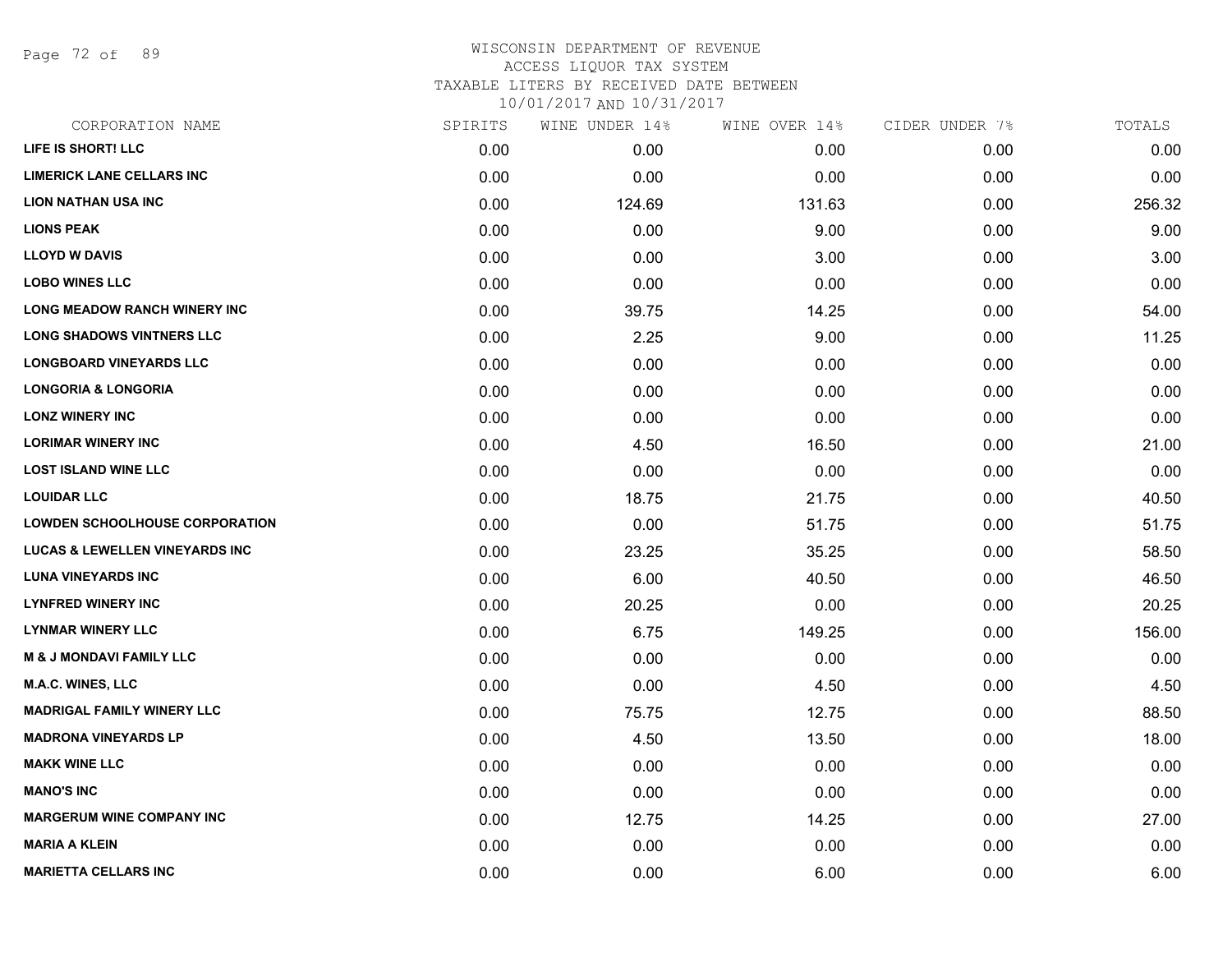# WISCONSIN DEPARTMENT OF REVENUE
ACCESS LIQUOR TAX SYSTEM
TAXABLE LITERS BY RECEIVED DATE BETWEEN
10/01/2017 AND 10/31/2017

| CORPORATION NAME | SPIRITS | WINE UNDER 14% | WINE OVER 14% | CIDER UNDER 7% | TOTALS |
|---|---|---|---|---|---|
| LIFE IS SHORT! LLC | 0.00 | 0.00 | 0.00 | 0.00 | 0.00 |
| LIMERICK LANE CELLARS INC | 0.00 | 0.00 | 0.00 | 0.00 | 0.00 |
| LION NATHAN USA INC | 0.00 | 124.69 | 131.63 | 0.00 | 256.32 |
| LIONS PEAK | 0.00 | 0.00 | 9.00 | 0.00 | 9.00 |
| LLOYD W DAVIS | 0.00 | 0.00 | 3.00 | 0.00 | 3.00 |
| LOBO WINES LLC | 0.00 | 0.00 | 0.00 | 0.00 | 0.00 |
| LONG MEADOW RANCH WINERY INC | 0.00 | 39.75 | 14.25 | 0.00 | 54.00 |
| LONG SHADOWS VINTNERS LLC | 0.00 | 2.25 | 9.00 | 0.00 | 11.25 |
| LONGBOARD VINEYARDS LLC | 0.00 | 0.00 | 0.00 | 0.00 | 0.00 |
| LONGORIA & LONGORIA | 0.00 | 0.00 | 0.00 | 0.00 | 0.00 |
| LONZ WINERY INC | 0.00 | 0.00 | 0.00 | 0.00 | 0.00 |
| LORIMAR WINERY INC | 0.00 | 4.50 | 16.50 | 0.00 | 21.00 |
| LOST ISLAND WINE LLC | 0.00 | 0.00 | 0.00 | 0.00 | 0.00 |
| LOUIDAR LLC | 0.00 | 18.75 | 21.75 | 0.00 | 40.50 |
| LOWDEN SCHOOLHOUSE CORPORATION | 0.00 | 0.00 | 51.75 | 0.00 | 51.75 |
| LUCAS & LEWELLEN VINEYARDS INC | 0.00 | 23.25 | 35.25 | 0.00 | 58.50 |
| LUNA VINEYARDS INC | 0.00 | 6.00 | 40.50 | 0.00 | 46.50 |
| LYNFRED WINERY INC | 0.00 | 20.25 | 0.00 | 0.00 | 20.25 |
| LYNMAR WINERY LLC | 0.00 | 6.75 | 149.25 | 0.00 | 156.00 |
| M & J MONDAVI FAMILY LLC | 0.00 | 0.00 | 0.00 | 0.00 | 0.00 |
| M.A.C. WINES, LLC | 0.00 | 0.00 | 4.50 | 0.00 | 4.50 |
| MADRIGAL FAMILY WINERY LLC | 0.00 | 75.75 | 12.75 | 0.00 | 88.50 |
| MADRONA VINEYARDS LP | 0.00 | 4.50 | 13.50 | 0.00 | 18.00 |
| MAKK WINE LLC | 0.00 | 0.00 | 0.00 | 0.00 | 0.00 |
| MANO'S INC | 0.00 | 0.00 | 0.00 | 0.00 | 0.00 |
| MARGERUM WINE COMPANY INC | 0.00 | 12.75 | 14.25 | 0.00 | 27.00 |
| MARIA A KLEIN | 0.00 | 0.00 | 0.00 | 0.00 | 0.00 |
| MARIETTA CELLARS INC | 0.00 | 0.00 | 6.00 | 0.00 | 6.00 |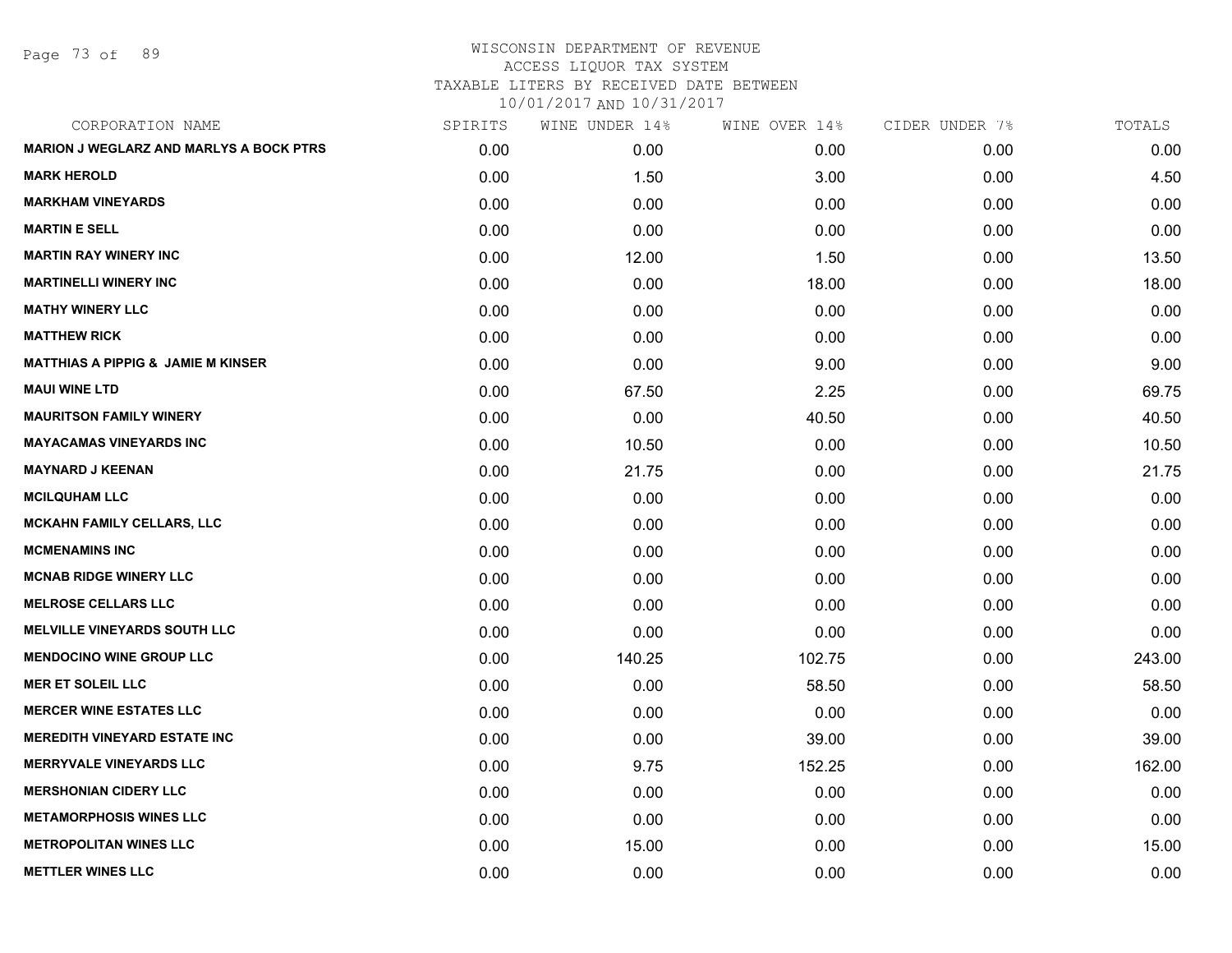WISCONSIN DEPARTMENT OF REVENUE
ACCESS LIQUOR TAX SYSTEM
TAXABLE LITERS BY RECEIVED DATE BETWEEN
10/01/2017 AND 10/31/2017

| CORPORATION NAME | SPIRITS | WINE UNDER 14% | WINE OVER 14% | CIDER UNDER 7% | TOTALS |
|---|---|---|---|---|---|
| MARION J WEGLARZ AND MARLYS A BOCK PTRS | 0.00 | 0.00 | 0.00 | 0.00 | 0.00 |
| MARK HEROLD | 0.00 | 1.50 | 3.00 | 0.00 | 4.50 |
| MARKHAM VINEYARDS | 0.00 | 0.00 | 0.00 | 0.00 | 0.00 |
| MARTIN E SELL | 0.00 | 0.00 | 0.00 | 0.00 | 0.00 |
| MARTIN RAY WINERY INC | 0.00 | 12.00 | 1.50 | 0.00 | 13.50 |
| MARTINELLI WINERY INC | 0.00 | 0.00 | 18.00 | 0.00 | 18.00 |
| MATHY WINERY LLC | 0.00 | 0.00 | 0.00 | 0.00 | 0.00 |
| MATTHEW RICK | 0.00 | 0.00 | 0.00 | 0.00 | 0.00 |
| MATTHIAS A PIPPIG & JAMIE M KINSER | 0.00 | 0.00 | 9.00 | 0.00 | 9.00 |
| MAUI WINE LTD | 0.00 | 67.50 | 2.25 | 0.00 | 69.75 |
| MAURITSON FAMILY WINERY | 0.00 | 0.00 | 40.50 | 0.00 | 40.50 |
| MAYACAMAS VINEYARDS INC | 0.00 | 10.50 | 0.00 | 0.00 | 10.50 |
| MAYNARD J KEENAN | 0.00 | 21.75 | 0.00 | 0.00 | 21.75 |
| MCILQUHAM LLC | 0.00 | 0.00 | 0.00 | 0.00 | 0.00 |
| MCKAHN FAMILY CELLARS, LLC | 0.00 | 0.00 | 0.00 | 0.00 | 0.00 |
| MCMENAMINS INC | 0.00 | 0.00 | 0.00 | 0.00 | 0.00 |
| MCNAB RIDGE WINERY LLC | 0.00 | 0.00 | 0.00 | 0.00 | 0.00 |
| MELROSE CELLARS LLC | 0.00 | 0.00 | 0.00 | 0.00 | 0.00 |
| MELVILLE VINEYARDS SOUTH LLC | 0.00 | 0.00 | 0.00 | 0.00 | 0.00 |
| MENDOCINO WINE GROUP LLC | 0.00 | 140.25 | 102.75 | 0.00 | 243.00 |
| MER ET SOLEIL LLC | 0.00 | 0.00 | 58.50 | 0.00 | 58.50 |
| MERCER WINE ESTATES LLC | 0.00 | 0.00 | 0.00 | 0.00 | 0.00 |
| MEREDITH VINEYARD ESTATE INC | 0.00 | 0.00 | 39.00 | 0.00 | 39.00 |
| MERRYVALE VINEYARDS LLC | 0.00 | 9.75 | 152.25 | 0.00 | 162.00 |
| MERSHONIAN CIDERY LLC | 0.00 | 0.00 | 0.00 | 0.00 | 0.00 |
| METAMORPHOSIS WINES LLC | 0.00 | 0.00 | 0.00 | 0.00 | 0.00 |
| METROPOLITAN WINES LLC | 0.00 | 15.00 | 0.00 | 0.00 | 15.00 |
| METTLER WINES LLC | 0.00 | 0.00 | 0.00 | 0.00 | 0.00 |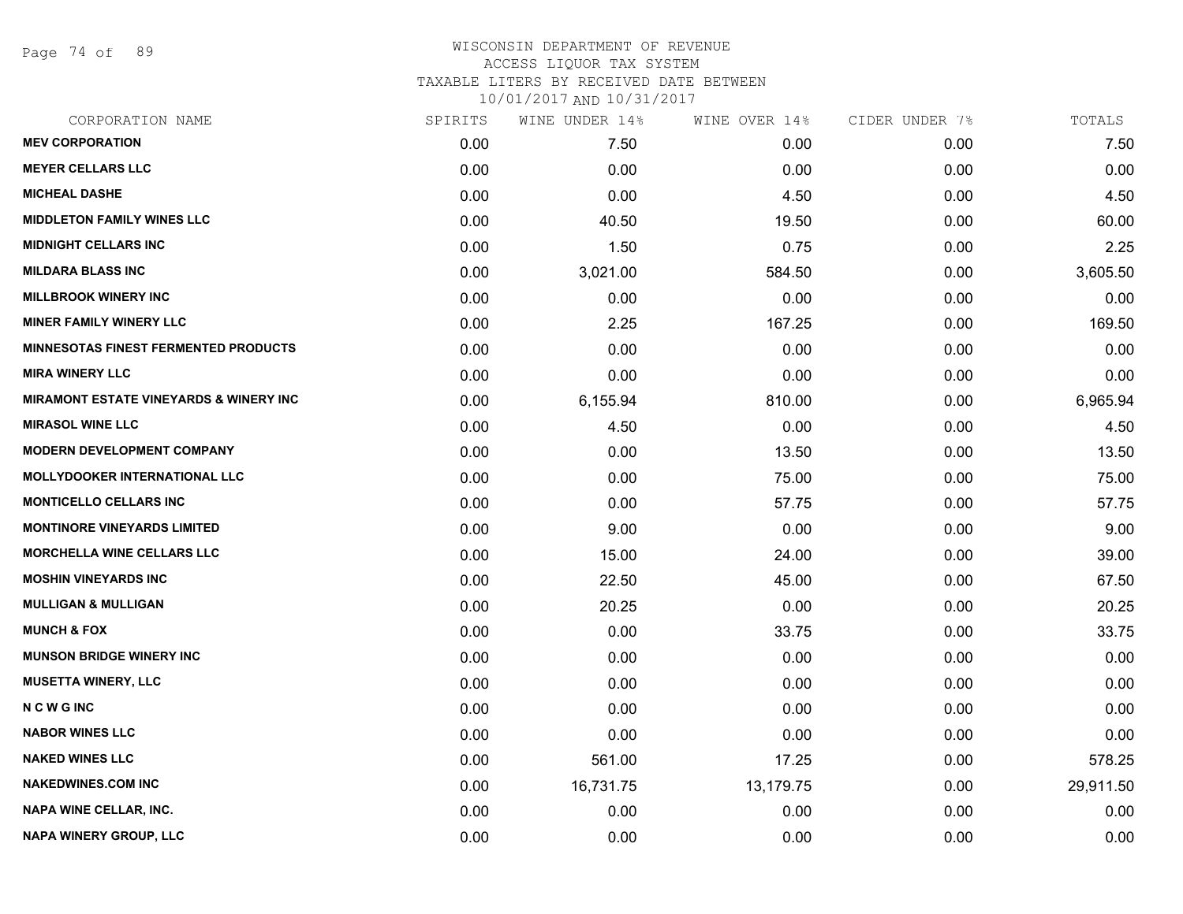WISCONSIN DEPARTMENT OF REVENUE
ACCESS LIQUOR TAX SYSTEM
TAXABLE LITERS BY RECEIVED DATE BETWEEN
10/01/2017 AND 10/31/2017

| CORPORATION NAME | SPIRITS | WINE UNDER 14% | WINE OVER 14% | CIDER UNDER 7% | TOTALS |
|---|---|---|---|---|---|
| **MEV CORPORATION** | 0.00 | 7.50 | 0.00 | 0.00 | 7.50 |
| **MEYER CELLARS LLC** | 0.00 | 0.00 | 0.00 | 0.00 | 0.00 |
| **MICHEAL DASHE** | 0.00 | 0.00 | 4.50 | 0.00 | 4.50 |
| **MIDDLETON FAMILY WINES LLC** | 0.00 | 40.50 | 19.50 | 0.00 | 60.00 |
| **MIDNIGHT CELLARS INC** | 0.00 | 1.50 | 0.75 | 0.00 | 2.25 |
| **MILDARA BLASS INC** | 0.00 | 3,021.00 | 584.50 | 0.00 | 3,605.50 |
| **MILLBROOK WINERY INC** | 0.00 | 0.00 | 0.00 | 0.00 | 0.00 |
| **MINER FAMILY WINERY LLC** | 0.00 | 2.25 | 167.25 | 0.00 | 169.50 |
| **MINNESOTAS FINEST FERMENTED PRODUCTS** | 0.00 | 0.00 | 0.00 | 0.00 | 0.00 |
| **MIRA WINERY LLC** | 0.00 | 0.00 | 0.00 | 0.00 | 0.00 |
| **MIRAMONT ESTATE VINEYARDS & WINERY INC** | 0.00 | 6,155.94 | 810.00 | 0.00 | 6,965.94 |
| **MIRASOL WINE LLC** | 0.00 | 4.50 | 0.00 | 0.00 | 4.50 |
| **MODERN DEVELOPMENT COMPANY** | 0.00 | 0.00 | 13.50 | 0.00 | 13.50 |
| **MOLLYDOOKER INTERNATIONAL LLC** | 0.00 | 0.00 | 75.00 | 0.00 | 75.00 |
| **MONTICELLO CELLARS INC** | 0.00 | 0.00 | 57.75 | 0.00 | 57.75 |
| **MONTINORE VINEYARDS LIMITED** | 0.00 | 9.00 | 0.00 | 0.00 | 9.00 |
| **MORCHELLA WINE CELLARS LLC** | 0.00 | 15.00 | 24.00 | 0.00 | 39.00 |
| **MOSHIN VINEYARDS INC** | 0.00 | 22.50 | 45.00 | 0.00 | 67.50 |
| **MULLIGAN & MULLIGAN** | 0.00 | 20.25 | 0.00 | 0.00 | 20.25 |
| **MUNCH & FOX** | 0.00 | 0.00 | 33.75 | 0.00 | 33.75 |
| **MUNSON BRIDGE WINERY INC** | 0.00 | 0.00 | 0.00 | 0.00 | 0.00 |
| **MUSETTA WINERY, LLC** | 0.00 | 0.00 | 0.00 | 0.00 | 0.00 |
| **N C W G INC** | 0.00 | 0.00 | 0.00 | 0.00 | 0.00 |
| **NABOR WINES LLC** | 0.00 | 0.00 | 0.00 | 0.00 | 0.00 |
| **NAKED WINES LLC** | 0.00 | 561.00 | 17.25 | 0.00 | 578.25 |
| **NAKEDWINES.COM INC** | 0.00 | 16,731.75 | 13,179.75 | 0.00 | 29,911.50 |
| **NAPA WINE CELLAR, INC.** | 0.00 | 0.00 | 0.00 | 0.00 | 0.00 |
| **NAPA WINERY GROUP, LLC** | 0.00 | 0.00 | 0.00 | 0.00 | 0.00 |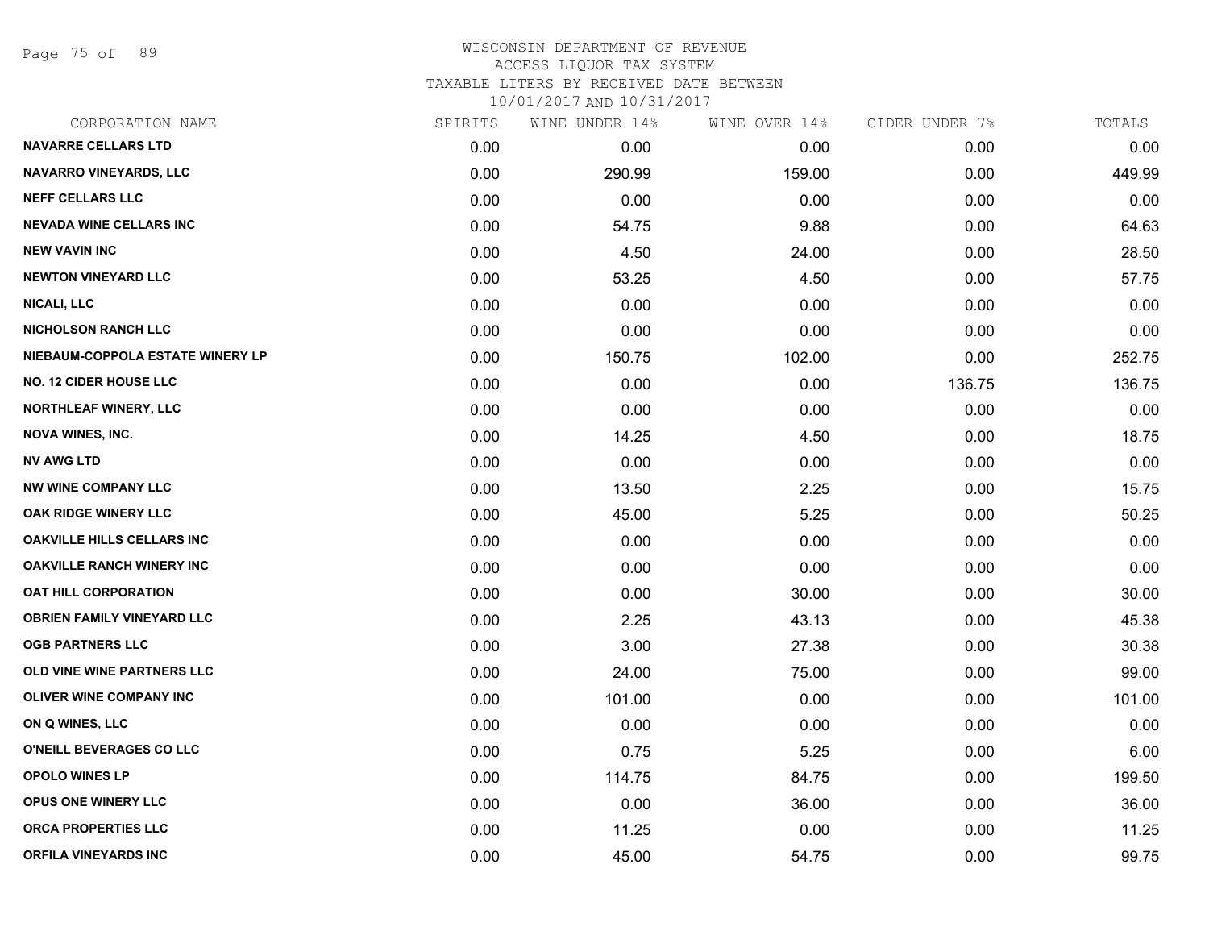WISCONSIN DEPARTMENT OF REVENUE
ACCESS LIQUOR TAX SYSTEM
TAXABLE LITERS BY RECEIVED DATE BETWEEN
10/01/2017 AND 10/31/2017

| CORPORATION NAME | SPIRITS | WINE UNDER 14% | WINE OVER 14% | CIDER UNDER 7% | TOTALS |
|---|---|---|---|---|---|
| NAVARRE CELLARS LTD | 0.00 | 0.00 | 0.00 | 0.00 | 0.00 |
| NAVARRO VINEYARDS, LLC | 0.00 | 290.99 | 159.00 | 0.00 | 449.99 |
| NEFF CELLARS LLC | 0.00 | 0.00 | 0.00 | 0.00 | 0.00 |
| NEVADA WINE CELLARS INC | 0.00 | 54.75 | 9.88 | 0.00 | 64.63 |
| NEW VAVIN INC | 0.00 | 4.50 | 24.00 | 0.00 | 28.50 |
| NEWTON VINEYARD LLC | 0.00 | 53.25 | 4.50 | 0.00 | 57.75 |
| NICALI, LLC | 0.00 | 0.00 | 0.00 | 0.00 | 0.00 |
| NICHOLSON RANCH LLC | 0.00 | 0.00 | 0.00 | 0.00 | 0.00 |
| NIEBAUM-COPPOLA ESTATE WINERY LP | 0.00 | 150.75 | 102.00 | 0.00 | 252.75 |
| NO. 12 CIDER HOUSE LLC | 0.00 | 0.00 | 0.00 | 136.75 | 136.75 |
| NORTHLEAF WINERY, LLC | 0.00 | 0.00 | 0.00 | 0.00 | 0.00 |
| NOVA WINES, INC. | 0.00 | 14.25 | 4.50 | 0.00 | 18.75 |
| NV AWG LTD | 0.00 | 0.00 | 0.00 | 0.00 | 0.00 |
| NW WINE COMPANY LLC | 0.00 | 13.50 | 2.25 | 0.00 | 15.75 |
| OAK RIDGE WINERY LLC | 0.00 | 45.00 | 5.25 | 0.00 | 50.25 |
| OAKVILLE HILLS CELLARS INC | 0.00 | 0.00 | 0.00 | 0.00 | 0.00 |
| OAKVILLE RANCH WINERY INC | 0.00 | 0.00 | 0.00 | 0.00 | 0.00 |
| OAT HILL CORPORATION | 0.00 | 0.00 | 30.00 | 0.00 | 30.00 |
| OBRIEN FAMILY VINEYARD LLC | 0.00 | 2.25 | 43.13 | 0.00 | 45.38 |
| OGB PARTNERS LLC | 0.00 | 3.00 | 27.38 | 0.00 | 30.38 |
| OLD VINE WINE PARTNERS LLC | 0.00 | 24.00 | 75.00 | 0.00 | 99.00 |
| OLIVER WINE COMPANY INC | 0.00 | 101.00 | 0.00 | 0.00 | 101.00 |
| ON Q WINES, LLC | 0.00 | 0.00 | 0.00 | 0.00 | 0.00 |
| O'NEILL BEVERAGES CO LLC | 0.00 | 0.75 | 5.25 | 0.00 | 6.00 |
| OPOLO WINES LP | 0.00 | 114.75 | 84.75 | 0.00 | 199.50 |
| OPUS ONE WINERY LLC | 0.00 | 0.00 | 36.00 | 0.00 | 36.00 |
| ORCA PROPERTIES LLC | 0.00 | 11.25 | 0.00 | 0.00 | 11.25 |
| ORFILA VINEYARDS INC | 0.00 | 45.00 | 54.75 | 0.00 | 99.75 |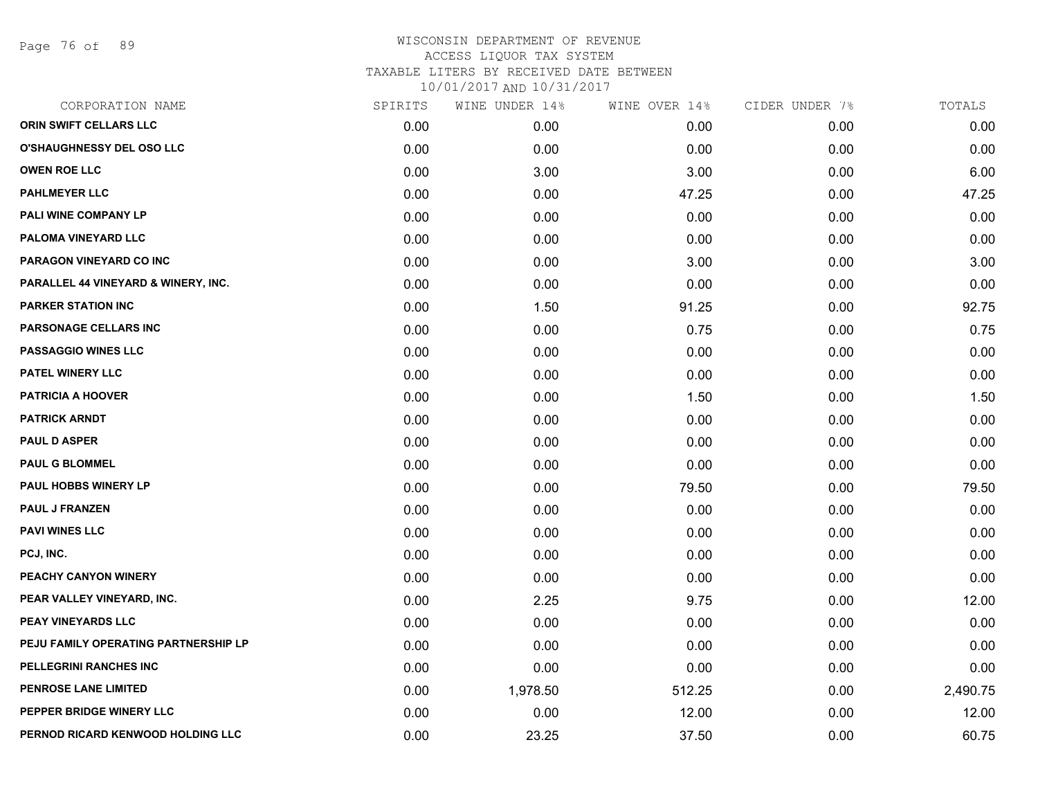# WISCONSIN DEPARTMENT OF REVENUE
## ACCESS LIQUOR TAX SYSTEM
### TAXABLE LITERS BY RECEIVED DATE BETWEEN 10/01/2017 AND 10/31/2017

| CORPORATION NAME | SPIRITS | WINE UNDER 14% | WINE OVER 14% | CIDER UNDER 7% | TOTALS |
|---|---|---|---|---|---|
| ORIN SWIFT CELLARS LLC | 0.00 | 0.00 | 0.00 | 0.00 | 0.00 |
| O'SHAUGHNESSY DEL OSO LLC | 0.00 | 0.00 | 0.00 | 0.00 | 0.00 |
| OWEN ROE LLC | 0.00 | 3.00 | 3.00 | 0.00 | 6.00 |
| PAHLMEYER LLC | 0.00 | 0.00 | 47.25 | 0.00 | 47.25 |
| PALI WINE COMPANY LP | 0.00 | 0.00 | 0.00 | 0.00 | 0.00 |
| PALOMA VINEYARD LLC | 0.00 | 0.00 | 0.00 | 0.00 | 0.00 |
| PARAGON VINEYARD CO INC | 0.00 | 0.00 | 3.00 | 0.00 | 3.00 |
| PARALLEL 44 VINEYARD & WINERY, INC. | 0.00 | 0.00 | 0.00 | 0.00 | 0.00 |
| PARKER STATION INC | 0.00 | 1.50 | 91.25 | 0.00 | 92.75 |
| PARSONAGE CELLARS INC | 0.00 | 0.00 | 0.75 | 0.00 | 0.75 |
| PASSAGGIO WINES LLC | 0.00 | 0.00 | 0.00 | 0.00 | 0.00 |
| PATEL WINERY LLC | 0.00 | 0.00 | 0.00 | 0.00 | 0.00 |
| PATRICIA A HOOVER | 0.00 | 0.00 | 1.50 | 0.00 | 1.50 |
| PATRICK ARNDT | 0.00 | 0.00 | 0.00 | 0.00 | 0.00 |
| PAUL D ASPER | 0.00 | 0.00 | 0.00 | 0.00 | 0.00 |
| PAUL G BLOMMEL | 0.00 | 0.00 | 0.00 | 0.00 | 0.00 |
| PAUL HOBBS WINERY LP | 0.00 | 0.00 | 79.50 | 0.00 | 79.50 |
| PAUL J FRANZEN | 0.00 | 0.00 | 0.00 | 0.00 | 0.00 |
| PAVI WINES LLC | 0.00 | 0.00 | 0.00 | 0.00 | 0.00 |
| PCJ, INC. | 0.00 | 0.00 | 0.00 | 0.00 | 0.00 |
| PEACHY CANYON WINERY | 0.00 | 0.00 | 0.00 | 0.00 | 0.00 |
| PEAR VALLEY VINEYARD, INC. | 0.00 | 2.25 | 9.75 | 0.00 | 12.00 |
| PEAY VINEYARDS LLC | 0.00 | 0.00 | 0.00 | 0.00 | 0.00 |
| PEJU FAMILY OPERATING PARTNERSHIP LP | 0.00 | 0.00 | 0.00 | 0.00 | 0.00 |
| PELLEGRINI RANCHES INC | 0.00 | 0.00 | 0.00 | 0.00 | 0.00 |
| PENROSE LANE LIMITED | 0.00 | 1,978.50 | 512.25 | 0.00 | 2,490.75 |
| PEPPER BRIDGE WINERY LLC | 0.00 | 0.00 | 12.00 | 0.00 | 12.00 |
| PERNOD RICARD KENWOOD HOLDING LLC | 0.00 | 23.25 | 37.50 | 0.00 | 60.75 |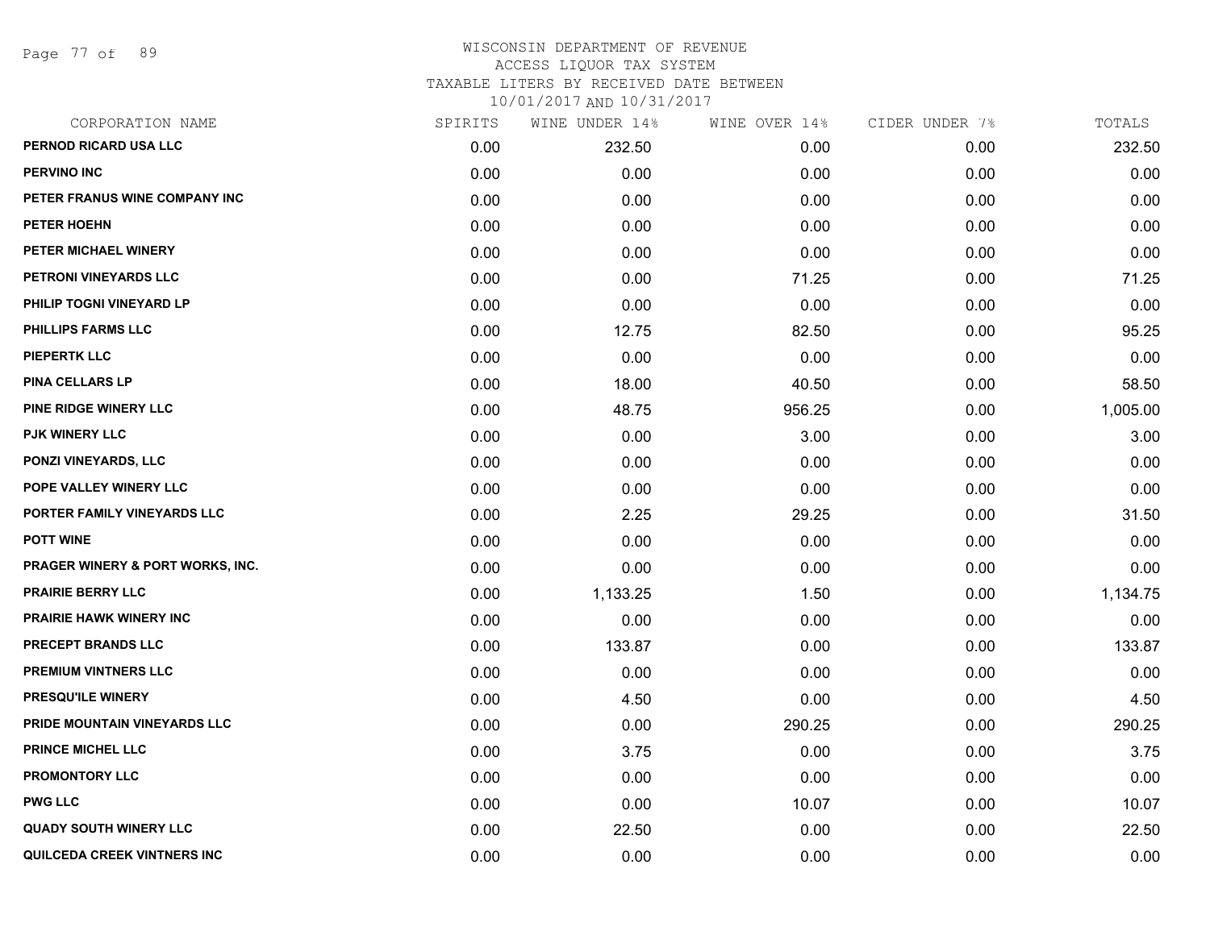WISCONSIN DEPARTMENT OF REVENUE
ACCESS LIQUOR TAX SYSTEM
TAXABLE LITERS BY RECEIVED DATE BETWEEN
10/01/2017 AND 10/31/2017

| CORPORATION NAME | SPIRITS | WINE UNDER 14% | WINE OVER 14% | CIDER UNDER 7% | TOTALS |
|---|---|---|---|---|---|
| PERNOD RICARD USA LLC | 0.00 | 232.50 | 0.00 | 0.00 | 232.50 |
| PERVINO INC | 0.00 | 0.00 | 0.00 | 0.00 | 0.00 |
| PETER FRANUS WINE COMPANY INC | 0.00 | 0.00 | 0.00 | 0.00 | 0.00 |
| PETER HOEHN | 0.00 | 0.00 | 0.00 | 0.00 | 0.00 |
| PETER MICHAEL WINERY | 0.00 | 0.00 | 0.00 | 0.00 | 0.00 |
| PETRONI VINEYARDS LLC | 0.00 | 0.00 | 71.25 | 0.00 | 71.25 |
| PHILIP TOGNI VINEYARD LP | 0.00 | 0.00 | 0.00 | 0.00 | 0.00 |
| PHILLIPS FARMS LLC | 0.00 | 12.75 | 82.50 | 0.00 | 95.25 |
| PIEPERTK LLC | 0.00 | 0.00 | 0.00 | 0.00 | 0.00 |
| PINA CELLARS LP | 0.00 | 18.00 | 40.50 | 0.00 | 58.50 |
| PINE RIDGE WINERY LLC | 0.00 | 48.75 | 956.25 | 0.00 | 1,005.00 |
| PJK WINERY LLC | 0.00 | 0.00 | 3.00 | 0.00 | 3.00 |
| PONZI VINEYARDS, LLC | 0.00 | 0.00 | 0.00 | 0.00 | 0.00 |
| POPE VALLEY WINERY LLC | 0.00 | 0.00 | 0.00 | 0.00 | 0.00 |
| PORTER FAMILY VINEYARDS LLC | 0.00 | 2.25 | 29.25 | 0.00 | 31.50 |
| POTT WINE | 0.00 | 0.00 | 0.00 | 0.00 | 0.00 |
| PRAGER WINERY & PORT WORKS, INC. | 0.00 | 0.00 | 0.00 | 0.00 | 0.00 |
| PRAIRIE BERRY LLC | 0.00 | 1,133.25 | 1.50 | 0.00 | 1,134.75 |
| PRAIRIE HAWK WINERY INC | 0.00 | 0.00 | 0.00 | 0.00 | 0.00 |
| PRECEPT BRANDS LLC | 0.00 | 133.87 | 0.00 | 0.00 | 133.87 |
| PREMIUM VINTNERS LLC | 0.00 | 0.00 | 0.00 | 0.00 | 0.00 |
| PRESQU'ILE WINERY | 0.00 | 4.50 | 0.00 | 0.00 | 4.50 |
| PRIDE MOUNTAIN VINEYARDS LLC | 0.00 | 0.00 | 290.25 | 0.00 | 290.25 |
| PRINCE MICHEL LLC | 0.00 | 3.75 | 0.00 | 0.00 | 3.75 |
| PROMONTORY LLC | 0.00 | 0.00 | 0.00 | 0.00 | 0.00 |
| PWG LLC | 0.00 | 0.00 | 10.07 | 0.00 | 10.07 |
| QUADY SOUTH WINERY LLC | 0.00 | 22.50 | 0.00 | 0.00 | 22.50 |
| QUILCEDA CREEK VINTNERS INC | 0.00 | 0.00 | 0.00 | 0.00 | 0.00 |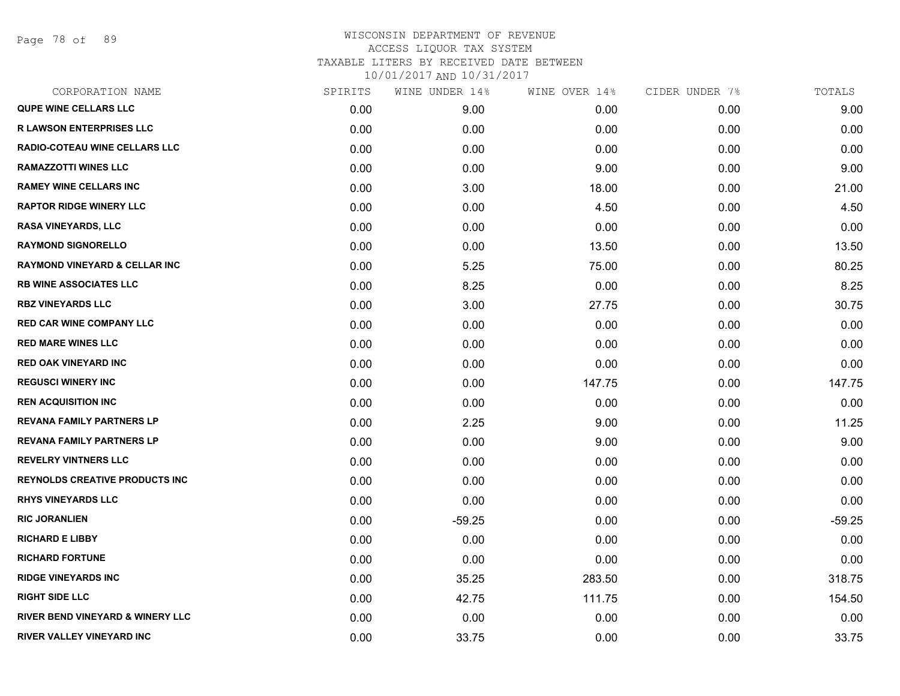# WISCONSIN DEPARTMENT OF REVENUE
## ACCESS LIQUOR TAX SYSTEM
## TAXABLE LITERS BY RECEIVED DATE BETWEEN 10/01/2017 AND 10/31/2017

| CORPORATION NAME | SPIRITS | WINE UNDER 14% | WINE OVER 14% | CIDER UNDER 7% | TOTALS |
|---|---|---|---|---|---|
| QUPE WINE CELLARS LLC | 0.00 | 9.00 | 0.00 | 0.00 | 9.00 |
| R LAWSON ENTERPRISES LLC | 0.00 | 0.00 | 0.00 | 0.00 | 0.00 |
| RADIO-COTEAU WINE CELLARS LLC | 0.00 | 0.00 | 0.00 | 0.00 | 0.00 |
| RAMAZZOTTI WINES LLC | 0.00 | 0.00 | 9.00 | 0.00 | 9.00 |
| RAMEY WINE CELLARS INC | 0.00 | 3.00 | 18.00 | 0.00 | 21.00 |
| RAPTOR RIDGE WINERY LLC | 0.00 | 0.00 | 4.50 | 0.00 | 4.50 |
| RASA VINEYARDS, LLC | 0.00 | 0.00 | 0.00 | 0.00 | 0.00 |
| RAYMOND SIGNORELLO | 0.00 | 0.00 | 13.50 | 0.00 | 13.50 |
| RAYMOND VINEYARD & CELLAR INC | 0.00 | 5.25 | 75.00 | 0.00 | 80.25 |
| RB WINE ASSOCIATES LLC | 0.00 | 8.25 | 0.00 | 0.00 | 8.25 |
| RBZ VINEYARDS LLC | 0.00 | 3.00 | 27.75 | 0.00 | 30.75 |
| RED CAR WINE COMPANY LLC | 0.00 | 0.00 | 0.00 | 0.00 | 0.00 |
| RED MARE WINES LLC | 0.00 | 0.00 | 0.00 | 0.00 | 0.00 |
| RED OAK VINEYARD INC | 0.00 | 0.00 | 0.00 | 0.00 | 0.00 |
| REGUSCI WINERY INC | 0.00 | 0.00 | 147.75 | 0.00 | 147.75 |
| REN ACQUISITION INC | 0.00 | 0.00 | 0.00 | 0.00 | 0.00 |
| REVANA FAMILY PARTNERS LP | 0.00 | 2.25 | 9.00 | 0.00 | 11.25 |
| REVANA FAMILY PARTNERS LP | 0.00 | 0.00 | 9.00 | 0.00 | 9.00 |
| REVELRY VINTNERS LLC | 0.00 | 0.00 | 0.00 | 0.00 | 0.00 |
| REYNOLDS CREATIVE PRODUCTS INC | 0.00 | 0.00 | 0.00 | 0.00 | 0.00 |
| RHYS VINEYARDS LLC | 0.00 | 0.00 | 0.00 | 0.00 | 0.00 |
| RIC JORANLIEN | 0.00 | -59.25 | 0.00 | 0.00 | -59.25 |
| RICHARD E LIBBY | 0.00 | 0.00 | 0.00 | 0.00 | 0.00 |
| RICHARD FORTUNE | 0.00 | 0.00 | 0.00 | 0.00 | 0.00 |
| RIDGE VINEYARDS INC | 0.00 | 35.25 | 283.50 | 0.00 | 318.75 |
| RIGHT SIDE LLC | 0.00 | 42.75 | 111.75 | 0.00 | 154.50 |
| RIVER BEND VINEYARD & WINERY LLC | 0.00 | 0.00 | 0.00 | 0.00 | 0.00 |
| RIVER VALLEY VINEYARD INC | 0.00 | 33.75 | 0.00 | 0.00 | 33.75 |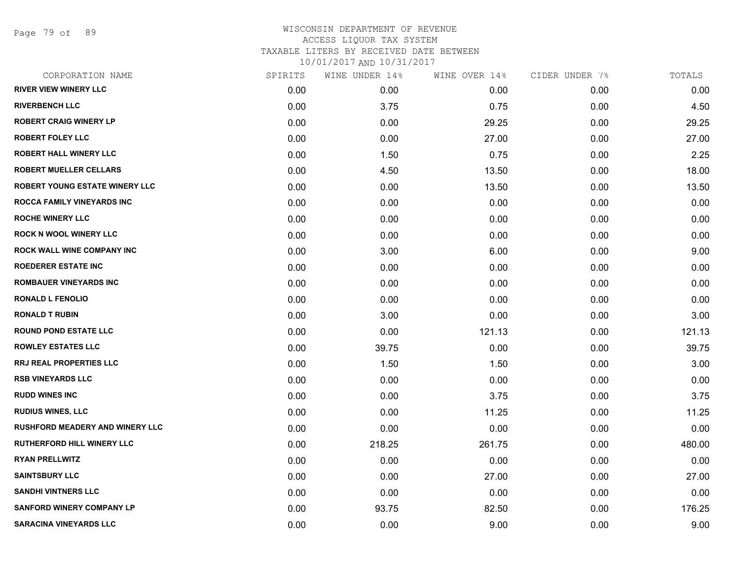WISCONSIN DEPARTMENT OF REVENUE
ACCESS LIQUOR TAX SYSTEM
TAXABLE LITERS BY RECEIVED DATE BETWEEN
10/01/2017 AND 10/31/2017

| CORPORATION NAME | SPIRITS | WINE UNDER 14% | WINE OVER 14% | CIDER UNDER 7% | TOTALS |
|---|---|---|---|---|---|
| RIVER VIEW WINERY LLC | 0.00 | 0.00 | 0.00 | 0.00 | 0.00 |
| RIVERBENCH LLC | 0.00 | 3.75 | 0.75 | 0.00 | 4.50 |
| ROBERT CRAIG WINERY LP | 0.00 | 0.00 | 29.25 | 0.00 | 29.25 |
| ROBERT FOLEY LLC | 0.00 | 0.00 | 27.00 | 0.00 | 27.00 |
| ROBERT HALL WINERY LLC | 0.00 | 1.50 | 0.75 | 0.00 | 2.25 |
| ROBERT MUELLER CELLARS | 0.00 | 4.50 | 13.50 | 0.00 | 18.00 |
| ROBERT YOUNG ESTATE WINERY LLC | 0.00 | 0.00 | 13.50 | 0.00 | 13.50 |
| ROCCA FAMILY VINEYARDS INC | 0.00 | 0.00 | 0.00 | 0.00 | 0.00 |
| ROCHE WINERY LLC | 0.00 | 0.00 | 0.00 | 0.00 | 0.00 |
| ROCK N WOOL WINERY LLC | 0.00 | 0.00 | 0.00 | 0.00 | 0.00 |
| ROCK WALL WINE COMPANY INC | 0.00 | 3.00 | 6.00 | 0.00 | 9.00 |
| ROEDERER ESTATE INC | 0.00 | 0.00 | 0.00 | 0.00 | 0.00 |
| ROMBAUER VINEYARDS INC | 0.00 | 0.00 | 0.00 | 0.00 | 0.00 |
| RONALD L FENOLIO | 0.00 | 0.00 | 0.00 | 0.00 | 0.00 |
| RONALD T RUBIN | 0.00 | 3.00 | 0.00 | 0.00 | 3.00 |
| ROUND POND ESTATE LLC | 0.00 | 0.00 | 121.13 | 0.00 | 121.13 |
| ROWLEY ESTATES LLC | 0.00 | 39.75 | 0.00 | 0.00 | 39.75 |
| RRJ REAL PROPERTIES LLC | 0.00 | 1.50 | 1.50 | 0.00 | 3.00 |
| RSB VINEYARDS LLC | 0.00 | 0.00 | 0.00 | 0.00 | 0.00 |
| RUDD WINES INC | 0.00 | 0.00 | 3.75 | 0.00 | 3.75 |
| RUDIUS WINES, LLC | 0.00 | 0.00 | 11.25 | 0.00 | 11.25 |
| RUSHFORD MEADERY AND WINERY LLC | 0.00 | 0.00 | 0.00 | 0.00 | 0.00 |
| RUTHERFORD HILL WINERY LLC | 0.00 | 218.25 | 261.75 | 0.00 | 480.00 |
| RYAN PRELLWITZ | 0.00 | 0.00 | 0.00 | 0.00 | 0.00 |
| SAINTSBURY LLC | 0.00 | 0.00 | 27.00 | 0.00 | 27.00 |
| SANDHI VINTNERS LLC | 0.00 | 0.00 | 0.00 | 0.00 | 0.00 |
| SANFORD WINERY COMPANY LP | 0.00 | 93.75 | 82.50 | 0.00 | 176.25 |
| SARACINA VINEYARDS LLC | 0.00 | 0.00 | 9.00 | 0.00 | 9.00 |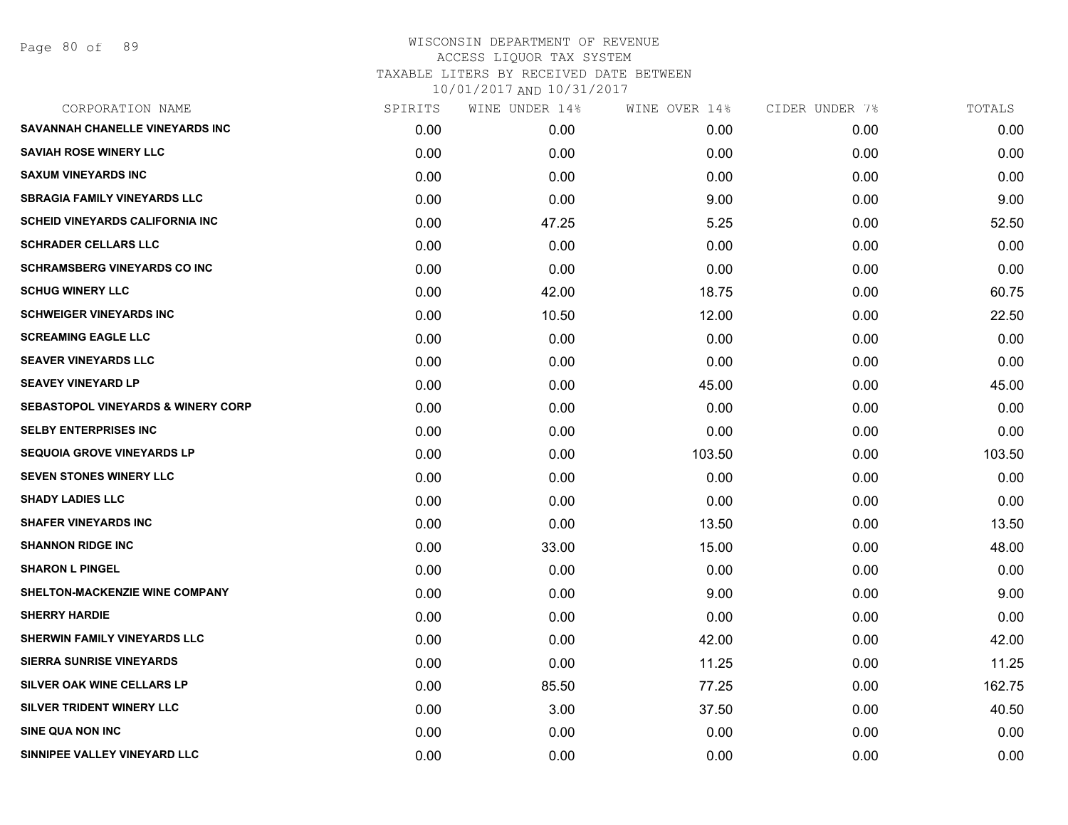# WISCONSIN DEPARTMENT OF REVENUE
## ACCESS LIQUOR TAX SYSTEM
## TAXABLE LITERS BY RECEIVED DATE BETWEEN 10/01/2017 AND 10/31/2017

| CORPORATION NAME | SPIRITS | WINE UNDER 14% | WINE OVER 14% | CIDER UNDER 7% | TOTALS |
|---|---|---|---|---|---|
| SAVANNAH CHANELLE VINEYARDS INC | 0.00 | 0.00 | 0.00 | 0.00 | 0.00 |
| SAVIAH ROSE WINERY LLC | 0.00 | 0.00 | 0.00 | 0.00 | 0.00 |
| SAXUM VINEYARDS INC | 0.00 | 0.00 | 0.00 | 0.00 | 0.00 |
| SBRAGIA FAMILY VINEYARDS LLC | 0.00 | 0.00 | 9.00 | 0.00 | 9.00 |
| SCHEID VINEYARDS CALIFORNIA INC | 0.00 | 47.25 | 5.25 | 0.00 | 52.50 |
| SCHRADER CELLARS LLC | 0.00 | 0.00 | 0.00 | 0.00 | 0.00 |
| SCHRAMSBERG VINEYARDS CO INC | 0.00 | 0.00 | 0.00 | 0.00 | 0.00 |
| SCHUG WINERY LLC | 0.00 | 42.00 | 18.75 | 0.00 | 60.75 |
| SCHWEIGER VINEYARDS INC | 0.00 | 10.50 | 12.00 | 0.00 | 22.50 |
| SCREAMING EAGLE LLC | 0.00 | 0.00 | 0.00 | 0.00 | 0.00 |
| SEAVER VINEYARDS LLC | 0.00 | 0.00 | 0.00 | 0.00 | 0.00 |
| SEAVEY VINEYARD LP | 0.00 | 0.00 | 45.00 | 0.00 | 45.00 |
| SEBASTOPOL VINEYARDS & WINERY CORP | 0.00 | 0.00 | 0.00 | 0.00 | 0.00 |
| SELBY ENTERPRISES INC | 0.00 | 0.00 | 0.00 | 0.00 | 0.00 |
| SEQUOIA GROVE VINEYARDS LP | 0.00 | 0.00 | 103.50 | 0.00 | 103.50 |
| SEVEN STONES WINERY LLC | 0.00 | 0.00 | 0.00 | 0.00 | 0.00 |
| SHADY LADIES LLC | 0.00 | 0.00 | 0.00 | 0.00 | 0.00 |
| SHAFER VINEYARDS INC | 0.00 | 0.00 | 13.50 | 0.00 | 13.50 |
| SHANNON RIDGE INC | 0.00 | 33.00 | 15.00 | 0.00 | 48.00 |
| SHARON L PINGEL | 0.00 | 0.00 | 0.00 | 0.00 | 0.00 |
| SHELTON-MACKENZIE WINE COMPANY | 0.00 | 0.00 | 9.00 | 0.00 | 9.00 |
| SHERRY HARDIE | 0.00 | 0.00 | 0.00 | 0.00 | 0.00 |
| SHERWIN FAMILY VINEYARDS LLC | 0.00 | 0.00 | 42.00 | 0.00 | 42.00 |
| SIERRA SUNRISE VINEYARDS | 0.00 | 0.00 | 11.25 | 0.00 | 11.25 |
| SILVER OAK WINE CELLARS LP | 0.00 | 85.50 | 77.25 | 0.00 | 162.75 |
| SILVER TRIDENT WINERY LLC | 0.00 | 3.00 | 37.50 | 0.00 | 40.50 |
| SINE QUA NON INC | 0.00 | 0.00 | 0.00 | 0.00 | 0.00 |
| SINNIPEE VALLEY VINEYARD LLC | 0.00 | 0.00 | 0.00 | 0.00 | 0.00 |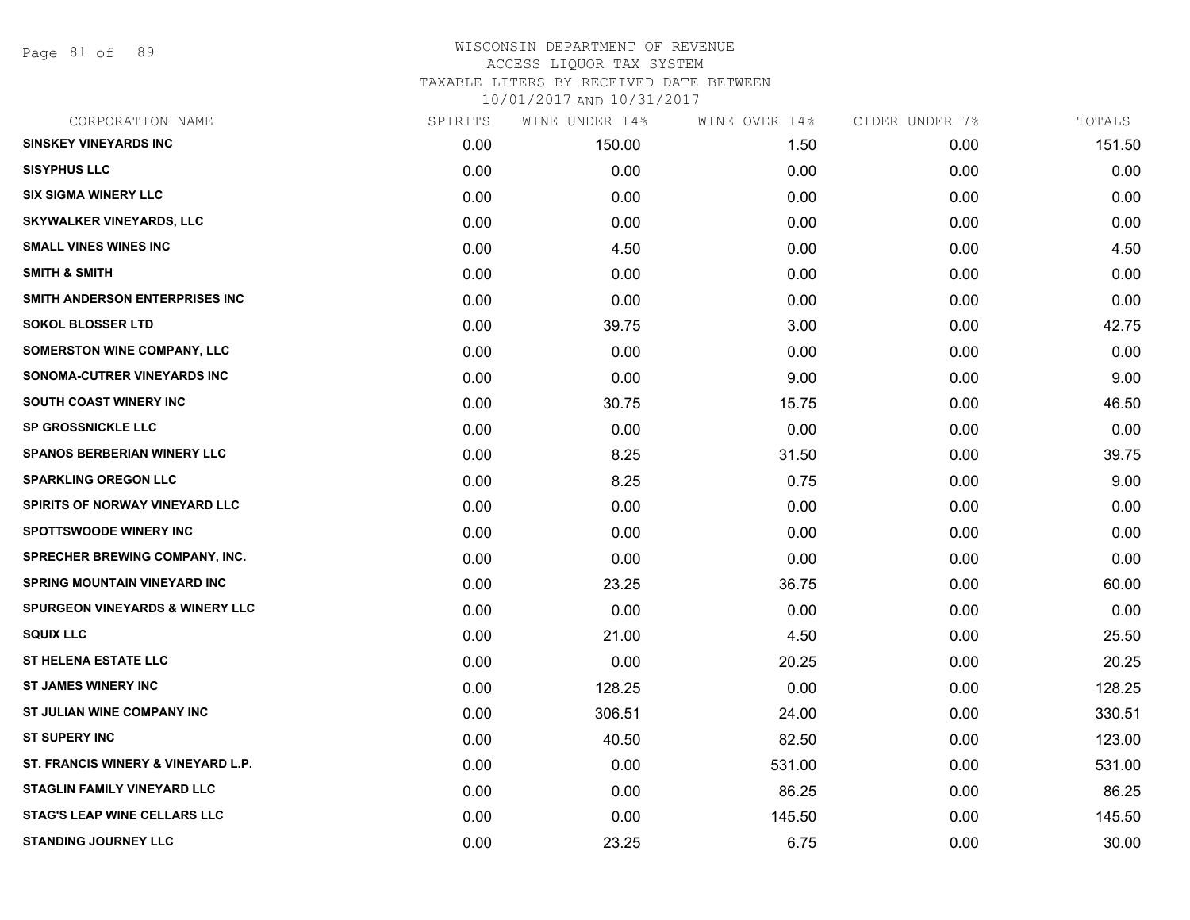WISCONSIN DEPARTMENT OF REVENUE
ACCESS LIQUOR TAX SYSTEM
TAXABLE LITERS BY RECEIVED DATE BETWEEN
10/01/2017 AND 10/31/2017

| CORPORATION NAME | SPIRITS | WINE UNDER 14% | WINE OVER 14% | CIDER UNDER 7% | TOTALS |
|---|---|---|---|---|---|
| SINSKEY VINEYARDS INC | 0.00 | 150.00 | 1.50 | 0.00 | 151.50 |
| SISYPHUS LLC | 0.00 | 0.00 | 0.00 | 0.00 | 0.00 |
| SIX SIGMA WINERY LLC | 0.00 | 0.00 | 0.00 | 0.00 | 0.00 |
| SKYWALKER VINEYARDS, LLC | 0.00 | 0.00 | 0.00 | 0.00 | 0.00 |
| SMALL VINES WINES INC | 0.00 | 4.50 | 0.00 | 0.00 | 4.50 |
| SMITH & SMITH | 0.00 | 0.00 | 0.00 | 0.00 | 0.00 |
| SMITH ANDERSON ENTERPRISES INC | 0.00 | 0.00 | 0.00 | 0.00 | 0.00 |
| SOKOL BLOSSER LTD | 0.00 | 39.75 | 3.00 | 0.00 | 42.75 |
| SOMERSTON WINE COMPANY, LLC | 0.00 | 0.00 | 0.00 | 0.00 | 0.00 |
| SONOMA-CUTRER VINEYARDS INC | 0.00 | 0.00 | 9.00 | 0.00 | 9.00 |
| SOUTH COAST WINERY INC | 0.00 | 30.75 | 15.75 | 0.00 | 46.50 |
| SP GROSSNICKLE LLC | 0.00 | 0.00 | 0.00 | 0.00 | 0.00 |
| SPANOS BERBERIAN WINERY LLC | 0.00 | 8.25 | 31.50 | 0.00 | 39.75 |
| SPARKLING OREGON LLC | 0.00 | 8.25 | 0.75 | 0.00 | 9.00 |
| SPIRITS OF NORWAY VINEYARD LLC | 0.00 | 0.00 | 0.00 | 0.00 | 0.00 |
| SPOTTSWOODE WINERY INC | 0.00 | 0.00 | 0.00 | 0.00 | 0.00 |
| SPRECHER BREWING COMPANY, INC. | 0.00 | 0.00 | 0.00 | 0.00 | 0.00 |
| SPRING MOUNTAIN VINEYARD INC | 0.00 | 23.25 | 36.75 | 0.00 | 60.00 |
| SPURGEON VINEYARDS & WINERY LLC | 0.00 | 0.00 | 0.00 | 0.00 | 0.00 |
| SQUIX LLC | 0.00 | 21.00 | 4.50 | 0.00 | 25.50 |
| ST HELENA ESTATE LLC | 0.00 | 0.00 | 20.25 | 0.00 | 20.25 |
| ST JAMES WINERY INC | 0.00 | 128.25 | 0.00 | 0.00 | 128.25 |
| ST JULIAN WINE COMPANY INC | 0.00 | 306.51 | 24.00 | 0.00 | 330.51 |
| ST SUPERY INC | 0.00 | 40.50 | 82.50 | 0.00 | 123.00 |
| ST. FRANCIS WINERY & VINEYARD L.P. | 0.00 | 0.00 | 531.00 | 0.00 | 531.00 |
| STAGLIN FAMILY VINEYARD LLC | 0.00 | 0.00 | 86.25 | 0.00 | 86.25 |
| STAG'S LEAP WINE CELLARS LLC | 0.00 | 0.00 | 145.50 | 0.00 | 145.50 |
| STANDING JOURNEY LLC | 0.00 | 23.25 | 6.75 | 0.00 | 30.00 |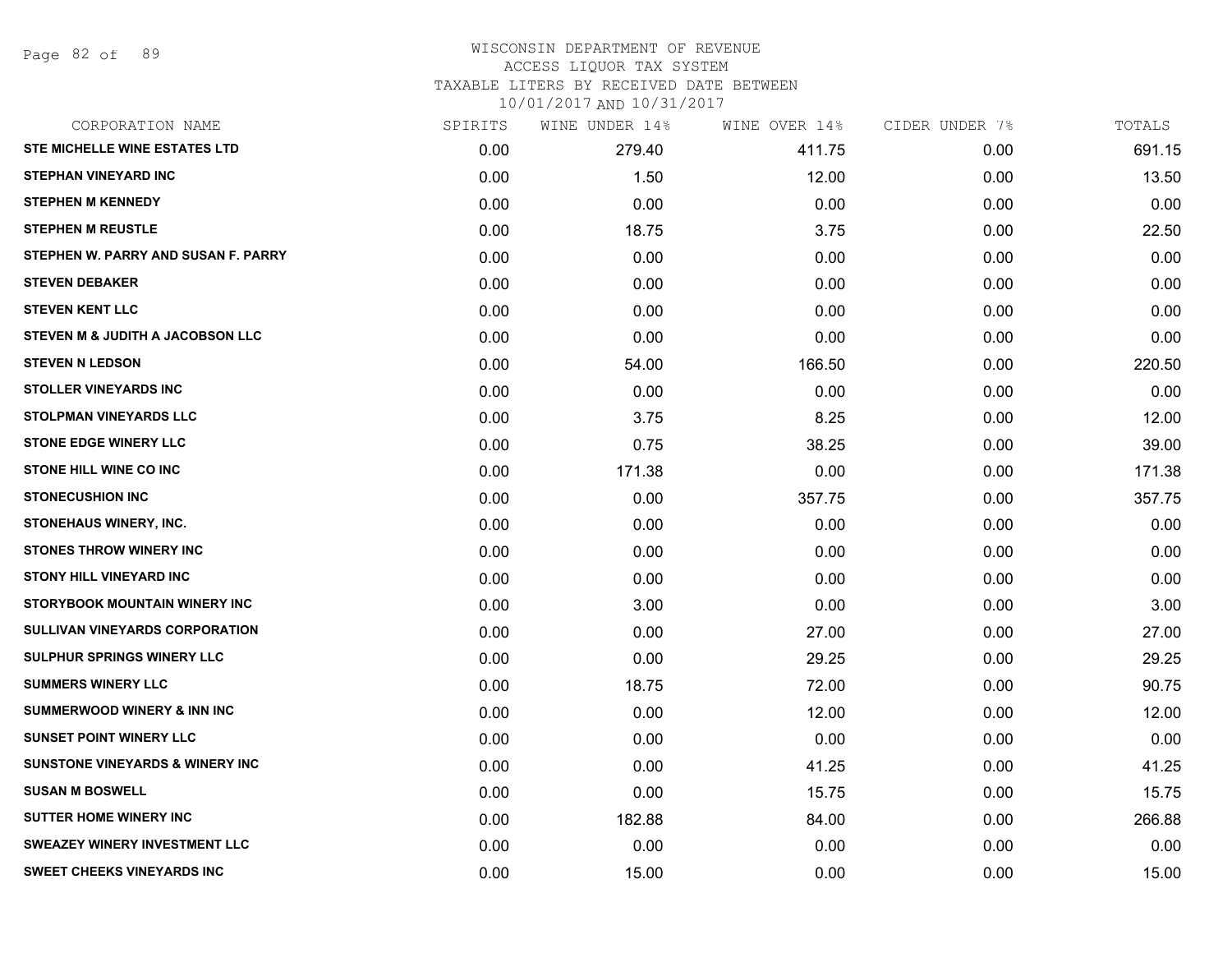WISCONSIN DEPARTMENT OF REVENUE
ACCESS LIQUOR TAX SYSTEM
TAXABLE LITERS BY RECEIVED DATE BETWEEN
10/01/2017 AND 10/31/2017

| CORPORATION NAME | SPIRITS | WINE UNDER 14% | WINE OVER 14% | CIDER UNDER 7% | TOTALS |
|---|---|---|---|---|---|
| STE MICHELLE WINE ESTATES LTD | 0.00 | 279.40 | 411.75 | 0.00 | 691.15 |
| STEPHAN VINEYARD INC | 0.00 | 1.50 | 12.00 | 0.00 | 13.50 |
| STEPHEN M KENNEDY | 0.00 | 0.00 | 0.00 | 0.00 | 0.00 |
| STEPHEN M REUSTLE | 0.00 | 18.75 | 3.75 | 0.00 | 22.50 |
| STEPHEN W. PARRY AND SUSAN F. PARRY | 0.00 | 0.00 | 0.00 | 0.00 | 0.00 |
| STEVEN DEBAKER | 0.00 | 0.00 | 0.00 | 0.00 | 0.00 |
| STEVEN KENT LLC | 0.00 | 0.00 | 0.00 | 0.00 | 0.00 |
| STEVEN M & JUDITH A JACOBSON LLC | 0.00 | 0.00 | 0.00 | 0.00 | 0.00 |
| STEVEN N LEDSON | 0.00 | 54.00 | 166.50 | 0.00 | 220.50 |
| STOLLER VINEYARDS INC | 0.00 | 0.00 | 0.00 | 0.00 | 0.00 |
| STOLPMAN VINEYARDS LLC | 0.00 | 3.75 | 8.25 | 0.00 | 12.00 |
| STONE EDGE WINERY LLC | 0.00 | 0.75 | 38.25 | 0.00 | 39.00 |
| STONE HILL WINE CO INC | 0.00 | 171.38 | 0.00 | 0.00 | 171.38 |
| STONECUSHION INC | 0.00 | 0.00 | 357.75 | 0.00 | 357.75 |
| STONEHAUS WINERY, INC. | 0.00 | 0.00 | 0.00 | 0.00 | 0.00 |
| STONES THROW WINERY INC | 0.00 | 0.00 | 0.00 | 0.00 | 0.00 |
| STONY HILL VINEYARD INC | 0.00 | 0.00 | 0.00 | 0.00 | 0.00 |
| STORYBOOK MOUNTAIN WINERY INC | 0.00 | 3.00 | 0.00 | 0.00 | 3.00 |
| SULLIVAN VINEYARDS CORPORATION | 0.00 | 0.00 | 27.00 | 0.00 | 27.00 |
| SULPHUR SPRINGS WINERY LLC | 0.00 | 0.00 | 29.25 | 0.00 | 29.25 |
| SUMMERS WINERY LLC | 0.00 | 18.75 | 72.00 | 0.00 | 90.75 |
| SUMMERWOOD WINERY & INN INC | 0.00 | 0.00 | 12.00 | 0.00 | 12.00 |
| SUNSET POINT WINERY LLC | 0.00 | 0.00 | 0.00 | 0.00 | 0.00 |
| SUNSTONE VINEYARDS & WINERY INC | 0.00 | 0.00 | 41.25 | 0.00 | 41.25 |
| SUSAN M BOSWELL | 0.00 | 0.00 | 15.75 | 0.00 | 15.75 |
| SUTTER HOME WINERY INC | 0.00 | 182.88 | 84.00 | 0.00 | 266.88 |
| SWEAZEY WINERY INVESTMENT LLC | 0.00 | 0.00 | 0.00 | 0.00 | 0.00 |
| SWEET CHEEKS VINEYARDS INC | 0.00 | 15.00 | 0.00 | 0.00 | 15.00 |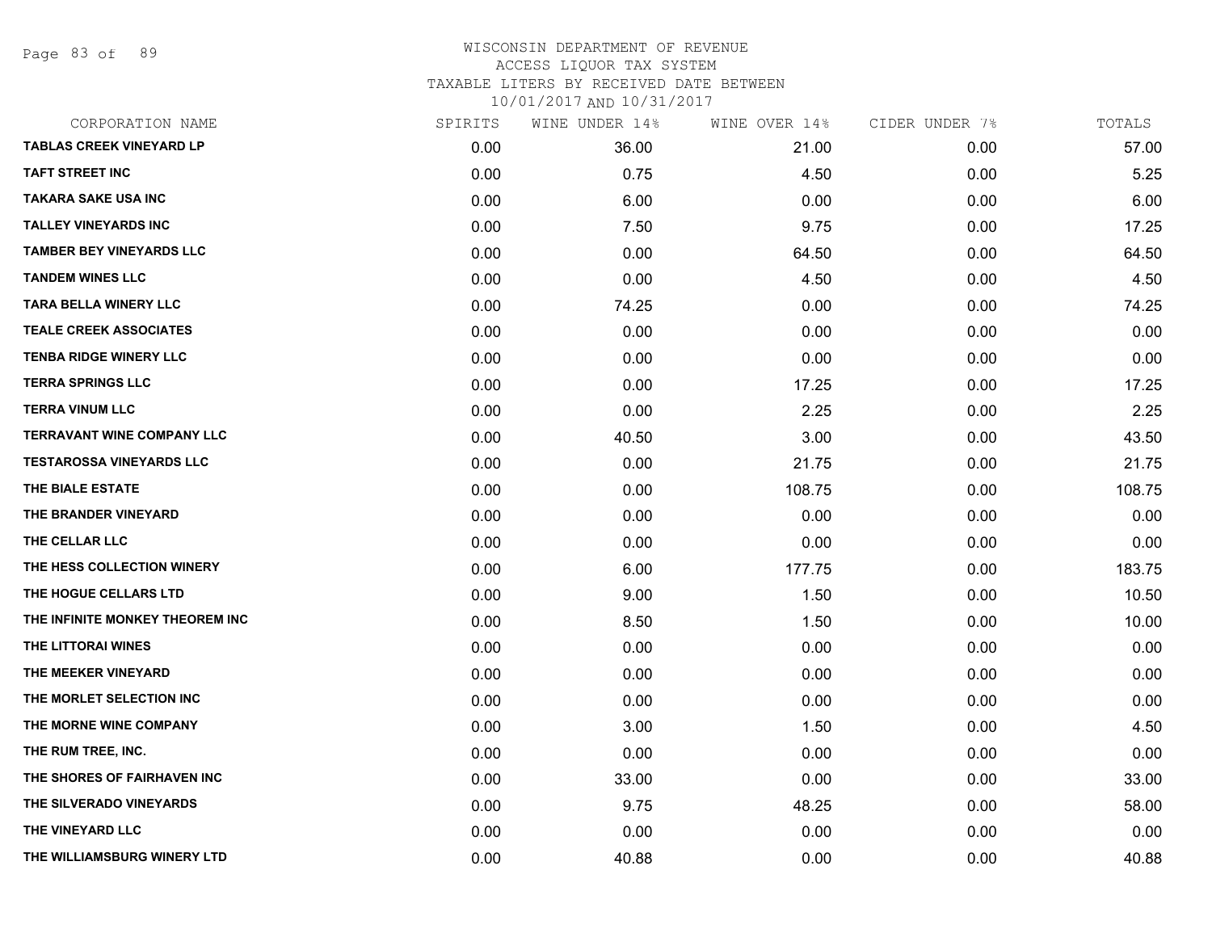# WISCONSIN DEPARTMENT OF REVENUE
ACCESS LIQUOR TAX SYSTEM
TAXABLE LITERS BY RECEIVED DATE BETWEEN
10/01/2017 AND 10/31/2017

| CORPORATION NAME | SPIRITS | WINE UNDER 14% | WINE OVER 14% | CIDER UNDER 7% | TOTALS |
|---|---|---|---|---|---|
| TABLAS CREEK VINEYARD LP | 0.00 | 36.00 | 21.00 | 0.00 | 57.00 |
| TAFT STREET INC | 0.00 | 0.75 | 4.50 | 0.00 | 5.25 |
| TAKARA SAKE USA INC | 0.00 | 6.00 | 0.00 | 0.00 | 6.00 |
| TALLEY VINEYARDS INC | 0.00 | 7.50 | 9.75 | 0.00 | 17.25 |
| TAMBER BEY VINEYARDS LLC | 0.00 | 0.00 | 64.50 | 0.00 | 64.50 |
| TANDEM WINES LLC | 0.00 | 0.00 | 4.50 | 0.00 | 4.50 |
| TARA BELLA WINERY LLC | 0.00 | 74.25 | 0.00 | 0.00 | 74.25 |
| TEALE CREEK ASSOCIATES | 0.00 | 0.00 | 0.00 | 0.00 | 0.00 |
| TENBA RIDGE WINERY LLC | 0.00 | 0.00 | 0.00 | 0.00 | 0.00 |
| TERRA SPRINGS LLC | 0.00 | 0.00 | 17.25 | 0.00 | 17.25 |
| TERRA VINUM LLC | 0.00 | 0.00 | 2.25 | 0.00 | 2.25 |
| TERRAVANT WINE COMPANY LLC | 0.00 | 40.50 | 3.00 | 0.00 | 43.50 |
| TESTAROSSA VINEYARDS LLC | 0.00 | 0.00 | 21.75 | 0.00 | 21.75 |
| THE BIALE ESTATE | 0.00 | 0.00 | 108.75 | 0.00 | 108.75 |
| THE BRANDER VINEYARD | 0.00 | 0.00 | 0.00 | 0.00 | 0.00 |
| THE CELLAR LLC | 0.00 | 0.00 | 0.00 | 0.00 | 0.00 |
| THE HESS COLLECTION WINERY | 0.00 | 6.00 | 177.75 | 0.00 | 183.75 |
| THE HOGUE CELLARS LTD | 0.00 | 9.00 | 1.50 | 0.00 | 10.50 |
| THE INFINITE MONKEY THEOREM INC | 0.00 | 8.50 | 1.50 | 0.00 | 10.00 |
| THE LITTORAI WINES | 0.00 | 0.00 | 0.00 | 0.00 | 0.00 |
| THE MEEKER VINEYARD | 0.00 | 0.00 | 0.00 | 0.00 | 0.00 |
| THE MORLET SELECTION INC | 0.00 | 0.00 | 0.00 | 0.00 | 0.00 |
| THE MORNE WINE COMPANY | 0.00 | 3.00 | 1.50 | 0.00 | 4.50 |
| THE RUM TREE, INC. | 0.00 | 0.00 | 0.00 | 0.00 | 0.00 |
| THE SHORES OF FAIRHAVEN INC | 0.00 | 33.00 | 0.00 | 0.00 | 33.00 |
| THE SILVERADO VINEYARDS | 0.00 | 9.75 | 48.25 | 0.00 | 58.00 |
| THE VINEYARD LLC | 0.00 | 0.00 | 0.00 | 0.00 | 0.00 |
| THE WILLIAMSBURG WINERY LTD | 0.00 | 40.88 | 0.00 | 0.00 | 40.88 |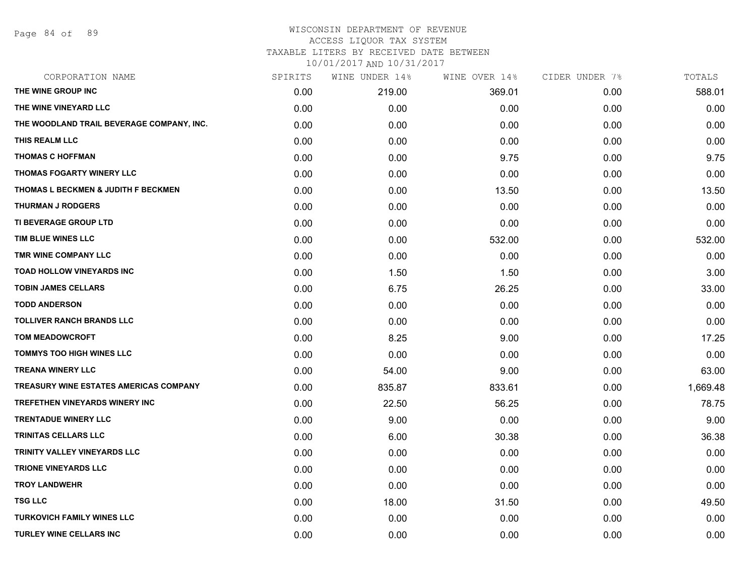# WISCONSIN DEPARTMENT OF REVENUE
ACCESS LIQUOR TAX SYSTEM
TAXABLE LITERS BY RECEIVED DATE BETWEEN
10/01/2017 AND 10/31/2017

| CORPORATION NAME | SPIRITS | WINE UNDER 14% | WINE OVER 14% | CIDER UNDER 7% | TOTALS |
|---|---|---|---|---|---|
| THE WINE GROUP INC | 0.00 | 219.00 | 369.01 | 0.00 | 588.01 |
| THE WINE VINEYARD LLC | 0.00 | 0.00 | 0.00 | 0.00 | 0.00 |
| THE WOODLAND TRAIL BEVERAGE COMPANY, INC. | 0.00 | 0.00 | 0.00 | 0.00 | 0.00 |
| THIS REALM LLC | 0.00 | 0.00 | 0.00 | 0.00 | 0.00 |
| THOMAS C HOFFMAN | 0.00 | 0.00 | 9.75 | 0.00 | 9.75 |
| THOMAS FOGARTY WINERY LLC | 0.00 | 0.00 | 0.00 | 0.00 | 0.00 |
| THOMAS L BECKMEN & JUDITH F BECKMEN | 0.00 | 0.00 | 13.50 | 0.00 | 13.50 |
| THURMAN J RODGERS | 0.00 | 0.00 | 0.00 | 0.00 | 0.00 |
| TI BEVERAGE GROUP LTD | 0.00 | 0.00 | 0.00 | 0.00 | 0.00 |
| TIM BLUE WINES LLC | 0.00 | 0.00 | 532.00 | 0.00 | 532.00 |
| TMR WINE COMPANY LLC | 0.00 | 0.00 | 0.00 | 0.00 | 0.00 |
| TOAD HOLLOW VINEYARDS INC | 0.00 | 1.50 | 1.50 | 0.00 | 3.00 |
| TOBIN JAMES CELLARS | 0.00 | 6.75 | 26.25 | 0.00 | 33.00 |
| TODD ANDERSON | 0.00 | 0.00 | 0.00 | 0.00 | 0.00 |
| TOLLIVER RANCH BRANDS LLC | 0.00 | 0.00 | 0.00 | 0.00 | 0.00 |
| TOM MEADOWCROFT | 0.00 | 8.25 | 9.00 | 0.00 | 17.25 |
| TOMMYS TOO HIGH WINES LLC | 0.00 | 0.00 | 0.00 | 0.00 | 0.00 |
| TREANA WINERY LLC | 0.00 | 54.00 | 9.00 | 0.00 | 63.00 |
| TREASURY WINE ESTATES AMERICAS COMPANY | 0.00 | 835.87 | 833.61 | 0.00 | 1,669.48 |
| TREFETHEN VINEYARDS WINERY INC | 0.00 | 22.50 | 56.25 | 0.00 | 78.75 |
| TRENTADUE WINERY LLC | 0.00 | 9.00 | 0.00 | 0.00 | 9.00 |
| TRINITAS CELLARS LLC | 0.00 | 6.00 | 30.38 | 0.00 | 36.38 |
| TRINITY VALLEY VINEYARDS LLC | 0.00 | 0.00 | 0.00 | 0.00 | 0.00 |
| TRIONE VINEYARDS LLC | 0.00 | 0.00 | 0.00 | 0.00 | 0.00 |
| TROY LANDWEHR | 0.00 | 0.00 | 0.00 | 0.00 | 0.00 |
| TSG LLC | 0.00 | 18.00 | 31.50 | 0.00 | 49.50 |
| TURKOVICH FAMILY WINES LLC | 0.00 | 0.00 | 0.00 | 0.00 | 0.00 |
| TURLEY WINE CELLARS INC | 0.00 | 0.00 | 0.00 | 0.00 | 0.00 |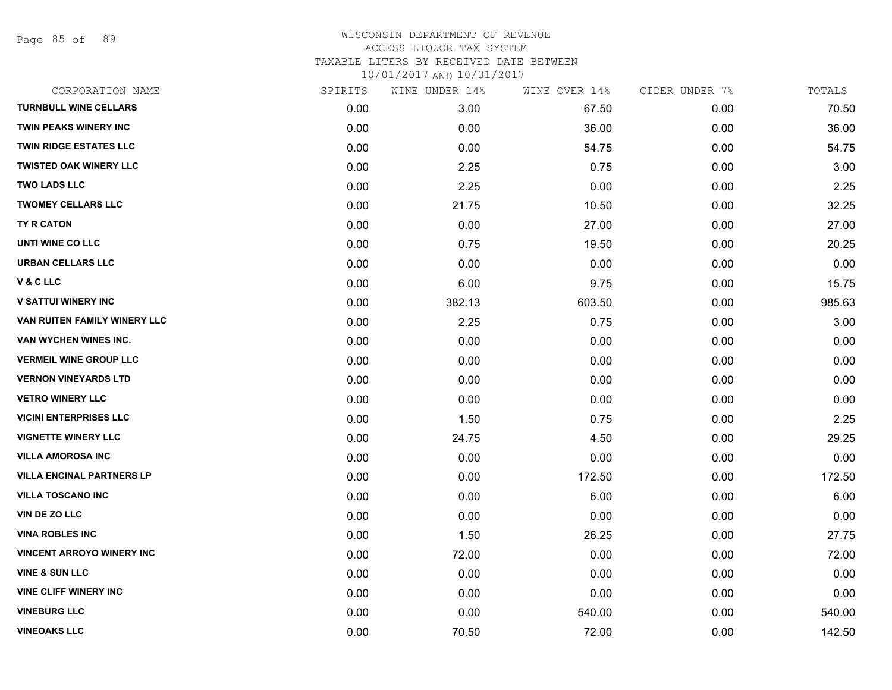WISCONSIN DEPARTMENT OF REVENUE
ACCESS LIQUOR TAX SYSTEM
TAXABLE LITERS BY RECEIVED DATE BETWEEN
10/01/2017 AND 10/31/2017

| CORPORATION NAME | SPIRITS | WINE UNDER 14% | WINE OVER 14% | CIDER UNDER 7% | TOTALS |
|---|---|---|---|---|---|
| TURNBULL WINE CELLARS | 0.00 | 3.00 | 67.50 | 0.00 | 70.50 |
| TWIN PEAKS WINERY INC | 0.00 | 0.00 | 36.00 | 0.00 | 36.00 |
| TWIN RIDGE ESTATES LLC | 0.00 | 0.00 | 54.75 | 0.00 | 54.75 |
| TWISTED OAK WINERY LLC | 0.00 | 2.25 | 0.75 | 0.00 | 3.00 |
| TWO LADS LLC | 0.00 | 2.25 | 0.00 | 0.00 | 2.25 |
| TWOMEY CELLARS LLC | 0.00 | 21.75 | 10.50 | 0.00 | 32.25 |
| TY R CATON | 0.00 | 0.00 | 27.00 | 0.00 | 27.00 |
| UNTI WINE CO LLC | 0.00 | 0.75 | 19.50 | 0.00 | 20.25 |
| URBAN CELLARS LLC | 0.00 | 0.00 | 0.00 | 0.00 | 0.00 |
| V & C LLC | 0.00 | 6.00 | 9.75 | 0.00 | 15.75 |
| V SATTUI WINERY INC | 0.00 | 382.13 | 603.50 | 0.00 | 985.63 |
| VAN RUITEN FAMILY WINERY LLC | 0.00 | 2.25 | 0.75 | 0.00 | 3.00 |
| VAN WYCHEN WINES INC. | 0.00 | 0.00 | 0.00 | 0.00 | 0.00 |
| VERMEIL WINE GROUP LLC | 0.00 | 0.00 | 0.00 | 0.00 | 0.00 |
| VERNON VINEYARDS LTD | 0.00 | 0.00 | 0.00 | 0.00 | 0.00 |
| VETRO WINERY LLC | 0.00 | 0.00 | 0.00 | 0.00 | 0.00 |
| VICINI ENTERPRISES LLC | 0.00 | 1.50 | 0.75 | 0.00 | 2.25 |
| VIGNETTE WINERY LLC | 0.00 | 24.75 | 4.50 | 0.00 | 29.25 |
| VILLA AMOROSA INC | 0.00 | 0.00 | 0.00 | 0.00 | 0.00 |
| VILLA ENCINAL PARTNERS LP | 0.00 | 0.00 | 172.50 | 0.00 | 172.50 |
| VILLA TOSCANO INC | 0.00 | 0.00 | 6.00 | 0.00 | 6.00 |
| VIN DE ZO LLC | 0.00 | 0.00 | 0.00 | 0.00 | 0.00 |
| VINA ROBLES INC | 0.00 | 1.50 | 26.25 | 0.00 | 27.75 |
| VINCENT ARROYO WINERY INC | 0.00 | 72.00 | 0.00 | 0.00 | 72.00 |
| VINE & SUN LLC | 0.00 | 0.00 | 0.00 | 0.00 | 0.00 |
| VINE CLIFF WINERY INC | 0.00 | 0.00 | 0.00 | 0.00 | 0.00 |
| VINEBURG LLC | 0.00 | 0.00 | 540.00 | 0.00 | 540.00 |
| VINEOAKS LLC | 0.00 | 70.50 | 72.00 | 0.00 | 142.50 |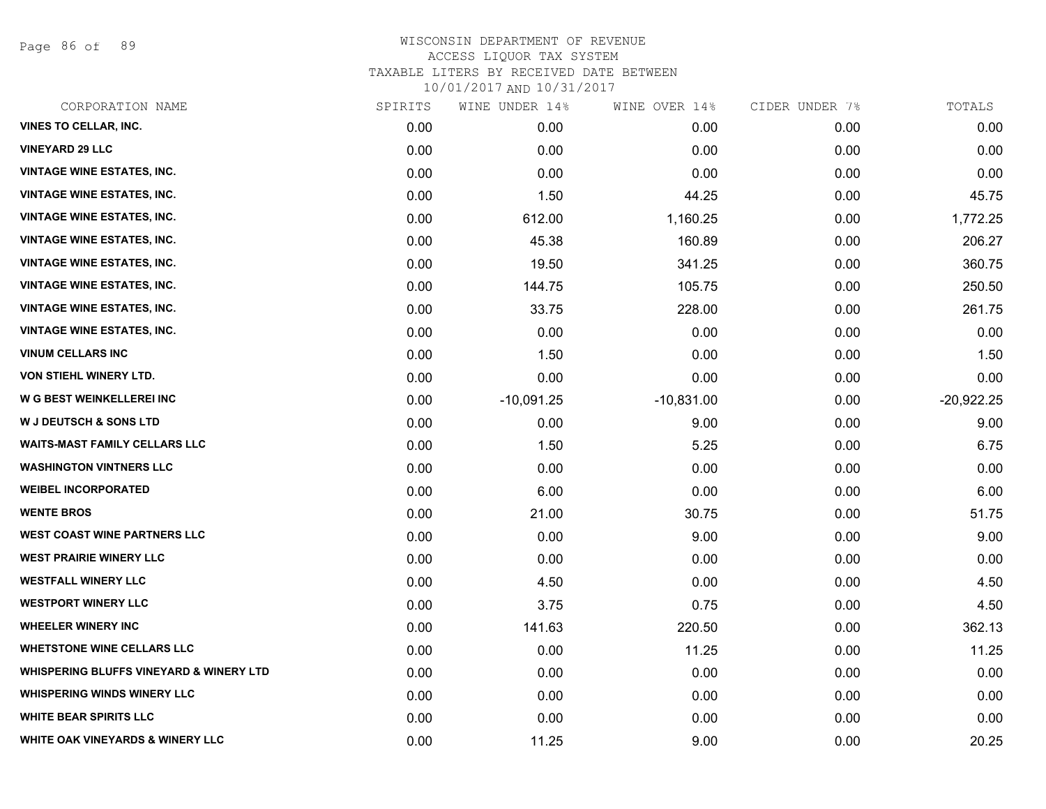WISCONSIN DEPARTMENT OF REVENUE
ACCESS LIQUOR TAX SYSTEM
TAXABLE LITERS BY RECEIVED DATE BETWEEN
10/01/2017 AND 10/31/2017

| CORPORATION NAME | SPIRITS | WINE UNDER 14% | WINE OVER 14% | CIDER UNDER 7% | TOTALS |
|---|---|---|---|---|---|
| VINES TO CELLAR, INC. | 0.00 | 0.00 | 0.00 | 0.00 | 0.00 |
| VINEYARD 29 LLC | 0.00 | 0.00 | 0.00 | 0.00 | 0.00 |
| VINTAGE WINE ESTATES, INC. | 0.00 | 0.00 | 0.00 | 0.00 | 0.00 |
| VINTAGE WINE ESTATES, INC. | 0.00 | 1.50 | 44.25 | 0.00 | 45.75 |
| VINTAGE WINE ESTATES, INC. | 0.00 | 612.00 | 1,160.25 | 0.00 | 1,772.25 |
| VINTAGE WINE ESTATES, INC. | 0.00 | 45.38 | 160.89 | 0.00 | 206.27 |
| VINTAGE WINE ESTATES, INC. | 0.00 | 19.50 | 341.25 | 0.00 | 360.75 |
| VINTAGE WINE ESTATES, INC. | 0.00 | 144.75 | 105.75 | 0.00 | 250.50 |
| VINTAGE WINE ESTATES, INC. | 0.00 | 33.75 | 228.00 | 0.00 | 261.75 |
| VINTAGE WINE ESTATES, INC. | 0.00 | 0.00 | 0.00 | 0.00 | 0.00 |
| VINUM CELLARS INC | 0.00 | 1.50 | 0.00 | 0.00 | 1.50 |
| VON STIEHL WINERY LTD. | 0.00 | 0.00 | 0.00 | 0.00 | 0.00 |
| W G BEST WEINKELLEREI INC | 0.00 | -10,091.25 | -10,831.00 | 0.00 | -20,922.25 |
| W J DEUTSCH & SONS LTD | 0.00 | 0.00 | 9.00 | 0.00 | 9.00 |
| WAITS-MAST FAMILY CELLARS LLC | 0.00 | 1.50 | 5.25 | 0.00 | 6.75 |
| WASHINGTON VINTNERS LLC | 0.00 | 0.00 | 0.00 | 0.00 | 0.00 |
| WEIBEL INCORPORATED | 0.00 | 6.00 | 0.00 | 0.00 | 6.00 |
| WENTE BROS | 0.00 | 21.00 | 30.75 | 0.00 | 51.75 |
| WEST COAST WINE PARTNERS LLC | 0.00 | 0.00 | 9.00 | 0.00 | 9.00 |
| WEST PRAIRIE WINERY LLC | 0.00 | 0.00 | 0.00 | 0.00 | 0.00 |
| WESTFALL WINERY LLC | 0.00 | 4.50 | 0.00 | 0.00 | 4.50 |
| WESTPORT WINERY LLC | 0.00 | 3.75 | 0.75 | 0.00 | 4.50 |
| WHEELER WINERY INC | 0.00 | 141.63 | 220.50 | 0.00 | 362.13 |
| WHETSTONE WINE CELLARS LLC | 0.00 | 0.00 | 11.25 | 0.00 | 11.25 |
| WHISPERING BLUFFS VINEYARD & WINERY LTD | 0.00 | 0.00 | 0.00 | 0.00 | 0.00 |
| WHISPERING WINDS WINERY LLC | 0.00 | 0.00 | 0.00 | 0.00 | 0.00 |
| WHITE BEAR SPIRITS LLC | 0.00 | 0.00 | 0.00 | 0.00 | 0.00 |
| WHITE OAK VINEYARDS & WINERY LLC | 0.00 | 11.25 | 9.00 | 0.00 | 20.25 |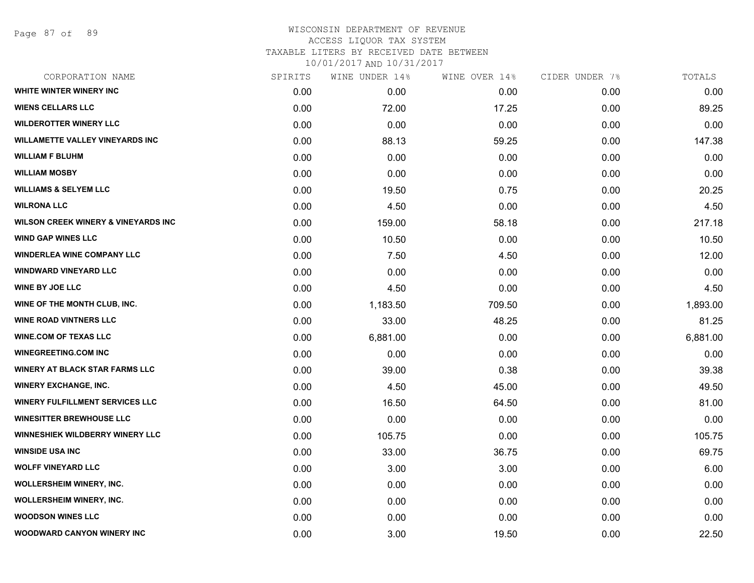WISCONSIN DEPARTMENT OF REVENUE
ACCESS LIQUOR TAX SYSTEM
TAXABLE LITERS BY RECEIVED DATE BETWEEN
10/01/2017 AND 10/31/2017

| CORPORATION NAME | SPIRITS | WINE UNDER 14% | WINE OVER 14% | CIDER UNDER 7% | TOTALS |
|---|---|---|---|---|---|
| WHITE WINTER WINERY INC | 0.00 | 0.00 | 0.00 | 0.00 | 0.00 |
| WIENS CELLARS LLC | 0.00 | 72.00 | 17.25 | 0.00 | 89.25 |
| WILDEROTTER WINERY LLC | 0.00 | 0.00 | 0.00 | 0.00 | 0.00 |
| WILLAMETTE VALLEY VINEYARDS INC | 0.00 | 88.13 | 59.25 | 0.00 | 147.38 |
| WILLIAM F BLUHM | 0.00 | 0.00 | 0.00 | 0.00 | 0.00 |
| WILLIAM MOSBY | 0.00 | 0.00 | 0.00 | 0.00 | 0.00 |
| WILLIAMS & SELYEM LLC | 0.00 | 19.50 | 0.75 | 0.00 | 20.25 |
| WILRONA LLC | 0.00 | 4.50 | 0.00 | 0.00 | 4.50 |
| WILSON CREEK WINERY & VINEYARDS INC | 0.00 | 159.00 | 58.18 | 0.00 | 217.18 |
| WIND GAP WINES LLC | 0.00 | 10.50 | 0.00 | 0.00 | 10.50 |
| WINDERLEA WINE COMPANY LLC | 0.00 | 7.50 | 4.50 | 0.00 | 12.00 |
| WINDWARD VINEYARD LLC | 0.00 | 0.00 | 0.00 | 0.00 | 0.00 |
| WINE BY JOE LLC | 0.00 | 4.50 | 0.00 | 0.00 | 4.50 |
| WINE OF THE MONTH CLUB, INC. | 0.00 | 1,183.50 | 709.50 | 0.00 | 1,893.00 |
| WINE ROAD VINTNERS LLC | 0.00 | 33.00 | 48.25 | 0.00 | 81.25 |
| WINE.COM OF TEXAS LLC | 0.00 | 6,881.00 | 0.00 | 0.00 | 6,881.00 |
| WINEGREETING.COM INC | 0.00 | 0.00 | 0.00 | 0.00 | 0.00 |
| WINERY AT BLACK STAR FARMS LLC | 0.00 | 39.00 | 0.38 | 0.00 | 39.38 |
| WINERY EXCHANGE, INC. | 0.00 | 4.50 | 45.00 | 0.00 | 49.50 |
| WINERY FULFILLMENT SERVICES LLC | 0.00 | 16.50 | 64.50 | 0.00 | 81.00 |
| WINESITTER BREWHOUSE LLC | 0.00 | 0.00 | 0.00 | 0.00 | 0.00 |
| WINNESHIEK WILDBERRY WINERY LLC | 0.00 | 105.75 | 0.00 | 0.00 | 105.75 |
| WINSIDE USA INC | 0.00 | 33.00 | 36.75 | 0.00 | 69.75 |
| WOLFF VINEYARD LLC | 0.00 | 3.00 | 3.00 | 0.00 | 6.00 |
| WOLLERSHEIM WINERY, INC. | 0.00 | 0.00 | 0.00 | 0.00 | 0.00 |
| WOLLERSHEIM WINERY, INC. | 0.00 | 0.00 | 0.00 | 0.00 | 0.00 |
| WOODSON WINES LLC | 0.00 | 0.00 | 0.00 | 0.00 | 0.00 |
| WOODWARD CANYON WINERY INC | 0.00 | 3.00 | 19.50 | 0.00 | 22.50 |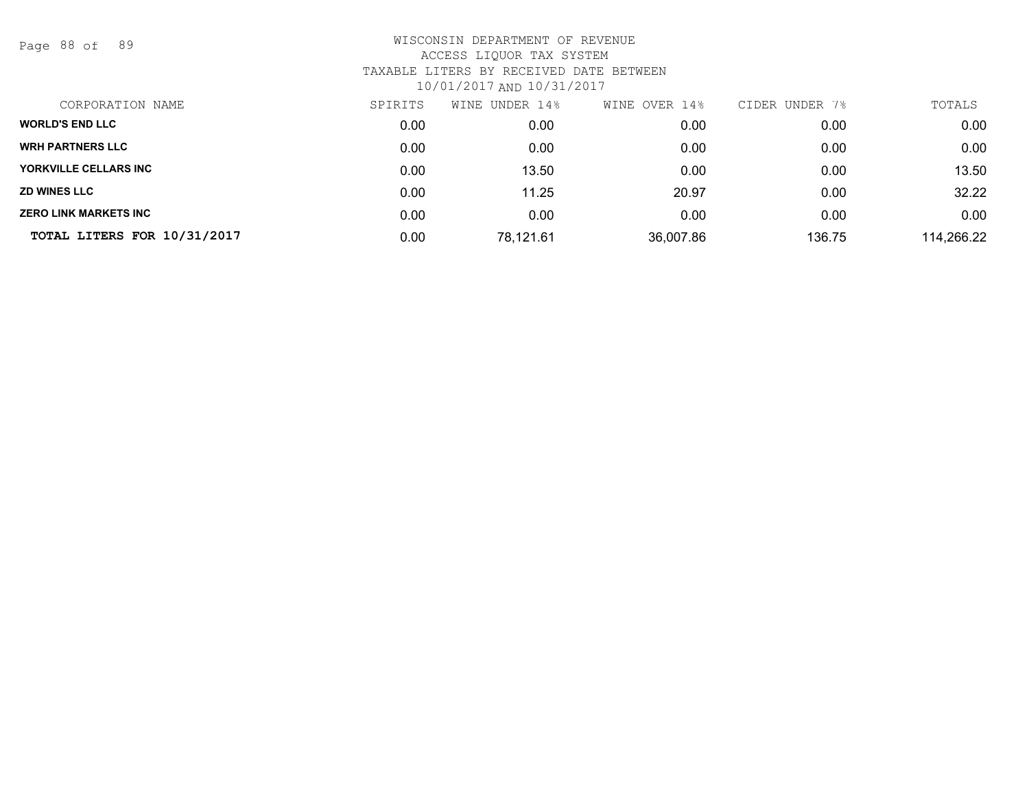# WISCONSIN DEPARTMENT OF REVENUE
ACCESS LIQUOR TAX SYSTEM
TAXABLE LITERS BY RECEIVED DATE BETWEEN
10/01/2017 AND 10/31/2017

| CORPORATION NAME | SPIRITS | WINE UNDER 14% | WINE OVER 14% | CIDER UNDER 7% | TOTALS |
|---|---|---|---|---|---|
| **WORLD'S END LLC** | 0.00 | 0.00 | 0.00 | 0.00 | 0.00 |
| **WRH PARTNERS LLC** | 0.00 | 0.00 | 0.00 | 0.00 | 0.00 |
| **YORKVILLE CELLARS INC** | 0.00 | 13.50 | 0.00 | 0.00 | 13.50 |
| **ZD WINES LLC** | 0.00 | 11.25 | 20.97 | 0.00 | 32.22 |
| **ZERO LINK MARKETS INC** | 0.00 | 0.00 | 0.00 | 0.00 | 0.00 |
| **TOTAL LITERS FOR 10/31/2017** | 0.00 | 78,121.61 | 36,007.86 | 136.75 | 114,266.22 |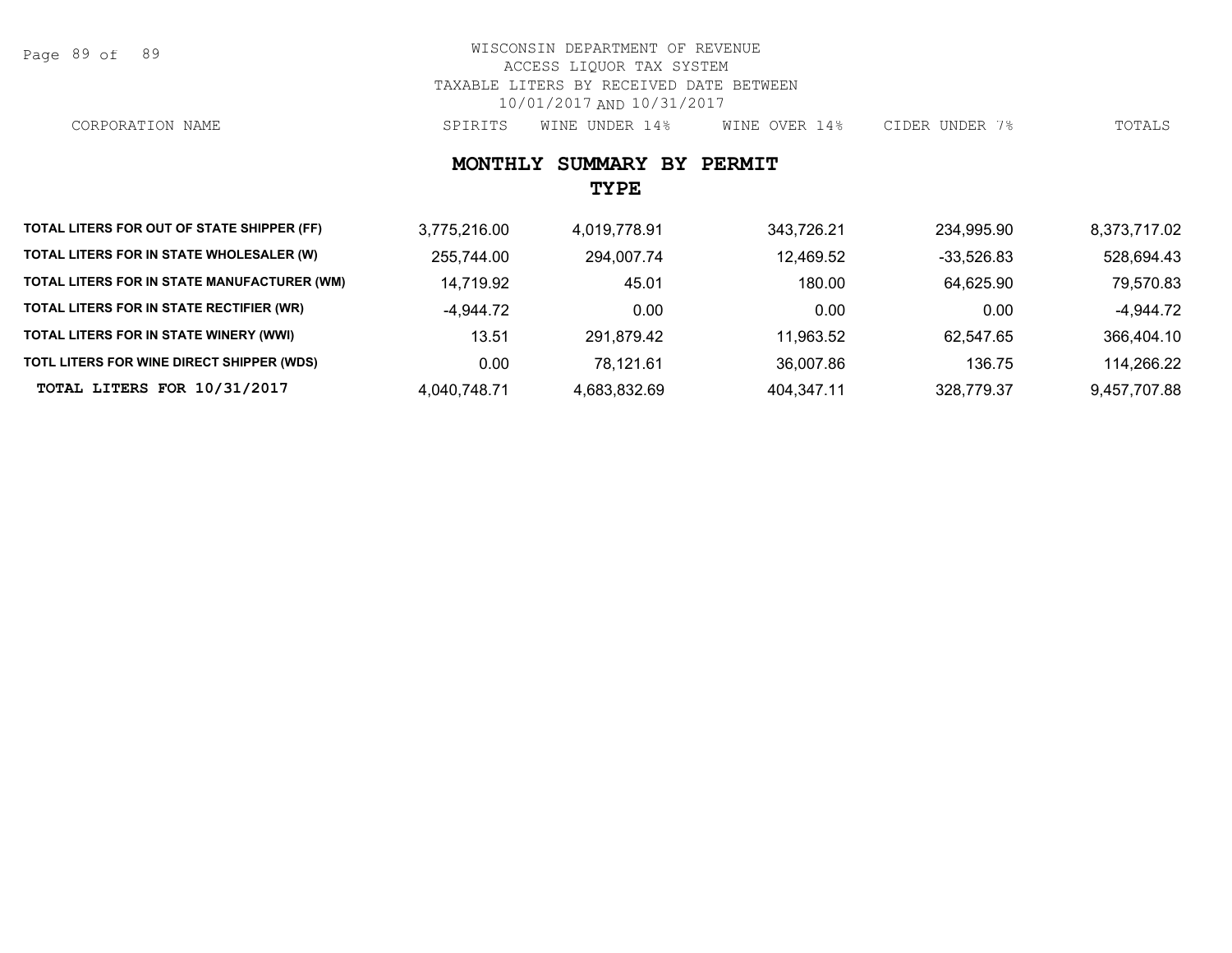WISCONSIN DEPARTMENT OF REVENUE
ACCESS LIQUOR TAX SYSTEM
TAXABLE LITERS BY RECEIVED DATE BETWEEN
10/01/2017 AND 10/31/2017

## MONTHLY SUMMARY BY PERMIT TYPE

| CORPORATION NAME | SPIRITS | WINE UNDER 14% | WINE OVER 14% | CIDER UNDER 7% | TOTALS |
|---|---|---|---|---|---|
| TOTAL LITERS FOR OUT OF STATE SHIPPER (FF) | 3,775,216.00 | 4,019,778.91 | 343,726.21 | 234,995.90 | 8,373,717.02 |
| TOTAL LITERS FOR IN STATE WHOLESALER (W) | 255,744.00 | 294,007.74 | 12,469.52 | -33,526.83 | 528,694.43 |
| TOTAL LITERS FOR IN STATE MANUFACTURER (WM) | 14,719.92 | 45.01 | 180.00 | 64,625.90 | 79,570.83 |
| TOTAL LITERS FOR IN STATE RECTIFIER (WR) | -4,944.72 | 0.00 | 0.00 | 0.00 | -4,944.72 |
| TOTAL LITERS FOR IN STATE WINERY (WWI) | 13.51 | 291,879.42 | 11,963.52 | 62,547.65 | 366,404.10 |
| TOTL LITERS FOR WINE DIRECT SHIPPER (WDS) | 0.00 | 78,121.61 | 36,007.86 | 136.75 | 114,266.22 |
| **TOTAL LITERS FOR 10/31/2017** | 4,040,748.71 | 4,683,832.69 | 404,347.11 | 328,779.37 | 9,457,707.88 |